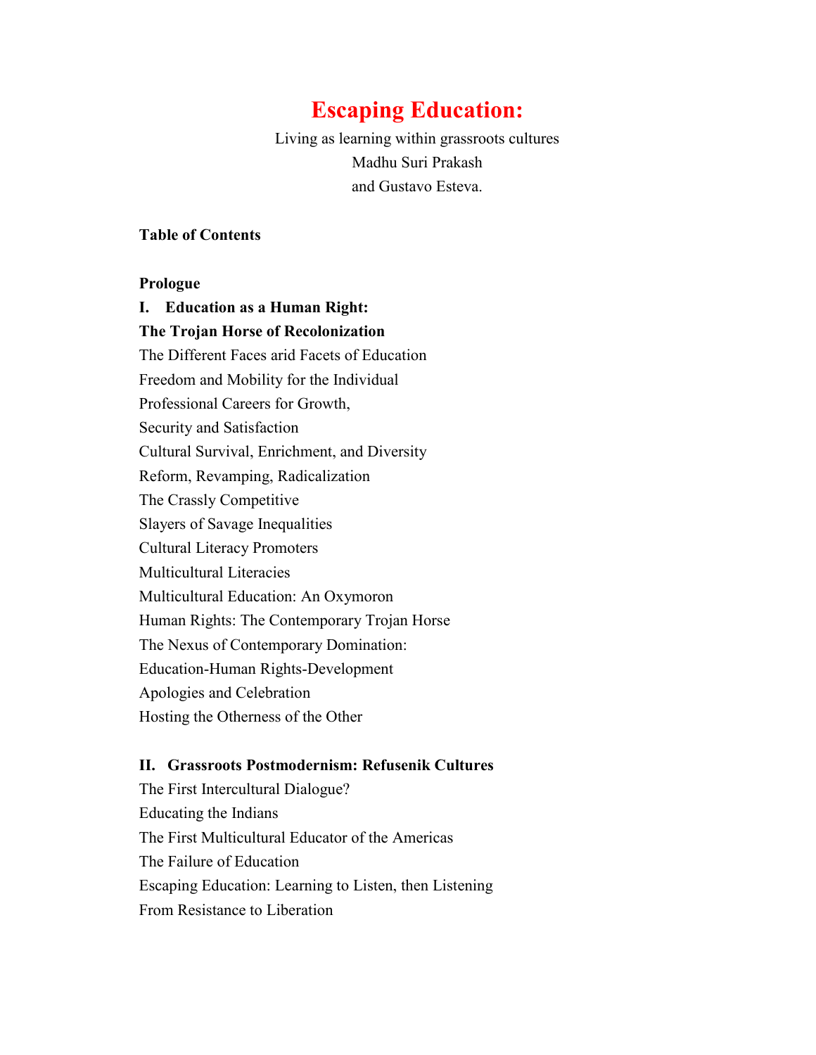# Escaping Education:

Living as learning within grassroots cultures
Madhu Suri Prakash
and Gustavo Esteva.

**Table of Contents**

**Prologue**

**I. Education as a Human Right:**
**The Trojan Horse of Recolonization**

The Different Faces arid Facets of Education
Freedom and Mobility for the Individual
Professional Careers for Growth,
Security and Satisfaction
Cultural Survival, Enrichment, and Diversity
Reform, Revamping, Radicalization
The Crassly Competitive
Slayers of Savage Inequalities
Cultural Literacy Promoters
Multicultural Literacies
Multicultural Education: An Oxymoron
Human Rights: The Contemporary Trojan Horse
The Nexus of Contemporary Domination:
Education-Human Rights-Development
Apologies and Celebration
Hosting the Otherness of the Other

**II. Grassroots Postmodernism: Refusenik Cultures**

The First Intercultural Dialogue?
Educating the Indians
The First Multicultural Educator of the Americas
The Failure of Education
Escaping Education: Learning to Listen, then Listening
From Resistance to Liberation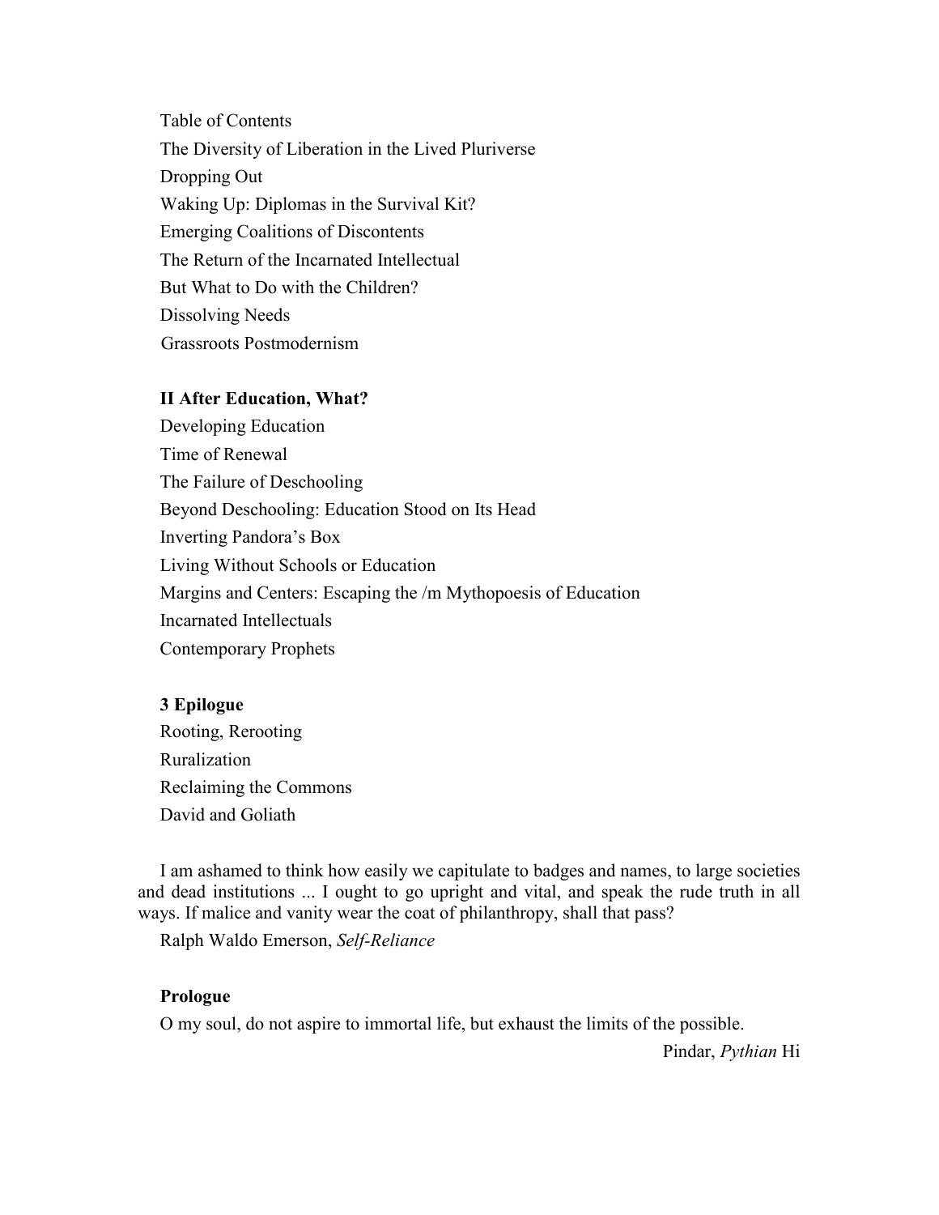Table of Contents

The Diversity of Liberation in the Lived Pluriverse

Dropping Out

Waking Up: Diplomas in the Survival Kit?

Emerging Coalitions of Discontents

The Return of the Incarnated Intellectual

But What to Do with the Children?

Dissolving Needs

Grassroots Postmodernism

**II After Education, What?**

Developing Education

Time of Renewal

The Failure of Deschooling

Beyond Deschooling: Education Stood on Its Head

Inverting Pandora's Box

Living Without Schools or Education

Margins and Centers: Escaping the /m Mythopoesis of Education

Incarnated Intellectuals

Contemporary Prophets

**3 Epilogue**

Rooting, Rerooting

Ruralization

Reclaiming the Commons

David and Goliath

I am ashamed to think how easily we capitulate to badges and names, to large societies and dead institutions ... I ought to go upright and vital, and speak the rude truth in all ways. If malice and vanity wear the coat of philanthropy, shall that pass?

Ralph Waldo Emerson, *Self-Reliance*

**Prologue**

O my soul, do not aspire to immortal life, but exhaust the limits of the possible.

Pindar, *Pythian* Hi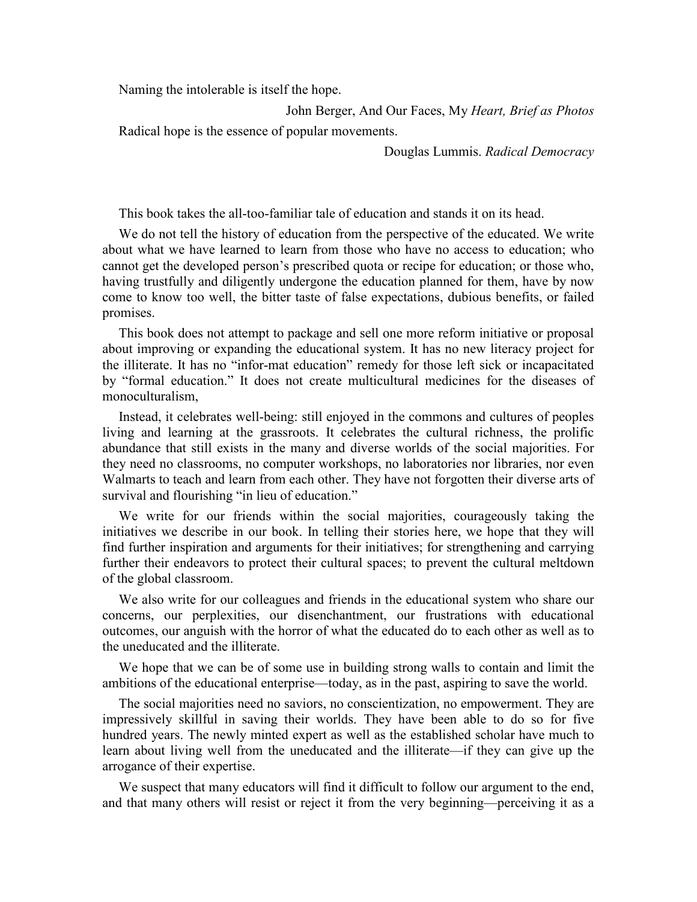Naming the intolerable is itself the hope.

John Berger, And Our Faces, My *Heart, Brief as Photos*

Radical hope is the essence of popular movements.

Douglas Lummis. *Radical Democracy*

This book takes the all-too-familiar tale of education and stands it on its head.

We do not tell the history of education from the perspective of the educated. We write about what we have learned to learn from those who have no access to education; who cannot get the developed person's prescribed quota or recipe for education; or those who, having trustfully and diligently undergone the education planned for them, have by now come to know too well, the bitter taste of false expectations, dubious benefits, or failed promises.

This book does not attempt to package and sell one more reform initiative or proposal about improving or expanding the educational system. It has no new literacy project for the illiterate. It has no "infor-mat education" remedy for those left sick or incapacitated by "formal education." It does not create multicultural medicines for the diseases of monoculturalism,

Instead, it celebrates well-being: still enjoyed in the commons and cultures of peoples living and learning at the grassroots. It celebrates the cultural richness, the prolific abundance that still exists in the many and diverse worlds of the social majorities. For they need no classrooms, no computer workshops, no laboratories nor libraries, nor even Walmarts to teach and learn from each other. They have not forgotten their diverse arts of survival and flourishing "in lieu of education."

We write for our friends within the social majorities, courageously taking the initiatives we describe in our book. In telling their stories here, we hope that they will find further inspiration and arguments for their initiatives; for strengthening and carrying further their endeavors to protect their cultural spaces; to prevent the cultural meltdown of the global classroom.

We also write for our colleagues and friends in the educational system who share our concerns, our perplexities, our disenchantment, our frustrations with educational outcomes, our anguish with the horror of what the educated do to each other as well as to the uneducated and the illiterate.

We hope that we can be of some use in building strong walls to contain and limit the ambitions of the educational enterprise—today, as in the past, aspiring to save the world.

The social majorities need no saviors, no conscientization, no empowerment. They are impressively skillful in saving their worlds. They have been able to do so for five hundred years. The newly minted expert as well as the established scholar have much to learn about living well from the uneducated and the illiterate—if they can give up the arrogance of their expertise.

We suspect that many educators will find it difficult to follow our argument to the end, and that many others will resist or reject it from the very beginning—perceiving it as a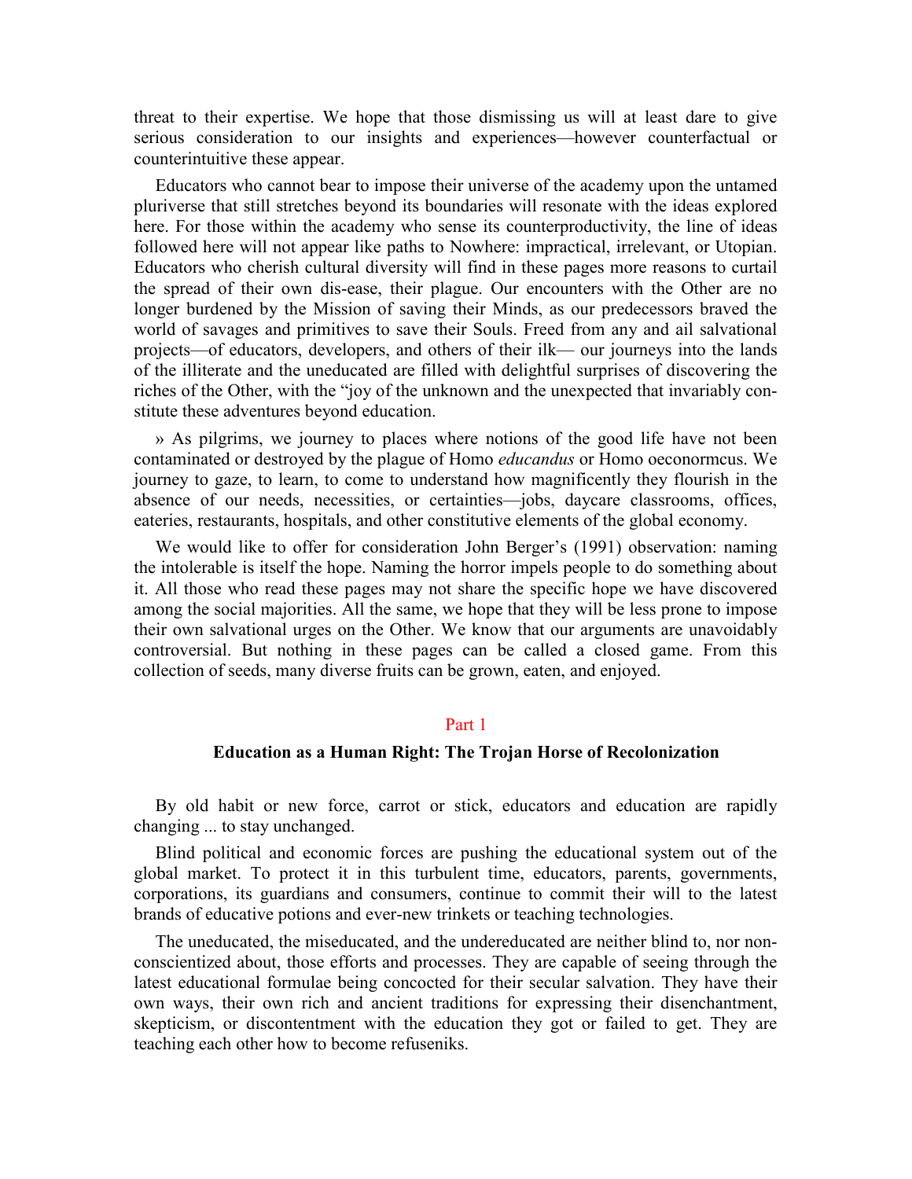threat to their expertise. We hope that those dismissing us will at least dare to give serious consideration to our insights and experiences—however counterfactual or counterintuitive these appear.

Educators who cannot bear to impose their universe of the academy upon the untamed pluriverse that still stretches beyond its boundaries will resonate with the ideas explored here. For those within the academy who sense its counterproductivity, the line of ideas followed here will not appear like paths to Nowhere: impractical, irrelevant, or Utopian. Educators who cherish cultural diversity will find in these pages more reasons to curtail the spread of their own dis-ease, their plague. Our encounters with the Other are no longer burdened by the Mission of saving their Minds, as our predecessors braved the world of savages and primitives to save their Souls. Freed from any and ail salvational projects—of educators, developers, and others of their ilk— our journeys into the lands of the illiterate and the uneducated are filled with delightful surprises of discovering the riches of the Other, with the "joy of the unknown and the unexpected that invariably constitute these adventures beyond education.

» As pilgrims, we journey to places where notions of the good life have not been contaminated or destroyed by the plague of Homo *educandus* or Homo oeconormcus. We journey to gaze, to learn, to come to understand how magnificently they flourish in the absence of our needs, necessities, or certainties—jobs, daycare classrooms, offices, eateries, restaurants, hospitals, and other constitutive elements of the global economy.

We would like to offer for consideration John Berger's (1991) observation: naming the intolerable is itself the hope. Naming the horror impels people to do something about it. All those who read these pages may not share the specific hope we have discovered among the social majorities. All the same, we hope that they will be less prone to impose their own salvational urges on the Other. We know that our arguments are unavoidably controversial. But nothing in these pages can be called a closed game. From this collection of seeds, many diverse fruits can be grown, eaten, and enjoyed.

## Part 1

### Education as a Human Right: The Trojan Horse of Recolonization

By old habit or new force, carrot or stick, educators and education are rapidly changing ... to stay unchanged.

Blind political and economic forces are pushing the educational system out of the global market. To protect it in this turbulent time, educators, parents, governments, corporations, its guardians and consumers, continue to commit their will to the latest brands of educative potions and ever-new trinkets or teaching technologies.

The uneducated, the miseducated, and the undereducated are neither blind to, nor non-conscientized about, those efforts and processes. They are capable of seeing through the latest educational formulae being concocted for their secular salvation. They have their own ways, their own rich and ancient traditions for expressing their disenchantment, skepticism, or discontentment with the education they got or failed to get. They are teaching each other how to become refuseniks.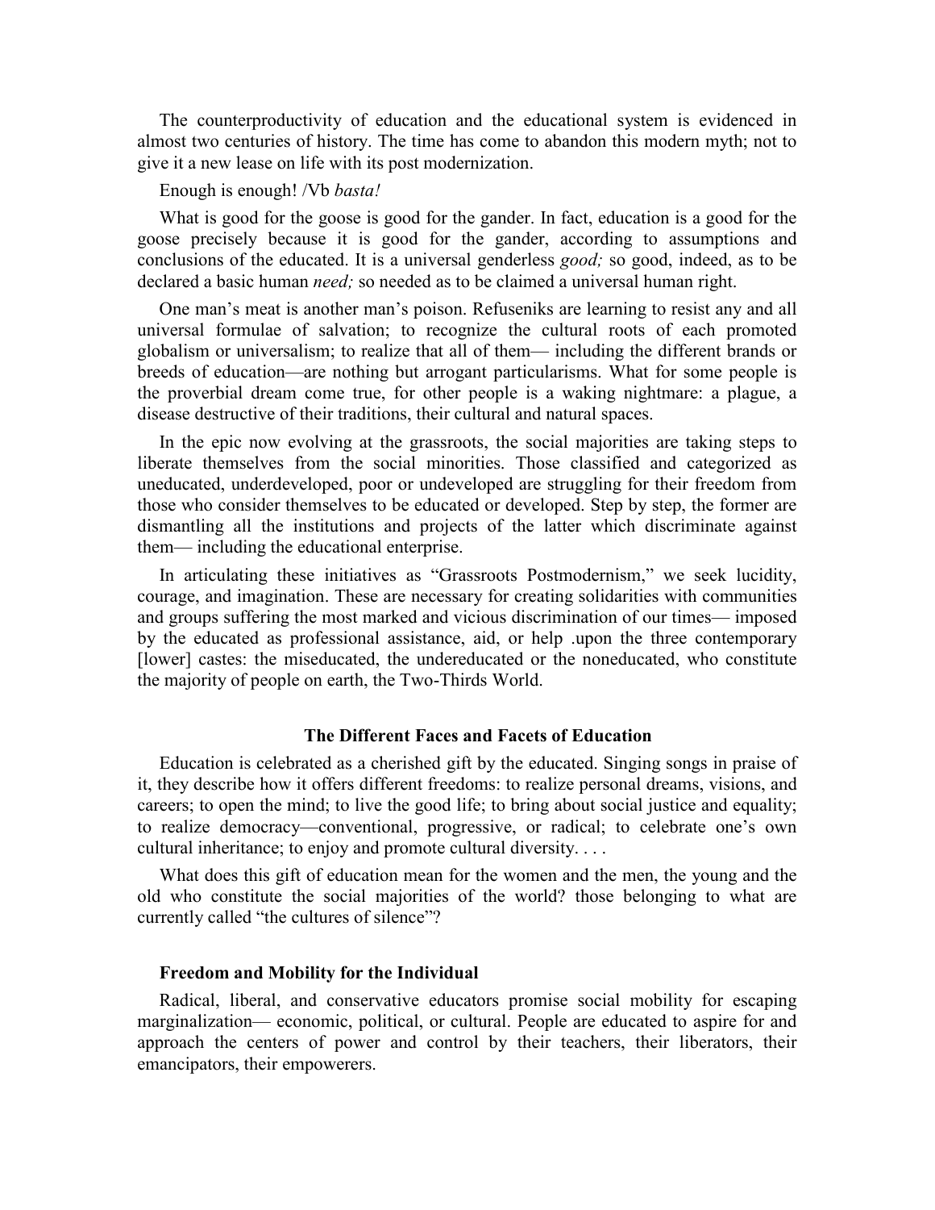The counterproductivity of education and the educational system is evidenced in almost two centuries of history. The time has come to abandon this modern myth; not to give it a new lease on life with its post modernization.

Enough is enough! /Vb *basta!*

What is good for the goose is good for the gander. In fact, education is a good for the goose precisely because it is good for the gander, according to assumptions and conclusions of the educated. It is a universal genderless *good;* so good, indeed, as to be declared a basic human *need;* so needed as to be claimed a universal human right.

One man's meat is another man's poison. Refuseniks are learning to resist any and all universal formulae of salvation; to recognize the cultural roots of each promoted globalism or universalism; to realize that all of them— including the different brands or breeds of education—are nothing but arrogant particularisms. What for some people is the proverbial dream come true, for other people is a waking nightmare: a plague, a disease destructive of their traditions, their cultural and natural spaces.

In the epic now evolving at the grassroots, the social majorities are taking steps to liberate themselves from the social minorities. Those classified and categorized as uneducated, underdeveloped, poor or undeveloped are struggling for their freedom from those who consider themselves to be educated or developed. Step by step, the former are dismantling all the institutions and projects of the latter which discriminate against them— including the educational enterprise.

In articulating these initiatives as "Grassroots Postmodernism," we seek lucidity, courage, and imagination. These are necessary for creating solidarities with communities and groups suffering the most marked and vicious discrimination of our times— imposed by the educated as professional assistance, aid, or help .upon the three contemporary [lower] castes: the miseducated, the undereducated or the noneducated, who constitute the majority of people on earth, the Two-Thirds World.

## The Different Faces and Facets of Education

Education is celebrated as a cherished gift by the educated. Singing songs in praise of it, they describe how it offers different freedoms: to realize personal dreams, visions, and careers; to open the mind; to live the good life; to bring about social justice and equality; to realize democracy—conventional, progressive, or radical; to celebrate one's own cultural inheritance; to enjoy and promote cultural diversity. . . .

What does this gift of education mean for the women and the men, the young and the old who constitute the social majorities of the world? those belonging to what are currently called "the cultures of silence"?

### Freedom and Mobility for the Individual

Radical, liberal, and conservative educators promise social mobility for escaping marginalization— economic, political, or cultural. People are educated to aspire for and approach the centers of power and control by their teachers, their liberators, their emancipators, their empowerers.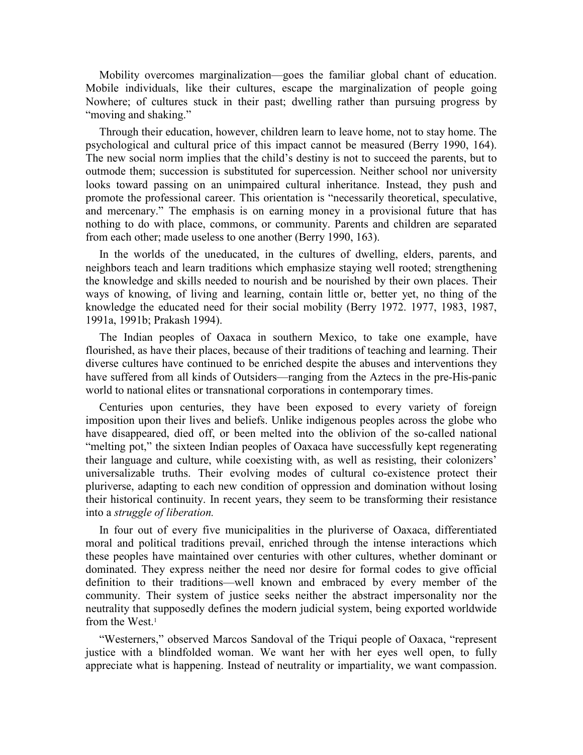Mobility overcomes marginalization—goes the familiar global chant of education. Mobile individuals, like their cultures, escape the marginalization of people going Nowhere; of cultures stuck in their past; dwelling rather than pursuing progress by "moving and shaking."

Through their education, however, children learn to leave home, not to stay home. The psychological and cultural price of this impact cannot be measured (Berry 1990, 164). The new social norm implies that the child's destiny is not to succeed the parents, but to outmode them; succession is substituted for supercession. Neither school nor university looks toward passing on an unimpaired cultural inheritance. Instead, they push and promote the professional career. This orientation is "necessarily theoretical, speculative, and mercenary." The emphasis is on earning money in a provisional future that has nothing to do with place, commons, or community. Parents and children are separated from each other; made useless to one another (Berry 1990, 163).

In the worlds of the uneducated, in the cultures of dwelling, elders, parents, and neighbors teach and learn traditions which emphasize staying well rooted; strengthening the knowledge and skills needed to nourish and be nourished by their own places. Their ways of knowing, of living and learning, contain little or, better yet, no thing of the knowledge the educated need for their social mobility (Berry 1972. 1977, 1983, 1987, 1991a, 1991b; Prakash 1994).

The Indian peoples of Oaxaca in southern Mexico, to take one example, have flourished, as have their places, because of their traditions of teaching and learning. Their diverse cultures have continued to be enriched despite the abuses and interventions they have suffered from all kinds of Outsiders—ranging from the Aztecs in the pre-His-panic world to national elites or transnational corporations in contemporary times.

Centuries upon centuries, they have been exposed to every variety of foreign imposition upon their lives and beliefs. Unlike indigenous peoples across the globe who have disappeared, died off, or been melted into the oblivion of the so-called national "melting pot," the sixteen Indian peoples of Oaxaca have successfully kept regenerating their language and culture, while coexisting with, as well as resisting, their colonizers' universalizable truths. Their evolving modes of cultural co-existence protect their pluriverse, adapting to each new condition of oppression and domination without losing their historical continuity. In recent years, they seem to be transforming their resistance into a *struggle of liberation.*

In four out of every five municipalities in the pluriverse of Oaxaca, differentiated moral and political traditions prevail, enriched through the intense interactions which these peoples have maintained over centuries with other cultures, whether dominant or dominated. They express neither the need nor desire for formal codes to give official definition to their traditions—well known and embraced by every member of the community. Their system of justice seeks neither the abstract impersonality nor the neutrality that supposedly defines the modern judicial system, being exported worldwide from the West.[1]

"Westerners," observed Marcos Sandoval of the Triqui people of Oaxaca, "represent justice with a blindfolded woman. We want her with her eyes well open, to fully appreciate what is happening. Instead of neutrality or impartiality, we want compassion.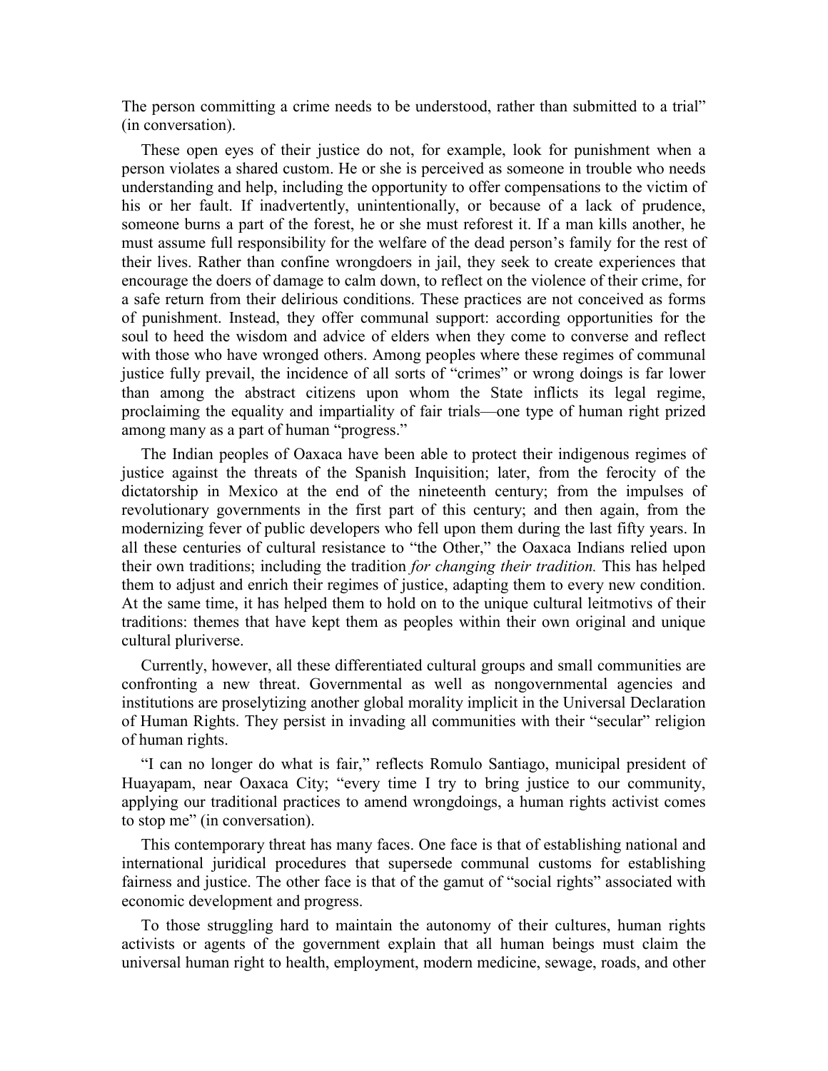The person committing a crime needs to be understood, rather than submitted to a trial" (in conversation).

These open eyes of their justice do not, for example, look for punishment when a person violates a shared custom. He or she is perceived as someone in trouble who needs understanding and help, including the opportunity to offer compensations to the victim of his or her fault. If inadvertently, unintentionally, or because of a lack of prudence, someone burns a part of the forest, he or she must reforest it. If a man kills another, he must assume full responsibility for the welfare of the dead person's family for the rest of their lives. Rather than confine wrongdoers in jail, they seek to create experiences that encourage the doers of damage to calm down, to reflect on the violence of their crime, for a safe return from their delirious conditions. These practices are not conceived as forms of punishment. Instead, they offer communal support: according opportunities for the soul to heed the wisdom and advice of elders when they come to converse and reflect with those who have wronged others. Among peoples where these regimes of communal justice fully prevail, the incidence of all sorts of "crimes" or wrong doings is far lower than among the abstract citizens upon whom the State inflicts its legal regime, proclaiming the equality and impartiality of fair trials—one type of human right prized among many as a part of human "progress."

The Indian peoples of Oaxaca have been able to protect their indigenous regimes of justice against the threats of the Spanish Inquisition; later, from the ferocity of the dictatorship in Mexico at the end of the nineteenth century; from the impulses of revolutionary governments in the first part of this century; and then again, from the modernizing fever of public developers who fell upon them during the last fifty years. In all these centuries of cultural resistance to "the Other," the Oaxaca Indians relied upon their own traditions; including the tradition *for changing their tradition.* This has helped them to adjust and enrich their regimes of justice, adapting them to every new condition. At the same time, it has helped them to hold on to the unique cultural leitmotivs of their traditions: themes that have kept them as peoples within their own original and unique cultural pluriverse.

Currently, however, all these differentiated cultural groups and small communities are confronting a new threat. Governmental as well as nongovernmental agencies and institutions are proselytizing another global morality implicit in the Universal Declaration of Human Rights. They persist in invading all communities with their "secular" religion of human rights.

"I can no longer do what is fair," reflects Romulo Santiago, municipal president of Huayapam, near Oaxaca City; "every time I try to bring justice to our community, applying our traditional practices to amend wrongdoings, a human rights activist comes to stop me" (in conversation).

This contemporary threat has many faces. One face is that of establishing national and international juridical procedures that supersede communal customs for establishing fairness and justice. The other face is that of the gamut of "social rights" associated with economic development and progress.

To those struggling hard to maintain the autonomy of their cultures, human rights activists or agents of the government explain that all human beings must claim the universal human right to health, employment, modern medicine, sewage, roads, and other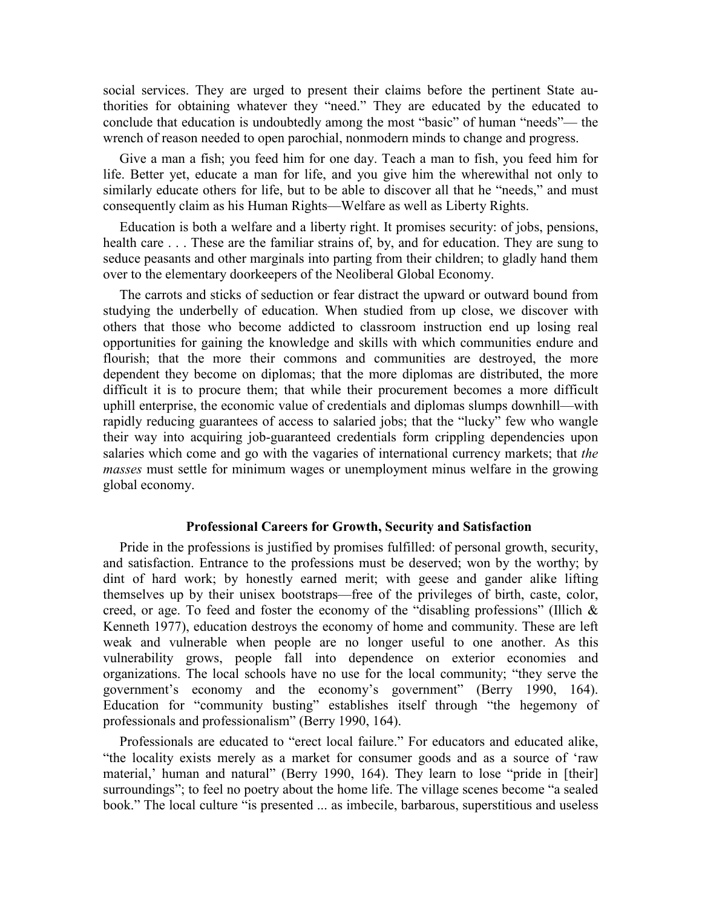social services. They are urged to present their claims before the pertinent State authorities for obtaining whatever they "need." They are educated by the educated to conclude that education is undoubtedly among the most "basic" of human "needs"— the wrench of reason needed to open parochial, nonmodern minds to change and progress.

Give a man a fish; you feed him for one day. Teach a man to fish, you feed him for life. Better yet, educate a man for life, and you give him the wherewithal not only to similarly educate others for life, but to be able to discover all that he "needs," and must consequently claim as his Human Rights—Welfare as well as Liberty Rights.

Education is both a welfare and a liberty right. It promises security: of jobs, pensions, health care . . . These are the familiar strains of, by, and for education. They are sung to seduce peasants and other marginals into parting from their children; to gladly hand them over to the elementary doorkeepers of the Neoliberal Global Economy.

The carrots and sticks of seduction or fear distract the upward or outward bound from studying the underbelly of education. When studied from up close, we discover with others that those who become addicted to classroom instruction end up losing real opportunities for gaining the knowledge and skills with which communities endure and flourish; that the more their commons and communities are destroyed, the more dependent they become on diplomas; that the more diplomas are distributed, the more difficult it is to procure them; that while their procurement becomes a more difficult uphill enterprise, the economic value of credentials and diplomas slumps downhill—with rapidly reducing guarantees of access to salaried jobs; that the "lucky" few who wangle their way into acquiring job-guaranteed credentials form crippling dependencies upon salaries which come and go with the vagaries of international currency markets; that *the masses* must settle for minimum wages or unemployment minus welfare in the growing global economy.

### Professional Careers for Growth, Security and Satisfaction

Pride in the professions is justified by promises fulfilled: of personal growth, security, and satisfaction. Entrance to the professions must be deserved; won by the worthy; by dint of hard work; by honestly earned merit; with geese and gander alike lifting themselves up by their unisex bootstraps—free of the privileges of birth, caste, color, creed, or age. To feed and foster the economy of the "disabling professions" (Illich & Kenneth 1977), education destroys the economy of home and community. These are left weak and vulnerable when people are no longer useful to one another. As this vulnerability grows, people fall into dependence on exterior economies and organizations. The local schools have no use for the local community; "they serve the government's economy and the economy's government" (Berry 1990, 164). Education for "community busting" establishes itself through "the hegemony of professionals and professionalism" (Berry 1990, 164).

Professionals are educated to "erect local failure." For educators and educated alike, "the locality exists merely as a market for consumer goods and as a source of 'raw material,' human and natural" (Berry 1990, 164). They learn to lose "pride in [their] surroundings"; to feel no poetry about the home life. The village scenes become "a sealed book." The local culture "is presented ... as imbecile, barbarous, superstitious and useless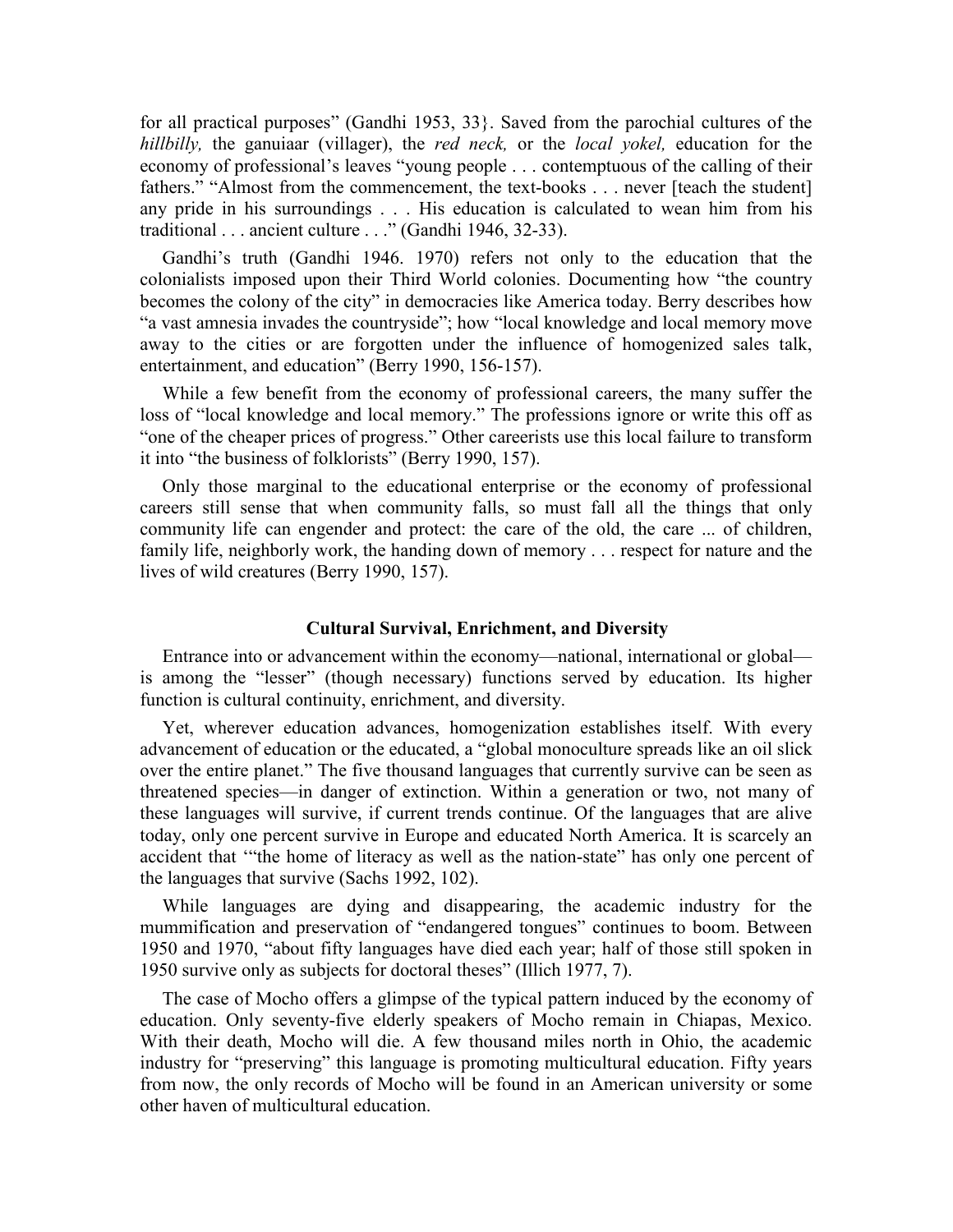for all practical purposes" (Gandhi 1953, 33}. Saved from the parochial cultures of the *hillbilly,* the ganuiaar (villager), the *red neck,* or the *local yokel,* education for the economy of professional's leaves "young people . . . contemptuous of the calling of their fathers." "Almost from the commencement, the text-books . . . never [teach the student] any pride in his surroundings . . . His education is calculated to wean him from his traditional . . . ancient culture . . ." (Gandhi 1946, 32-33).

Gandhi's truth (Gandhi 1946. 1970) refers not only to the education that the colonialists imposed upon their Third World colonies. Documenting how "the country becomes the colony of the city" in democracies like America today. Berry describes how "a vast amnesia invades the countryside"; how "local knowledge and local memory move away to the cities or are forgotten under the influence of homogenized sales talk, entertainment, and education" (Berry 1990, 156-157).

While a few benefit from the economy of professional careers, the many suffer the loss of "local knowledge and local memory." The professions ignore or write this off as "one of the cheaper prices of progress." Other careerists use this local failure to transform it into "the business of folklorists" (Berry 1990, 157).

Only those marginal to the educational enterprise or the economy of professional careers still sense that when community falls, so must fall all the things that only community life can engender and protect: the care of the old, the care ... of children, family life, neighborly work, the handing down of memory . . . respect for nature and the lives of wild creatures (Berry 1990, 157).

### Cultural Survival, Enrichment, and Diversity

Entrance into or advancement within the economy—national, international or global—is among the "lesser" (though necessary) functions served by education. Its higher function is cultural continuity, enrichment, and diversity.

Yet, wherever education advances, homogenization establishes itself. With every advancement of education or the educated, a "global monoculture spreads like an oil slick over the entire planet." The five thousand languages that currently survive can be seen as threatened species—in danger of extinction. Within a generation or two, not many of these languages will survive, if current trends continue. Of the languages that are alive today, only one percent survive in Europe and educated North America. It is scarcely an accident that '"the home of literacy as well as the nation-state" has only one percent of the languages that survive (Sachs 1992, 102).

While languages are dying and disappearing, the academic industry for the mummification and preservation of "endangered tongues" continues to boom. Between 1950 and 1970, "about fifty languages have died each year; half of those still spoken in 1950 survive only as subjects for doctoral theses" (Illich 1977, 7).

The case of Mocho offers a glimpse of the typical pattern induced by the economy of education. Only seventy-five elderly speakers of Mocho remain in Chiapas, Mexico. With their death, Mocho will die. A few thousand miles north in Ohio, the academic industry for "preserving" this language is promoting multicultural education. Fifty years from now, the only records of Mocho will be found in an American university or some other haven of multicultural education.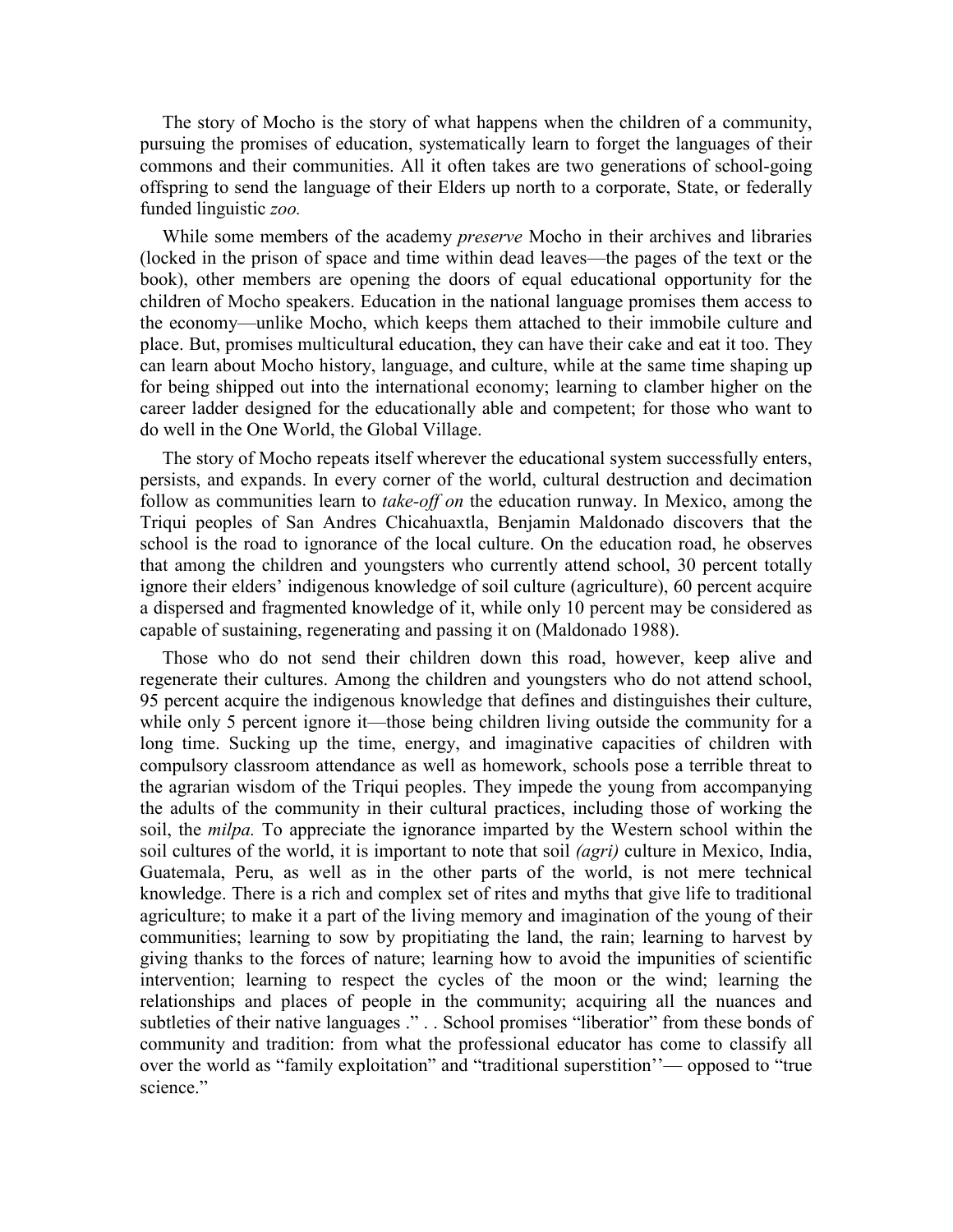The story of Mocho is the story of what happens when the children of a community, pursuing the promises of education, systematically learn to forget the languages of their commons and their communities. All it often takes are two generations of school-going offspring to send the language of their Elders up north to a corporate, State, or federally funded linguistic *zoo.*

While some members of the academy *preserve* Mocho in their archives and libraries (locked in the prison of space and time within dead leaves—the pages of the text or the book), other members are opening the doors of equal educational opportunity for the children of Mocho speakers. Education in the national language promises them access to the economy—unlike Mocho, which keeps them attached to their immobile culture and place. But, promises multicultural education, they can have their cake and eat it too. They can learn about Mocho history, language, and culture, while at the same time shaping up for being shipped out into the international economy; learning to clamber higher on the career ladder designed for the educationally able and competent; for those who want to do well in the One World, the Global Village.

The story of Mocho repeats itself wherever the educational system successfully enters, persists, and expands. In every corner of the world, cultural destruction and decimation follow as communities learn to *take-off on* the education runway. In Mexico, among the Triqui peoples of San Andres Chicahuaxtla, Benjamin Maldonado discovers that the school is the road to ignorance of the local culture. On the education road, he observes that among the children and youngsters who currently attend school, 30 percent totally ignore their elders' indigenous knowledge of soil culture (agriculture), 60 percent acquire a dispersed and fragmented knowledge of it, while only 10 percent may be considered as capable of sustaining, regenerating and passing it on (Maldonado 1988).

Those who do not send their children down this road, however, keep alive and regenerate their cultures. Among the children and youngsters who do not attend school, 95 percent acquire the indigenous knowledge that defines and distinguishes their culture, while only 5 percent ignore it—those being children living outside the community for a long time. Sucking up the time, energy, and imaginative capacities of children with compulsory classroom attendance as well as homework, schools pose a terrible threat to the agrarian wisdom of the Triqui peoples. They impede the young from accompanying the adults of the community in their cultural practices, including those of working the soil, the *milpa.* To appreciate the ignorance imparted by the Western school within the soil cultures of the world, it is important to note that soil *(agri)* culture in Mexico, India, Guatemala, Peru, as well as in the other parts of the world, is not mere technical knowledge. There is a rich and complex set of rites and myths that give life to traditional agriculture; to make it a part of the living memory and imagination of the young of their communities; learning to sow by propitiating the land, the rain; learning to harvest by giving thanks to the forces of nature; learning how to avoid the impunities of scientific intervention; learning to respect the cycles of the moon or the wind; learning the relationships and places of people in the community; acquiring all the nuances and subtleties of their native languages ." . . School promises "liberatior" from these bonds of community and tradition: from what the professional educator has come to classify all over the world as "family exploitation" and "traditional superstition''— opposed to "true science."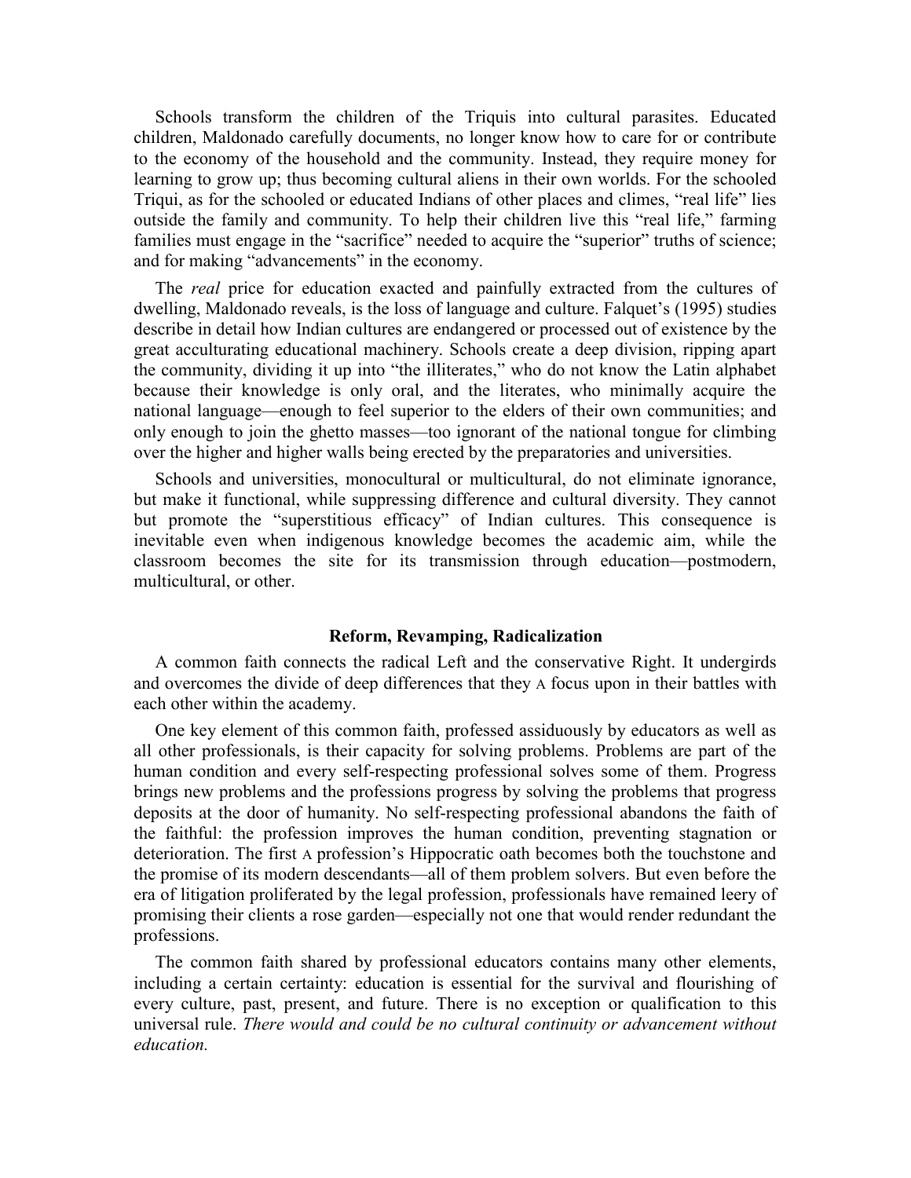Schools transform the children of the Triquis into cultural parasites. Educated children, Maldonado carefully documents, no longer know how to care for or contribute to the economy of the household and the community. Instead, they require money for learning to grow up; thus becoming cultural aliens in their own worlds. For the schooled Triqui, as for the schooled or educated Indians of other places and climes, "real life" lies outside the family and community. To help their children live this "real life," farming families must engage in the "sacrifice" needed to acquire the "superior" truths of science; and for making "advancements" in the economy.

The *real* price for education exacted and painfully extracted from the cultures of dwelling, Maldonado reveals, is the loss of language and culture. Falquet's (1995) studies describe in detail how Indian cultures are endangered or processed out of existence by the great acculturating educational machinery. Schools create a deep division, ripping apart the community, dividing it up into "the illiterates," who do not know the Latin alphabet because their knowledge is only oral, and the literates, who minimally acquire the national language—enough to feel superior to the elders of their own communities; and only enough to join the ghetto masses—too ignorant of the national tongue for climbing over the higher and higher walls being erected by the preparatories and universities.

Schools and universities, monocultural or multicultural, do not eliminate ignorance, but make it functional, while suppressing difference and cultural diversity. They cannot but promote the "superstitious efficacy" of Indian cultures. This consequence is inevitable even when indigenous knowledge becomes the academic aim, while the classroom becomes the site for its transmission through education—postmodern, multicultural, or other.

### Reform, Revamping, Radicalization

A common faith connects the radical Left and the conservative Right. It undergirds and overcomes the divide of deep differences that they A focus upon in their battles with each other within the academy.

One key element of this common faith, professed assiduously by educators as well as all other professionals, is their capacity for solving problems. Problems are part of the human condition and every self-respecting professional solves some of them. Progress brings new problems and the professions progress by solving the problems that progress deposits at the door of humanity. No self-respecting professional abandons the faith of the faithful: the profession improves the human condition, preventing stagnation or deterioration. The first A profession's Hippocratic oath becomes both the touchstone and the promise of its modern descendants—all of them problem solvers. But even before the era of litigation proliferated by the legal profession, professionals have remained leery of promising their clients a rose garden—especially not one that would render redundant the professions.

The common faith shared by professional educators contains many other elements, including a certain certainty: education is essential for the survival and flourishing of every culture, past, present, and future. There is no exception or qualification to this universal rule. *There would and could be no cultural continuity or advancement without education.*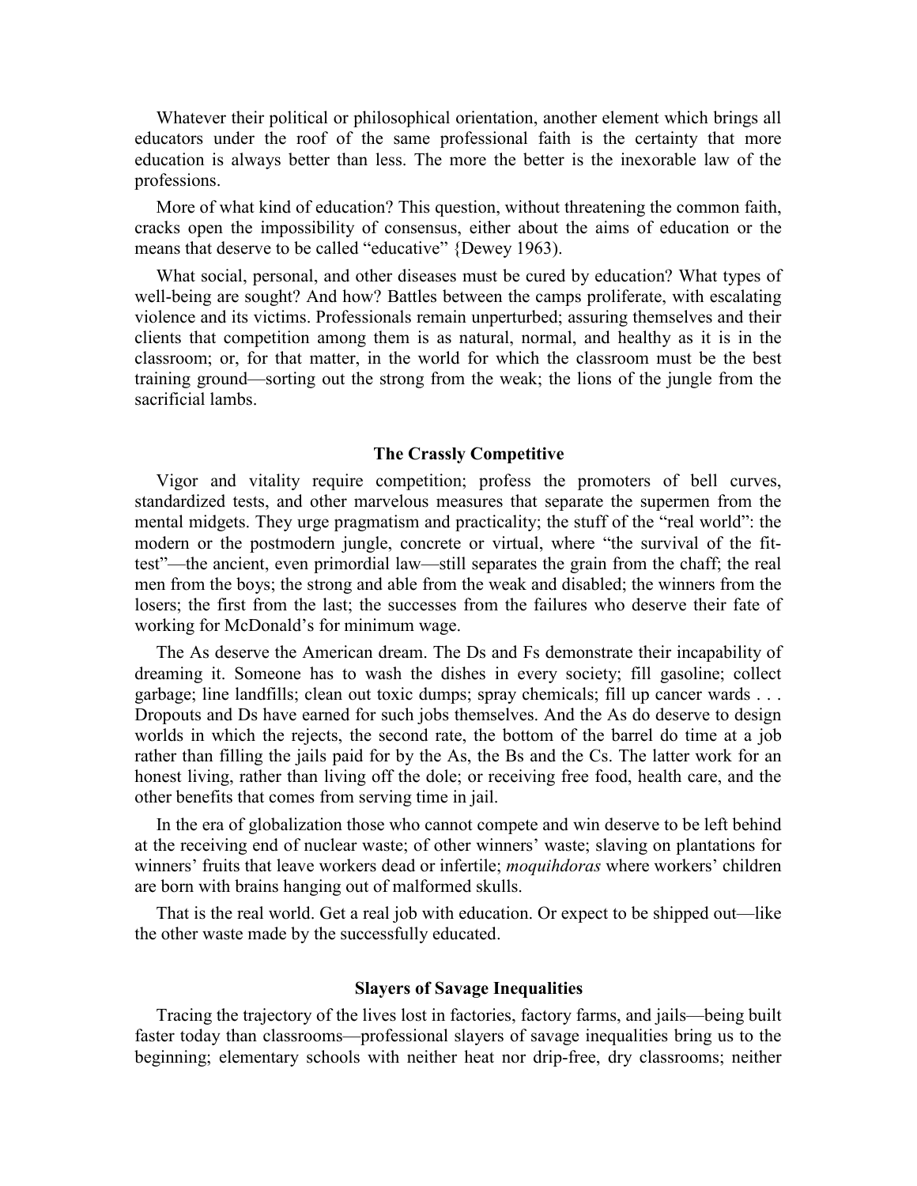Whatever their political or philosophical orientation, another element which brings all educators under the roof of the same professional faith is the certainty that more education is always better than less. The more the better is the inexorable law of the professions.

More of what kind of education? This question, without threatening the common faith, cracks open the impossibility of consensus, either about the aims of education or the means that deserve to be called "educative" {Dewey 1963).

What social, personal, and other diseases must be cured by education? What types of well-being are sought? And how? Battles between the camps proliferate, with escalating violence and its victims. Professionals remain unperturbed; assuring themselves and their clients that competition among them is as natural, normal, and healthy as it is in the classroom; or, for that matter, in the world for which the classroom must be the best training ground—sorting out the strong from the weak; the lions of the jungle from the sacrificial lambs.

### The Crassly Competitive

Vigor and vitality require competition; profess the promoters of bell curves, standardized tests, and other marvelous measures that separate the supermen from the mental midgets. They urge pragmatism and practicality; the stuff of the "real world": the modern or the postmodern jungle, concrete or virtual, where "the survival of the fit-test"—the ancient, even primordial law—still separates the grain from the chaff; the real men from the boys; the strong and able from the weak and disabled; the winners from the losers; the first from the last; the successes from the failures who deserve their fate of working for McDonald's for minimum wage.

The As deserve the American dream. The Ds and Fs demonstrate their incapability of dreaming it. Someone has to wash the dishes in every society; fill gasoline; collect garbage; line landfills; clean out toxic dumps; spray chemicals; fill up cancer wards . . . Dropouts and Ds have earned for such jobs themselves. And the As do deserve to design worlds in which the rejects, the second rate, the bottom of the barrel do time at a job rather than filling the jails paid for by the As, the Bs and the Cs. The latter work for an honest living, rather than living off the dole; or receiving free food, health care, and the other benefits that comes from serving time in jail.

In the era of globalization those who cannot compete and win deserve to be left behind at the receiving end of nuclear waste; of other winners' waste; slaving on plantations for winners' fruits that leave workers dead or infertile; *moquihdoras* where workers' children are born with brains hanging out of malformed skulls.

That is the real world. Get a real job with education. Or expect to be shipped out—like the other waste made by the successfully educated.

### Slayers of Savage Inequalities

Tracing the trajectory of the lives lost in factories, factory farms, and jails—being built faster today than classrooms—professional slayers of savage inequalities bring us to the beginning; elementary schools with neither heat nor drip-free, dry classrooms; neither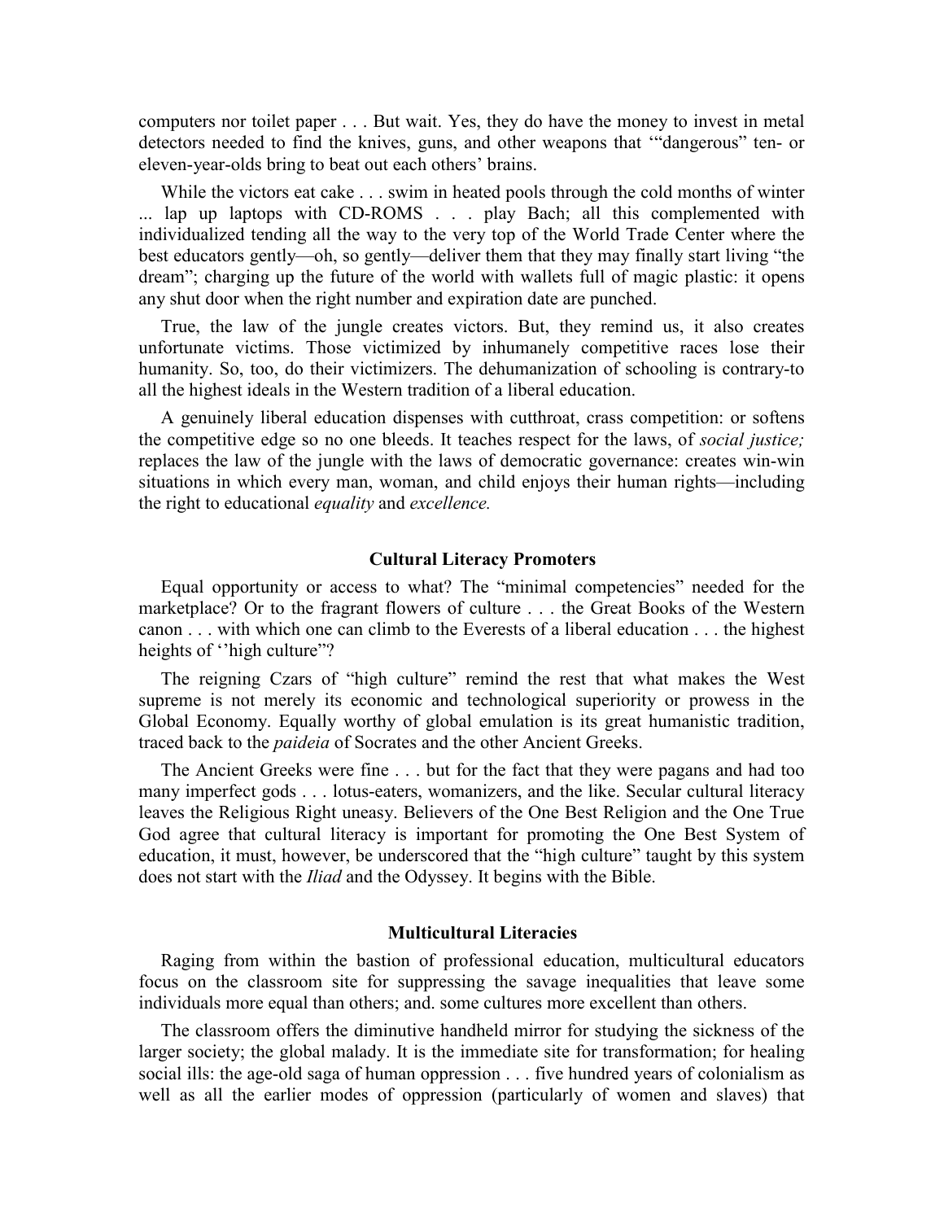computers nor toilet paper . . . But wait. Yes, they do have the money to invest in metal detectors needed to find the knives, guns, and other weapons that '"dangerous" ten- or eleven-year-olds bring to beat out each others' brains.

While the victors eat cake . . . swim in heated pools through the cold months of winter ... lap up laptops with CD-ROMS . . . play Bach; all this complemented with individualized tending all the way to the very top of the World Trade Center where the best educators gently—oh, so gently—deliver them that they may finally start living "the dream"; charging up the future of the world with wallets full of magic plastic: it opens any shut door when the right number and expiration date are punched.

True, the law of the jungle creates victors. But, they remind us, it also creates unfortunate victims. Those victimized by inhumanely competitive races lose their humanity. So, too, do their victimizers. The dehumanization of schooling is contrary-to all the highest ideals in the Western tradition of a liberal education.

A genuinely liberal education dispenses with cutthroat, crass competition: or softens the competitive edge so no one bleeds. It teaches respect for the laws, of *social justice;* replaces the law of the jungle with the laws of democratic governance: creates win-win situations in which every man, woman, and child enjoys their human rights—including the right to educational *equality* and *excellence.*

### Cultural Literacy Promoters

Equal opportunity or access to what? The "minimal competencies" needed for the marketplace? Or to the fragrant flowers of culture . . . the Great Books of the Western canon . . . with which one can climb to the Everests of a liberal education . . . the highest heights of ''high culture"?

The reigning Czars of "high culture" remind the rest that what makes the West supreme is not merely its economic and technological superiority or prowess in the Global Economy. Equally worthy of global emulation is its great humanistic tradition, traced back to the *paideia* of Socrates and the other Ancient Greeks.

The Ancient Greeks were fine . . . but for the fact that they were pagans and had too many imperfect gods . . . lotus-eaters, womanizers, and the like. Secular cultural literacy leaves the Religious Right uneasy. Believers of the One Best Religion and the One True God agree that cultural literacy is important for promoting the One Best System of education, it must, however, be underscored that the "high culture" taught by this system does not start with the *Iliad* and the Odyssey. It begins with the Bible.

### Multicultural Literacies

Raging from within the bastion of professional education, multicultural educators focus on the classroom site for suppressing the savage inequalities that leave some individuals more equal than others; and. some cultures more excellent than others.

The classroom offers the diminutive handheld mirror for studying the sickness of the larger society; the global malady. It is the immediate site for transformation; for healing social ills: the age-old saga of human oppression . . . five hundred years of colonialism as well as all the earlier modes of oppression (particularly of women and slaves) that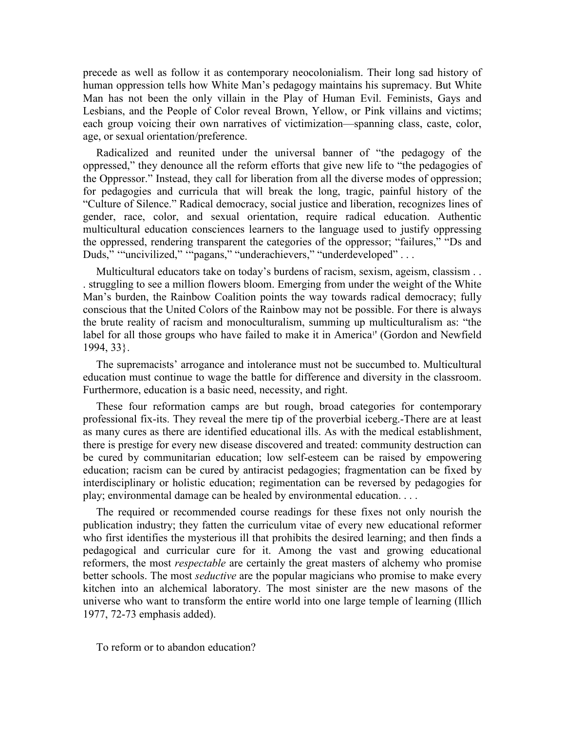precede as well as follow it as contemporary neocolonialism. Their long sad history of human oppression tells how White Man's pedagogy maintains his supremacy. But White Man has not been the only villain in the Play of Human Evil. Feminists, Gays and Lesbians, and the People of Color reveal Brown, Yellow, or Pink villains and victims; each group voicing their own narratives of victimization—spanning class, caste, color, age, or sexual orientation/preference.

Radicalized and reunited under the universal banner of "the pedagogy of the oppressed," they denounce all the reform efforts that give new life to "the pedagogies of the Oppressor." Instead, they call for liberation from all the diverse modes of oppression; for pedagogies and curricula that will break the long, tragic, painful history of the "Culture of Silence." Radical democracy, social justice and liberation, recognizes lines of gender, race, color, and sexual orientation, require radical education. Authentic multicultural education consciences learners to the language used to justify oppressing the oppressed, rendering transparent the categories of the oppressor; "failures," "Ds and Duds," '"uncivilized," '"pagans," "underachievers," "underdeveloped" . . .

Multicultural educators take on today's burdens of racism, sexism, ageism, classism . . . struggling to see a million flowers bloom. Emerging from under the weight of the White Man's burden, the Rainbow Coalition points the way towards radical democracy; fully conscious that the United Colors of the Rainbow may not be possible. For there is always the brute reality of racism and monoculturalism, summing up multiculturalism as: "the label for all those groups who have failed to make it in America" (Gordon and Newfield 1994, 33}.

The supremacists' arrogance and intolerance must not be succumbed to. Multicultural education must continue to wage the battle for difference and diversity in the classroom. Furthermore, education is a basic need, necessity, and right.

These four reformation camps are but rough, broad categories for contemporary professional fix-its. They reveal the mere tip of the proverbial iceberg.-There are at least as many cures as there are identified educational ills. As with the medical establishment, there is prestige for every new disease discovered and treated: community destruction can be cured by communitarian education; low self-esteem can be raised by empowering education; racism can be cured by antiracist pedagogies; fragmentation can be fixed by interdisciplinary or holistic education; regimentation can be reversed by pedagogies for play; environmental damage can be healed by environmental education. . . .

The required or recommended course readings for these fixes not only nourish the publication industry; they fatten the curriculum vitae of every new educational reformer who first identifies the mysterious ill that prohibits the desired learning; and then finds a pedagogical and curricular cure for it. Among the vast and growing educational reformers, the most *respectable* are certainly the great masters of alchemy who promise better schools. The most *seductive* are the popular magicians who promise to make every kitchen into an alchemical laboratory. The most sinister are the new masons of the universe who want to transform the entire world into one large temple of learning (Illich 1977, 72-73 emphasis added).

To reform or to abandon education?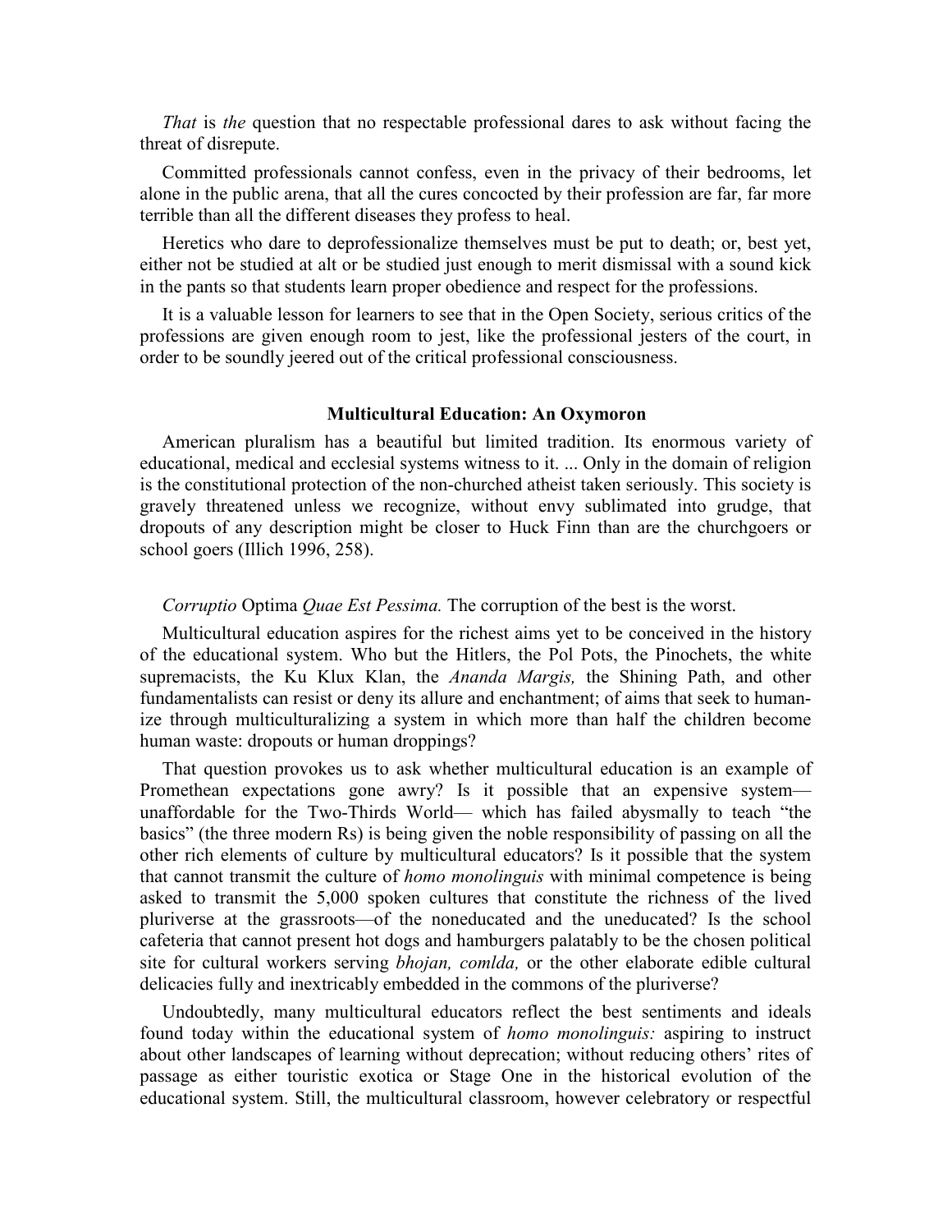*That* is *the* question that no respectable professional dares to ask without facing the threat of disrepute.

Committed professionals cannot confess, even in the privacy of their bedrooms, let alone in the public arena, that all the cures concocted by their profession are far, far more terrible than all the different diseases they profess to heal.

Heretics who dare to deprofessionalize themselves must be put to death; or, best yet, either not be studied at alt or be studied just enough to merit dismissal with a sound kick in the pants so that students learn proper obedience and respect for the professions.

It is a valuable lesson for learners to see that in the Open Society, serious critics of the professions are given enough room to jest, like the professional jesters of the court, in order to be soundly jeered out of the critical professional consciousness.

### Multicultural Education: An Oxymoron

American pluralism has a beautiful but limited tradition. Its enormous variety of educational, medical and ecclesial systems witness to it. ... Only in the domain of religion is the constitutional protection of the non-churched atheist taken seriously. This society is gravely threatened unless we recognize, without envy sublimated into grudge, that dropouts of any description might be closer to Huck Finn than are the churchgoers or school goers (Illich 1996, 258).

*Corruptio* Optima *Quae Est Pessima.* The corruption of the best is the worst.

Multicultural education aspires for the richest aims yet to be conceived in the history of the educational system. Who but the Hitlers, the Pol Pots, the Pinochets, the white supremacists, the Ku Klux Klan, the *Ananda Margis,* the Shining Path, and other fundamentalists can resist or deny its allure and enchantment; of aims that seek to humanize through multiculturalizing a system in which more than half the children become human waste: dropouts or human droppings?

That question provokes us to ask whether multicultural education is an example of Promethean expectations gone awry? Is it possible that an expensive system— unaffordable for the Two-Thirds World— which has failed abysmally to teach "the basics" (the three modern Rs) is being given the noble responsibility of passing on all the other rich elements of culture by multicultural educators? Is it possible that the system that cannot transmit the culture of *homo monolinguis* with minimal competence is being asked to transmit the 5,000 spoken cultures that constitute the richness of the lived pluriverse at the grassroots—of the noneducated and the uneducated? Is the school cafeteria that cannot present hot dogs and hamburgers palatably to be the chosen political site for cultural workers serving *bhojan, comlda,* or the other elaborate edible cultural delicacies fully and inextricably embedded in the commons of the pluriverse?

Undoubtedly, many multicultural educators reflect the best sentiments and ideals found today within the educational system of *homo monolinguis:* aspiring to instruct about other landscapes of learning without deprecation; without reducing others' rites of passage as either touristic exotica or Stage One in the historical evolution of the educational system. Still, the multicultural classroom, however celebratory or respectful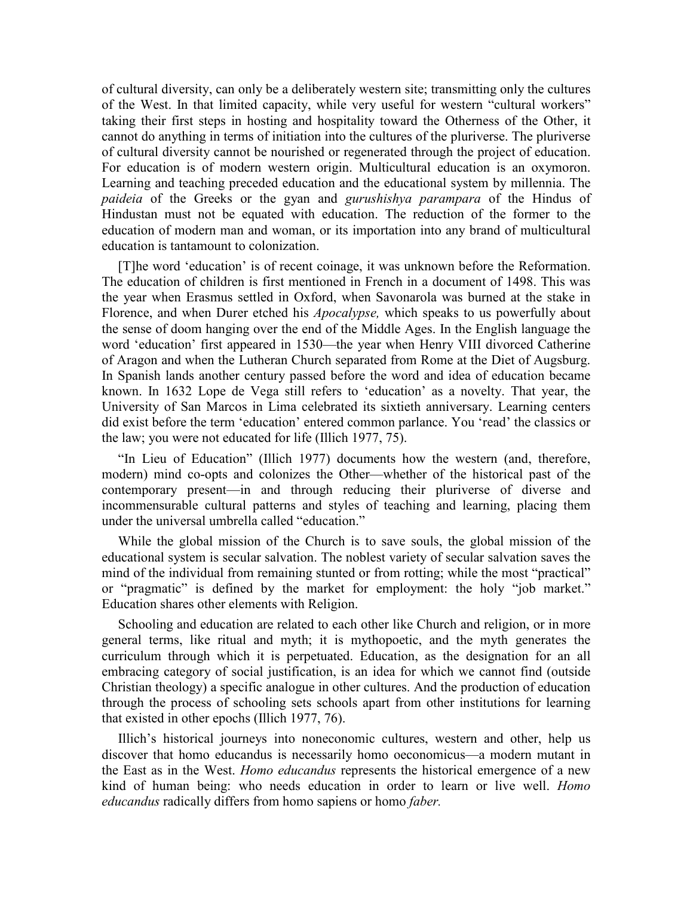of cultural diversity, can only be a deliberately western site; transmitting only the cultures of the West. In that limited capacity, while very useful for western "cultural workers" taking their first steps in hosting and hospitality toward the Otherness of the Other, it cannot do anything in terms of initiation into the cultures of the pluriverse. The pluriverse of cultural diversity cannot be nourished or regenerated through the project of education. For education is of modern western origin. Multicultural education is an oxymoron. Learning and teaching preceded education and the educational system by millennia. The *paideia* of the Greeks or the gyan and *gurushishya parampara* of the Hindus of Hindustan must not be equated with education. The reduction of the former to the education of modern man and woman, or its importation into any brand of multicultural education is tantamount to colonization.

[T]he word 'education' is of recent coinage, it was unknown before the Reformation. The education of children is first mentioned in French in a document of 1498. This was the year when Erasmus settled in Oxford, when Savonarola was burned at the stake in Florence, and when Durer etched his *Apocalypse,* which speaks to us powerfully about the sense of doom hanging over the end of the Middle Ages. In the English language the word 'education' first appeared in 1530—the year when Henry VIII divorced Catherine of Aragon and when the Lutheran Church separated from Rome at the Diet of Augsburg. In Spanish lands another century passed before the word and idea of education became known. In 1632 Lope de Vega still refers to 'education' as a novelty. That year, the University of San Marcos in Lima celebrated its sixtieth anniversary. Learning centers did exist before the term 'education' entered common parlance. You 'read' the classics or the law; you were not educated for life (Illich 1977, 75).

"In Lieu of Education" (Illich 1977) documents how the western (and, therefore, modern) mind co-opts and colonizes the Other—whether of the historical past of the contemporary present—in and through reducing their pluriverse of diverse and incommensurable cultural patterns and styles of teaching and learning, placing them under the universal umbrella called "education."

While the global mission of the Church is to save souls, the global mission of the educational system is secular salvation. The noblest variety of secular salvation saves the mind of the individual from remaining stunted or from rotting; while the most "practical" or "pragmatic" is defined by the market for employment: the holy "job market." Education shares other elements with Religion.

Schooling and education are related to each other like Church and religion, or in more general terms, like ritual and myth; it is mythopoetic, and the myth generates the curriculum through which it is perpetuated. Education, as the designation for an all embracing category of social justification, is an idea for which we cannot find (outside Christian theology) a specific analogue in other cultures. And the production of education through the process of schooling sets schools apart from other institutions for learning that existed in other epochs (Illich 1977, 76).

Illich's historical journeys into noneconomic cultures, western and other, help us discover that homo educandus is necessarily homo oeconomicus—a modern mutant in the East as in the West. *Homo educandus* represents the historical emergence of a new kind of human being: who needs education in order to learn or live well. *Homo educandus* radically differs from homo sapiens or homo *faber.*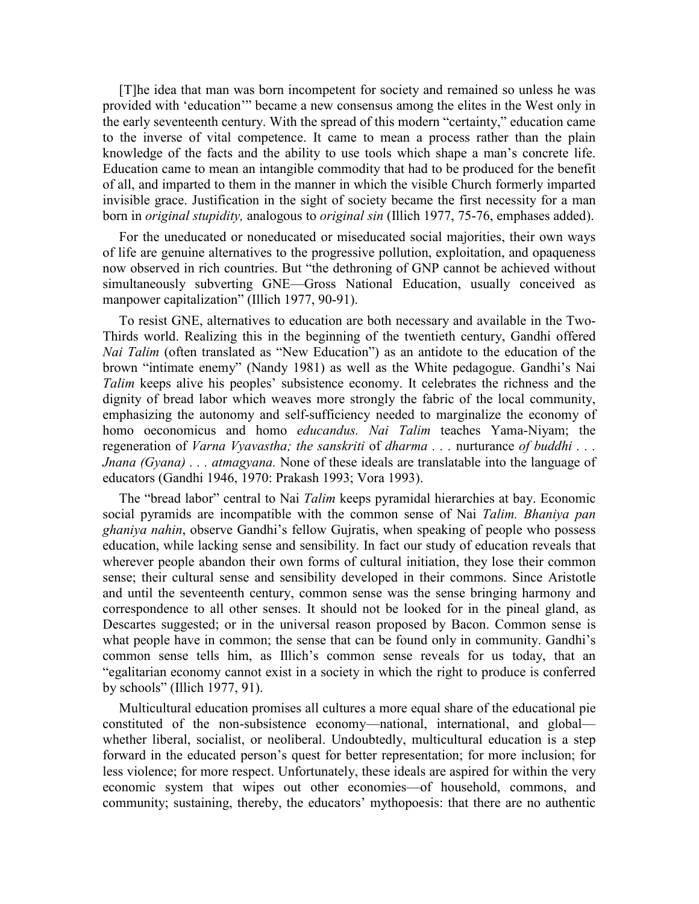[T]he idea that man was born incompetent for society and remained so unless he was provided with 'education'" became a new consensus among the elites in the West only in the early seventeenth century. With the spread of this modern "certainty," education came to the inverse of vital competence. It came to mean a process rather than the plain knowledge of the facts and the ability to use tools which shape a man's concrete life. Education came to mean an intangible commodity that had to be produced for the benefit of all, and imparted to them in the manner in which the visible Church formerly imparted invisible grace. Justification in the sight of society became the first necessity for a man born in *original stupidity,* analogous to *original sin* (Illich 1977, 75-76, emphases added).

For the uneducated or noneducated or miseducated social majorities, their own ways of life are genuine alternatives to the progressive pollution, exploitation, and opaqueness now observed in rich countries. But "the dethroning of GNP cannot be achieved without simultaneously subverting GNE—Gross National Education, usually conceived as manpower capitalization" (Illich 1977, 90-91).

To resist GNE, alternatives to education are both necessary and available in the Two-Thirds world. Realizing this in the beginning of the twentieth century, Gandhi offered *Nai Talim* (often translated as "New Education") as an antidote to the education of the brown "intimate enemy" (Nandy 1981) as well as the White pedagogue. Gandhi's Nai *Talim* keeps alive his peoples' subsistence economy. It celebrates the richness and the dignity of bread labor which weaves more strongly the fabric of the local community, emphasizing the autonomy and self-sufficiency needed to marginalize the economy of homo oeconomicus and homo *educandus. Nai Talim* teaches Yama-Niyam; the regeneration of *Varna Vyavastha; the sanskriti* of *dharma* . . . nurturance *of buddhi* . . . *Jnana (Gyana)* . . . *atmagyana.* None of these ideals are translatable into the language of educators (Gandhi 1946, 1970: Prakash 1993; Vora 1993).

The "bread labor" central to Nai *Talim* keeps pyramidal hierarchies at bay. Economic social pyramids are incompatible with the common sense of Nai *Talim. Bhaniya pan ghaniya nahin*, observe Gandhi's fellow Gujratis, when speaking of people who possess education, while lacking sense and sensibility. In fact our study of education reveals that wherever people abandon their own forms of cultural initiation, they lose their common sense; their cultural sense and sensibility developed in their commons. Since Aristotle and until the seventeenth century, common sense was the sense bringing harmony and correspondence to all other senses. It should not be looked for in the pineal gland, as Descartes suggested; or in the universal reason proposed by Bacon. Common sense is what people have in common; the sense that can be found only in community. Gandhi's common sense tells him, as Illich's common sense reveals for us today, that an "egalitarian economy cannot exist in a society in which the right to produce is conferred by schools" (Illich 1977, 91).

Multicultural education promises all cultures a more equal share of the educational pie constituted of the non-subsistence economy—national, international, and global—whether liberal, socialist, or neoliberal. Undoubtedly, multicultural education is a step forward in the educated person's quest for better representation; for more inclusion; for less violence; for more respect. Unfortunately, these ideals are aspired for within the very economic system that wipes out other economies—of household, commons, and community; sustaining, thereby, the educators' mythopoesis: that there are no authentic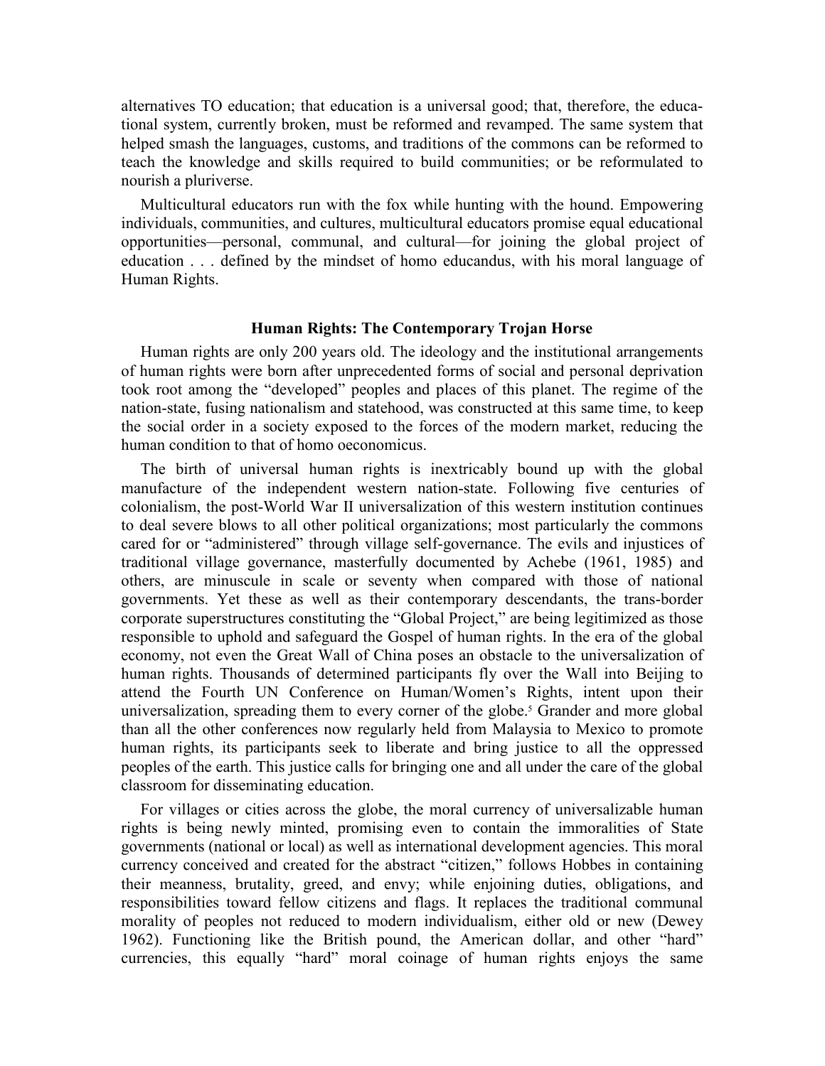alternatives TO education; that education is a universal good; that, therefore, the educational system, currently broken, must be reformed and revamped. The same system that helped smash the languages, customs, and traditions of the commons can be reformed to teach the knowledge and skills required to build communities; or be reformulated to nourish a pluriverse.

Multicultural educators run with the fox while hunting with the hound. Empowering individuals, communities, and cultures, multicultural educators promise equal educational opportunities—personal, communal, and cultural—for joining the global project of education . . . defined by the mindset of homo educandus, with his moral language of Human Rights.

### Human Rights: The Contemporary Trojan Horse

Human rights are only 200 years old. The ideology and the institutional arrangements of human rights were born after unprecedented forms of social and personal deprivation took root among the "developed" peoples and places of this planet. The regime of the nation-state, fusing nationalism and statehood, was constructed at this same time, to keep the social order in a society exposed to the forces of the modern market, reducing the human condition to that of homo oeconomicus.

The birth of universal human rights is inextricably bound up with the global manufacture of the independent western nation-state. Following five centuries of colonialism, the post-World War II universalization of this western institution continues to deal severe blows to all other political organizations; most particularly the commons cared for or "administered" through village self-governance. The evils and injustices of traditional village governance, masterfully documented by Achebe (1961, 1985) and others, are minuscule in scale or seventy when compared with those of national governments. Yet these as well as their contemporary descendants, the trans-border corporate superstructures constituting the "Global Project," are being legitimized as those responsible to uphold and safeguard the Gospel of human rights. In the era of the global economy, not even the Great Wall of China poses an obstacle to the universalization of human rights. Thousands of determined participants fly over the Wall into Beijing to attend the Fourth UN Conference on Human/Women's Rights, intent upon their universalization, spreading them to every corner of the globe.[5] Grander and more global than all the other conferences now regularly held from Malaysia to Mexico to promote human rights, its participants seek to liberate and bring justice to all the oppressed peoples of the earth. This justice calls for bringing one and all under the care of the global classroom for disseminating education.

For villages or cities across the globe, the moral currency of universalizable human rights is being newly minted, promising even to contain the immoralities of State governments (national or local) as well as international development agencies. This moral currency conceived and created for the abstract "citizen," follows Hobbes in containing their meanness, brutality, greed, and envy; while enjoining duties, obligations, and responsibilities toward fellow citizens and flags. It replaces the traditional communal morality of peoples not reduced to modern individualism, either old or new (Dewey 1962). Functioning like the British pound, the American dollar, and other "hard" currencies, this equally "hard" moral coinage of human rights enjoys the same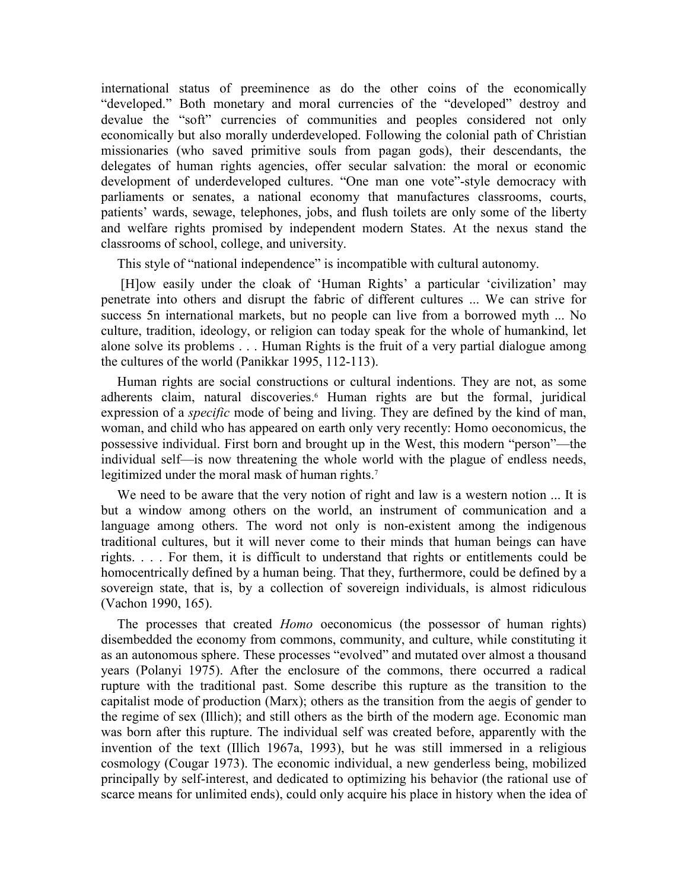international status of preeminence as do the other coins of the economically "developed." Both monetary and moral currencies of the "developed" destroy and devalue the "soft" currencies of communities and peoples considered not only economically but also morally underdeveloped. Following the colonial path of Christian missionaries (who saved primitive souls from pagan gods), their descendants, the delegates of human rights agencies, offer secular salvation: the moral or economic development of underdeveloped cultures. "One man one vote"-style democracy with parliaments or senates, a national economy that manufactures classrooms, courts, patients' wards, sewage, telephones, jobs, and flush toilets are only some of the liberty and welfare rights promised by independent modern States. At the nexus stand the classrooms of school, college, and university.

This style of "national independence" is incompatible with cultural autonomy.

> [H]ow easily under the cloak of 'Human Rights' a particular 'civilization' may penetrate into others and disrupt the fabric of different cultures ... We can strive for success 5n international markets, but no people can live from a borrowed myth ... No culture, tradition, ideology, or religion can today speak for the whole of humankind, let alone solve its problems . . . Human Rights is the fruit of a very partial dialogue among the cultures of the world (Panikkar 1995, 112-113).

Human rights are social constructions or cultural indentions. They are not, as some adherents claim, natural discoveries.[6] Human rights are but the formal, juridical expression of a *specific* mode of being and living. They are defined by the kind of man, woman, and child who has appeared on earth only very recently: Homo oeconomicus, the possessive individual. First born and brought up in the West, this modern "person"—the individual self—is now threatening the whole world with the plague of endless needs, legitimized under the moral mask of human rights.[7]

> We need to be aware that the very notion of right and law is a western notion ... It is but a window among others on the world, an instrument of communication and a language among others. The word not only is non-existent among the indigenous traditional cultures, but it will never come to their minds that human beings can have rights. . . . For them, it is difficult to understand that rights or entitlements could be homocentrically defined by a human being. That they, furthermore, could be defined by a sovereign state, that is, by a collection of sovereign individuals, is almost ridiculous (Vachon 1990, 165).

The processes that created *Homo* oeconomicus (the possessor of human rights) disembedded the economy from commons, community, and culture, while constituting it as an autonomous sphere. These processes "evolved" and mutated over almost a thousand years (Polanyi 1975). After the enclosure of the commons, there occurred a radical rupture with the traditional past. Some describe this rupture as the transition to the capitalist mode of production (Marx); others as the transition from the aegis of gender to the regime of sex (Illich); and still others as the birth of the modern age. Economic man was born after this rupture. The individual self was created before, apparently with the invention of the text (Illich 1967a, 1993), but he was still immersed in a religious cosmology (Cougar 1973). The economic individual, a new genderless being, mobilized principally by self-interest, and dedicated to optimizing his behavior (the rational use of scarce means for unlimited ends), could only acquire his place in history when the idea of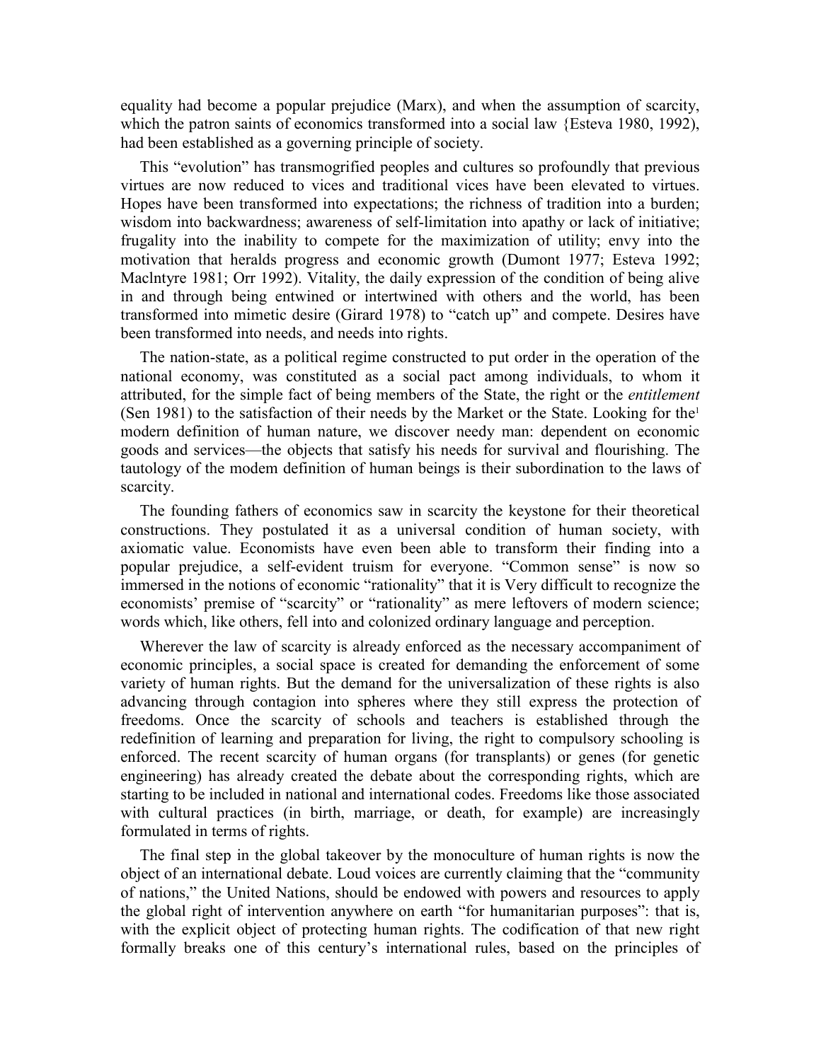equality had become a popular prejudice (Marx), and when the assumption of scarcity, which the patron saints of economics transformed into a social law {Esteva 1980, 1992), had been established as a governing principle of society.

This "evolution" has transmogrified peoples and cultures so profoundly that previous virtues are now reduced to vices and traditional vices have been elevated to virtues. Hopes have been transformed into expectations; the richness of tradition into a burden; wisdom into backwardness; awareness of self-limitation into apathy or lack of initiative; frugality into the inability to compete for the maximization of utility; envy into the motivation that heralds progress and economic growth (Dumont 1977; Esteva 1992; Maclntyre 1981; Orr 1992). Vitality, the daily expression of the condition of being alive in and through being entwined or intertwined with others and the world, has been transformed into mimetic desire (Girard 1978) to "catch up" and compete. Desires have been transformed into needs, and needs into rights.

The nation-state, as a political regime constructed to put order in the operation of the national economy, was constituted as a social pact among individuals, to whom it attributed, for the simple fact of being members of the State, the right or the *entitlement* (Sen 1981) to the satisfaction of their needs by the Market or the State. Looking for the[1] modern definition of human nature, we discover needy man: dependent on economic goods and services—the objects that satisfy his needs for survival and flourishing. The tautology of the modem definition of human beings is their subordination to the laws of scarcity.

The founding fathers of economics saw in scarcity the keystone for their theoretical constructions. They postulated it as a universal condition of human society, with axiomatic value. Economists have even been able to transform their finding into a popular prejudice, a self-evident truism for everyone. "Common sense" is now so immersed in the notions of economic "rationality" that it is Very difficult to recognize the economists' premise of "scarcity" or "rationality" as mere leftovers of modern science; words which, like others, fell into and colonized ordinary language and perception.

Wherever the law of scarcity is already enforced as the necessary accompaniment of economic principles, a social space is created for demanding the enforcement of some variety of human rights. But the demand for the universalization of these rights is also advancing through contagion into spheres where they still express the protection of freedoms. Once the scarcity of schools and teachers is established through the redefinition of learning and preparation for living, the right to compulsory schooling is enforced. The recent scarcity of human organs (for transplants) or genes (for genetic engineering) has already created the debate about the corresponding rights, which are starting to be included in national and international codes. Freedoms like those associated with cultural practices (in birth, marriage, or death, for example) are increasingly formulated in terms of rights.

The final step in the global takeover by the monoculture of human rights is now the object of an international debate. Loud voices are currently claiming that the "community of nations," the United Nations, should be endowed with powers and resources to apply the global right of intervention anywhere on earth "for humanitarian purposes": that is, with the explicit object of protecting human rights. The codification of that new right formally breaks one of this century's international rules, based on the principles of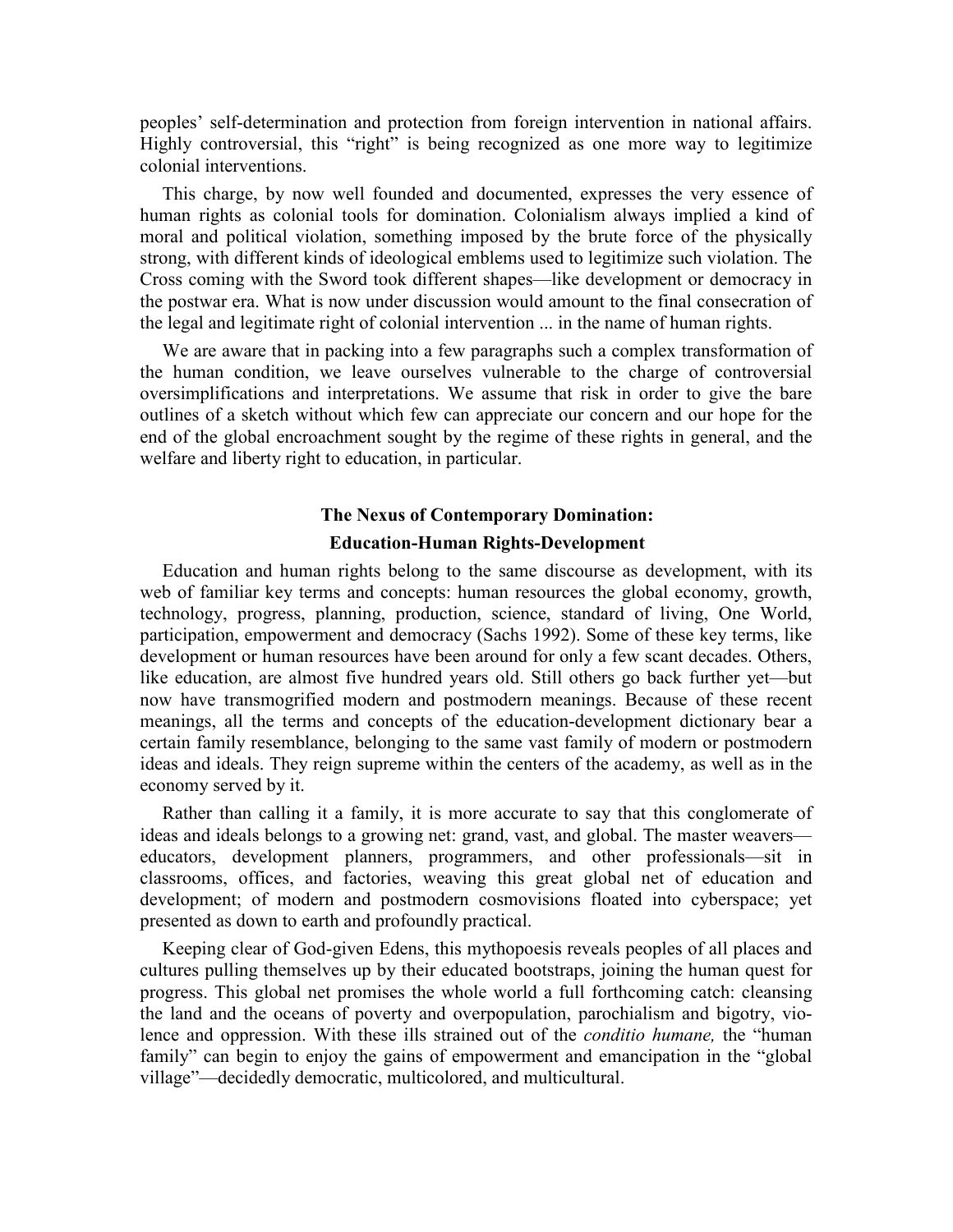peoples' self-determination and protection from foreign intervention in national affairs. Highly controversial, this "right" is being recognized as one more way to legitimize colonial interventions.

This charge, by now well founded and documented, expresses the very essence of human rights as colonial tools for domination. Colonialism always implied a kind of moral and political violation, something imposed by the brute force of the physically strong, with different kinds of ideological emblems used to legitimize such violation. The Cross coming with the Sword took different shapes—like development or democracy in the postwar era. What is now under discussion would amount to the final consecration of the legal and legitimate right of colonial intervention ... in the name of human rights.

We are aware that in packing into a few paragraphs such a complex transformation of the human condition, we leave ourselves vulnerable to the charge of controversial oversimplifications and interpretations. We assume that risk in order to give the bare outlines of a sketch without which few can appreciate our concern and our hope for the end of the global encroachment sought by the regime of these rights in general, and the welfare and liberty right to education, in particular.

## The Nexus of Contemporary Domination: Education-Human Rights-Development

Education and human rights belong to the same discourse as development, with its web of familiar key terms and concepts: human resources the global economy, growth, technology, progress, planning, production, science, standard of living, One World, participation, empowerment and democracy (Sachs 1992). Some of these key terms, like development or human resources have been around for only a few scant decades. Others, like education, are almost five hundred years old. Still others go back further yet—but now have transmogrified modern and postmodern meanings. Because of these recent meanings, all the terms and concepts of the education-development dictionary bear a certain family resemblance, belonging to the same vast family of modern or postmodern ideas and ideals. They reign supreme within the centers of the academy, as well as in the economy served by it.

Rather than calling it a family, it is more accurate to say that this conglomerate of ideas and ideals belongs to a growing net: grand, vast, and global. The master weavers—educators, development planners, programmers, and other professionals—sit in classrooms, offices, and factories, weaving this great global net of education and development; of modern and postmodern cosmovisions floated into cyberspace; yet presented as down to earth and profoundly practical.

Keeping clear of God-given Edens, this mythopoesis reveals peoples of all places and cultures pulling themselves up by their educated bootstraps, joining the human quest for progress. This global net promises the whole world a full forthcoming catch: cleansing the land and the oceans of poverty and overpopulation, parochialism and bigotry, violence and oppression. With these ills strained out of the *conditio humane,* the "human family" can begin to enjoy the gains of empowerment and emancipation in the "global village"—decidedly democratic, multicolored, and multicultural.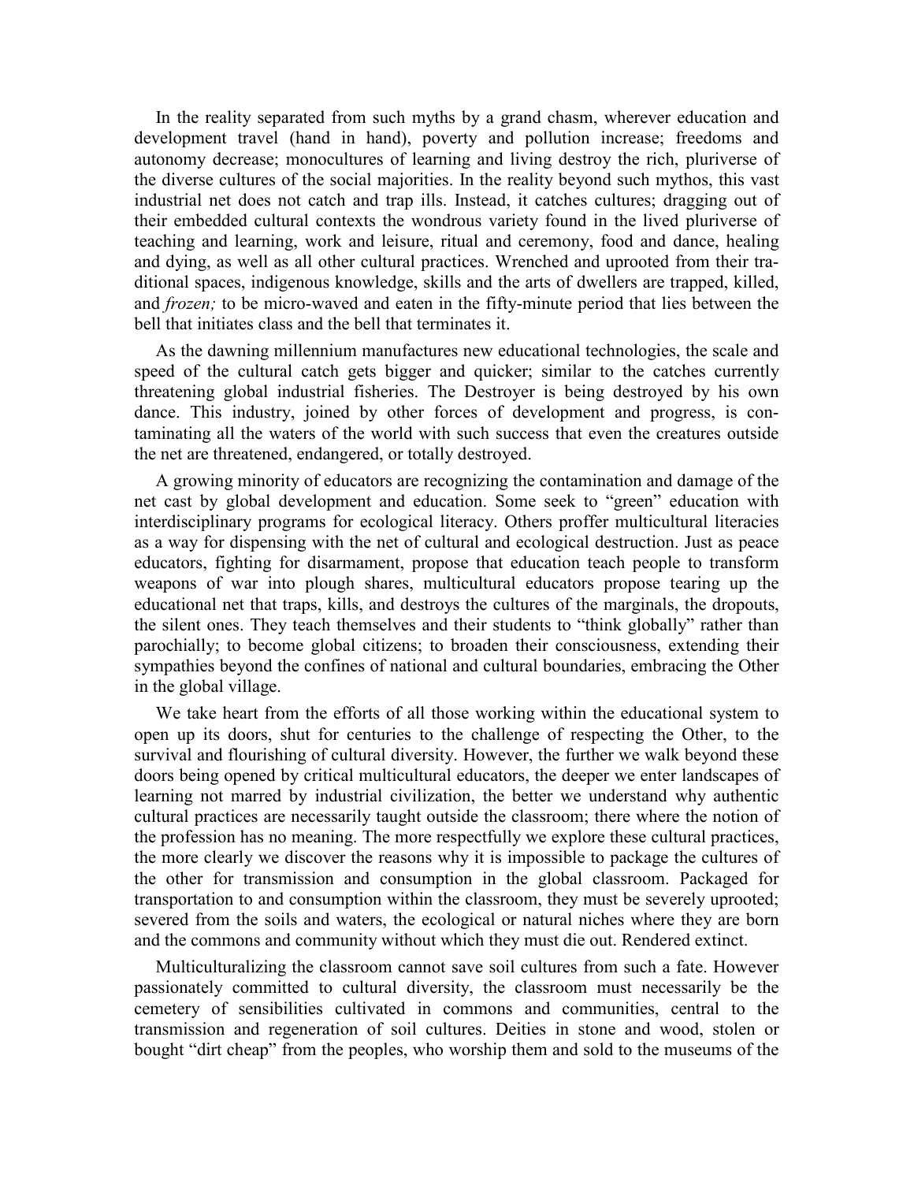In the reality separated from such myths by a grand chasm, wherever education and development travel (hand in hand), poverty and pollution increase; freedoms and autonomy decrease; monocultures of learning and living destroy the rich, pluriverse of the diverse cultures of the social majorities. In the reality beyond such mythos, this vast industrial net does not catch and trap ills. Instead, it catches cultures; dragging out of their embedded cultural contexts the wondrous variety found in the lived pluriverse of teaching and learning, work and leisure, ritual and ceremony, food and dance, healing and dying, as well as all other cultural practices. Wrenched and uprooted from their traditional spaces, indigenous knowledge, skills and the arts of dwellers are trapped, killed, and *frozen;* to be micro-waved and eaten in the fifty-minute period that lies between the bell that initiates class and the bell that terminates it.

As the dawning millennium manufactures new educational technologies, the scale and speed of the cultural catch gets bigger and quicker; similar to the catches currently threatening global industrial fisheries. The Destroyer is being destroyed by his own dance. This industry, joined by other forces of development and progress, is contaminating all the waters of the world with such success that even the creatures outside the net are threatened, endangered, or totally destroyed.

A growing minority of educators are recognizing the contamination and damage of the net cast by global development and education. Some seek to "green" education with interdisciplinary programs for ecological literacy. Others proffer multicultural literacies as a way for dispensing with the net of cultural and ecological destruction. Just as peace educators, fighting for disarmament, propose that education teach people to transform weapons of war into plough shares, multicultural educators propose tearing up the educational net that traps, kills, and destroys the cultures of the marginals, the dropouts, the silent ones. They teach themselves and their students to "think globally" rather than parochially; to become global citizens; to broaden their consciousness, extending their sympathies beyond the confines of national and cultural boundaries, embracing the Other in the global village.

We take heart from the efforts of all those working within the educational system to open up its doors, shut for centuries to the challenge of respecting the Other, to the survival and flourishing of cultural diversity. However, the further we walk beyond these doors being opened by critical multicultural educators, the deeper we enter landscapes of learning not marred by industrial civilization, the better we understand why authentic cultural practices are necessarily taught outside the classroom; there where the notion of the profession has no meaning. The more respectfully we explore these cultural practices, the more clearly we discover the reasons why it is impossible to package the cultures of the other for transmission and consumption in the global classroom. Packaged for transportation to and consumption within the classroom, they must be severely uprooted; severed from the soils and waters, the ecological or natural niches where they are born and the commons and community without which they must die out. Rendered extinct.

Multiculturalizing the classroom cannot save soil cultures from such a fate. However passionately committed to cultural diversity, the classroom must necessarily be the cemetery of sensibilities cultivated in commons and communities, central to the transmission and regeneration of soil cultures. Deities in stone and wood, stolen or bought "dirt cheap" from the peoples, who worship them and sold to the museums of the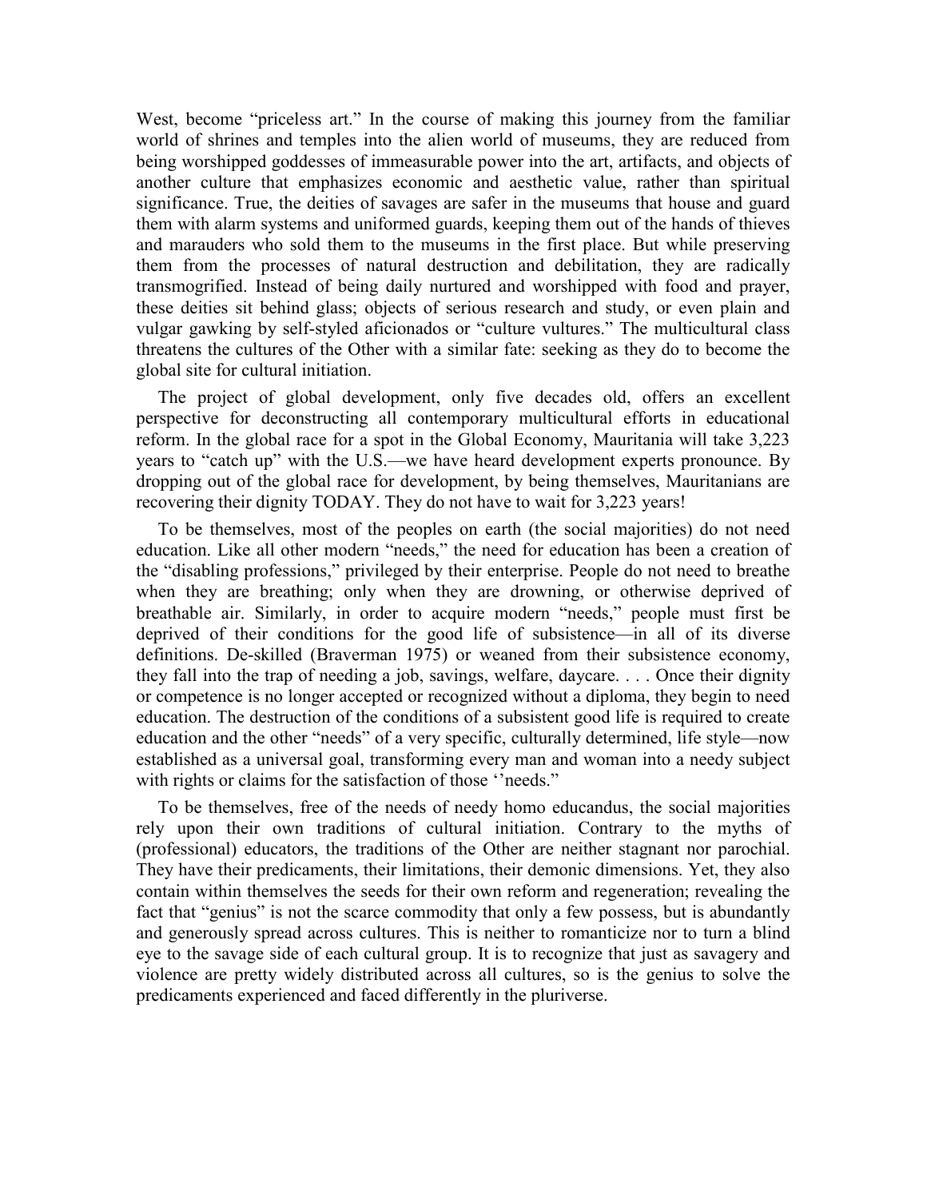West, become "priceless art." In the course of making this journey from the familiar world of shrines and temples into the alien world of museums, they are reduced from being worshipped goddesses of immeasurable power into the art, artifacts, and objects of another culture that emphasizes economic and aesthetic value, rather than spiritual significance. True, the deities of savages are safer in the museums that house and guard them with alarm systems and uniformed guards, keeping them out of the hands of thieves and marauders who sold them to the museums in the first place. But while preserving them from the processes of natural destruction and debilitation, they are radically transmogrified. Instead of being daily nurtured and worshipped with food and prayer, these deities sit behind glass; objects of serious research and study, or even plain and vulgar gawking by self-styled aficionados or "culture vultures." The multicultural class threatens the cultures of the Other with a similar fate: seeking as they do to become the global site for cultural initiation.

The project of global development, only five decades old, offers an excellent perspective for deconstructing all contemporary multicultural efforts in educational reform. In the global race for a spot in the Global Economy, Mauritania will take 3,223 years to "catch up" with the U.S.—we have heard development experts pronounce. By dropping out of the global race for development, by being themselves, Mauritanians are recovering their dignity TODAY. They do not have to wait for 3,223 years!

To be themselves, most of the peoples on earth (the social majorities) do not need education. Like all other modern "needs," the need for education has been a creation of the "disabling professions," privileged by their enterprise. People do not need to breathe when they are breathing; only when they are drowning, or otherwise deprived of breathable air. Similarly, in order to acquire modern "needs," people must first be deprived of their conditions for the good life of subsistence—in all of its diverse definitions. De-skilled (Braverman 1975) or weaned from their subsistence economy, they fall into the trap of needing a job, savings, welfare, daycare. . . . Once their dignity or competence is no longer accepted or recognized without a diploma, they begin to need education. The destruction of the conditions of a subsistent good life is required to create education and the other "needs" of a very specific, culturally determined, life style—now established as a universal goal, transforming every man and woman into a needy subject with rights or claims for the satisfaction of those ''needs."

To be themselves, free of the needs of needy homo educandus, the social majorities rely upon their own traditions of cultural initiation. Contrary to the myths of (professional) educators, the traditions of the Other are neither stagnant nor parochial. They have their predicaments, their limitations, their demonic dimensions. Yet, they also contain within themselves the seeds for their own reform and regeneration; revealing the fact that "genius" is not the scarce commodity that only a few possess, but is abundantly and generously spread across cultures. This is neither to romanticize nor to turn a blind eye to the savage side of each cultural group. It is to recognize that just as savagery and violence are pretty widely distributed across all cultures, so is the genius to solve the predicaments experienced and faced differently in the pluriverse.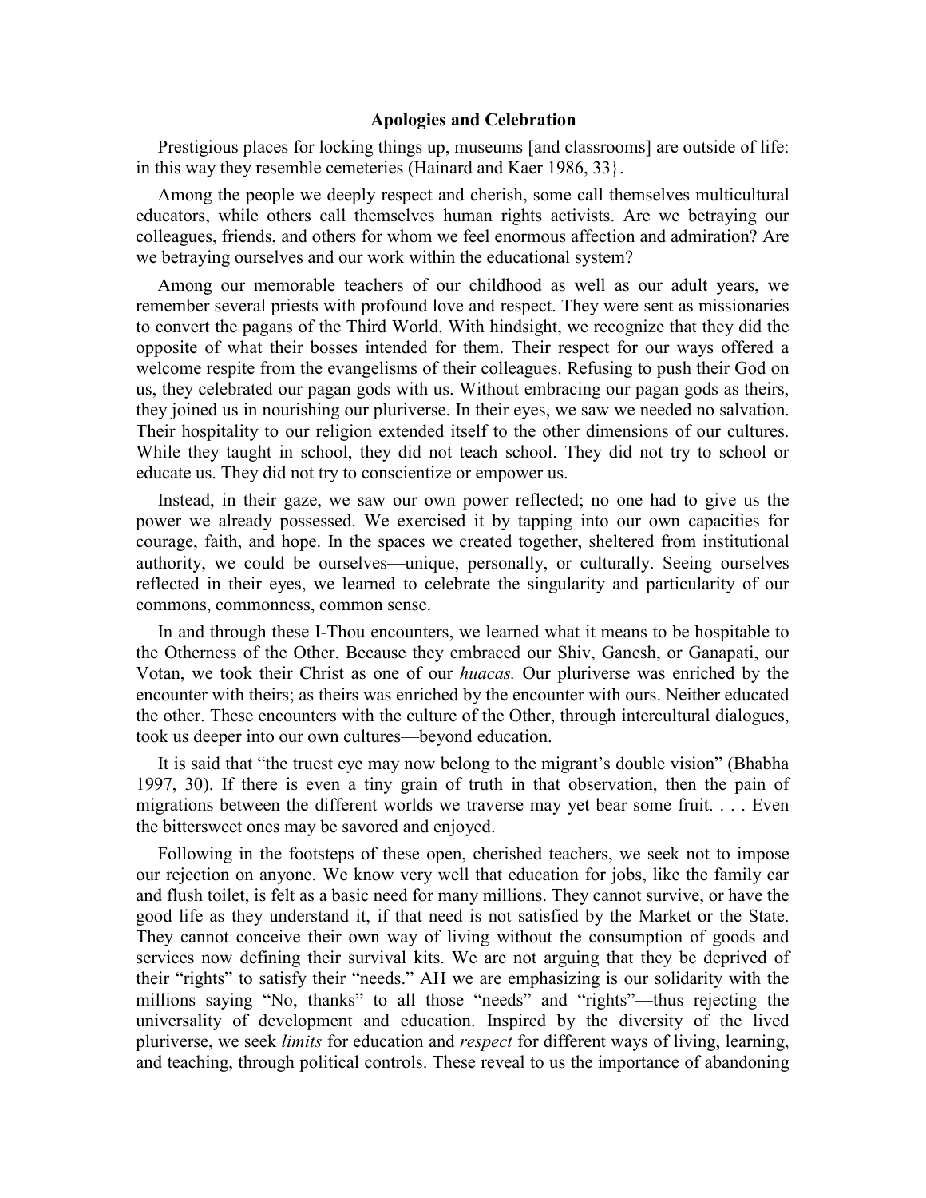## Apologies and Celebration

Prestigious places for locking things up, museums [and classrooms] are outside of life: in this way they resemble cemeteries (Hainard and Kaer 1986, 33}.

Among the people we deeply respect and cherish, some call themselves multicultural educators, while others call themselves human rights activists. Are we betraying our colleagues, friends, and others for whom we feel enormous affection and admiration? Are we betraying ourselves and our work within the educational system?

Among our memorable teachers of our childhood as well as our adult years, we remember several priests with profound love and respect. They were sent as missionaries to convert the pagans of the Third World. With hindsight, we recognize that they did the opposite of what their bosses intended for them. Their respect for our ways offered a welcome respite from the evangelisms of their colleagues. Refusing to push their God on us, they celebrated our pagan gods with us. Without embracing our pagan gods as theirs, they joined us in nourishing our pluriverse. In their eyes, we saw we needed no salvation. Their hospitality to our religion extended itself to the other dimensions of our cultures. While they taught in school, they did not teach school. They did not try to school or educate us. They did not try to conscientize or empower us.

Instead, in their gaze, we saw our own power reflected; no one had to give us the power we already possessed. We exercised it by tapping into our own capacities for courage, faith, and hope. In the spaces we created together, sheltered from institutional authority, we could be ourselves—unique, personally, or culturally. Seeing ourselves reflected in their eyes, we learned to celebrate the singularity and particularity of our commons, commonness, common sense.

In and through these I-Thou encounters, we learned what it means to be hospitable to the Otherness of the Other. Because they embraced our Shiv, Ganesh, or Ganapati, our Votan, we took their Christ as one of our *huacas.* Our pluriverse was enriched by the encounter with theirs; as theirs was enriched by the encounter with ours. Neither educated the other. These encounters with the culture of the Other, through intercultural dialogues, took us deeper into our own cultures—beyond education.

It is said that "the truest eye may now belong to the migrant's double vision" (Bhabha 1997, 30). If there is even a tiny grain of truth in that observation, then the pain of migrations between the different worlds we traverse may yet bear some fruit. . . . Even the bittersweet ones may be savored and enjoyed.

Following in the footsteps of these open, cherished teachers, we seek not to impose our rejection on anyone. We know very well that education for jobs, like the family car and flush toilet, is felt as a basic need for many millions. They cannot survive, or have the good life as they understand it, if that need is not satisfied by the Market or the State. They cannot conceive their own way of living without the consumption of goods and services now defining their survival kits. We are not arguing that they be deprived of their "rights" to satisfy their "needs." AH we are emphasizing is our solidarity with the millions saying "No, thanks" to all those "needs" and "rights"—thus rejecting the universality of development and education. Inspired by the diversity of the lived pluriverse, we seek *limits* for education and *respect* for different ways of living, learning, and teaching, through political controls. These reveal to us the importance of abandoning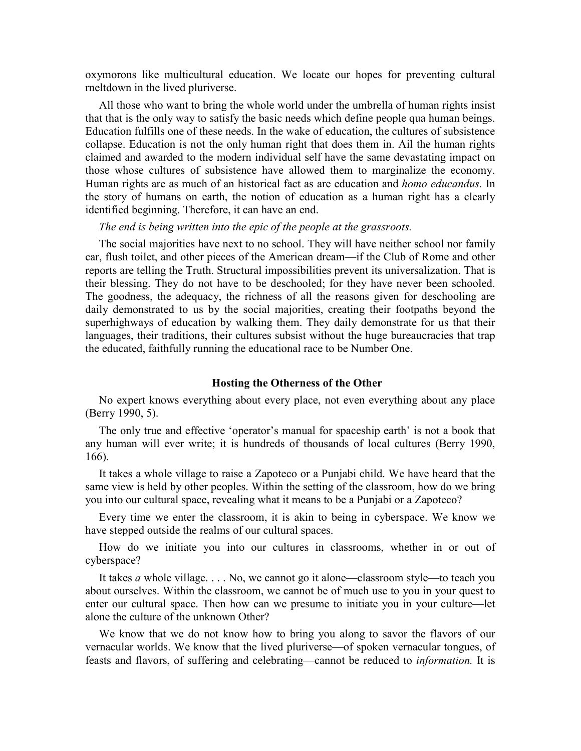oxymorons like multicultural education. We locate our hopes for preventing cultural rneltdown in the lived pluriverse.

All those who want to bring the whole world under the umbrella of human rights insist that that is the only way to satisfy the basic needs which define people qua human beings. Education fulfills one of these needs. In the wake of education, the cultures of subsistence collapse. Education is not the only human right that does them in. Ail the human rights claimed and awarded to the modern individual self have the same devastating impact on those whose cultures of subsistence have allowed them to marginalize the economy. Human rights are as much of an historical fact as are education and *homo educandus.* In the story of humans on earth, the notion of education as a human right has a clearly identified beginning. Therefore, it can have an end.

*The end is being written into the epic of the people at the grassroots.*

The social majorities have next to no school. They will have neither school nor family car, flush toilet, and other pieces of the American dream—if the Club of Rome and other reports are telling the Truth. Structural impossibilities prevent its universalization. That is their blessing. They do not have to be deschooled; for they have never been schooled. The goodness, the adequacy, the richness of all the reasons given for deschooling are daily demonstrated to us by the social majorities, creating their footpaths beyond the superhighways of education by walking them. They daily demonstrate for us that their languages, their traditions, their cultures subsist without the huge bureaucracies that trap the educated, faithfully running the educational race to be Number One.

## Hosting the Otherness of the Other

No expert knows everything about every place, not even everything about any place (Berry 1990, 5).

The only true and effective 'operator's manual for spaceship earth' is not a book that any human will ever write; it is hundreds of thousands of local cultures (Berry 1990, 166).

It takes a whole village to raise a Zapoteco or a Punjabi child. We have heard that the same view is held by other peoples. Within the setting of the classroom, how do we bring you into our cultural space, revealing what it means to be a Punjabi or a Zapoteco?

Every time we enter the classroom, it is akin to being in cyberspace. We know we have stepped outside the realms of our cultural spaces.

How do we initiate you into our cultures in classrooms, whether in or out of cyberspace?

It takes *a* whole village. . . . No, we cannot go it alone—classroom style—to teach you about ourselves. Within the classroom, we cannot be of much use to you in your quest to enter our cultural space. Then how can we presume to initiate you in your culture—let alone the culture of the unknown Other?

We know that we do not know how to bring you along to savor the flavors of our vernacular worlds. We know that the lived pluriverse—of spoken vernacular tongues, of feasts and flavors, of suffering and celebrating—cannot be reduced to *information.* It is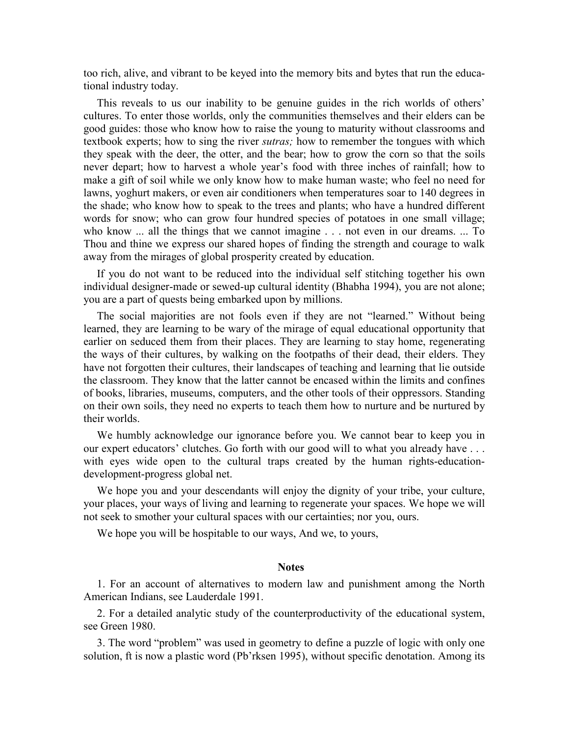too rich, alive, and vibrant to be keyed into the memory bits and bytes that run the educational industry today.

This reveals to us our inability to be genuine guides in the rich worlds of others' cultures. To enter those worlds, only the communities themselves and their elders can be good guides: those who know how to raise the young to maturity without classrooms and textbook experts; how to sing the river *sutras;* how to remember the tongues with which they speak with the deer, the otter, and the bear; how to grow the corn so that the soils never depart; how to harvest a whole year's food with three inches of rainfall; how to make a gift of soil while we only know how to make human waste; who feel no need for lawns, yoghurt makers, or even air conditioners when temperatures soar to 140 degrees in the shade; who know how to speak to the trees and plants; who have a hundred different words for snow; who can grow four hundred species of potatoes in one small village; who know ... all the things that we cannot imagine . . . not even in our dreams. ... To Thou and thine we express our shared hopes of finding the strength and courage to walk away from the mirages of global prosperity created by education.

If you do not want to be reduced into the individual self stitching together his own individual designer-made or sewed-up cultural identity (Bhabha 1994), you are not alone; you are a part of quests being embarked upon by millions.

The social majorities are not fools even if they are not "learned." Without being learned, they are learning to be wary of the mirage of equal educational opportunity that earlier on seduced them from their places. They are learning to stay home, regenerating the ways of their cultures, by walking on the footpaths of their dead, their elders. They have not forgotten their cultures, their landscapes of teaching and learning that lie outside the classroom. They know that the latter cannot be encased within the limits and confines of books, libraries, museums, computers, and the other tools of their oppressors. Standing on their own soils, they need no experts to teach them how to nurture and be nurtured by their worlds.

We humbly acknowledge our ignorance before you. We cannot bear to keep you in our expert educators' clutches. Go forth with our good will to what you already have . . . with eyes wide open to the cultural traps created by the human rights-education-development-progress global net.

We hope you and your descendants will enjoy the dignity of your tribe, your culture, your places, your ways of living and learning to regenerate your spaces. We hope we will not seek to smother your cultural spaces with our certainties; nor you, ours.

We hope you will be hospitable to our ways, And we, to yours,

### Notes

1. For an account of alternatives to modern law and punishment among the North American Indians, see Lauderdale 1991.

2. For a detailed analytic study of the counterproductivity of the educational system, see Green 1980.

3. The word "problem" was used in geometry to define a puzzle of logic with only one solution, ft is now a plastic word (Pb'rksen 1995), without specific denotation. Among its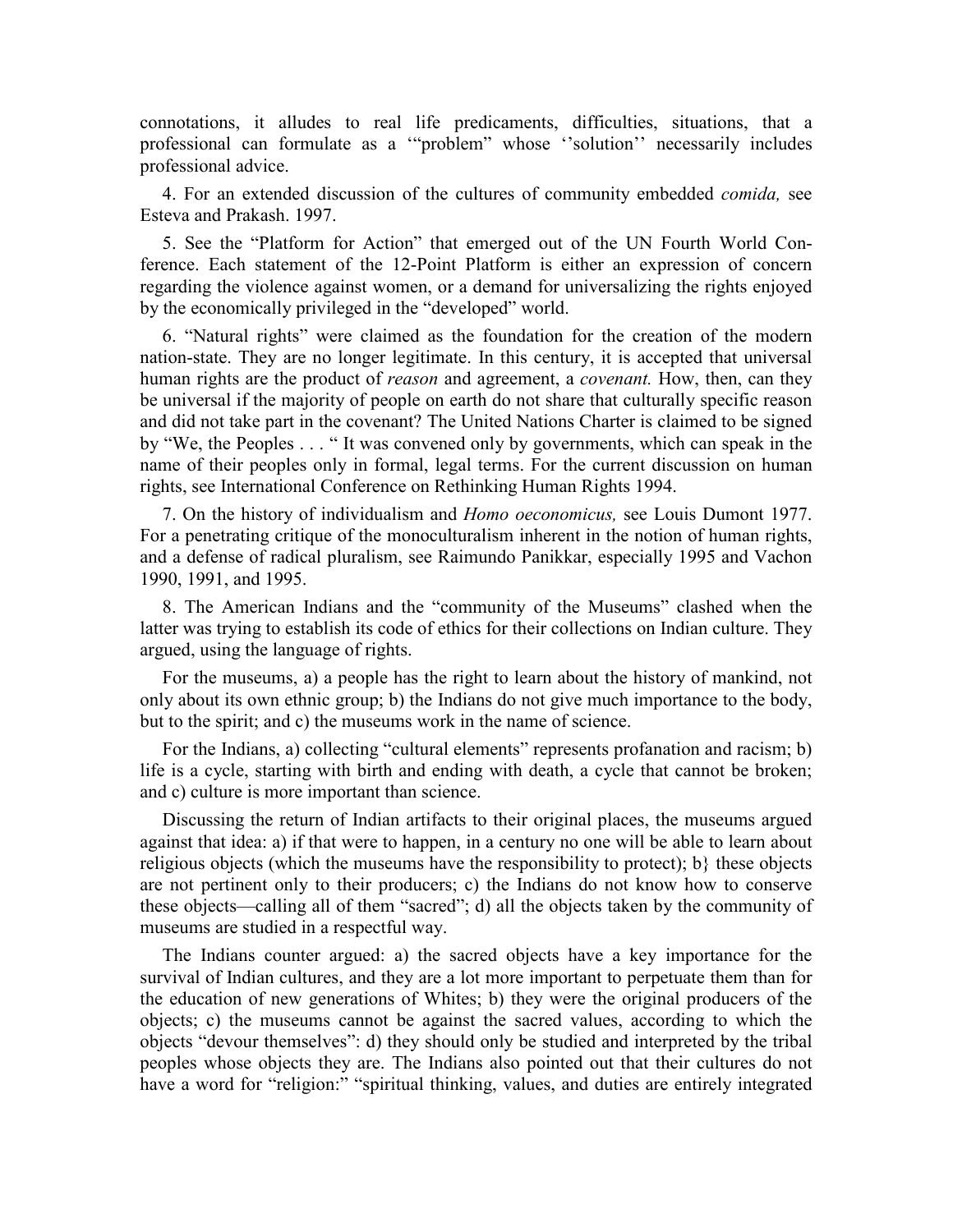connotations, it alludes to real life predicaments, difficulties, situations, that a professional can formulate as a '"problem" whose ''solution'' necessarily includes professional advice.

4. For an extended discussion of the cultures of community embedded *comida,* see Esteva and Prakash. 1997.

5. See the "Platform for Action" that emerged out of the UN Fourth World Conference. Each statement of the 12-Point Platform is either an expression of concern regarding the violence against women, or a demand for universalizing the rights enjoyed by the economically privileged in the "developed" world.

6. "Natural rights" were claimed as the foundation for the creation of the modern nation-state. They are no longer legitimate. In this century, it is accepted that universal human rights are the product of *reason* and agreement, a *covenant.* How, then, can they be universal if the majority of people on earth do not share that culturally specific reason and did not take part in the covenant? The United Nations Charter is claimed to be signed by "We, the Peoples . . . " It was convened only by governments, which can speak in the name of their peoples only in formal, legal terms. For the current discussion on human rights, see International Conference on Rethinking Human Rights 1994.

7. On the history of individualism and *Homo oeconomicus,* see Louis Dumont 1977. For a penetrating critique of the monoculturalism inherent in the notion of human rights, and a defense of radical pluralism, see Raimundo Panikkar, especially 1995 and Vachon 1990, 1991, and 1995.

8. The American Indians and the "community of the Museums" clashed when the latter was trying to establish its code of ethics for their collections on Indian culture. They argued, using the language of rights.

For the museums, a) a people has the right to learn about the history of mankind, not only about its own ethnic group; b) the Indians do not give much importance to the body, but to the spirit; and c) the museums work in the name of science.

For the Indians, a) collecting "cultural elements" represents profanation and racism; b) life is a cycle, starting with birth and ending with death, a cycle that cannot be broken; and c) culture is more important than science.

Discussing the return of Indian artifacts to their original places, the museums argued against that idea: a) if that were to happen, in a century no one will be able to learn about religious objects (which the museums have the responsibility to protect); b} these objects are not pertinent only to their producers; c) the Indians do not know how to conserve these objects—calling all of them "sacred"; d) all the objects taken by the community of museums are studied in a respectful way.

The Indians counter argued: a) the sacred objects have a key importance for the survival of Indian cultures, and they are a lot more important to perpetuate them than for the education of new generations of Whites; b) they were the original producers of the objects; c) the museums cannot be against the sacred values, according to which the objects "devour themselves": d) they should only be studied and interpreted by the tribal peoples whose objects they are. The Indians also pointed out that their cultures do not have a word for "religion:" "spiritual thinking, values, and duties are entirely integrated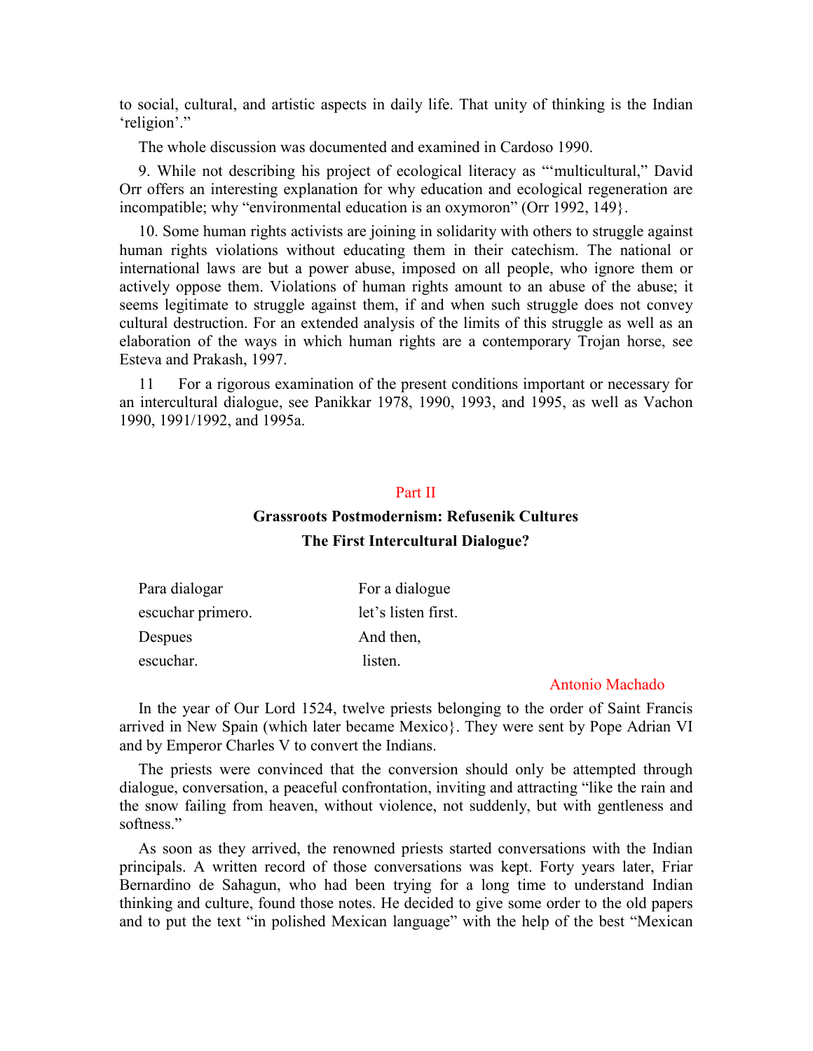to social, cultural, and artistic aspects in daily life. That unity of thinking is the Indian 'religion'."

The whole discussion was documented and examined in Cardoso 1990.

9. While not describing his project of ecological literacy as "'multicultural," David Orr offers an interesting explanation for why education and ecological regeneration are incompatible; why "environmental education is an oxymoron" (Orr 1992, 149}.

10. Some human rights activists are joining in solidarity with others to struggle against human rights violations without educating them in their catechism. The national or international laws are but a power abuse, imposed on all people, who ignore them or actively oppose them. Violations of human rights amount to an abuse of the abuse; it seems legitimate to struggle against them, if and when such struggle does not convey cultural destruction. For an extended analysis of the limits of this struggle as well as an elaboration of the ways in which human rights are a contemporary Trojan horse, see Esteva and Prakash, 1997.

11 For a rigorous examination of the present conditions important or necessary for an intercultural dialogue, see Panikkar 1978, 1990, 1993, and 1995, as well as Vachon 1990, 1991/1992, and 1995a.

# Part II

## Grassroots Postmodernism: Refusenik Cultures

## The First Intercultural Dialogue?

| | |
|---|---|
| Para dialogar | For a dialogue |
| escuchar primero. | let's listen first. |
| Despues | And then, |
| escuchar. | listen. |

Antonio Machado

In the year of Our Lord 1524, twelve priests belonging to the order of Saint Francis arrived in New Spain (which later became Mexico}. They were sent by Pope Adrian VI and by Emperor Charles V to convert the Indians.

The priests were convinced that the conversion should only be attempted through dialogue, conversation, a peaceful confrontation, inviting and attracting "like the rain and the snow failing from heaven, without violence, not suddenly, but with gentleness and softness."

As soon as they arrived, the renowned priests started conversations with the Indian principals. A written record of those conversations was kept. Forty years later, Friar Bernardino de Sahagun, who had been trying for a long time to understand Indian thinking and culture, found those notes. He decided to give some order to the old papers and to put the text "in polished Mexican language" with the help of the best "Mexican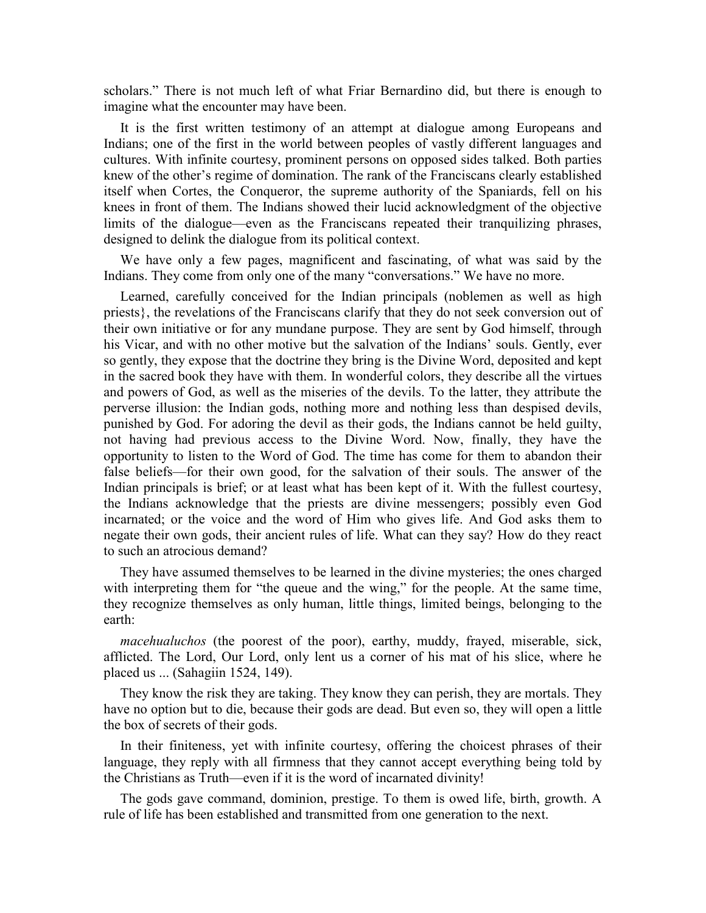scholars." There is not much left of what Friar Bernardino did, but there is enough to imagine what the encounter may have been.

It is the first written testimony of an attempt at dialogue among Europeans and Indians; one of the first in the world between peoples of vastly different languages and cultures. With infinite courtesy, prominent persons on opposed sides talked. Both parties knew of the other's regime of domination. The rank of the Franciscans clearly established itself when Cortes, the Conqueror, the supreme authority of the Spaniards, fell on his knees in front of them. The Indians showed their lucid acknowledgment of the objective limits of the dialogue—even as the Franciscans repeated their tranquilizing phrases, designed to delink the dialogue from its political context.

We have only a few pages, magnificent and fascinating, of what was said by the Indians. They come from only one of the many "conversations." We have no more.

Learned, carefully conceived for the Indian principals (noblemen as well as high priests}, the revelations of the Franciscans clarify that they do not seek conversion out of their own initiative or for any mundane purpose. They are sent by God himself, through his Vicar, and with no other motive but the salvation of the Indians' souls. Gently, ever so gently, they expose that the doctrine they bring is the Divine Word, deposited and kept in the sacred book they have with them. In wonderful colors, they describe all the virtues and powers of God, as well as the miseries of the devils. To the latter, they attribute the perverse illusion: the Indian gods, nothing more and nothing less than despised devils, punished by God. For adoring the devil as their gods, the Indians cannot be held guilty, not having had previous access to the Divine Word. Now, finally, they have the opportunity to listen to the Word of God. The time has come for them to abandon their false beliefs—for their own good, for the salvation of their souls. The answer of the Indian principals is brief; or at least what has been kept of it. With the fullest courtesy, the Indians acknowledge that the priests are divine messengers; possibly even God incarnated; or the voice and the word of Him who gives life. And God asks them to negate their own gods, their ancient rules of life. What can they say? How do they react to such an atrocious demand?

They have assumed themselves to be learned in the divine mysteries; the ones charged with interpreting them for "the queue and the wing," for the people. At the same time, they recognize themselves as only human, little things, limited beings, belonging to the earth:

*macehualuchos* (the poorest of the poor), earthy, muddy, frayed, miserable, sick, afflicted. The Lord, Our Lord, only lent us a corner of his mat of his slice, where he placed us ... (Sahagiin 1524, 149).

They know the risk they are taking. They know they can perish, they are mortals. They have no option but to die, because their gods are dead. But even so, they will open a little the box of secrets of their gods.

In their finiteness, yet with infinite courtesy, offering the choicest phrases of their language, they reply with all firmness that they cannot accept everything being told by the Christians as Truth—even if it is the word of incarnated divinity!

The gods gave command, dominion, prestige. To them is owed life, birth, growth. A rule of life has been established and transmitted from one generation to the next.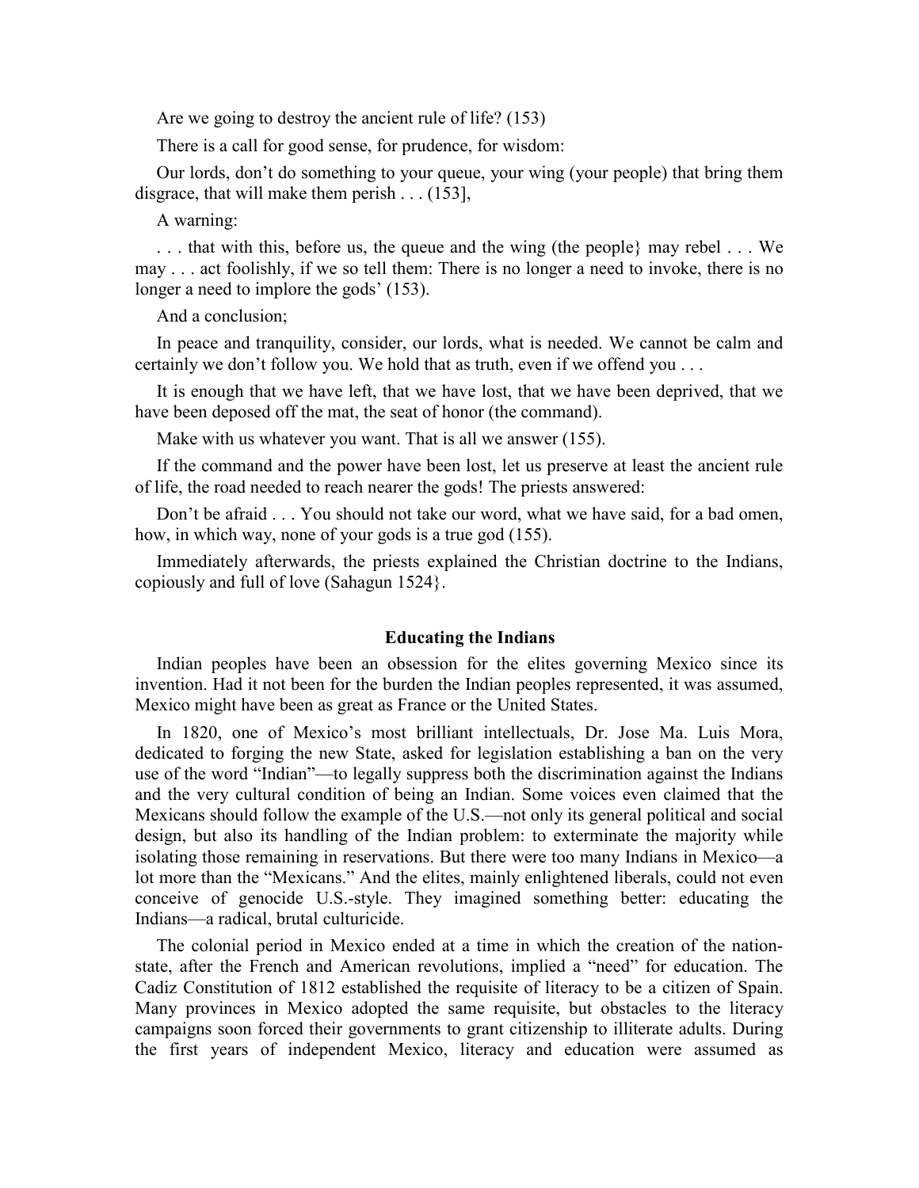Are we going to destroy the ancient rule of life? (153)

There is a call for good sense, for prudence, for wisdom:

Our lords, don't do something to your queue, your wing (your people) that bring them disgrace, that will make them perish . . . (153],

A warning:

. . . that with this, before us, the queue and the wing (the people} may rebel . . . We may . . . act foolishly, if we so tell them: There is no longer a need to invoke, there is no longer a need to implore the gods' (153).

And a conclusion;

In peace and tranquility, consider, our lords, what is needed. We cannot be calm and certainly we don't follow you. We hold that as truth, even if we offend you . . .

It is enough that we have left, that we have lost, that we have been deprived, that we have been deposed off the mat, the seat of honor (the command).

Make with us whatever you want. That is all we answer (155).

If the command and the power have been lost, let us preserve at least the ancient rule of life, the road needed to reach nearer the gods! The priests answered:

Don't be afraid . . . You should not take our word, what we have said, for a bad omen, how, in which way, none of your gods is a true god (155).

Immediately afterwards, the priests explained the Christian doctrine to the Indians, copiously and full of love (Sahagun 1524}.

## Educating the Indians

Indian peoples have been an obsession for the elites governing Mexico since its invention. Had it not been for the burden the Indian peoples represented, it was assumed, Mexico might have been as great as France or the United States.

In 1820, one of Mexico's most brilliant intellectuals, Dr. Jose Ma. Luis Mora, dedicated to forging the new State, asked for legislation establishing a ban on the very use of the word "Indian"—to legally suppress both the discrimination against the Indians and the very cultural condition of being an Indian. Some voices even claimed that the Mexicans should follow the example of the U.S.—not only its general political and social design, but also its handling of the Indian problem: to exterminate the majority while isolating those remaining in reservations. But there were too many Indians in Mexico—a lot more than the "Mexicans." And the elites, mainly enlightened liberals, could not even conceive of genocide U.S.-style. They imagined something better: educating the Indians—a radical, brutal culturicide.

The colonial period in Mexico ended at a time in which the creation of the nation-state, after the French and American revolutions, implied a "need" for education. The Cadiz Constitution of 1812 established the requisite of literacy to be a citizen of Spain. Many provinces in Mexico adopted the same requisite, but obstacles to the literacy campaigns soon forced their governments to grant citizenship to illiterate adults. During the first years of independent Mexico, literacy and education were assumed as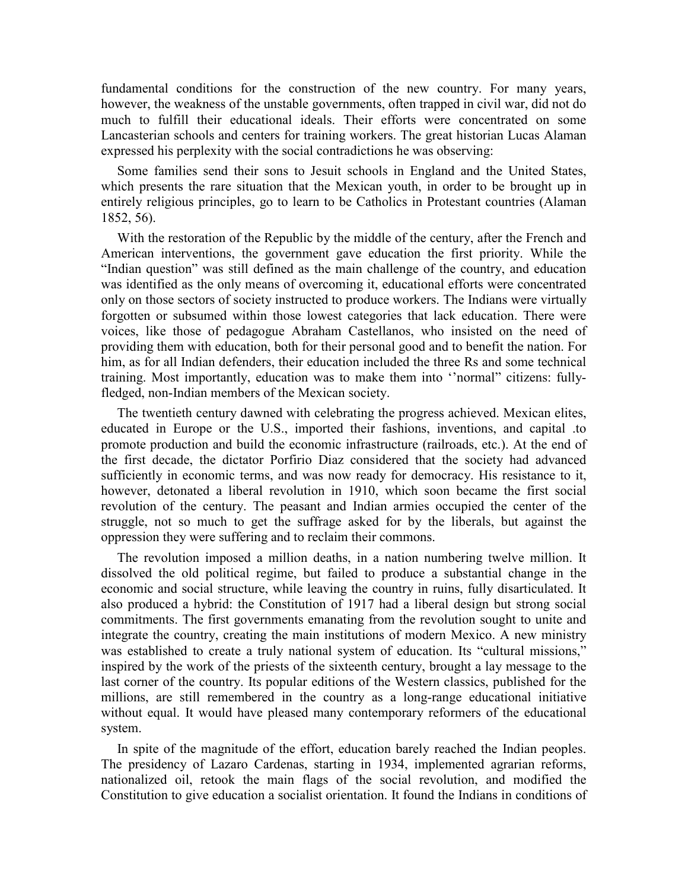fundamental conditions for the construction of the new country. For many years, however, the weakness of the unstable governments, often trapped in civil war, did not do much to fulfill their educational ideals. Their efforts were concentrated on some Lancasterian schools and centers for training workers. The great historian Lucas Alaman expressed his perplexity with the social contradictions he was observing:

> Some families send their sons to Jesuit schools in England and the United States, which presents the rare situation that the Mexican youth, in order to be brought up in entirely religious principles, go to learn to be Catholics in Protestant countries (Alaman 1852, 56).

With the restoration of the Republic by the middle of the century, after the French and American interventions, the government gave education the first priority. While the "Indian question" was still defined as the main challenge of the country, and education was identified as the only means of overcoming it, educational efforts were concentrated only on those sectors of society instructed to produce workers. The Indians were virtually forgotten or subsumed within those lowest categories that lack education. There were voices, like those of pedagogue Abraham Castellanos, who insisted on the need of providing them with education, both for their personal good and to benefit the nation. For him, as for all Indian defenders, their education included the three Rs and some technical training. Most importantly, education was to make them into ''normal" citizens: fully-fledged, non-Indian members of the Mexican society.

The twentieth century dawned with celebrating the progress achieved. Mexican elites, educated in Europe or the U.S., imported their fashions, inventions, and capital .to promote production and build the economic infrastructure (railroads, etc.). At the end of the first decade, the dictator Porfirio Diaz considered that the society had advanced sufficiently in economic terms, and was now ready for democracy. His resistance to it, however, detonated a liberal revolution in 1910, which soon became the first social revolution of the century. The peasant and Indian armies occupied the center of the struggle, not so much to get the suffrage asked for by the liberals, but against the oppression they were suffering and to reclaim their commons.

The revolution imposed a million deaths, in a nation numbering twelve million. It dissolved the old political regime, but failed to produce a substantial change in the economic and social structure, while leaving the country in ruins, fully disarticulated. It also produced a hybrid: the Constitution of 1917 had a liberal design but strong social commitments. The first governments emanating from the revolution sought to unite and integrate the country, creating the main institutions of modern Mexico. A new ministry was established to create a truly national system of education. Its "cultural missions," inspired by the work of the priests of the sixteenth century, brought a lay message to the last corner of the country. Its popular editions of the Western classics, published for the millions, are still remembered in the country as a long-range educational initiative without equal. It would have pleased many contemporary reformers of the educational system.

In spite of the magnitude of the effort, education barely reached the Indian peoples. The presidency of Lazaro Cardenas, starting in 1934, implemented agrarian reforms, nationalized oil, retook the main flags of the social revolution, and modified the Constitution to give education a socialist orientation. It found the Indians in conditions of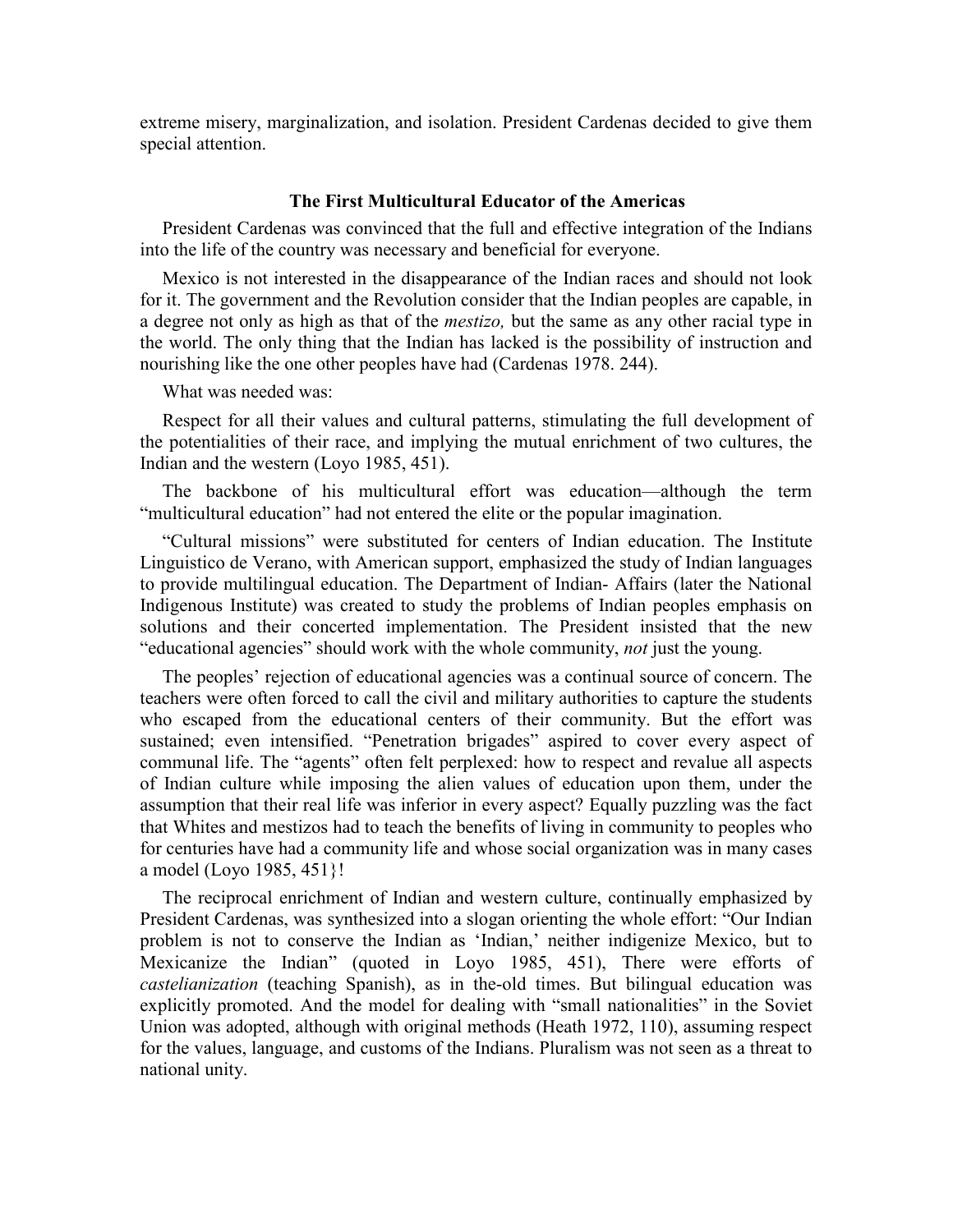extreme misery, marginalization, and isolation. President Cardenas decided to give them special attention.

### The First Multicultural Educator of the Americas

President Cardenas was convinced that the full and effective integration of the Indians into the life of the country was necessary and beneficial for everyone.

Mexico is not interested in the disappearance of the Indian races and should not look for it. The government and the Revolution consider that the Indian peoples are capable, in a degree not only as high as that of the *mestizo,* but the same as any other racial type in the world. The only thing that the Indian has lacked is the possibility of instruction and nourishing like the one other peoples have had (Cardenas 1978. 244).

What was needed was:

Respect for all their values and cultural patterns, stimulating the full development of the potentialities of their race, and implying the mutual enrichment of two cultures, the Indian and the western (Loyo 1985, 451).

The backbone of his multicultural effort was education—although the term "multicultural education" had not entered the elite or the popular imagination.

"Cultural missions" were substituted for centers of Indian education. The Institute Linguistico de Verano, with American support, emphasized the study of Indian languages to provide multilingual education. The Department of Indian- Affairs (later the National Indigenous Institute) was created to study the problems of Indian peoples emphasis on solutions and their concerted implementation. The President insisted that the new "educational agencies" should work with the whole community, *not* just the young.

The peoples' rejection of educational agencies was a continual source of concern. The teachers were often forced to call the civil and military authorities to capture the students who escaped from the educational centers of their community. But the effort was sustained; even intensified. "Penetration brigades" aspired to cover every aspect of communal life. The "agents" often felt perplexed: how to respect and revalue all aspects of Indian culture while imposing the alien values of education upon them, under the assumption that their real life was inferior in every aspect? Equally puzzling was the fact that Whites and mestizos had to teach the benefits of living in community to peoples who for centuries have had a community life and whose social organization was in many cases a model (Loyo 1985, 451}!

The reciprocal enrichment of Indian and western culture, continually emphasized by President Cardenas, was synthesized into a slogan orienting the whole effort: "Our Indian problem is not to conserve the Indian as 'Indian,' neither indigenize Mexico, but to Mexicanize the Indian" (quoted in Loyo 1985, 451), There were efforts of *castelianization* (teaching Spanish), as in the-old times. But bilingual education was explicitly promoted. And the model for dealing with "small nationalities" in the Soviet Union was adopted, although with original methods (Heath 1972, 110), assuming respect for the values, language, and customs of the Indians. Pluralism was not seen as a threat to national unity.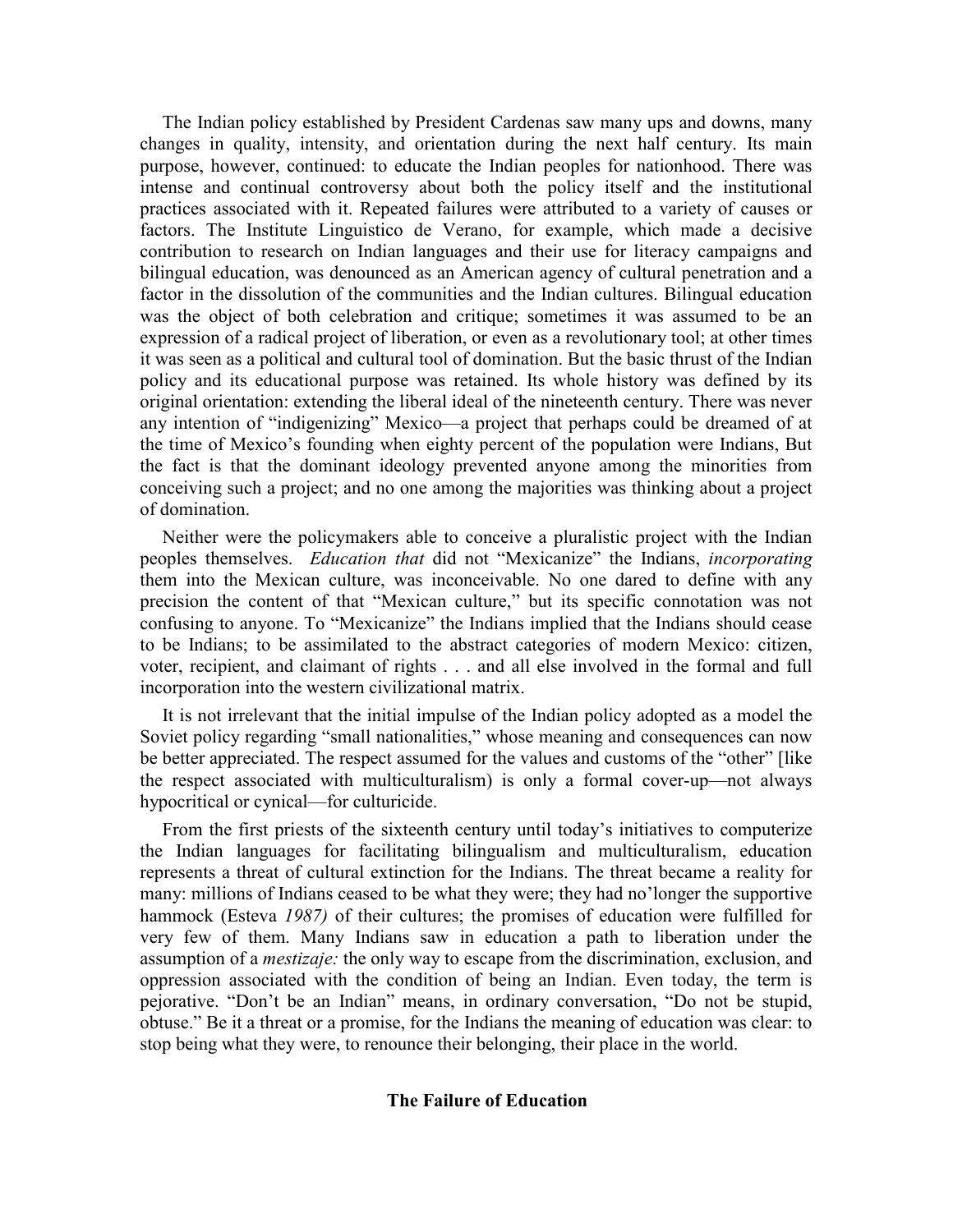The Indian policy established by President Cardenas saw many ups and downs, many changes in quality, intensity, and orientation during the next half century. Its main purpose, however, continued: to educate the Indian peoples for nationhood. There was intense and continual controversy about both the policy itself and the institutional practices associated with it. Repeated failures were attributed to a variety of causes or factors. The Institute Linguistico de Verano, for example, which made a decisive contribution to research on Indian languages and their use for literacy campaigns and bilingual education, was denounced as an American agency of cultural penetration and a factor in the dissolution of the communities and the Indian cultures. Bilingual education was the object of both celebration and critique; sometimes it was assumed to be an expression of a radical project of liberation, or even as a revolutionary tool; at other times it was seen as a political and cultural tool of domination. But the basic thrust of the Indian policy and its educational purpose was retained. Its whole history was defined by its original orientation: extending the liberal ideal of the nineteenth century. There was never any intention of "indigenizing" Mexico—a project that perhaps could be dreamed of at the time of Mexico's founding when eighty percent of the population were Indians, But the fact is that the dominant ideology prevented anyone among the minorities from conceiving such a project; and no one among the majorities was thinking about a project of domination.

Neither were the policymakers able to conceive a pluralistic project with the Indian peoples themselves. *Education that* did not "Mexicanize" the Indians, *incorporating* them into the Mexican culture, was inconceivable. No one dared to define with any precision the content of that "Mexican culture," but its specific connotation was not confusing to anyone. To "Mexicanize" the Indians implied that the Indians should cease to be Indians; to be assimilated to the abstract categories of modern Mexico: citizen, voter, recipient, and claimant of rights . . . and all else involved in the formal and full incorporation into the western civilizational matrix.

It is not irrelevant that the initial impulse of the Indian policy adopted as a model the Soviet policy regarding "small nationalities," whose meaning and consequences can now be better appreciated. The respect assumed for the values and customs of the "other" [like the respect associated with multiculturalism) is only a formal cover-up—not always hypocritical or cynical—for culturicide.

From the first priests of the sixteenth century until today's initiatives to computerize the Indian languages for facilitating bilingualism and multiculturalism, education represents a threat of cultural extinction for the Indians. The threat became a reality for many: millions of Indians ceased to be what they were; they had no'longer the supportive hammock (Esteva *1987)* of their cultures; the promises of education were fulfilled for very few of them. Many Indians saw in education a path to liberation under the assumption of a *mestizaje:* the only way to escape from the discrimination, exclusion, and oppression associated with the condition of being an Indian. Even today, the term is pejorative. "Don't be an Indian" means, in ordinary conversation, "Do not be stupid, obtuse." Be it a threat or a promise, for the Indians the meaning of education was clear: to stop being what they were, to renounce their belonging, their place in the world.

## The Failure of Education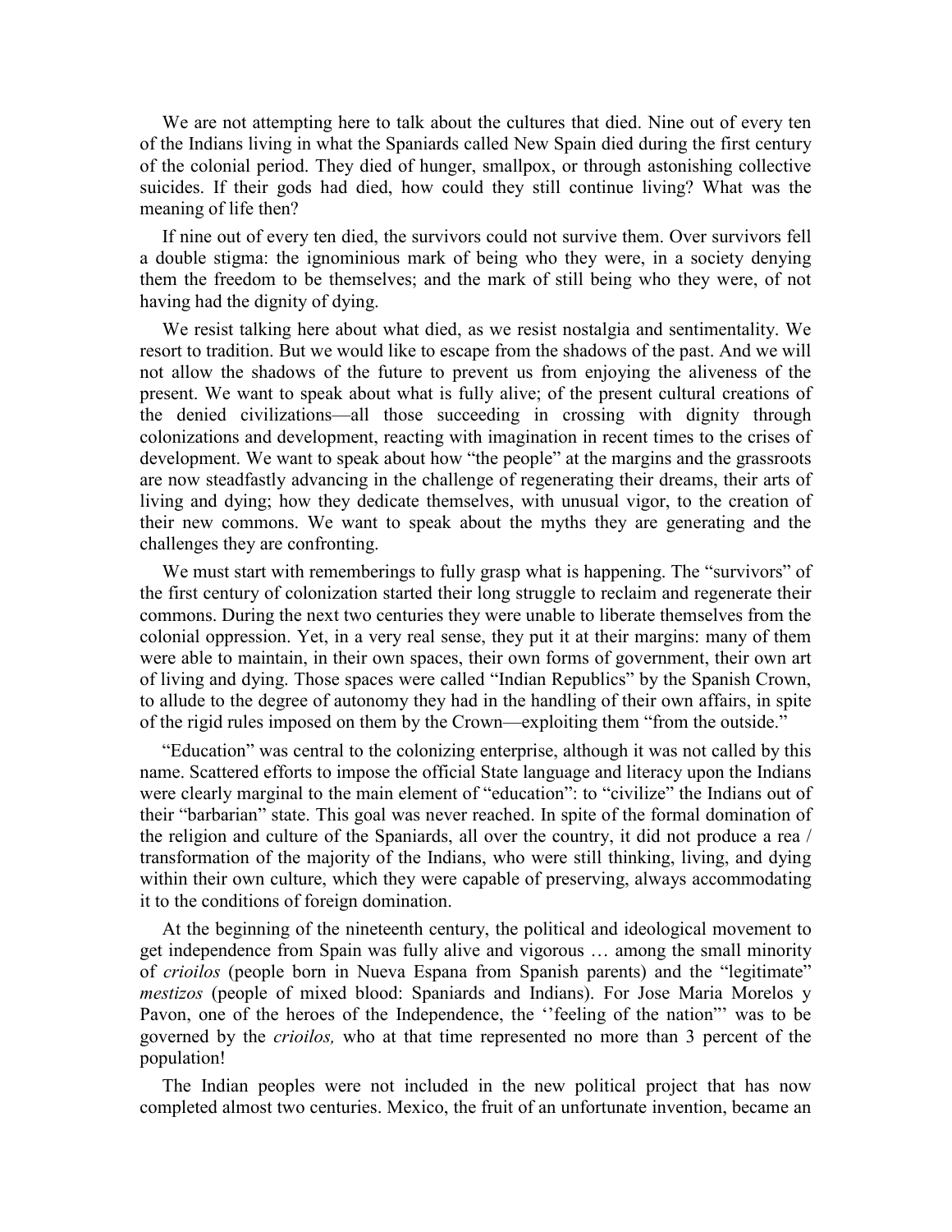We are not attempting here to talk about the cultures that died. Nine out of every ten of the Indians living in what the Spaniards called New Spain died during the first century of the colonial period. They died of hunger, smallpox, or through astonishing collective suicides. If their gods had died, how could they still continue living? What was the meaning of life then?

If nine out of every ten died, the survivors could not survive them. Over survivors fell a double stigma: the ignominious mark of being who they were, in a society denying them the freedom to be themselves; and the mark of still being who they were, of not having had the dignity of dying.

We resist talking here about what died, as we resist nostalgia and sentimentality. We resort to tradition. But we would like to escape from the shadows of the past. And we will not allow the shadows of the future to prevent us from enjoying the aliveness of the present. We want to speak about what is fully alive; of the present cultural creations of the denied civilizations—all those succeeding in crossing with dignity through colonizations and development, reacting with imagination in recent times to the crises of development. We want to speak about how "the people" at the margins and the grassroots are now steadfastly advancing in the challenge of regenerating their dreams, their arts of living and dying; how they dedicate themselves, with unusual vigor, to the creation of their new commons. We want to speak about the myths they are generating and the challenges they are confronting.

We must start with rememberings to fully grasp what is happening. The "survivors" of the first century of colonization started their long struggle to reclaim and regenerate their commons. During the next two centuries they were unable to liberate themselves from the colonial oppression. Yet, in a very real sense, they put it at their margins: many of them were able to maintain, in their own spaces, their own forms of government, their own art of living and dying. Those spaces were called "Indian Republics" by the Spanish Crown, to allude to the degree of autonomy they had in the handling of their own affairs, in spite of the rigid rules imposed on them by the Crown—exploiting them "from the outside."

"Education" was central to the colonizing enterprise, although it was not called by this name. Scattered efforts to impose the official State language and literacy upon the Indians were clearly marginal to the main element of "education": to "civilize" the Indians out of their "barbarian" state. This goal was never reached. In spite of the formal domination of the religion and culture of the Spaniards, all over the country, it did not produce a rea / transformation of the majority of the Indians, who were still thinking, living, and dying within their own culture, which they were capable of preserving, always accommodating it to the conditions of foreign domination.

At the beginning of the nineteenth century, the political and ideological movement to get independence from Spain was fully alive and vigorous … among the small minority of *crioilos* (people born in Nueva Espana from Spanish parents) and the "legitimate" *mestizos* (people of mixed blood: Spaniards and Indians). For Jose Maria Morelos y Pavon, one of the heroes of the Independence, the ''feeling of the nation"' was to be governed by the *crioilos,* who at that time represented no more than 3 percent of the population!

The Indian peoples were not included in the new political project that has now completed almost two centuries. Mexico, the fruit of an unfortunate invention, became an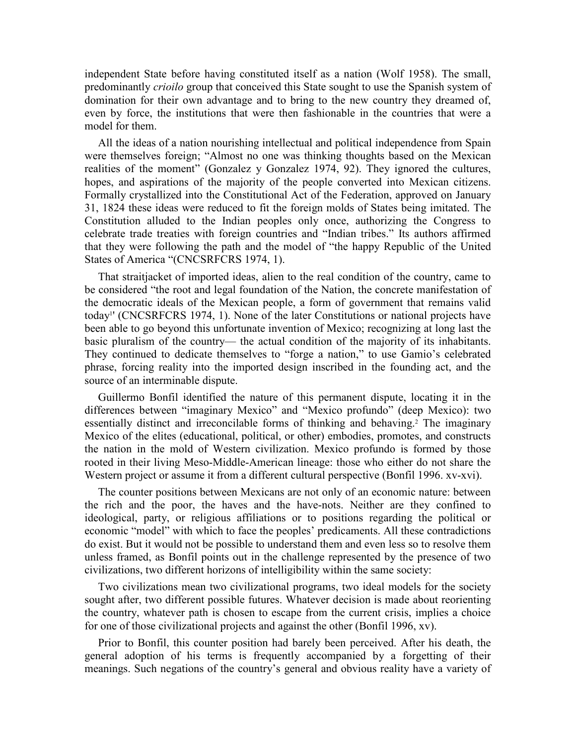independent State before having constituted itself as a nation (Wolf 1958). The small, predominantly *crioilo* group that conceived this State sought to use the Spanish system of domination for their own advantage and to bring to the new country they dreamed of, even by force, the institutions that were then fashionable in the countries that were a model for them.

All the ideas of a nation nourishing intellectual and political independence from Spain were themselves foreign; "Almost no one was thinking thoughts based on the Mexican realities of the moment" (Gonzalez y Gonzalez 1974, 92). They ignored the cultures, hopes, and aspirations of the majority of the people converted into Mexican citizens. Formally crystallized into the Constitutional Act of the Federation, approved on January 31, 1824 these ideas were reduced to fit the foreign molds of States being imitated. The Constitution alluded to the Indian peoples only once, authorizing the Congress to celebrate trade treaties with foreign countries and "Indian tribes." Its authors affirmed that they were following the path and the model of "the happy Republic of the United States of America "(CNCSRFCRS 1974, 1).

That straitjacket of imported ideas, alien to the real condition of the country, came to be considered "the root and legal foundation of the Nation, the concrete manifestation of the democratic ideals of the Mexican people, a form of government that remains valid today[1]' (CNCSRFCRS 1974, 1). None of the later Constitutions or national projects have been able to go beyond this unfortunate invention of Mexico; recognizing at long last the basic pluralism of the country— the actual condition of the majority of its inhabitants. They continued to dedicate themselves to "forge a nation," to use Gamio's celebrated phrase, forcing reality into the imported design inscribed in the founding act, and the source of an interminable dispute.

Guillermo Bonfil identified the nature of this permanent dispute, locating it in the differences between "imaginary Mexico" and "Mexico profundo" (deep Mexico): two essentially distinct and irreconcilable forms of thinking and behaving.[2] The imaginary Mexico of the elites (educational, political, or other) embodies, promotes, and constructs the nation in the mold of Western civilization. Mexico profundo is formed by those rooted in their living Meso-Middle-American lineage: those who either do not share the Western project or assume it from a different cultural perspective (Bonfil 1996. xv-xvi).

The counter positions between Mexicans are not only of an economic nature: between the rich and the poor, the haves and the have-nots. Neither are they confined to ideological, party, or religious affiliations or to positions regarding the political or economic "model" with which to face the peoples' predicaments. All these contradictions do exist. But it would not be possible to understand them and even less so to resolve them unless framed, as Bonfil points out in the challenge represented by the presence of two civilizations, two different horizons of intelligibility within the same society:

Two civilizations mean two civilizational programs, two ideal models for the society sought after, two different possible futures. Whatever decision is made about reorienting the country, whatever path is chosen to escape from the current crisis, implies a choice for one of those civilizational projects and against the other (Bonfil 1996, xv).

Prior to Bonfil, this counter position had barely been perceived. After his death, the general adoption of his terms is frequently accompanied by a forgetting of their meanings. Such negations of the country's general and obvious reality have a variety of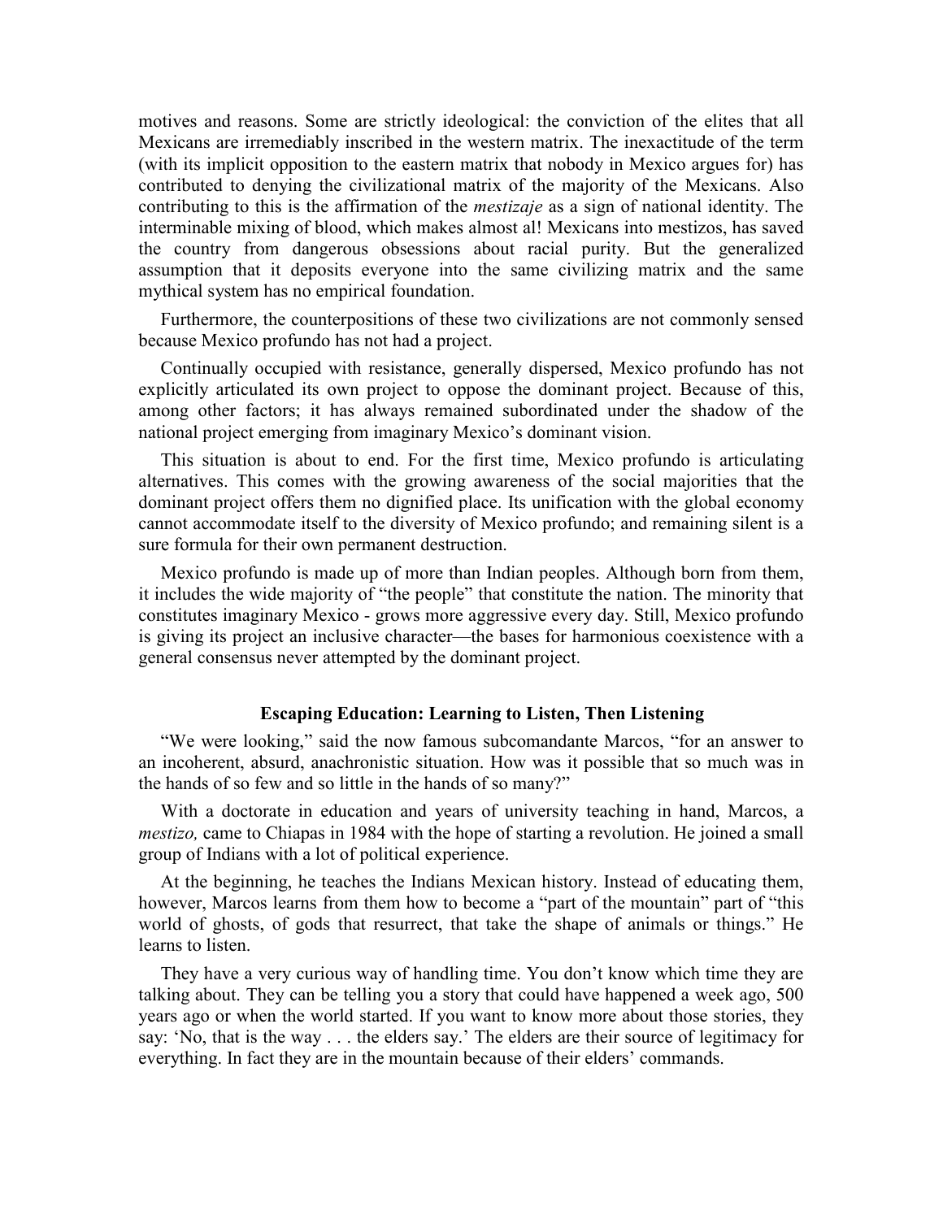motives and reasons. Some are strictly ideological: the conviction of the elites that all Mexicans are irremediably inscribed in the western matrix. The inexactitude of the term (with its implicit opposition to the eastern matrix that nobody in Mexico argues for) has contributed to denying the civilizational matrix of the majority of the Mexicans. Also contributing to this is the affirmation of the *mestizaje* as a sign of national identity. The interminable mixing of blood, which makes almost al! Mexicans into mestizos, has saved the country from dangerous obsessions about racial purity. But the generalized assumption that it deposits everyone into the same civilizing matrix and the same mythical system has no empirical foundation.

Furthermore, the counterpositions of these two civilizations are not commonly sensed because Mexico profundo has not had a project.

Continually occupied with resistance, generally dispersed, Mexico profundo has not explicitly articulated its own project to oppose the dominant project. Because of this, among other factors; it has always remained subordinated under the shadow of the national project emerging from imaginary Mexico's dominant vision.

This situation is about to end. For the first time, Mexico profundo is articulating alternatives. This comes with the growing awareness of the social majorities that the dominant project offers them no dignified place. Its unification with the global economy cannot accommodate itself to the diversity of Mexico profundo; and remaining silent is a sure formula for their own permanent destruction.

Mexico profundo is made up of more than Indian peoples. Although born from them, it includes the wide majority of "the people" that constitute the nation. The minority that constitutes imaginary Mexico - grows more aggressive every day. Still, Mexico profundo is giving its project an inclusive character—the bases for harmonious coexistence with a general consensus never attempted by the dominant project.

## Escaping Education: Learning to Listen, Then Listening

"We were looking," said the now famous subcomandante Marcos, "for an answer to an incoherent, absurd, anachronistic situation. How was it possible that so much was in the hands of so few and so little in the hands of so many?"

With a doctorate in education and years of university teaching in hand, Marcos, a *mestizo,* came to Chiapas in 1984 with the hope of starting a revolution. He joined a small group of Indians with a lot of political experience.

At the beginning, he teaches the Indians Mexican history. Instead of educating them, however, Marcos learns from them how to become a "part of the mountain" part of "this world of ghosts, of gods that resurrect, that take the shape of animals or things." He learns to listen.

They have a very curious way of handling time. You don't know which time they are talking about. They can be telling you a story that could have happened a week ago, 500 years ago or when the world started. If you want to know more about those stories, they say: 'No, that is the way . . . the elders say.' The elders are their source of legitimacy for everything. In fact they are in the mountain because of their elders' commands.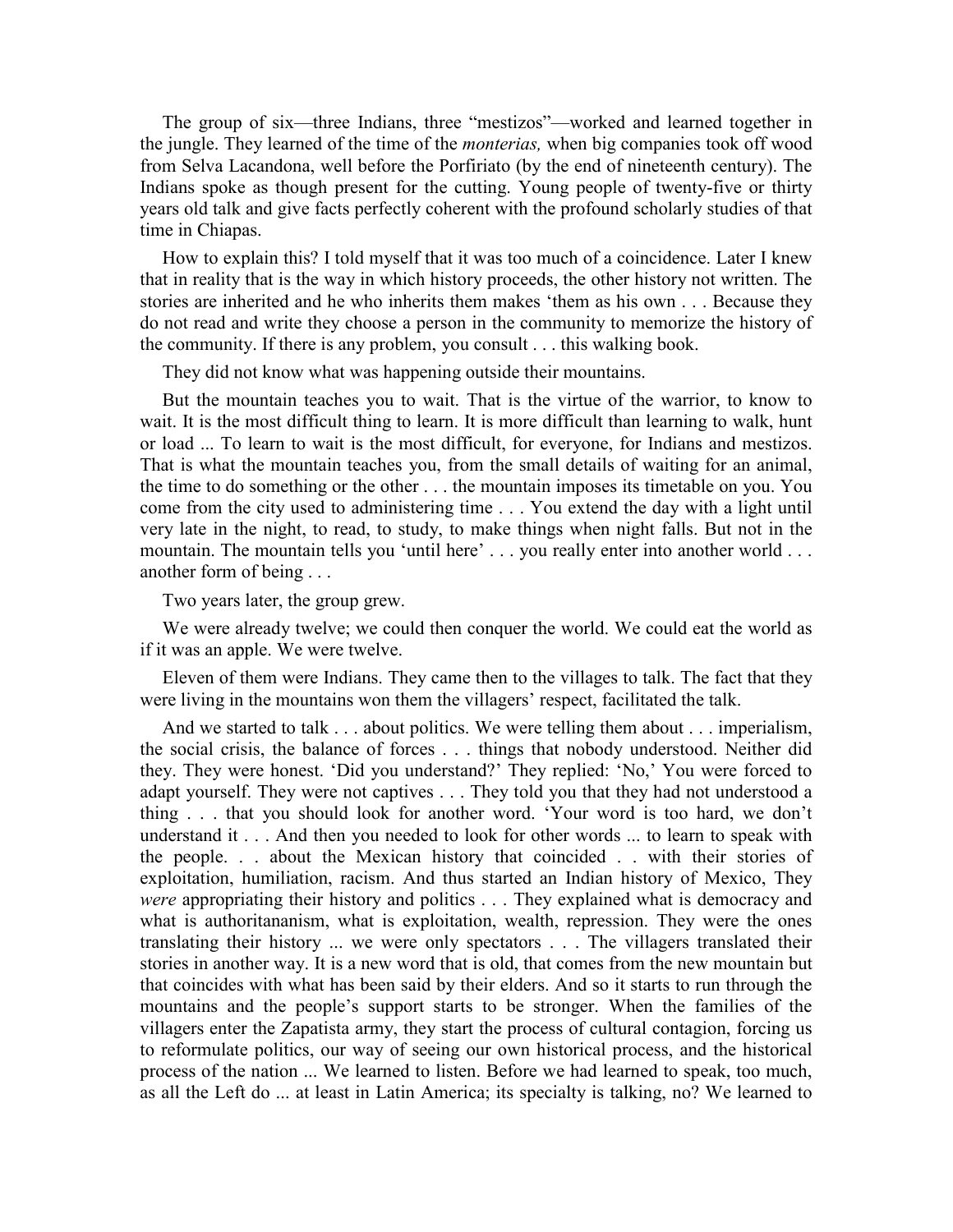The group of six—three Indians, three "mestizos"—worked and learned together in the jungle. They learned of the time of the *monterias,* when big companies took off wood from Selva Lacandona, well before the Porfiriato (by the end of nineteenth century). The Indians spoke as though present for the cutting. Young people of twenty-five or thirty years old talk and give facts perfectly coherent with the profound scholarly studies of that time in Chiapas.

How to explain this? I told myself that it was too much of a coincidence. Later I knew that in reality that is the way in which history proceeds, the other history not written. The stories are inherited and he who inherits them makes 'them as his own . . . Because they do not read and write they choose a person in the community to memorize the history of the community. If there is any problem, you consult . . . this walking book.

They did not know what was happening outside their mountains.

But the mountain teaches you to wait. That is the virtue of the warrior, to know to wait. It is the most difficult thing to learn. It is more difficult than learning to walk, hunt or load ... To learn to wait is the most difficult, for everyone, for Indians and mestizos. That is what the mountain teaches you, from the small details of waiting for an animal, the time to do something or the other . . . the mountain imposes its timetable on you. You come from the city used to administering time . . . You extend the day with a light until very late in the night, to read, to study, to make things when night falls. But not in the mountain. The mountain tells you 'until here' . . . you really enter into another world . . . another form of being . . .

Two years later, the group grew.

We were already twelve; we could then conquer the world. We could eat the world as if it was an apple. We were twelve.

Eleven of them were Indians. They came then to the villages to talk. The fact that they were living in the mountains won them the villagers' respect, facilitated the talk.

And we started to talk . . . about politics. We were telling them about . . . imperialism, the social crisis, the balance of forces . . . things that nobody understood. Neither did they. They were honest. 'Did you understand?' They replied: 'No,' You were forced to adapt yourself. They were not captives . . . They told you that they had not understood a thing . . . that you should look for another word. 'Your word is too hard, we don't understand it . . . And then you needed to look for other words ... to learn to speak with the people. . . about the Mexican history that coincided . . with their stories of exploitation, humiliation, racism. And thus started an Indian history of Mexico, They *were* appropriating their history and politics . . . They explained what is democracy and what is authoritananism, what is exploitation, wealth, repression. They were the ones translating their history ... we were only spectators . . . The villagers translated their stories in another way. It is a new word that is old, that comes from the new mountain but that coincides with what has been said by their elders. And so it starts to run through the mountains and the people's support starts to be stronger. When the families of the villagers enter the Zapatista army, they start the process of cultural contagion, forcing us to reformulate politics, our way of seeing our own historical process, and the historical process of the nation ... We learned to listen. Before we had learned to speak, too much, as all the Left do ... at least in Latin America; its specialty is talking, no? We learned to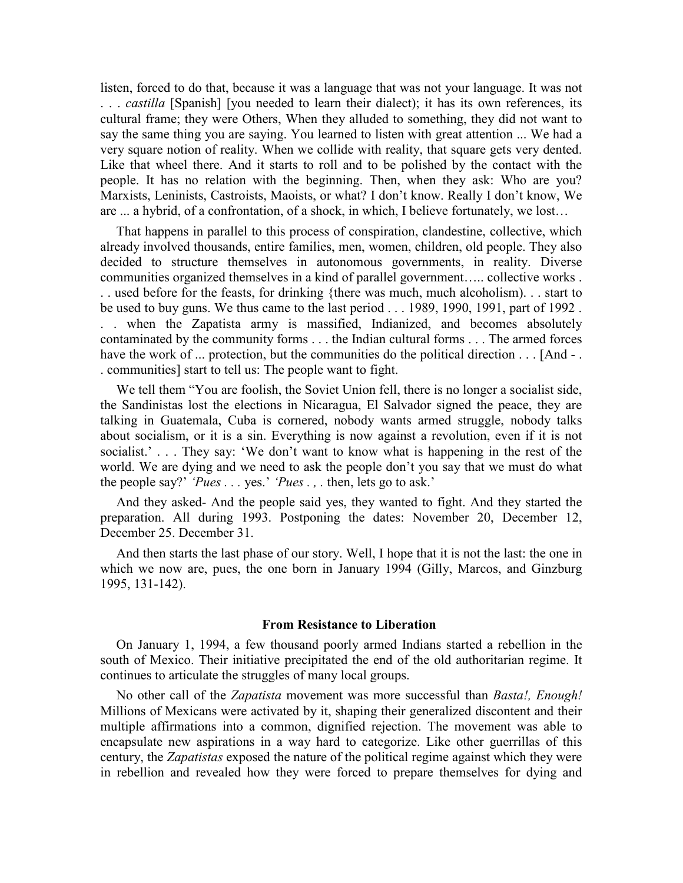listen, forced to do that, because it was a language that was not your language. It was not . . . *castilla* [Spanish] [you needed to learn their dialect); it has its own references, its cultural frame; they were Others, When they alluded to something, they did not want to say the same thing you are saying. You learned to listen with great attention ... We had a very square notion of reality. When we collide with reality, that square gets very dented. Like that wheel there. And it starts to roll and to be polished by the contact with the people. It has no relation with the beginning. Then, when they ask: Who are you? Marxists, Leninists, Castroists, Maoists, or what? I don't know. Really I don't know, We are ... a hybrid, of a confrontation, of a shock, in which, I believe fortunately, we lost…

That happens in parallel to this process of conspiration, clandestine, collective, which already involved thousands, entire families, men, women, children, old people. They also decided to structure themselves in autonomous governments, in reality. Diverse communities organized themselves in a kind of parallel government….. collective works . . . used before for the feasts, for drinking {there was much, much alcoholism). . . start to be used to buy guns. We thus came to the last period . . . 1989, 1990, 1991, part of 1992 . . . when the Zapatista army is massified, Indianized, and becomes absolutely contaminated by the community forms . . . the Indian cultural forms . . . The armed forces have the work of ... protection, but the communities do the political direction . . . [And - . . communities] start to tell us: The people want to fight.

We tell them "You are foolish, the Soviet Union fell, there is no longer a socialist side, the Sandinistas lost the elections in Nicaragua, El Salvador signed the peace, they are talking in Guatemala, Cuba is cornered, nobody wants armed struggle, nobody talks about socialism, or it is a sin. Everything is now against a revolution, even if it is not socialist.' . . . They say: 'We don't want to know what is happening in the rest of the world. We are dying and we need to ask the people don't you say that we must do what the people say?' *'Pues* . . . yes.' *'Pues* . , . then, lets go to ask.'

And they asked- And the people said yes, they wanted to fight. And they started the preparation. All during 1993. Postponing the dates: November 20, December 12, December 25. December 31.

And then starts the last phase of our story. Well, I hope that it is not the last: the one in which we now are, pues, the one born in January 1994 (Gilly, Marcos, and Ginzburg 1995, 131-142).

## From Resistance to Liberation

On January 1, 1994, a few thousand poorly armed Indians started a rebellion in the south of Mexico. Their initiative precipitated the end of the old authoritarian regime. It continues to articulate the struggles of many local groups.

No other call of the *Zapatista* movement was more successful than *Basta!, Enough!* Millions of Mexicans were activated by it, shaping their generalized discontent and their multiple affirmations into a common, dignified rejection. The movement was able to encapsulate new aspirations in a way hard to categorize. Like other guerrillas of this century, the *Zapatistas* exposed the nature of the political regime against which they were in rebellion and revealed how they were forced to prepare themselves for dying and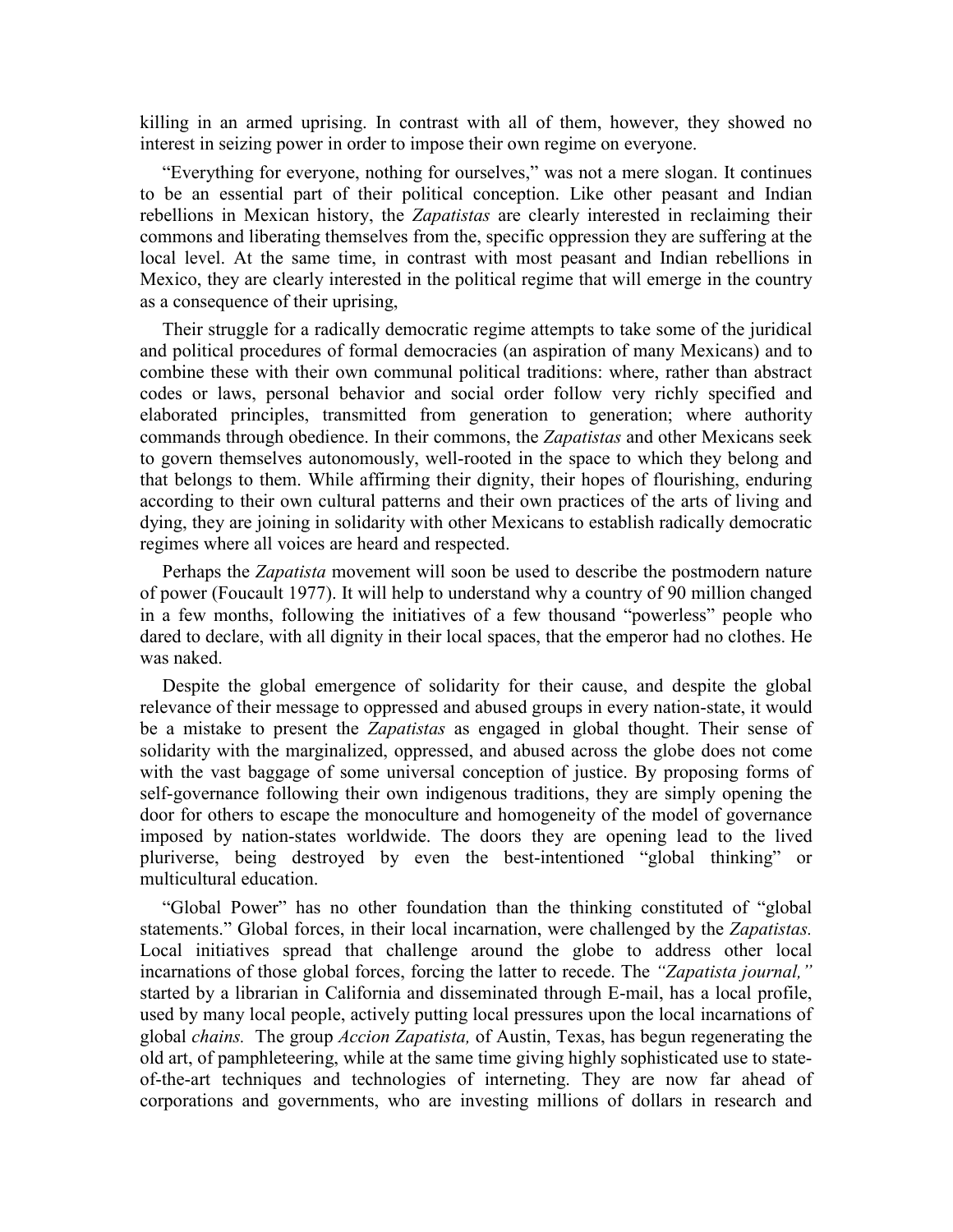killing in an armed uprising. In contrast with all of them, however, they showed no interest in seizing power in order to impose their own regime on everyone.

"Everything for everyone, nothing for ourselves," was not a mere slogan. It continues to be an essential part of their political conception. Like other peasant and Indian rebellions in Mexican history, the *Zapatistas* are clearly interested in reclaiming their commons and liberating themselves from the, specific oppression they are suffering at the local level. At the same time, in contrast with most peasant and Indian rebellions in Mexico, they are clearly interested in the political regime that will emerge in the country as a consequence of their uprising,

Their struggle for a radically democratic regime attempts to take some of the juridical and political procedures of formal democracies (an aspiration of many Mexicans) and to combine these with their own communal political traditions: where, rather than abstract codes or laws, personal behavior and social order follow very richly specified and elaborated principles, transmitted from generation to generation; where authority commands through obedience. In their commons, the *Zapatistas* and other Mexicans seek to govern themselves autonomously, well-rooted in the space to which they belong and that belongs to them. While affirming their dignity, their hopes of flourishing, enduring according to their own cultural patterns and their own practices of the arts of living and dying, they are joining in solidarity with other Mexicans to establish radically democratic regimes where all voices are heard and respected.

Perhaps the *Zapatista* movement will soon be used to describe the postmodern nature of power (Foucault 1977). It will help to understand why a country of 90 million changed in a few months, following the initiatives of a few thousand "powerless" people who dared to declare, with all dignity in their local spaces, that the emperor had no clothes. He was naked.

Despite the global emergence of solidarity for their cause, and despite the global relevance of their message to oppressed and abused groups in every nation-state, it would be a mistake to present the *Zapatistas* as engaged in global thought. Their sense of solidarity with the marginalized, oppressed, and abused across the globe does not come with the vast baggage of some universal conception of justice. By proposing forms of self-governance following their own indigenous traditions, they are simply opening the door for others to escape the monoculture and homogeneity of the model of governance imposed by nation-states worldwide. The doors they are opening lead to the lived pluriverse, being destroyed by even the best-intentioned "global thinking" or multicultural education.

"Global Power" has no other foundation than the thinking constituted of "global statements." Global forces, in their local incarnation, were challenged by the *Zapatistas.* Local initiatives spread that challenge around the globe to address other local incarnations of those global forces, forcing the latter to recede. The *"Zapatista journal,"* started by a librarian in California and disseminated through E-mail, has a local profile, used by many local people, actively putting local pressures upon the local incarnations of global *chains.* The group *Accion Zapatista,* of Austin, Texas, has begun regenerating the old art, of pamphleteering, while at the same time giving highly sophisticated use to state-of-the-art techniques and technologies of interneting. They are now far ahead of corporations and governments, who are investing millions of dollars in research and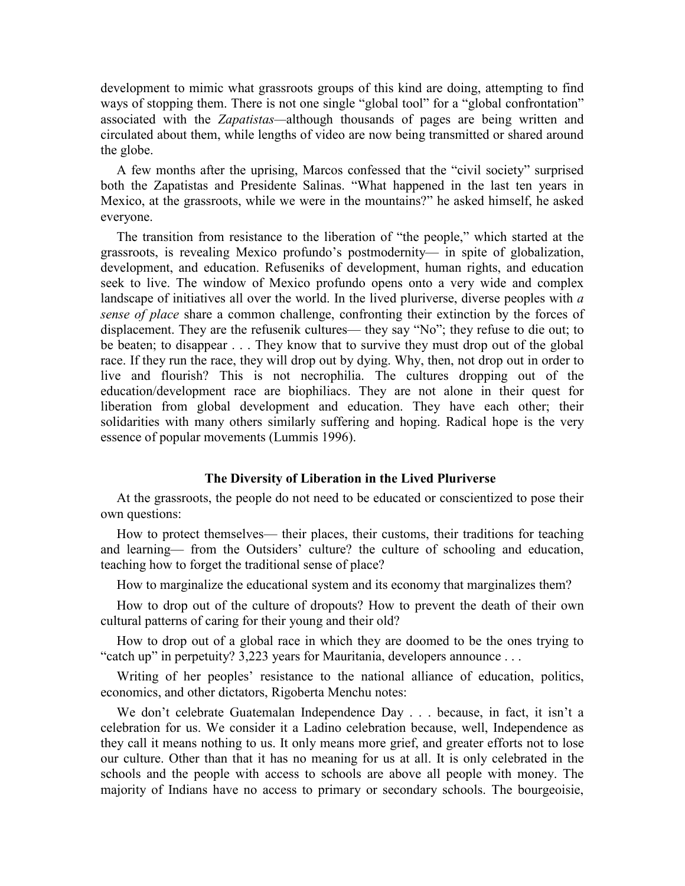development to mimic what grassroots groups of this kind are doing, attempting to find ways of stopping them. There is not one single "global tool" for a "global confrontation" associated with the *Zapatistas*—although thousands of pages are being written and circulated about them, while lengths of video are now being transmitted or shared around the globe.

A few months after the uprising, Marcos confessed that the "civil society" surprised both the Zapatistas and Presidente Salinas. "What happened in the last ten years in Mexico, at the grassroots, while we were in the mountains?" he asked himself, he asked everyone.

The transition from resistance to the liberation of "the people," which started at the grassroots, is revealing Mexico profundo's postmodernity— in spite of globalization, development, and education. Refuseniks of development, human rights, and education seek to live. The window of Mexico profundo opens onto a very wide and complex landscape of initiatives all over the world. In the lived pluriverse, diverse peoples with *a sense of place* share a common challenge, confronting their extinction by the forces of displacement. They are the refusenik cultures— they say "No"; they refuse to die out; to be beaten; to disappear . . . They know that to survive they must drop out of the global race. If they run the race, they will drop out by dying. Why, then, not drop out in order to live and flourish? This is not necrophilia. The cultures dropping out of the education/development race are biophiliacs. They are not alone in their quest for liberation from global development and education. They have each other; their solidarities with many others similarly suffering and hoping. Radical hope is the very essence of popular movements (Lummis 1996).

## The Diversity of Liberation in the Lived Pluriverse

At the grassroots, the people do not need to be educated or conscientized to pose their own questions:

How to protect themselves— their places, their customs, their traditions for teaching and learning— from the Outsiders' culture? the culture of schooling and education, teaching how to forget the traditional sense of place?

How to marginalize the educational system and its economy that marginalizes them?

How to drop out of the culture of dropouts? How to prevent the death of their own cultural patterns of caring for their young and their old?

How to drop out of a global race in which they are doomed to be the ones trying to "catch up" in perpetuity? 3,223 years for Mauritania, developers announce . . .

Writing of her peoples' resistance to the national alliance of education, politics, economics, and other dictators, Rigoberta Menchu notes:

We don't celebrate Guatemalan Independence Day . . . because, in fact, it isn't a celebration for us. We consider it a Ladino celebration because, well, Independence as they call it means nothing to us. It only means more grief, and greater efforts not to lose our culture. Other than that it has no meaning for us at all. It is only celebrated in the schools and the people with access to schools are above all people with money. The majority of Indians have no access to primary or secondary schools. The bourgeoisie,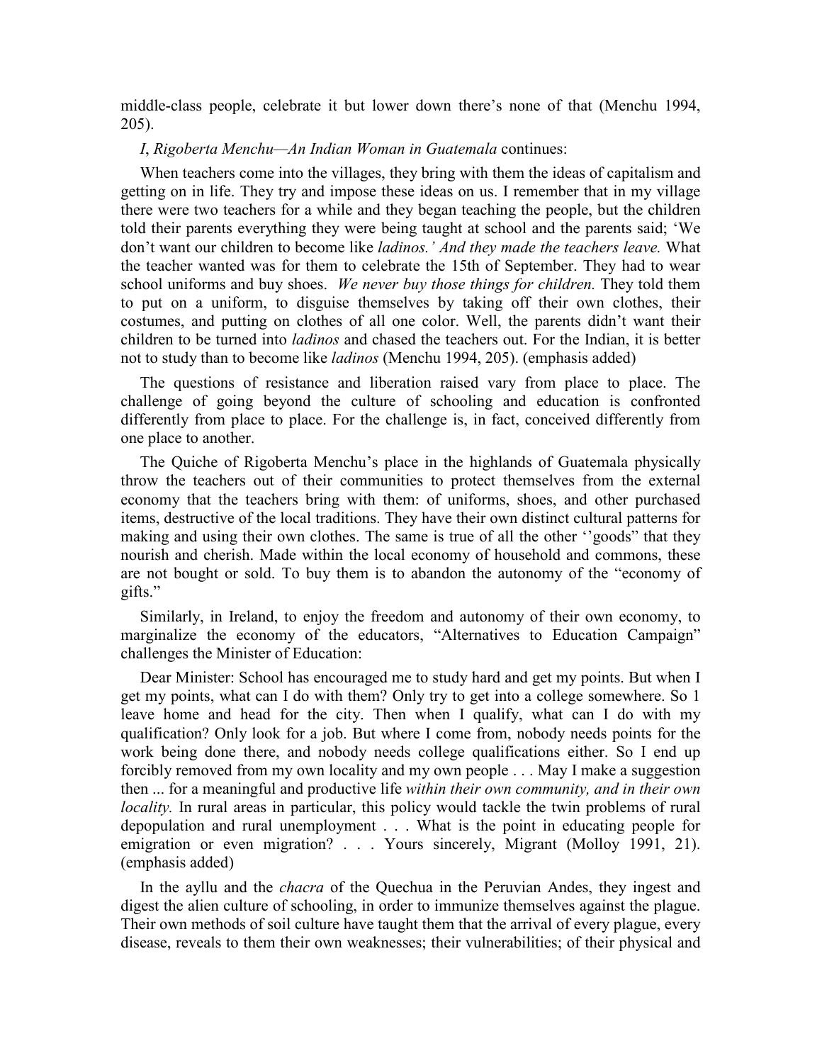middle-class people, celebrate it but lower down there's none of that (Menchu 1994, 205).

*I*, *Rigoberta Menchu—An Indian Woman in Guatemala* continues:

When teachers come into the villages, they bring with them the ideas of capitalism and getting on in life. They try and impose these ideas on us. I remember that in my village there were two teachers for a while and they began teaching the people, but the children told their parents everything they were being taught at school and the parents said; 'We don't want our children to become like *ladinos.' And they made the teachers leave.* What the teacher wanted was for them to celebrate the 15th of September. They had to wear school uniforms and buy shoes. *We never buy those things for children.* They told them to put on a uniform, to disguise themselves by taking off their own clothes, their costumes, and putting on clothes of all one color. Well, the parents didn't want their children to be turned into *ladinos* and chased the teachers out. For the Indian, it is better not to study than to become like *ladinos* (Menchu 1994, 205). (emphasis added)

The questions of resistance and liberation raised vary from place to place. The challenge of going beyond the culture of schooling and education is confronted differently from place to place. For the challenge is, in fact, conceived differently from one place to another.

The Quiche of Rigoberta Menchu's place in the highlands of Guatemala physically throw the teachers out of their communities to protect themselves from the external economy that the teachers bring with them: of uniforms, shoes, and other purchased items, destructive of the local traditions. They have their own distinct cultural patterns for making and using their own clothes. The same is true of all the other ''goods" that they nourish and cherish. Made within the local economy of household and commons, these are not bought or sold. To buy them is to abandon the autonomy of the "economy of gifts."

Similarly, in Ireland, to enjoy the freedom and autonomy of their own economy, to marginalize the economy of the educators, "Alternatives to Education Campaign" challenges the Minister of Education:

Dear Minister: School has encouraged me to study hard and get my points. But when I get my points, what can I do with them? Only try to get into a college somewhere. So 1 leave home and head for the city. Then when I qualify, what can I do with my qualification? Only look for a job. But where I come from, nobody needs points for the work being done there, and nobody needs college qualifications either. So I end up forcibly removed from my own locality and my own people . . . May I make a suggestion then ... for a meaningful and productive life *within their own community, and in their own locality.* In rural areas in particular, this policy would tackle the twin problems of rural depopulation and rural unemployment . . . What is the point in educating people for emigration or even migration? . . . Yours sincerely, Migrant (Molloy 1991, 21). (emphasis added)

In the ayllu and the *chacra* of the Quechua in the Peruvian Andes, they ingest and digest the alien culture of schooling, in order to immunize themselves against the plague. Their own methods of soil culture have taught them that the arrival of every plague, every disease, reveals to them their own weaknesses; their vulnerabilities; of their physical and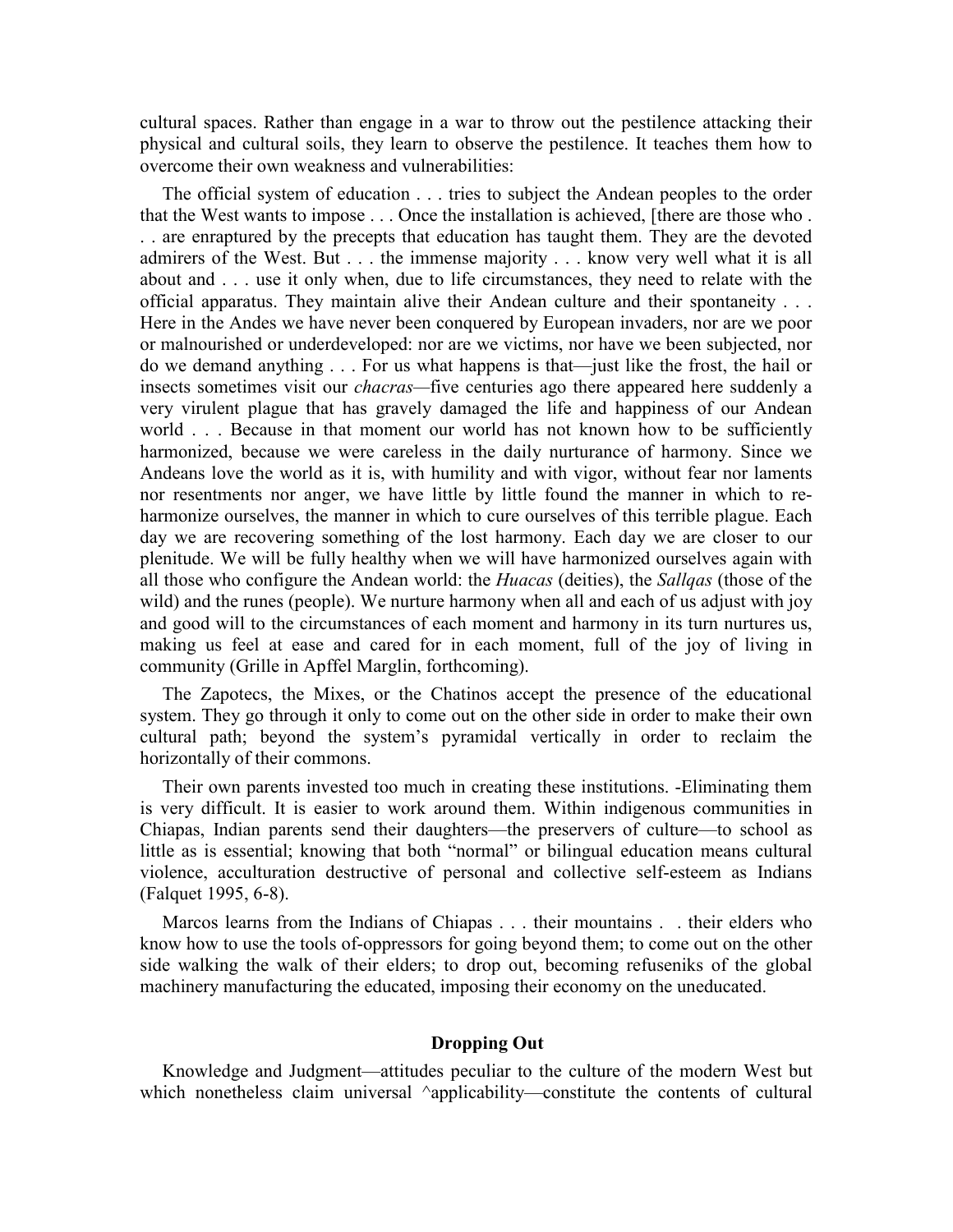cultural spaces. Rather than engage in a war to throw out the pestilence attacking their physical and cultural soils, they learn to observe the pestilence. It teaches them how to overcome their own weakness and vulnerabilities:

The official system of education . . . tries to subject the Andean peoples to the order that the West wants to impose . . . Once the installation is achieved, [there are those who . . . are enraptured by the precepts that education has taught them. They are the devoted admirers of the West. But . . . the immense majority . . . know very well what it is all about and . . . use it only when, due to life circumstances, they need to relate with the official apparatus. They maintain alive their Andean culture and their spontaneity . . . Here in the Andes we have never been conquered by European invaders, nor are we poor or malnourished or underdeveloped: nor are we victims, nor have we been subjected, nor do we demand anything . . . For us what happens is that—just like the frost, the hail or insects sometimes visit our *chacras*—five centuries ago there appeared here suddenly a very virulent plague that has gravely damaged the life and happiness of our Andean world . . . Because in that moment our world has not known how to be sufficiently harmonized, because we were careless in the daily nurturance of harmony. Since we Andeans love the world as it is, with humility and with vigor, without fear nor laments nor resentments nor anger, we have little by little found the manner in which to re-harmonize ourselves, the manner in which to cure ourselves of this terrible plague. Each day we are recovering something of the lost harmony. Each day we are closer to our plenitude. We will be fully healthy when we will have harmonized ourselves again with all those who configure the Andean world: the *Huacas* (deities), the *Sallqas* (those of the wild) and the runes (people). We nurture harmony when all and each of us adjust with joy and good will to the circumstances of each moment and harmony in its turn nurtures us, making us feel at ease and cared for in each moment, full of the joy of living in community (Grille in Apffel Marglin, forthcoming).

The Zapotecs, the Mixes, or the Chatinos accept the presence of the educational system. They go through it only to come out on the other side in order to make their own cultural path; beyond the system's pyramidal vertically in order to reclaim the horizontally of their commons.

Their own parents invested too much in creating these institutions. -Eliminating them is very difficult. It is easier to work around them. Within indigenous communities in Chiapas, Indian parents send their daughters—the preservers of culture—to school as little as is essential; knowing that both "normal" or bilingual education means cultural violence, acculturation destructive of personal and collective self-esteem as Indians (Falquet 1995, 6-8).

Marcos learns from the Indians of Chiapas . . . their mountains . . their elders who know how to use the tools of-oppressors for going beyond them; to come out on the other side walking the walk of their elders; to drop out, becoming refuseniks of the global machinery manufacturing the educated, imposing their economy on the uneducated.

## Dropping Out

Knowledge and Judgment—attitudes peculiar to the culture of the modern West but which nonetheless claim universal ^applicability—constitute the contents of cultural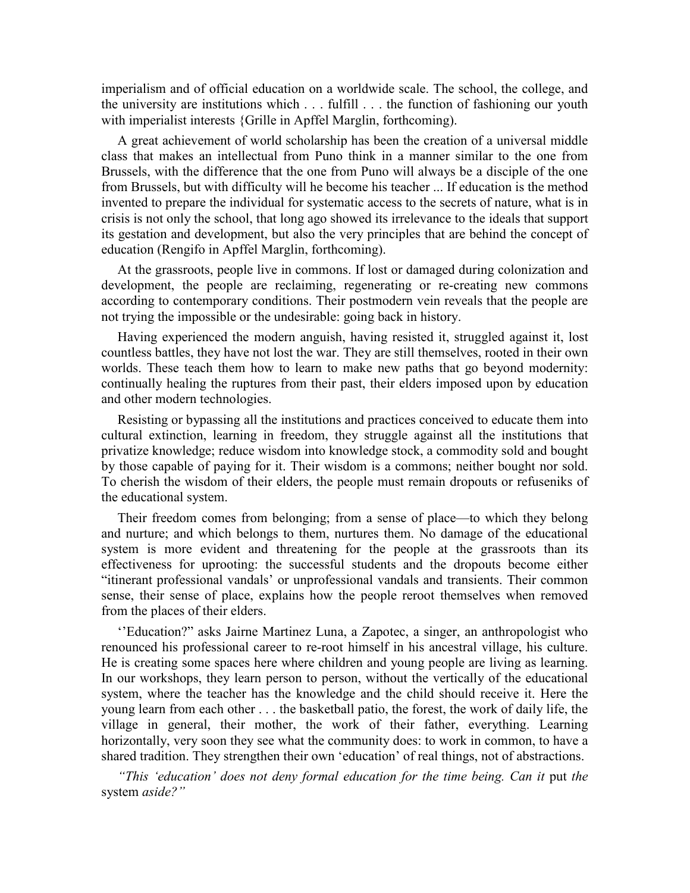imperialism and of official education on a worldwide scale. The school, the college, and the university are institutions which . . . fulfill . . . the function of fashioning our youth with imperialist interests {Grille in Apffel Marglin, forthcoming).

A great achievement of world scholarship has been the creation of a universal middle class that makes an intellectual from Puno think in a manner similar to the one from Brussels, with the difference that the one from Puno will always be a disciple of the one from Brussels, but with difficulty will he become his teacher ... If education is the method invented to prepare the individual for systematic access to the secrets of nature, what is in crisis is not only the school, that long ago showed its irrelevance to the ideals that support its gestation and development, but also the very principles that are behind the concept of education (Rengifo in Apffel Marglin, forthcoming).

At the grassroots, people live in commons. If lost or damaged during colonization and development, the people are reclaiming, regenerating or re-creating new commons according to contemporary conditions. Their postmodern vein reveals that the people are not trying the impossible or the undesirable: going back in history.

Having experienced the modern anguish, having resisted it, struggled against it, lost countless battles, they have not lost the war. They are still themselves, rooted in their own worlds. These teach them how to learn to make new paths that go beyond modernity: continually healing the ruptures from their past, their elders imposed upon by education and other modern technologies.

Resisting or bypassing all the institutions and practices conceived to educate them into cultural extinction, learning in freedom, they struggle against all the institutions that privatize knowledge; reduce wisdom into knowledge stock, a commodity sold and bought by those capable of paying for it. Their wisdom is a commons; neither bought nor sold. To cherish the wisdom of their elders, the people must remain dropouts or refuseniks of the educational system.

Their freedom comes from belonging; from a sense of place—to which they belong and nurture; and which belongs to them, nurtures them. No damage of the educational system is more evident and threatening for the people at the grassroots than its effectiveness for uprooting: the successful students and the dropouts become either "itinerant professional vandals' or unprofessional vandals and transients. Their common sense, their sense of place, explains how the people reroot themselves when removed from the places of their elders.

''Education?" asks Jairne Martinez Luna, a Zapotec, a singer, an anthropologist who renounced his professional career to re-root himself in his ancestral village, his culture. He is creating some spaces here where children and young people are living as learning. In our workshops, they learn person to person, without the vertically of the educational system, where the teacher has the knowledge and the child should receive it. Here the young learn from each other . . . the basketball patio, the forest, the work of daily life, the village in general, their mother, the work of their father, everything. Learning horizontally, very soon they see what the community does: to work in common, to have a shared tradition. They strengthen their own 'education' of real things, not of abstractions.

*"This 'education' does not deny formal education for the time being. Can it* put *the* system *aside?"*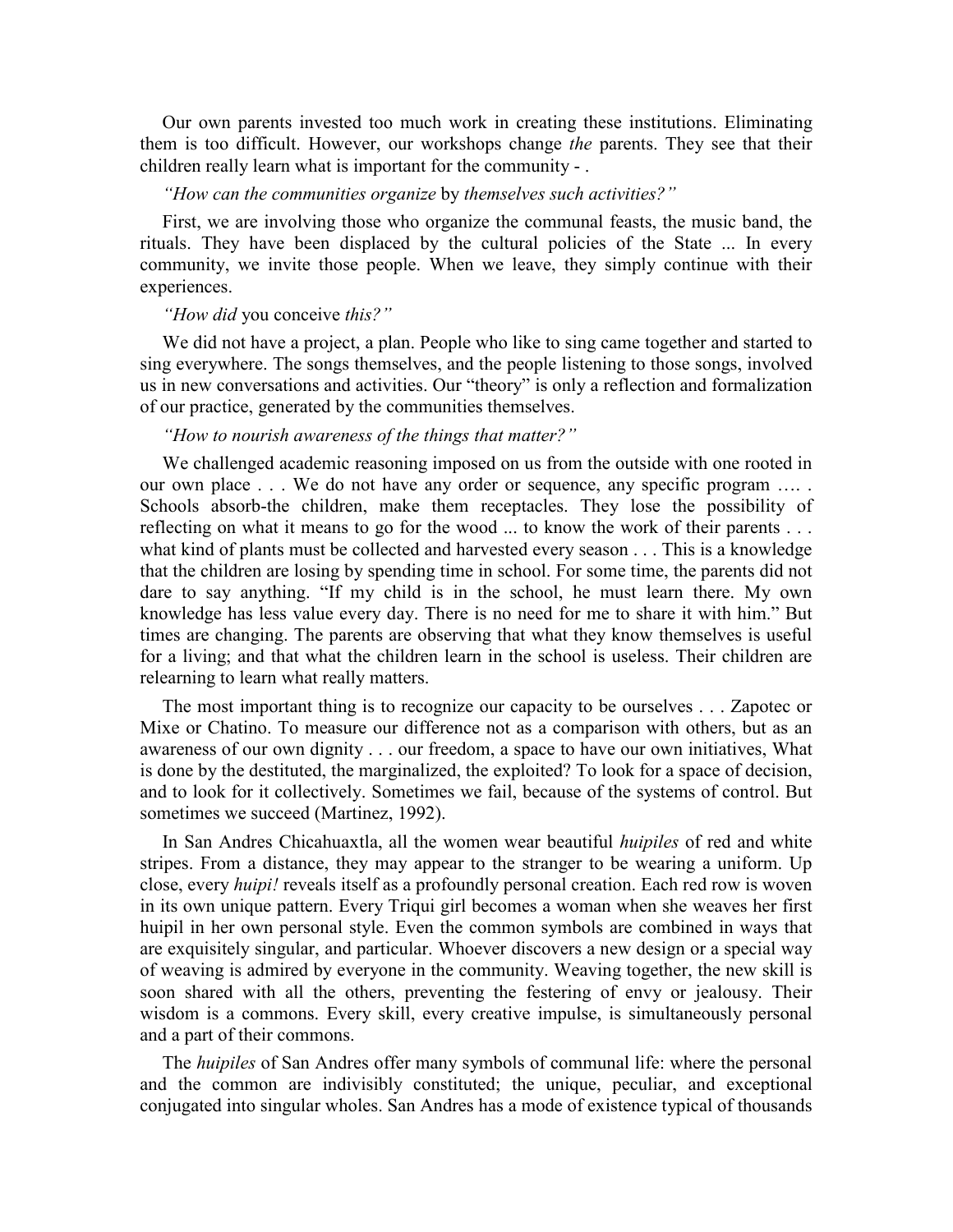Our own parents invested too much work in creating these institutions. Eliminating them is too difficult. However, our workshops change *the* parents. They see that their children really learn what is important for the community - .

*"How can the communities organize* by *themselves such activities?"*

First, we are involving those who organize the communal feasts, the music band, the rituals. They have been displaced by the cultural policies of the State ... In every community, we invite those people. When we leave, they simply continue with their experiences.

*"How did* you conceive *this?"*

We did not have a project, a plan. People who like to sing came together and started to sing everywhere. The songs themselves, and the people listening to those songs, involved us in new conversations and activities. Our "theory" is only a reflection and formalization of our practice, generated by the communities themselves.

*"How to nourish awareness of the things that matter?"*

We challenged academic reasoning imposed on us from the outside with one rooted in our own place . . . We do not have any order or sequence, any specific program …. . Schools absorb-the children, make them receptacles. They lose the possibility of reflecting on what it means to go for the wood ... to know the work of their parents . . . what kind of plants must be collected and harvested every season . . . This is a knowledge that the children are losing by spending time in school. For some time, the parents did not dare to say anything. "If my child is in the school, he must learn there. My own knowledge has less value every day. There is no need for me to share it with him." But times are changing. The parents are observing that what they know themselves is useful for a living; and that what the children learn in the school is useless. Their children are relearning to learn what really matters.

The most important thing is to recognize our capacity to be ourselves . . . Zapotec or Mixe or Chatino. To measure our difference not as a comparison with others, but as an awareness of our own dignity . . . our freedom, a space to have our own initiatives, What is done by the destituted, the marginalized, the exploited? To look for a space of decision, and to look for it collectively. Sometimes we fail, because of the systems of control. But sometimes we succeed (Martinez, 1992).

In San Andres Chicahuaxtla, all the women wear beautiful *huipiles* of red and white stripes. From a distance, they may appear to the stranger to be wearing a uniform. Up close, every *huipi!* reveals itself as a profoundly personal creation. Each red row is woven in its own unique pattern. Every Triqui girl becomes a woman when she weaves her first huipil in her own personal style. Even the common symbols are combined in ways that are exquisitely singular, and particular. Whoever discovers a new design or a special way of weaving is admired by everyone in the community. Weaving together, the new skill is soon shared with all the others, preventing the festering of envy or jealousy. Their wisdom is a commons. Every skill, every creative impulse, is simultaneously personal and a part of their commons.

The *huipiles* of San Andres offer many symbols of communal life: where the personal and the common are indivisibly constituted; the unique, peculiar, and exceptional conjugated into singular wholes. San Andres has a mode of existence typical of thousands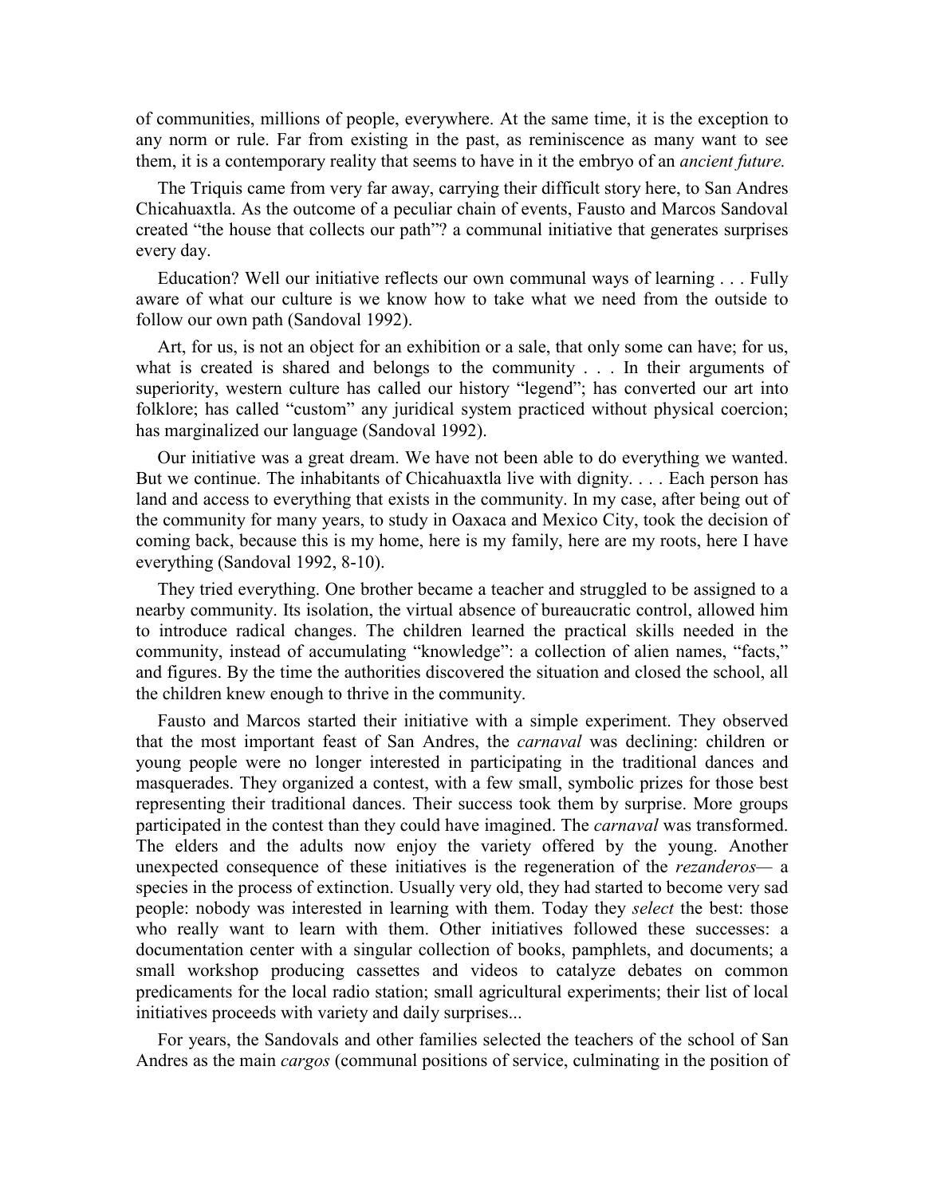of communities, millions of people, everywhere. At the same time, it is the exception to any norm or rule. Far from existing in the past, as reminiscence as many want to see them, it is a contemporary reality that seems to have in it the embryo of an *ancient future.*

The Triquis came from very far away, carrying their difficult story here, to San Andres Chicahuaxtla. As the outcome of a peculiar chain of events, Fausto and Marcos Sandoval created "the house that collects our path"? a communal initiative that generates surprises every day.

Education? Well our initiative reflects our own communal ways of learning . . . Fully aware of what our culture is we know how to take what we need from the outside to follow our own path (Sandoval 1992).

Art, for us, is not an object for an exhibition or a sale, that only some can have; for us, what is created is shared and belongs to the community . . . In their arguments of superiority, western culture has called our history "legend"; has converted our art into folklore; has called "custom" any juridical system practiced without physical coercion; has marginalized our language (Sandoval 1992).

Our initiative was a great dream. We have not been able to do everything we wanted. But we continue. The inhabitants of Chicahuaxtla live with dignity. . . . Each person has land and access to everything that exists in the community. In my case, after being out of the community for many years, to study in Oaxaca and Mexico City, took the decision of coming back, because this is my home, here is my family, here are my roots, here I have everything (Sandoval 1992, 8-10).

They tried everything. One brother became a teacher and struggled to be assigned to a nearby community. Its isolation, the virtual absence of bureaucratic control, allowed him to introduce radical changes. The children learned the practical skills needed in the community, instead of accumulating "knowledge": a collection of alien names, "facts," and figures. By the time the authorities discovered the situation and closed the school, all the children knew enough to thrive in the community.

Fausto and Marcos started their initiative with a simple experiment. They observed that the most important feast of San Andres, the *carnaval* was declining: children or young people were no longer interested in participating in the traditional dances and masquerades. They organized a contest, with a few small, symbolic prizes for those best representing their traditional dances. Their success took them by surprise. More groups participated in the contest than they could have imagined. The *carnaval* was transformed. The elders and the adults now enjoy the variety offered by the young. Another unexpected consequence of these initiatives is the regeneration of the *rezanderos*— a species in the process of extinction. Usually very old, they had started to become very sad people: nobody was interested in learning with them. Today they *select* the best: those who really want to learn with them. Other initiatives followed these successes: a documentation center with a singular collection of books, pamphlets, and documents; a small workshop producing cassettes and videos to catalyze debates on common predicaments for the local radio station; small agricultural experiments; their list of local initiatives proceeds with variety and daily surprises...

For years, the Sandovals and other families selected the teachers of the school of San Andres as the main *cargos* (communal positions of service, culminating in the position of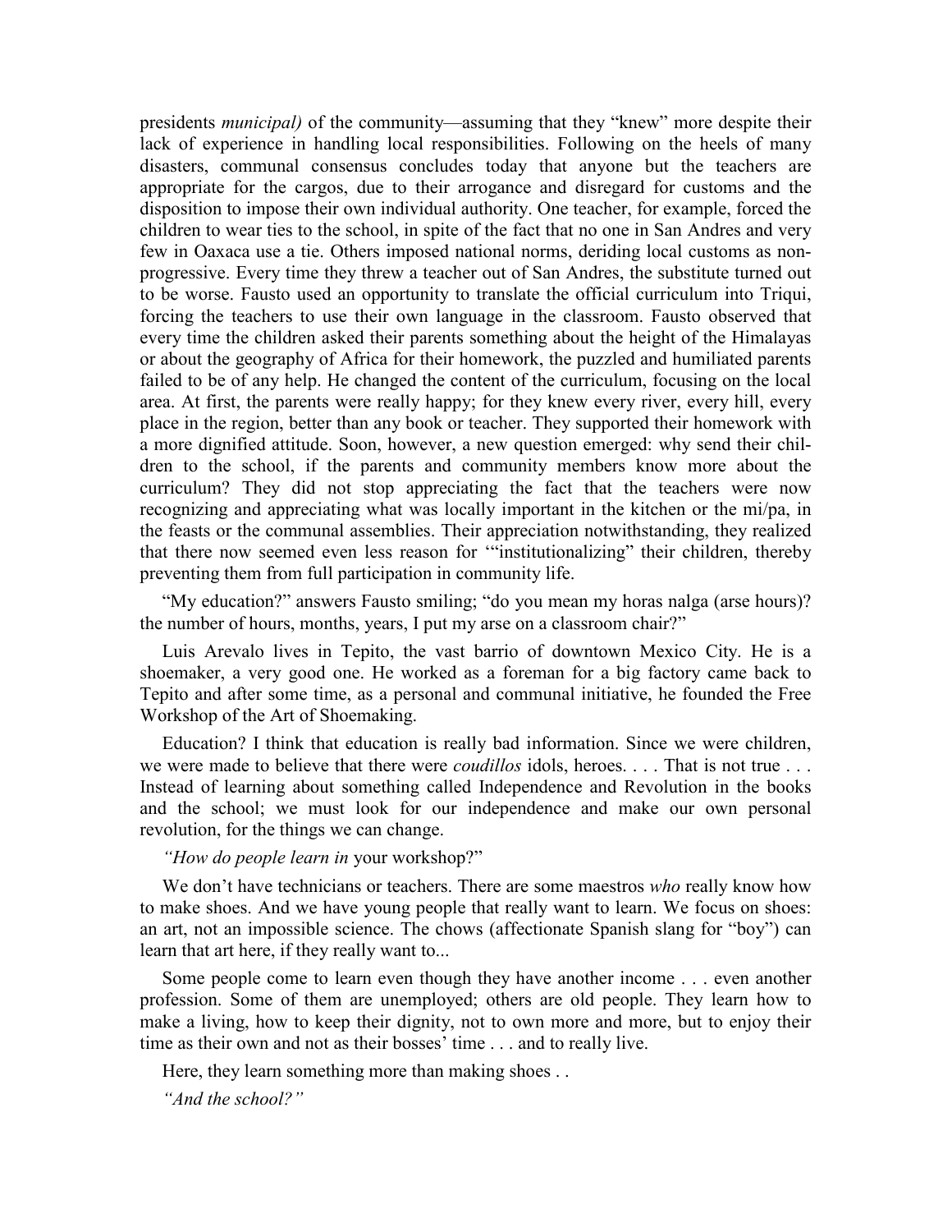presidents *municipal)* of the community—assuming that they "knew" more despite their lack of experience in handling local responsibilities. Following on the heels of many disasters, communal consensus concludes today that anyone but the teachers are appropriate for the cargos, due to their arrogance and disregard for customs and the disposition to impose their own individual authority. One teacher, for example, forced the children to wear ties to the school, in spite of the fact that no one in San Andres and very few in Oaxaca use a tie. Others imposed national norms, deriding local customs as non-progressive. Every time they threw a teacher out of San Andres, the substitute turned out to be worse. Fausto used an opportunity to translate the official curriculum into Triqui, forcing the teachers to use their own language in the classroom. Fausto observed that every time the children asked their parents something about the height of the Himalayas or about the geography of Africa for their homework, the puzzled and humiliated parents failed to be of any help. He changed the content of the curriculum, focusing on the local area. At first, the parents were really happy; for they knew every river, every hill, every place in the region, better than any book or teacher. They supported their homework with a more dignified attitude. Soon, however, a new question emerged: why send their children to the school, if the parents and community members know more about the curriculum? They did not stop appreciating the fact that the teachers were now recognizing and appreciating what was locally important in the kitchen or the mi/pa, in the feasts or the communal assemblies. Their appreciation notwithstanding, they realized that there now seemed even less reason for '"institutionalizing" their children, thereby preventing them from full participation in community life.

"My education?" answers Fausto smiling; "do you mean my horas nalga (arse hours)? the number of hours, months, years, I put my arse on a classroom chair?"

Luis Arevalo lives in Tepito, the vast barrio of downtown Mexico City. He is a shoemaker, a very good one. He worked as a foreman for a big factory came back to Tepito and after some time, as a personal and communal initiative, he founded the Free Workshop of the Art of Shoemaking.

Education? I think that education is really bad information. Since we were children, we were made to believe that there were *coudillos* idols, heroes. . . . That is not true . . . Instead of learning about something called Independence and Revolution in the books and the school; we must look for our independence and make our own personal revolution, for the things we can change.

*"How do people learn in* your workshop?"

We don't have technicians or teachers. There are some maestros *who* really know how to make shoes. And we have young people that really want to learn. We focus on shoes: an art, not an impossible science. The chows (affectionate Spanish slang for "boy") can learn that art here, if they really want to...

Some people come to learn even though they have another income . . . even another profession. Some of them are unemployed; others are old people. They learn how to make a living, how to keep their dignity, not to own more and more, but to enjoy their time as their own and not as their bosses' time . . . and to really live.

Here, they learn something more than making shoes . .

*"And the school?"*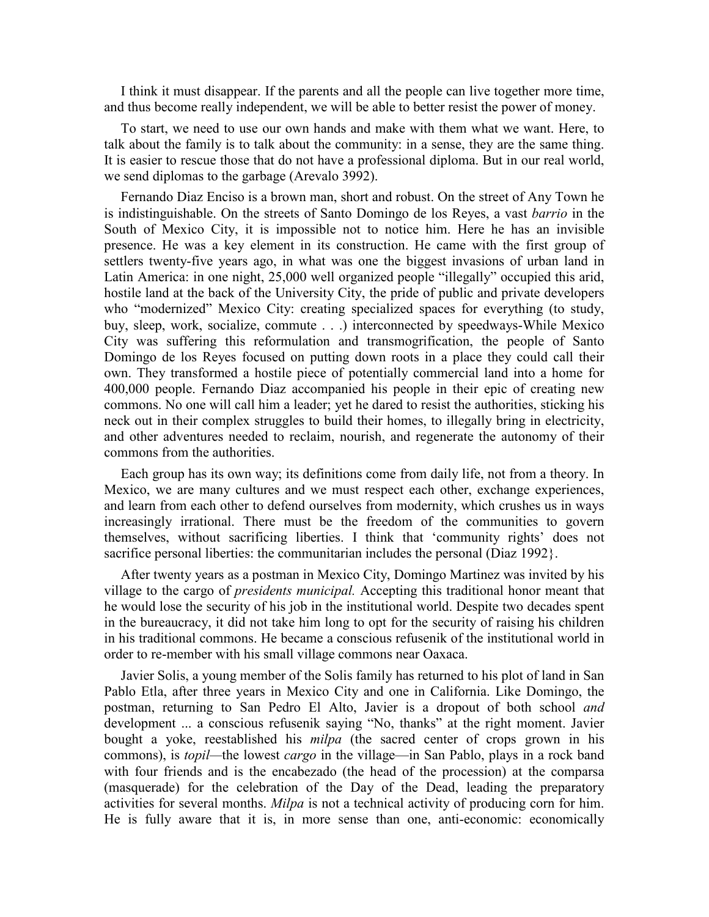I think it must disappear. If the parents and all the people can live together more time, and thus become really independent, we will be able to better resist the power of money.

To start, we need to use our own hands and make with them what we want. Here, to talk about the family is to talk about the community: in a sense, they are the same thing. It is easier to rescue those that do not have a professional diploma. But in our real world, we send diplomas to the garbage (Arevalo 3992).

Fernando Diaz Enciso is a brown man, short and robust. On the street of Any Town he is indistinguishable. On the streets of Santo Domingo de los Reyes, a vast *barrio* in the South of Mexico City, it is impossible not to notice him. Here he has an invisible presence. He was a key element in its construction. He came with the first group of settlers twenty-five years ago, in what was one the biggest invasions of urban land in Latin America: in one night, 25,000 well organized people "illegally" occupied this arid, hostile land at the back of the University City, the pride of public and private developers who "modernized" Mexico City: creating specialized spaces for everything (to study, buy, sleep, work, socialize, commute . . .) interconnected by speedways-While Mexico City was suffering this reformulation and transmogrification, the people of Santo Domingo de los Reyes focused on putting down roots in a place they could call their own. They transformed a hostile piece of potentially commercial land into a home for 400,000 people. Fernando Diaz accompanied his people in their epic of creating new commons. No one will call him a leader; yet he dared to resist the authorities, sticking his neck out in their complex struggles to build their homes, to illegally bring in electricity, and other adventures needed to reclaim, nourish, and regenerate the autonomy of their commons from the authorities.

Each group has its own way; its definitions come from daily life, not from a theory. In Mexico, we are many cultures and we must respect each other, exchange experiences, and learn from each other to defend ourselves from modernity, which crushes us in ways increasingly irrational. There must be the freedom of the communities to govern themselves, without sacrificing liberties. I think that 'community rights' does not sacrifice personal liberties: the communitarian includes the personal (Diaz 1992}.

After twenty years as a postman in Mexico City, Domingo Martinez was invited by his village to the cargo of *presidents municipal.* Accepting this traditional honor meant that he would lose the security of his job in the institutional world. Despite two decades spent in the bureaucracy, it did not take him long to opt for the security of raising his children in his traditional commons. He became a conscious refusenik of the institutional world in order to re-member with his small village commons near Oaxaca.

Javier Solis, a young member of the Solis family has returned to his plot of land in San Pablo Etla, after three years in Mexico City and one in California. Like Domingo, the postman, returning to San Pedro El Alto, Javier is a dropout of both school *and* development ... a conscious refusenik saying "No, thanks" at the right moment. Javier bought a yoke, reestablished his *milpa* (the sacred center of crops grown in his commons), is *topil*—the lowest *cargo* in the village—in San Pablo, plays in a rock band with four friends and is the encabezado (the head of the procession) at the comparsa (masquerade) for the celebration of the Day of the Dead, leading the preparatory activities for several months. *Milpa* is not a technical activity of producing corn for him. He is fully aware that it is, in more sense than one, anti-economic: economically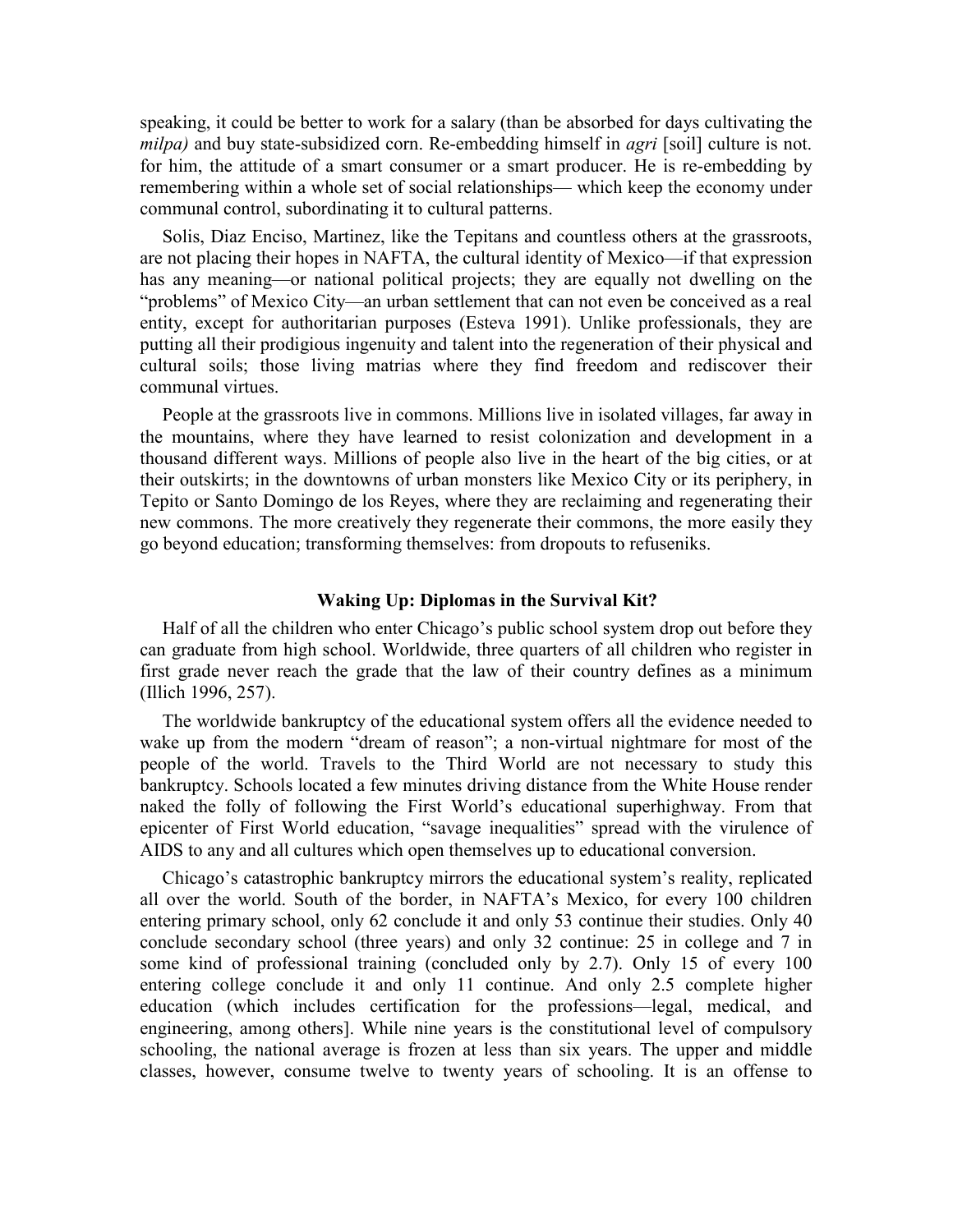speaking, it could be better to work for a salary (than be absorbed for days cultivating the *milpa)* and buy state-subsidized corn. Re-embedding himself in *agri* [soil] culture is not. for him, the attitude of a smart consumer or a smart producer. He is re-embedding by remembering within a whole set of social relationships— which keep the economy under communal control, subordinating it to cultural patterns.

Solis, Diaz Enciso, Martinez, like the Tepitans and countless others at the grassroots, are not placing their hopes in NAFTA, the cultural identity of Mexico—if that expression has any meaning—or national political projects; they are equally not dwelling on the "problems" of Mexico City—an urban settlement that can not even be conceived as a real entity, except for authoritarian purposes (Esteva 1991). Unlike professionals, they are putting all their prodigious ingenuity and talent into the regeneration of their physical and cultural soils; those living matrias where they find freedom and rediscover their communal virtues.

People at the grassroots live in commons. Millions live in isolated villages, far away in the mountains, where they have learned to resist colonization and development in a thousand different ways. Millions of people also live in the heart of the big cities, or at their outskirts; in the downtowns of urban monsters like Mexico City or its periphery, in Tepito or Santo Domingo de los Reyes, where they are reclaiming and regenerating their new commons. The more creatively they regenerate their commons, the more easily they go beyond education; transforming themselves: from dropouts to refuseniks.

### Waking Up: Diplomas in the Survival Kit?

Half of all the children who enter Chicago's public school system drop out before they can graduate from high school. Worldwide, three quarters of all children who register in first grade never reach the grade that the law of their country defines as a minimum (Illich 1996, 257).

The worldwide bankruptcy of the educational system offers all the evidence needed to wake up from the modern "dream of reason"; a non-virtual nightmare for most of the people of the world. Travels to the Third World are not necessary to study this bankruptcy. Schools located a few minutes driving distance from the White House render naked the folly of following the First World's educational superhighway. From that epicenter of First World education, "savage inequalities" spread with the virulence of AIDS to any and all cultures which open themselves up to educational conversion.

Chicago's catastrophic bankruptcy mirrors the educational system's reality, replicated all over the world. South of the border, in NAFTA's Mexico, for every 100 children entering primary school, only 62 conclude it and only 53 continue their studies. Only 40 conclude secondary school (three years) and only 32 continue: 25 in college and 7 in some kind of professional training (concluded only by 2.7). Only 15 of every 100 entering college conclude it and only 11 continue. And only 2.5 complete higher education (which includes certification for the professions—legal, medical, and engineering, among others]. While nine years is the constitutional level of compulsory schooling, the national average is frozen at less than six years. The upper and middle classes, however, consume twelve to twenty years of schooling. It is an offense to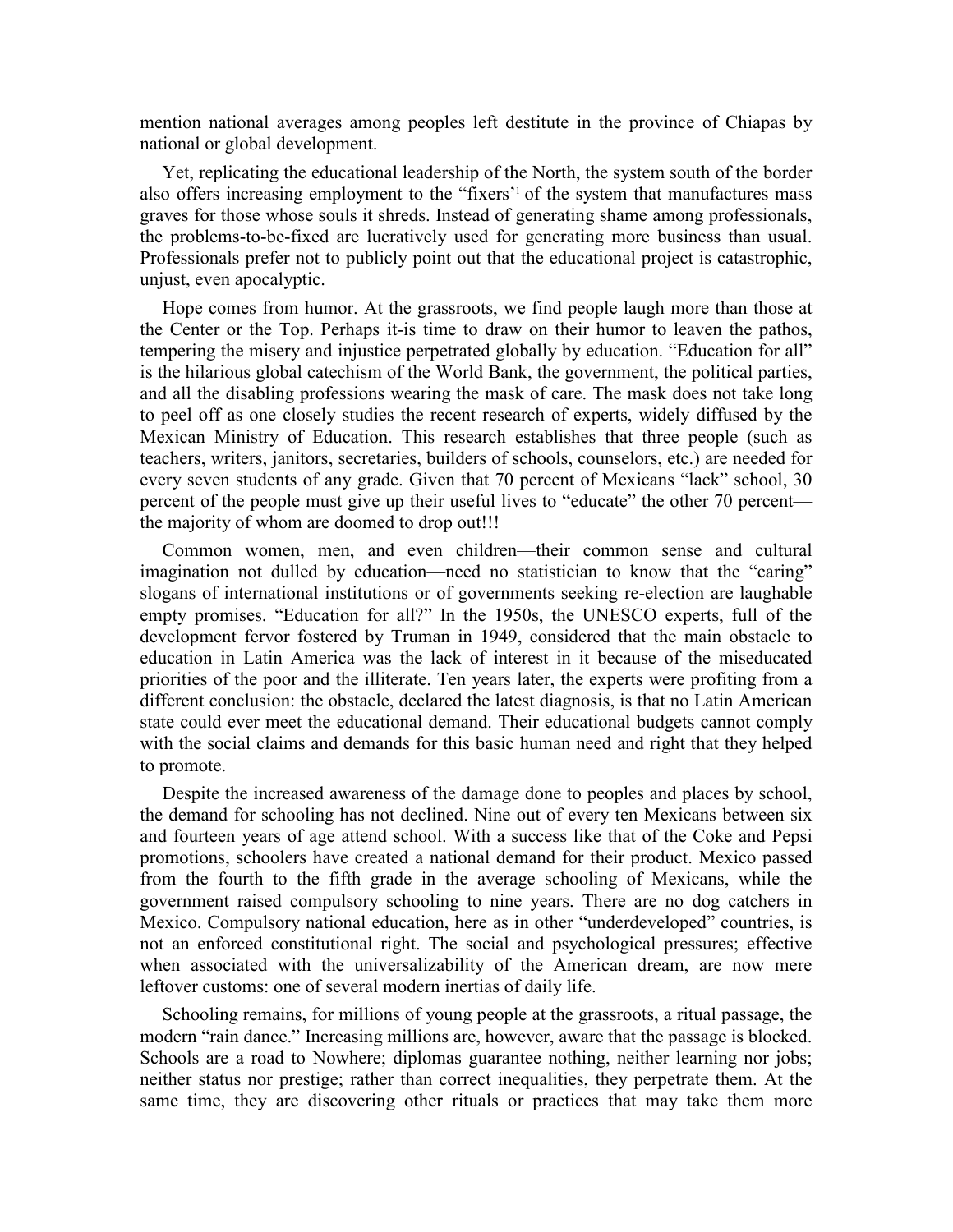mention national averages among peoples left destitute in the province of Chiapas by national or global development.

Yet, replicating the educational leadership of the North, the system south of the border also offers increasing employment to the "fixers'[1] of the system that manufactures mass graves for those whose souls it shreds. Instead of generating shame among professionals, the problems-to-be-fixed are lucratively used for generating more business than usual. Professionals prefer not to publicly point out that the educational project is catastrophic, unjust, even apocalyptic.

Hope comes from humor. At the grassroots, we find people laugh more than those at the Center or the Top. Perhaps it-is time to draw on their humor to leaven the pathos, tempering the misery and injustice perpetrated globally by education. "Education for all" is the hilarious global catechism of the World Bank, the government, the political parties, and all the disabling professions wearing the mask of care. The mask does not take long to peel off as one closely studies the recent research of experts, widely diffused by the Mexican Ministry of Education. This research establishes that three people (such as teachers, writers, janitors, secretaries, builders of schools, counselors, etc.) are needed for every seven students of any grade. Given that 70 percent of Mexicans "lack" school, 30 percent of the people must give up their useful lives to "educate" the other 70 percent—the majority of whom are doomed to drop out!!!

Common women, men, and even children—their common sense and cultural imagination not dulled by education—need no statistician to know that the "caring" slogans of international institutions or of governments seeking re-election are laughable empty promises. "Education for all?" In the 1950s, the UNESCO experts, full of the development fervor fostered by Truman in 1949, considered that the main obstacle to education in Latin America was the lack of interest in it because of the miseducated priorities of the poor and the illiterate. Ten years later, the experts were profiting from a different conclusion: the obstacle, declared the latest diagnosis, is that no Latin American state could ever meet the educational demand. Their educational budgets cannot comply with the social claims and demands for this basic human need and right that they helped to promote.

Despite the increased awareness of the damage done to peoples and places by school, the demand for schooling has not declined. Nine out of every ten Mexicans between six and fourteen years of age attend school. With a success like that of the Coke and Pepsi promotions, schoolers have created a national demand for their product. Mexico passed from the fourth to the fifth grade in the average schooling of Mexicans, while the government raised compulsory schooling to nine years. There are no dog catchers in Mexico. Compulsory national education, here as in other "underdeveloped" countries, is not an enforced constitutional right. The social and psychological pressures; effective when associated with the universalizability of the American dream, are now mere leftover customs: one of several modern inertias of daily life.

Schooling remains, for millions of young people at the grassroots, a ritual passage, the modern "rain dance." Increasing millions are, however, aware that the passage is blocked. Schools are a road to Nowhere; diplomas guarantee nothing, neither learning nor jobs; neither status nor prestige; rather than correct inequalities, they perpetrate them. At the same time, they are discovering other rituals or practices that may take them more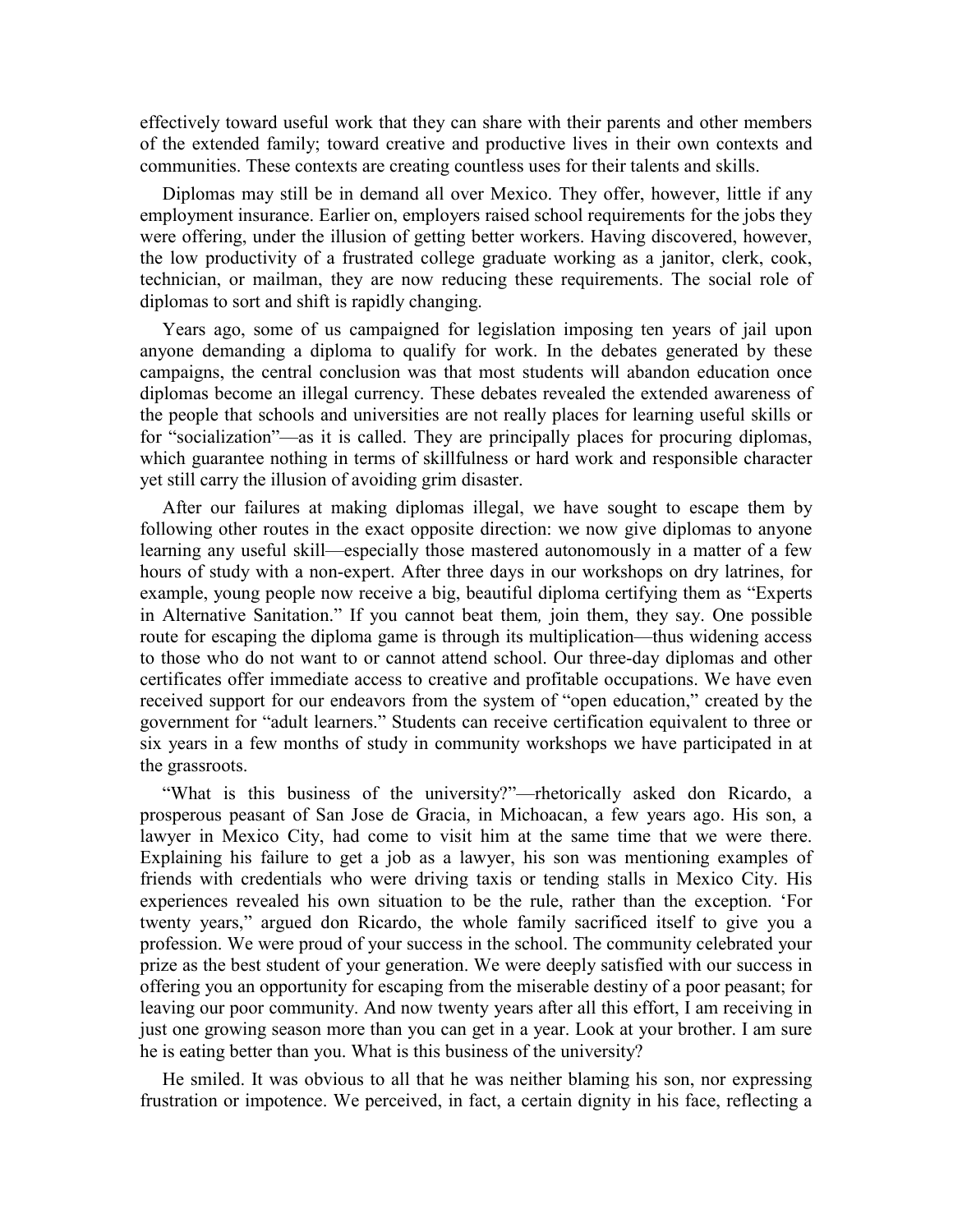effectively toward useful work that they can share with their parents and other members of the extended family; toward creative and productive lives in their own contexts and communities. These contexts are creating countless uses for their talents and skills.

Diplomas may still be in demand all over Mexico. They offer, however, little if any employment insurance. Earlier on, employers raised school requirements for the jobs they were offering, under the illusion of getting better workers. Having discovered, however, the low productivity of a frustrated college graduate working as a janitor, clerk, cook, technician, or mailman, they are now reducing these requirements. The social role of diplomas to sort and shift is rapidly changing.

Years ago, some of us campaigned for legislation imposing ten years of jail upon anyone demanding a diploma to qualify for work. In the debates generated by these campaigns, the central conclusion was that most students will abandon education once diplomas become an illegal currency. These debates revealed the extended awareness of the people that schools and universities are not really places for learning useful skills or for "socialization"—as it is called. They are principally places for procuring diplomas, which guarantee nothing in terms of skillfulness or hard work and responsible character yet still carry the illusion of avoiding grim disaster.

After our failures at making diplomas illegal, we have sought to escape them by following other routes in the exact opposite direction: we now give diplomas to anyone learning any useful skill—especially those mastered autonomously in a matter of a few hours of study with a non-expert. After three days in our workshops on dry latrines, for example, young people now receive a big, beautiful diploma certifying them as "Experts in Alternative Sanitation." If you cannot beat them*,* join them, they say. One possible route for escaping the diploma game is through its multiplication—thus widening access to those who do not want to or cannot attend school. Our three-day diplomas and other certificates offer immediate access to creative and profitable occupations. We have even received support for our endeavors from the system of "open education," created by the government for "adult learners." Students can receive certification equivalent to three or six years in a few months of study in community workshops we have participated in at the grassroots.

"What is this business of the university?"—rhetorically asked don Ricardo, a prosperous peasant of San Jose de Gracia, in Michoacan, a few years ago. His son, a lawyer in Mexico City, had come to visit him at the same time that we were there. Explaining his failure to get a job as a lawyer, his son was mentioning examples of friends with credentials who were driving taxis or tending stalls in Mexico City. His experiences revealed his own situation to be the rule, rather than the exception. 'For twenty years," argued don Ricardo, the whole family sacrificed itself to give you a profession. We were proud of your success in the school. The community celebrated your prize as the best student of your generation. We were deeply satisfied with our success in offering you an opportunity for escaping from the miserable destiny of a poor peasant; for leaving our poor community. And now twenty years after all this effort, I am receiving in just one growing season more than you can get in a year. Look at your brother. I am sure he is eating better than you. What is this business of the university?

He smiled. It was obvious to all that he was neither blaming his son, nor expressing frustration or impotence. We perceived, in fact, a certain dignity in his face, reflecting a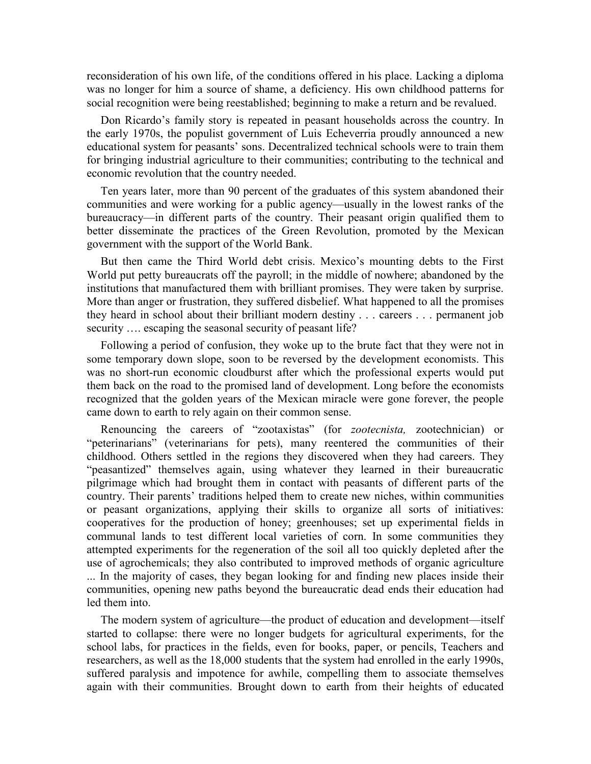reconsideration of his own life, of the conditions offered in his place. Lacking a diploma was no longer for him a source of shame, a deficiency. His own childhood patterns for social recognition were being reestablished; beginning to make a return and be revalued.

Don Ricardo's family story is repeated in peasant households across the country. In the early 1970s, the populist government of Luis Echeverria proudly announced a new educational system for peasants' sons. Decentralized technical schools were to train them for bringing industrial agriculture to their communities; contributing to the technical and economic revolution that the country needed.

Ten years later, more than 90 percent of the graduates of this system abandoned their communities and were working for a public agency—usually in the lowest ranks of the bureaucracy—in different parts of the country. Their peasant origin qualified them to better disseminate the practices of the Green Revolution, promoted by the Mexican government with the support of the World Bank.

But then came the Third World debt crisis. Mexico's mounting debts to the First World put petty bureaucrats off the payroll; in the middle of nowhere; abandoned by the institutions that manufactured them with brilliant promises. They were taken by surprise. More than anger or frustration, they suffered disbelief. What happened to all the promises they heard in school about their brilliant modern destiny . . . careers . . . permanent job security …. escaping the seasonal security of peasant life?

Following a period of confusion, they woke up to the brute fact that they were not in some temporary down slope, soon to be reversed by the development economists. This was no short-run economic cloudburst after which the professional experts would put them back on the road to the promised land of development. Long before the economists recognized that the golden years of the Mexican miracle were gone forever, the people came down to earth to rely again on their common sense.

Renouncing the careers of "zootaxistas" (for *zootecnista,* zootechnician) or "peterinarians" (veterinarians for pets), many reentered the communities of their childhood. Others settled in the regions they discovered when they had careers. They "peasantized" themselves again, using whatever they learned in their bureaucratic pilgrimage which had brought them in contact with peasants of different parts of the country. Their parents' traditions helped them to create new niches, within communities or peasant organizations, applying their skills to organize all sorts of initiatives: cooperatives for the production of honey; greenhouses; set up experimental fields in communal lands to test different local varieties of corn. In some communities they attempted experiments for the regeneration of the soil all too quickly depleted after the use of agrochemicals; they also contributed to improved methods of organic agriculture ... In the majority of cases, they began looking for and finding new places inside their communities, opening new paths beyond the bureaucratic dead ends their education had led them into.

The modern system of agriculture—the product of education and development—itself started to collapse: there were no longer budgets for agricultural experiments, for the school labs, for practices in the fields, even for books, paper, or pencils, Teachers and researchers, as well as the 18,000 students that the system had enrolled in the early 1990s, suffered paralysis and impotence for awhile, compelling them to associate themselves again with their communities. Brought down to earth from their heights of educated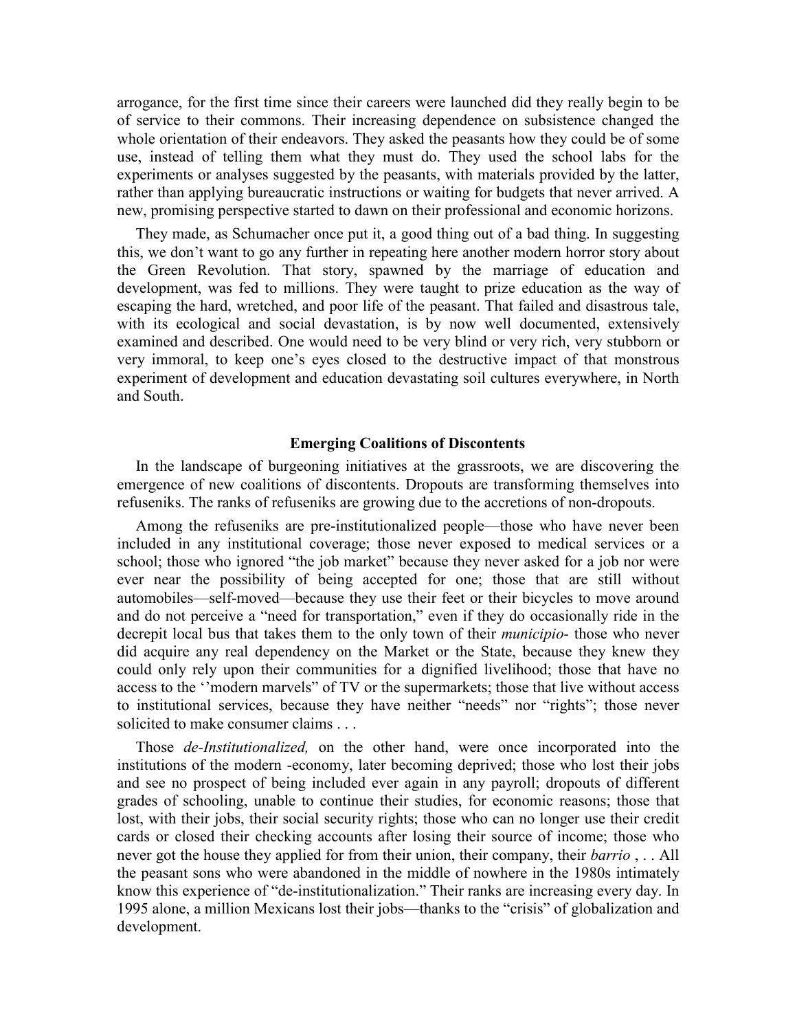arrogance, for the first time since their careers were launched did they really begin to be of service to their commons. Their increasing dependence on subsistence changed the whole orientation of their endeavors. They asked the peasants how they could be of some use, instead of telling them what they must do. They used the school labs for the experiments or analyses suggested by the peasants, with materials provided by the latter, rather than applying bureaucratic instructions or waiting for budgets that never arrived. A new, promising perspective started to dawn on their professional and economic horizons.

They made, as Schumacher once put it, a good thing out of a bad thing. In suggesting this, we don't want to go any further in repeating here another modern horror story about the Green Revolution. That story, spawned by the marriage of education and development, was fed to millions. They were taught to prize education as the way of escaping the hard, wretched, and poor life of the peasant. That failed and disastrous tale, with its ecological and social devastation, is by now well documented, extensively examined and described. One would need to be very blind or very rich, very stubborn or very immoral, to keep one's eyes closed to the destructive impact of that monstrous experiment of development and education devastating soil cultures everywhere, in North and South.

### Emerging Coalitions of Discontents

In the landscape of burgeoning initiatives at the grassroots, we are discovering the emergence of new coalitions of discontents. Dropouts are transforming themselves into refuseniks. The ranks of refuseniks are growing due to the accretions of non-dropouts.

Among the refuseniks are pre-institutionalized people—those who have never been included in any institutional coverage; those never exposed to medical services or a school; those who ignored "the job market" because they never asked for a job nor were ever near the possibility of being accepted for one; those that are still without automobiles—self-moved—because they use their feet or their bicycles to move around and do not perceive a "need for transportation," even if they do occasionally ride in the decrepit local bus that takes them to the only town of their *municipio*- those who never did acquire any real dependency on the Market or the State, because they knew they could only rely upon their communities for a dignified livelihood; those that have no access to the ''modern marvels" of TV or the supermarkets; those that live without access to institutional services, because they have neither "needs" nor "rights"; those never solicited to make consumer claims . . .

Those *de-Institutionalized,* on the other hand, were once incorporated into the institutions of the modern -economy, later becoming deprived; those who lost their jobs and see no prospect of being included ever again in any payroll; dropouts of different grades of schooling, unable to continue their studies, for economic reasons; those that lost, with their jobs, their social security rights; those who can no longer use their credit cards or closed their checking accounts after losing their source of income; those who never got the house they applied for from their union, their company, their *barrio* , . . All the peasant sons who were abandoned in the middle of nowhere in the 1980s intimately know this experience of "de-institutionalization." Their ranks are increasing every day. In 1995 alone, a million Mexicans lost their jobs—thanks to the "crisis" of globalization and development.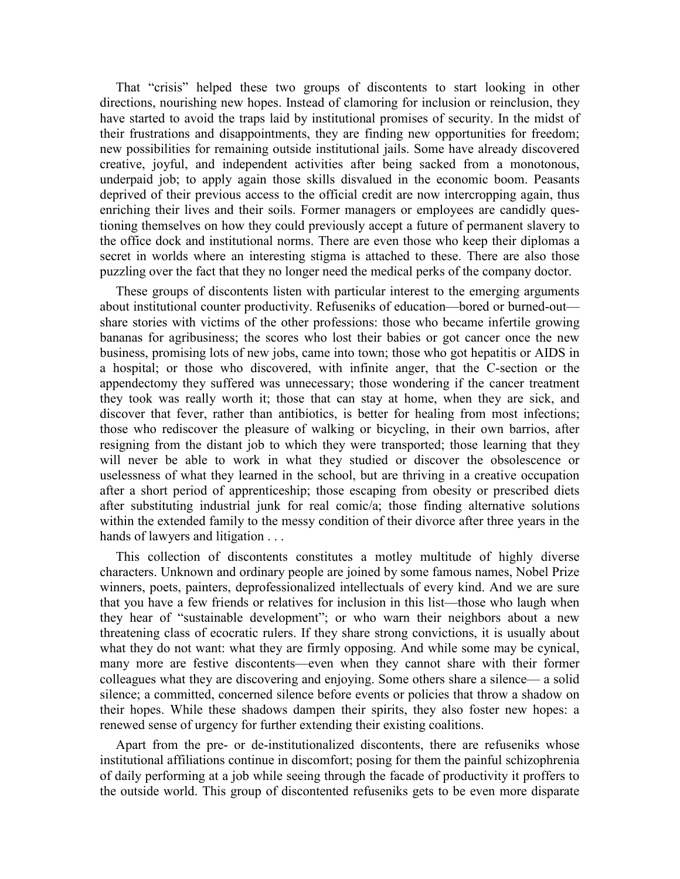That "crisis" helped these two groups of discontents to start looking in other directions, nourishing new hopes. Instead of clamoring for inclusion or reinclusion, they have started to avoid the traps laid by institutional promises of security. In the midst of their frustrations and disappointments, they are finding new opportunities for freedom; new possibilities for remaining outside institutional jails. Some have already discovered creative, joyful, and independent activities after being sacked from a monotonous, underpaid job; to apply again those skills disvalued in the economic boom. Peasants deprived of their previous access to the official credit are now intercropping again, thus enriching their lives and their soils. Former managers or employees are candidly questioning themselves on how they could previously accept a future of permanent slavery to the office dock and institutional norms. There are even those who keep their diplomas a secret in worlds where an interesting stigma is attached to these. There are also those puzzling over the fact that they no longer need the medical perks of the company doctor.

These groups of discontents listen with particular interest to the emerging arguments about institutional counter productivity. Refuseniks of education—bored or burned-out—share stories with victims of the other professions: those who became infertile growing bananas for agribusiness; the scores who lost their babies or got cancer once the new business, promising lots of new jobs, came into town; those who got hepatitis or AIDS in a hospital; or those who discovered, with infinite anger, that the C-section or the appendectomy they suffered was unnecessary; those wondering if the cancer treatment they took was really worth it; those that can stay at home, when they are sick, and discover that fever, rather than antibiotics, is better for healing from most infections; those who rediscover the pleasure of walking or bicycling, in their own barrios, after resigning from the distant job to which they were transported; those learning that they will never be able to work in what they studied or discover the obsolescence or uselessness of what they learned in the school, but are thriving in a creative occupation after a short period of apprenticeship; those escaping from obesity or prescribed diets after substituting industrial junk for real comic/a; those finding alternative solutions within the extended family to the messy condition of their divorce after three years in the hands of lawyers and litigation . . .

This collection of discontents constitutes a motley multitude of highly diverse characters. Unknown and ordinary people are joined by some famous names, Nobel Prize winners, poets, painters, deprofessionalized intellectuals of every kind. And we are sure that you have a few friends or relatives for inclusion in this list—those who laugh when they hear of "sustainable development"; or who warn their neighbors about a new threatening class of ecocratic rulers. If they share strong convictions, it is usually about what they do not want: what they are firmly opposing. And while some may be cynical, many more are festive discontents—even when they cannot share with their former colleagues what they are discovering and enjoying. Some others share a silence— a solid silence; a committed, concerned silence before events or policies that throw a shadow on their hopes. While these shadows dampen their spirits, they also foster new hopes: a renewed sense of urgency for further extending their existing coalitions.

Apart from the pre- or de-institutionalized discontents, there are refuseniks whose institutional affiliations continue in discomfort; posing for them the painful schizophrenia of daily performing at a job while seeing through the facade of productivity it proffers to the outside world. This group of discontented refuseniks gets to be even more disparate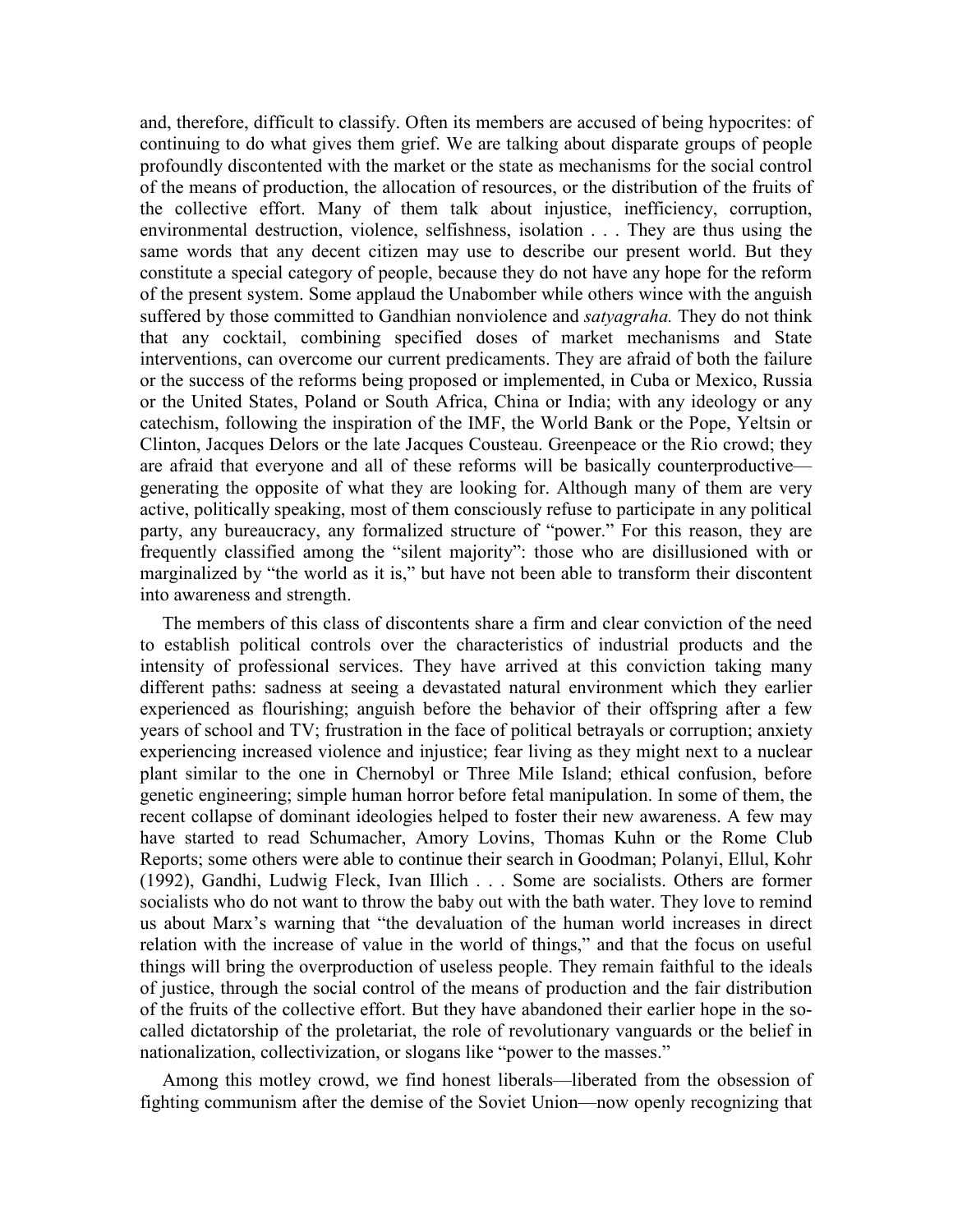and, therefore, difficult to classify. Often its members are accused of being hypocrites: of continuing to do what gives them grief. We are talking about disparate groups of people profoundly discontented with the market or the state as mechanisms for the social control of the means of production, the allocation of resources, or the distribution of the fruits of the collective effort. Many of them talk about injustice, inefficiency, corruption, environmental destruction, violence, selfishness, isolation . . . They are thus using the same words that any decent citizen may use to describe our present world. But they constitute a special category of people, because they do not have any hope for the reform of the present system. Some applaud the Unabomber while others wince with the anguish suffered by those committed to Gandhian nonviolence and *satyagraha.* They do not think that any cocktail, combining specified doses of market mechanisms and State interventions, can overcome our current predicaments. They are afraid of both the failure or the success of the reforms being proposed or implemented, in Cuba or Mexico, Russia or the United States, Poland or South Africa, China or India; with any ideology or any catechism, following the inspiration of the IMF, the World Bank or the Pope, Yeltsin or Clinton, Jacques Delors or the late Jacques Cousteau. Greenpeace or the Rio crowd; they are afraid that everyone and all of these reforms will be basically counterproductive—generating the opposite of what they are looking for. Although many of them are very active, politically speaking, most of them consciously refuse to participate in any political party, any bureaucracy, any formalized structure of "power." For this reason, they are frequently classified among the "silent majority": those who are disillusioned with or marginalized by "the world as it is," but have not been able to transform their discontent into awareness and strength.

The members of this class of discontents share a firm and clear conviction of the need to establish political controls over the characteristics of industrial products and the intensity of professional services. They have arrived at this conviction taking many different paths: sadness at seeing a devastated natural environment which they earlier experienced as flourishing; anguish before the behavior of their offspring after a few years of school and TV; frustration in the face of political betrayals or corruption; anxiety experiencing increased violence and injustice; fear living as they might next to a nuclear plant similar to the one in Chernobyl or Three Mile Island; ethical confusion, before genetic engineering; simple human horror before fetal manipulation. In some of them, the recent collapse of dominant ideologies helped to foster their new awareness. A few may have started to read Schumacher, Amory Lovins, Thomas Kuhn or the Rome Club Reports; some others were able to continue their search in Goodman; Polanyi, Ellul, Kohr (1992), Gandhi, Ludwig Fleck, Ivan Illich . . . Some are socialists. Others are former socialists who do not want to throw the baby out with the bath water. They love to remind us about Marx's warning that "the devaluation of the human world increases in direct relation with the increase of value in the world of things," and that the focus on useful things will bring the overproduction of useless people. They remain faithful to the ideals of justice, through the social control of the means of production and the fair distribution of the fruits of the collective effort. But they have abandoned their earlier hope in the so-called dictatorship of the proletariat, the role of revolutionary vanguards or the belief in nationalization, collectivization, or slogans like "power to the masses."

Among this motley crowd, we find honest liberals—liberated from the obsession of fighting communism after the demise of the Soviet Union—now openly recognizing that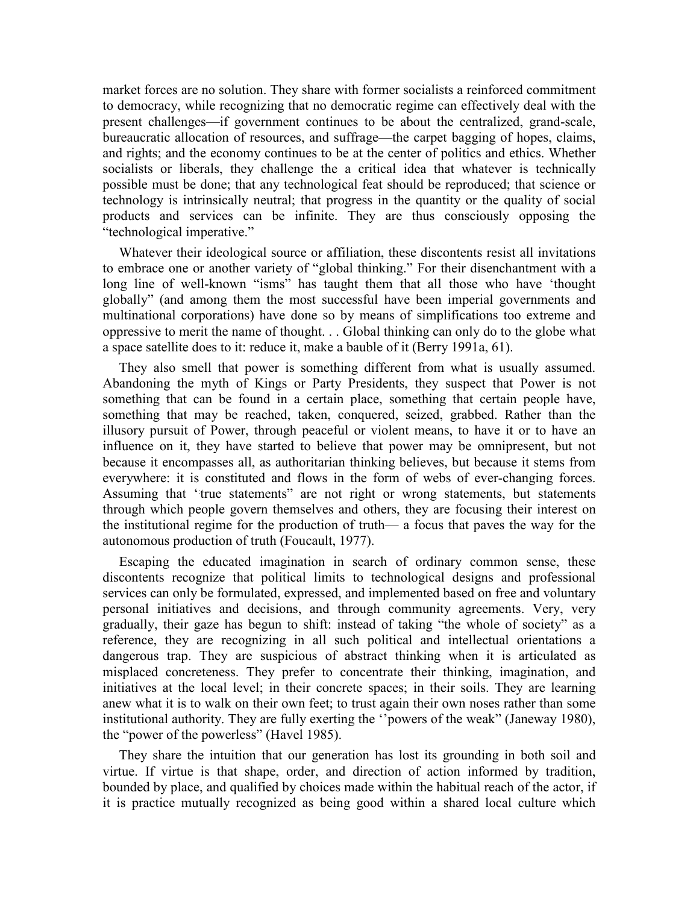market forces are no solution. They share with former socialists a reinforced commitment to democracy, while recognizing that no democratic regime can effectively deal with the present challenges—if government continues to be about the centralized, grand-scale, bureaucratic allocation of resources, and suffrage—the carpet bagging of hopes, claims, and rights; and the economy continues to be at the center of politics and ethics. Whether socialists or liberals, they challenge the a critical idea that whatever is technically possible must be done; that any technological feat should be reproduced; that science or technology is intrinsically neutral; that progress in the quantity or the quality of social products and services can be infinite. They are thus consciously opposing the "technological imperative."

Whatever their ideological source or affiliation, these discontents resist all invitations to embrace one or another variety of "global thinking." For their disenchantment with a long line of well-known "isms" has taught them that all those who have 'thought globally" (and among them the most successful have been imperial governments and multinational corporations) have done so by means of simplifications too extreme and oppressive to merit the name of thought. . . Global thinking can only do to the globe what a space satellite does to it: reduce it, make a bauble of it (Berry 1991a, 61).

They also smell that power is something different from what is usually assumed. Abandoning the myth of Kings or Party Presidents, they suspect that Power is not something that can be found in a certain place, something that certain people have, something that may be reached, taken, conquered, seized, grabbed. Rather than the illusory pursuit of Power, through peaceful or violent means, to have it or to have an influence on it, they have started to believe that power may be omnipresent, but not because it encompasses all, as authoritarian thinking believes, but because it stems from everywhere: it is constituted and flows in the form of webs of ever-changing forces. Assuming that "true statements" are not right or wrong statements, but statements through which people govern themselves and others, they are focusing their interest on the institutional regime for the production of truth— a focus that paves the way for the autonomous production of truth (Foucault, 1977).

Escaping the educated imagination in search of ordinary common sense, these discontents recognize that political limits to technological designs and professional services can only be formulated, expressed, and implemented based on free and voluntary personal initiatives and decisions, and through community agreements. Very, very gradually, their gaze has begun to shift: instead of taking "the whole of society" as a reference, they are recognizing in all such political and intellectual orientations a dangerous trap. They are suspicious of abstract thinking when it is articulated as misplaced concreteness. They prefer to concentrate their thinking, imagination, and initiatives at the local level; in their concrete spaces; in their soils. They are learning anew what it is to walk on their own feet; to trust again their own noses rather than some institutional authority. They are fully exerting the ''powers of the weak" (Janeway 1980), the "power of the powerless" (Havel 1985).

They share the intuition that our generation has lost its grounding in both soil and virtue. If virtue is that shape, order, and direction of action informed by tradition, bounded by place, and qualified by choices made within the habitual reach of the actor, if it is practice mutually recognized as being good within a shared local culture which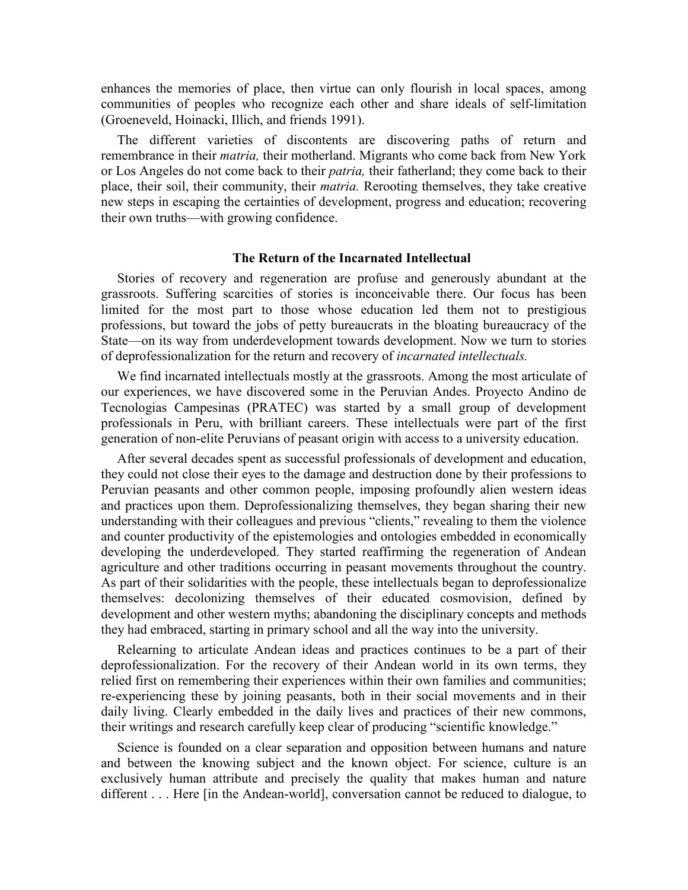enhances the memories of place, then virtue can only flourish in local spaces, among communities of peoples who recognize each other and share ideals of self-limitation (Groeneveld, Hoinacki, Illich, and friends 1991).

The different varieties of discontents are discovering paths of return and remembrance in their *matria,* their motherland. Migrants who come back from New York or Los Angeles do not come back to their *patria,* their fatherland; they come back to their place, their soil, their community, their *matria.* Rerooting themselves, they take creative new steps in escaping the certainties of development, progress and education; recovering their own truths—with growing confidence.

### The Return of the Incarnated Intellectual

Stories of recovery and regeneration are profuse and generously abundant at the grassroots. Suffering scarcities of stories is inconceivable there. Our focus has been limited for the most part to those whose education led them not to prestigious professions, but toward the jobs of petty bureaucrats in the bloating bureaucracy of the State—on its way from underdevelopment towards development. Now we turn to stories of deprofessionalization for the return and recovery of *incarnated intellectuals.*

We find incarnated intellectuals mostly at the grassroots. Among the most articulate of our experiences, we have discovered some in the Peruvian Andes. Proyecto Andino de Tecnologias Campesinas (PRATEC) was started by a small group of development professionals in Peru, with brilliant careers. These intellectuals were part of the first generation of non-elite Peruvians of peasant origin with access to a university education.

After several decades spent as successful professionals of development and education, they could not close their eyes to the damage and destruction done by their professions to Peruvian peasants and other common people, imposing profoundly alien western ideas and practices upon them. Deprofessionalizing themselves, they began sharing their new understanding with their colleagues and previous "clients," revealing to them the violence and counter productivity of the epistemologies and ontologies embedded in economically developing the underdeveloped. They started reaffirming the regeneration of Andean agriculture and other traditions occurring in peasant movements throughout the country. As part of their solidarities with the people, these intellectuals began to deprofessionalize themselves: decolonizing themselves of their educated cosmovision, defined by development and other western myths; abandoning the disciplinary concepts and methods they had embraced, starting in primary school and all the way into the university.

Relearning to articulate Andean ideas and practices continues to be a part of their deprofessionalization. For the recovery of their Andean world in its own terms, they relied first on remembering their experiences within their own families and communities; re-experiencing these by joining peasants, both in their social movements and in their daily living. Clearly embedded in the daily lives and practices of their new commons, their writings and research carefully keep clear of producing "scientific knowledge."

Science is founded on a clear separation and opposition between humans and nature and between the knowing subject and the known object. For science, culture is an exclusively human attribute and precisely the quality that makes human and nature different . . . Here [in the Andean-world], conversation cannot be reduced to dialogue, to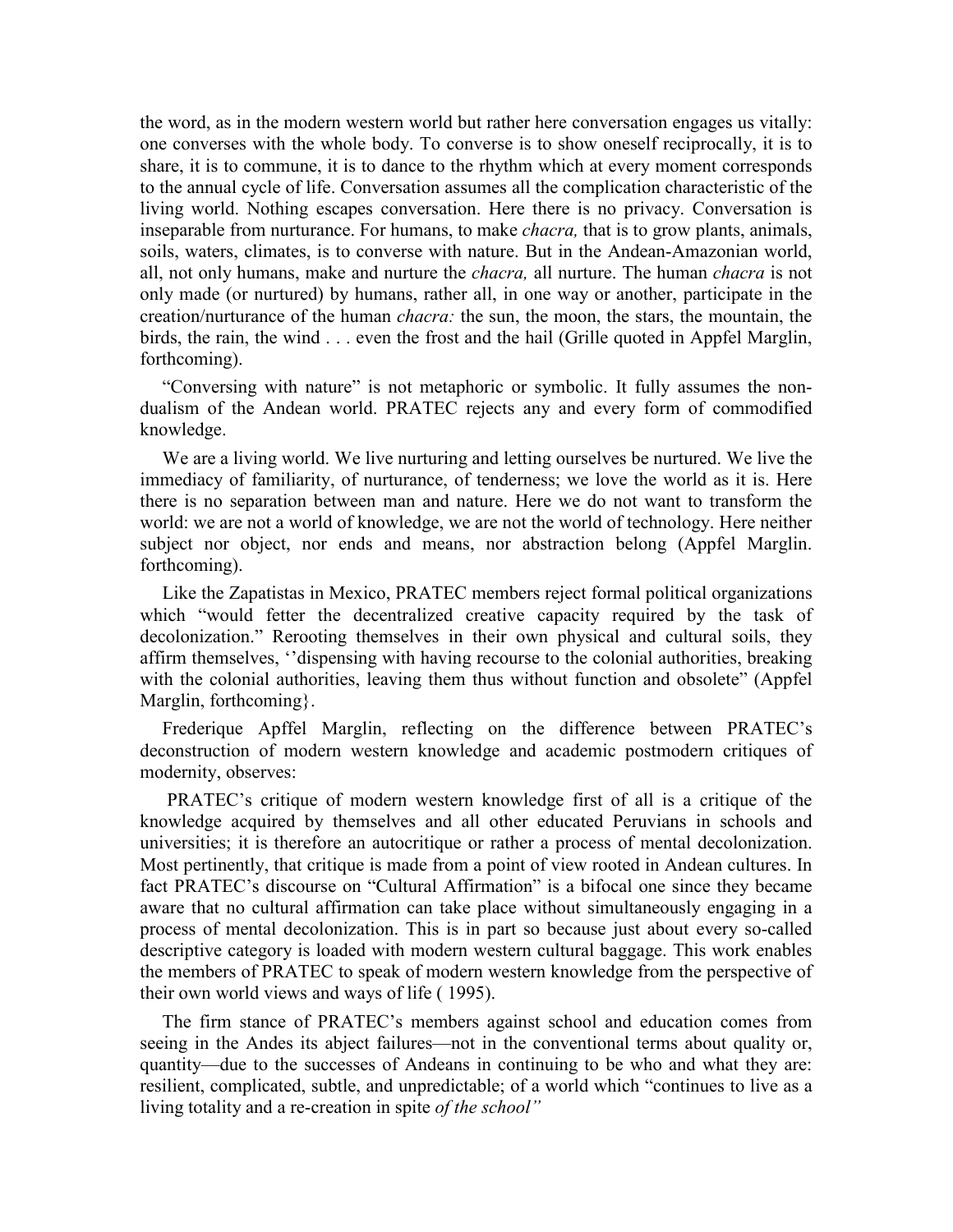the word, as in the modern western world but rather here conversation engages us vitally: one converses with the whole body. To converse is to show oneself reciprocally, it is to share, it is to commune, it is to dance to the rhythm which at every moment corresponds to the annual cycle of life. Conversation assumes all the complication characteristic of the living world. Nothing escapes conversation. Here there is no privacy. Conversation is inseparable from nurturance. For humans, to make *chacra,* that is to grow plants, animals, soils, waters, climates, is to converse with nature. But in the Andean-Amazonian world, all, not only humans, make and nurture the *chacra,* all nurture. The human *chacra* is not only made (or nurtured) by humans, rather all, in one way or another, participate in the creation/nurturance of the human *chacra:* the sun, the moon, the stars, the mountain, the birds, the rain, the wind . . . even the frost and the hail (Grille quoted in Appfel Marglin, forthcoming).

"Conversing with nature" is not metaphoric or symbolic. It fully assumes the non-dualism of the Andean world. PRATEC rejects any and every form of commodified knowledge.

We are a living world. We live nurturing and letting ourselves be nurtured. We live the immediacy of familiarity, of nurturance, of tenderness; we love the world as it is. Here there is no separation between man and nature. Here we do not want to transform the world: we are not a world of knowledge, we are not the world of technology. Here neither subject nor object, nor ends and means, nor abstraction belong (Appfel Marglin. forthcoming).

Like the Zapatistas in Mexico, PRATEC members reject formal political organizations which "would fetter the decentralized creative capacity required by the task of decolonization." Rerooting themselves in their own physical and cultural soils, they affirm themselves, ''dispensing with having recourse to the colonial authorities, breaking with the colonial authorities, leaving them thus without function and obsolete" (Appfel Marglin, forthcoming}.

Frederique Apffel Marglin, reflecting on the difference between PRATEC's deconstruction of modern western knowledge and academic postmodern critiques of modernity, observes:

PRATEC's critique of modern western knowledge first of all is a critique of the knowledge acquired by themselves and all other educated Peruvians in schools and universities; it is therefore an autocritique or rather a process of mental decolonization. Most pertinently, that critique is made from a point of view rooted in Andean cultures. In fact PRATEC's discourse on "Cultural Affirmation" is a bifocal one since they became aware that no cultural affirmation can take place without simultaneously engaging in a process of mental decolonization. This is in part so because just about every so-called descriptive category is loaded with modern western cultural baggage. This work enables the members of PRATEC to speak of modern western knowledge from the perspective of their own world views and ways of life ( 1995).

The firm stance of PRATEC's members against school and education comes from seeing in the Andes its abject failures—not in the conventional terms about quality or, quantity—due to the successes of Andeans in continuing to be who and what they are: resilient, complicated, subtle, and unpredictable; of a world which "continues to live as a living totality and a re-creation in spite *of the school"*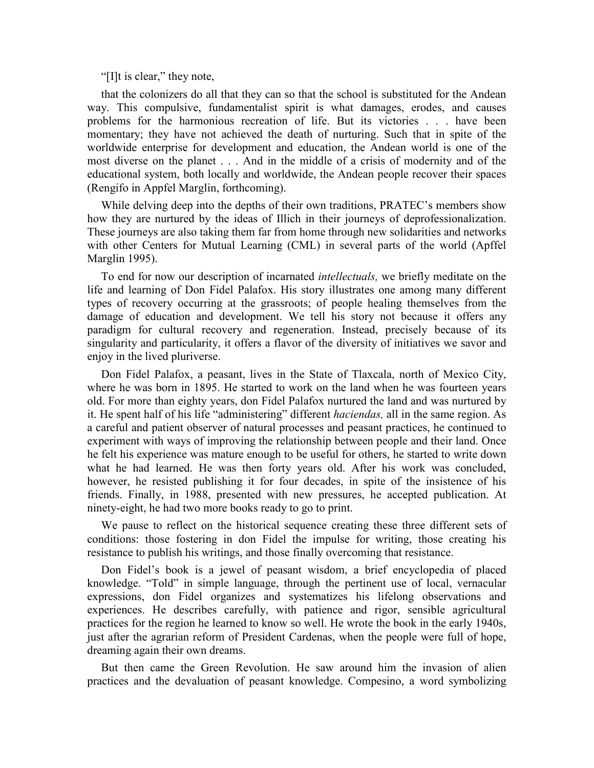"[I]t is clear," they note,

> that the colonizers do all that they can so that the school is substituted for the Andean way. This compulsive, fundamentalist spirit is what damages, erodes, and causes problems for the harmonious recreation of life. But its victories . . . have been momentary; they have not achieved the death of nurturing. Such that in spite of the worldwide enterprise for development and education, the Andean world is one of the most diverse on the planet . . . And in the middle of a crisis of modernity and of the educational system, both locally and worldwide, the Andean people recover their spaces (Rengifo in Appfel Marglin, forthcoming).

While delving deep into the depths of their own traditions, PRATEC's members show how they are nurtured by the ideas of Illich in their journeys of deprofessionalization. These journeys are also taking them far from home through new solidarities and networks with other Centers for Mutual Learning (CML) in several parts of the world (Apffel Marglin 1995).

To end for now our description of incarnated *intellectuals,* we briefly meditate on the life and learning of Don Fidel Palafox. His story illustrates one among many different types of recovery occurring at the grassroots; of people healing themselves from the damage of education and development. We tell his story not because it offers any paradigm for cultural recovery and regeneration. Instead, precisely because of its singularity and particularity, it offers a flavor of the diversity of initiatives we savor and enjoy in the lived pluriverse.

Don Fidel Palafox, a peasant, lives in the State of Tlaxcala, north of Mexico City, where he was born in 1895. He started to work on the land when he was fourteen years old. For more than eighty years, don Fidel Palafox nurtured the land and was nurtured by it. He spent half of his life "administering" different *haciendas,* all in the same region. As a careful and patient observer of natural processes and peasant practices, he continued to experiment with ways of improving the relationship between people and their land. Once he felt his experience was mature enough to be useful for others, he started to write down what he had learned. He was then forty years old. After his work was concluded, however, he resisted publishing it for four decades, in spite of the insistence of his friends. Finally, in 1988, presented with new pressures, he accepted publication. At ninety-eight, he had two more books ready to go to print.

We pause to reflect on the historical sequence creating these three different sets of conditions: those fostering in don Fidel the impulse for writing, those creating his resistance to publish his writings, and those finally overcoming that resistance.

Don Fidel's book is a jewel of peasant wisdom, a brief encyclopedia of placed knowledge. "Told" in simple language, through the pertinent use of local, vernacular expressions, don Fidel organizes and systematizes his lifelong observations and experiences. He describes carefully, with patience and rigor, sensible agricultural practices for the region he learned to know so well. He wrote the book in the early 1940s, just after the agrarian reform of President Cardenas, when the people were full of hope, dreaming again their own dreams.

But then came the Green Revolution. He saw around him the invasion of alien practices and the devaluation of peasant knowledge. Compesino, a word symbolizing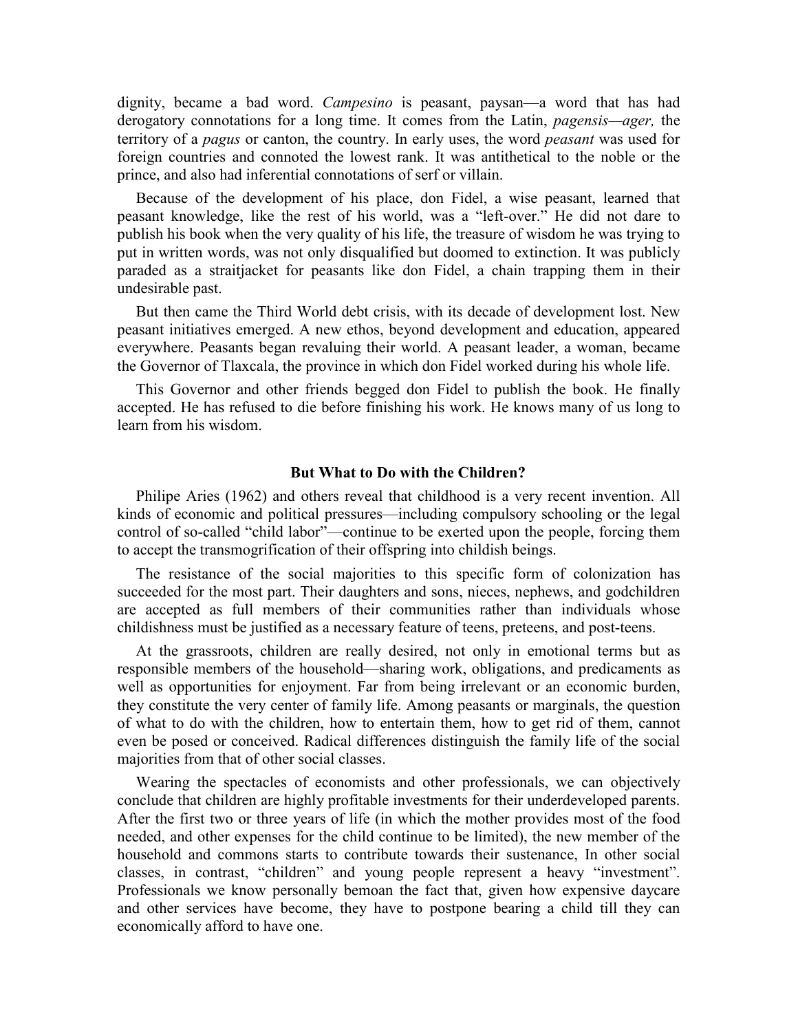dignity, became a bad word. *Campesino* is peasant, paysan—a word that has had derogatory connotations for a long time. It comes from the Latin, *pagensis—ager,* the territory of a *pagus* or canton, the country. In early uses, the word *peasant* was used for foreign countries and connoted the lowest rank. It was antithetical to the noble or the prince, and also had inferential connotations of serf or villain.

Because of the development of his place, don Fidel, a wise peasant, learned that peasant knowledge, like the rest of his world, was a "left-over." He did not dare to publish his book when the very quality of his life, the treasure of wisdom he was trying to put in written words, was not only disqualified but doomed to extinction. It was publicly paraded as a straitjacket for peasants like don Fidel, a chain trapping them in their undesirable past.

But then came the Third World debt crisis, with its decade of development lost. New peasant initiatives emerged. A new ethos, beyond development and education, appeared everywhere. Peasants began revaluing their world. A peasant leader, a woman, became the Governor of Tlaxcala, the province in which don Fidel worked during his whole life.

This Governor and other friends begged don Fidel to publish the book. He finally accepted. He has refused to die before finishing his work. He knows many of us long to learn from his wisdom.

### But What to Do with the Children?

Philipe Aries (1962) and others reveal that childhood is a very recent invention. All kinds of economic and political pressures—including compulsory schooling or the legal control of so-called "child labor"—continue to be exerted upon the people, forcing them to accept the transmogrification of their offspring into childish beings.

The resistance of the social majorities to this specific form of colonization has succeeded for the most part. Their daughters and sons, nieces, nephews, and godchildren are accepted as full members of their communities rather than individuals whose childishness must be justified as a necessary feature of teens, preteens, and post-teens.

At the grassroots, children are really desired, not only in emotional terms but as responsible members of the household—sharing work, obligations, and predicaments as well as opportunities for enjoyment. Far from being irrelevant or an economic burden, they constitute the very center of family life. Among peasants or marginals, the question of what to do with the children, how to entertain them, how to get rid of them, cannot even be posed or conceived. Radical differences distinguish the family life of the social majorities from that of other social classes.

Wearing the spectacles of economists and other professionals, we can objectively conclude that children are highly profitable investments for their underdeveloped parents. After the first two or three years of life (in which the mother provides most of the food needed, and other expenses for the child continue to be limited), the new member of the household and commons starts to contribute towards their sustenance, In other social classes, in contrast, "children" and young people represent a heavy "investment". Professionals we know personally bemoan the fact that, given how expensive daycare and other services have become, they have to postpone bearing a child till they can economically afford to have one.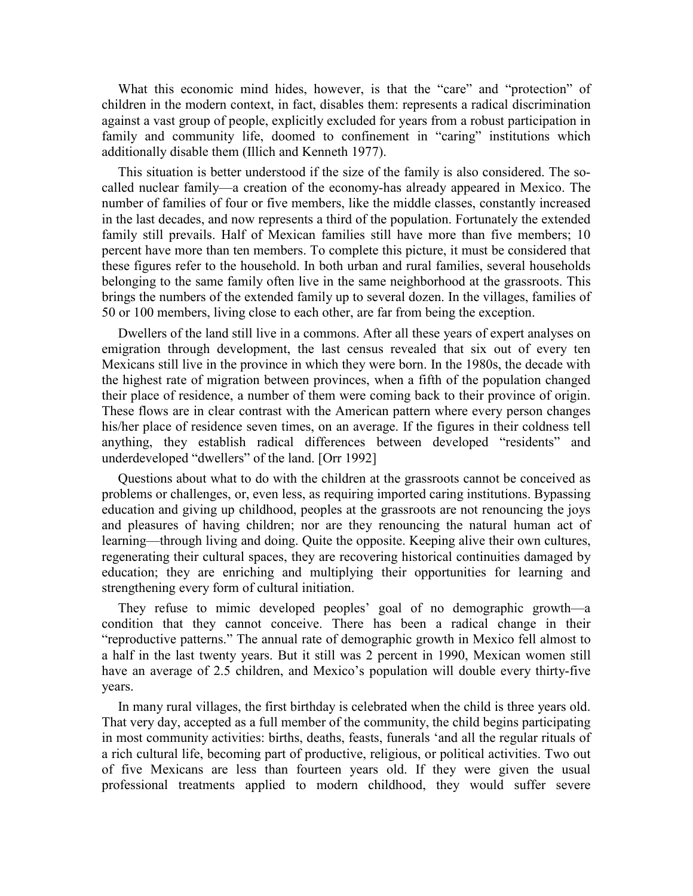What this economic mind hides, however, is that the "care" and "protection" of children in the modern context, in fact, disables them: represents a radical discrimination against a vast group of people, explicitly excluded for years from a robust participation in family and community life, doomed to confinement in "caring" institutions which additionally disable them (Illich and Kenneth 1977).

This situation is better understood if the size of the family is also considered. The so-called nuclear family—a creation of the economy-has already appeared in Mexico. The number of families of four or five members, like the middle classes, constantly increased in the last decades, and now represents a third of the population. Fortunately the extended family still prevails. Half of Mexican families still have more than five members; 10 percent have more than ten members. To complete this picture, it must be considered that these figures refer to the household. In both urban and rural families, several households belonging to the same family often live in the same neighborhood at the grassroots. This brings the numbers of the extended family up to several dozen. In the villages, families of 50 or 100 members, living close to each other, are far from being the exception.

Dwellers of the land still live in a commons. After all these years of expert analyses on emigration through development, the last census revealed that six out of every ten Mexicans still live in the province in which they were born. In the 1980s, the decade with the highest rate of migration between provinces, when a fifth of the population changed their place of residence, a number of them were coming back to their province of origin. These flows are in clear contrast with the American pattern where every person changes his/her place of residence seven times, on an average. If the figures in their coldness tell anything, they establish radical differences between developed "residents" and underdeveloped "dwellers" of the land. [Orr 1992]

Questions about what to do with the children at the grassroots cannot be conceived as problems or challenges, or, even less, as requiring imported caring institutions. Bypassing education and giving up childhood, peoples at the grassroots are not renouncing the joys and pleasures of having children; nor are they renouncing the natural human act of learning—through living and doing. Quite the opposite. Keeping alive their own cultures, regenerating their cultural spaces, they are recovering historical continuities damaged by education; they are enriching and multiplying their opportunities for learning and strengthening every form of cultural initiation.

They refuse to mimic developed peoples' goal of no demographic growth—a condition that they cannot conceive. There has been a radical change in their "reproductive patterns." The annual rate of demographic growth in Mexico fell almost to a half in the last twenty years. But it still was 2 percent in 1990, Mexican women still have an average of 2.5 children, and Mexico's population will double every thirty-five years.

In many rural villages, the first birthday is celebrated when the child is three years old. That very day, accepted as a full member of the community, the child begins participating in most community activities: births, deaths, feasts, funerals 'and all the regular rituals of a rich cultural life, becoming part of productive, religious, or political activities. Two out of five Mexicans are less than fourteen years old. If they were given the usual professional treatments applied to modern childhood, they would suffer severe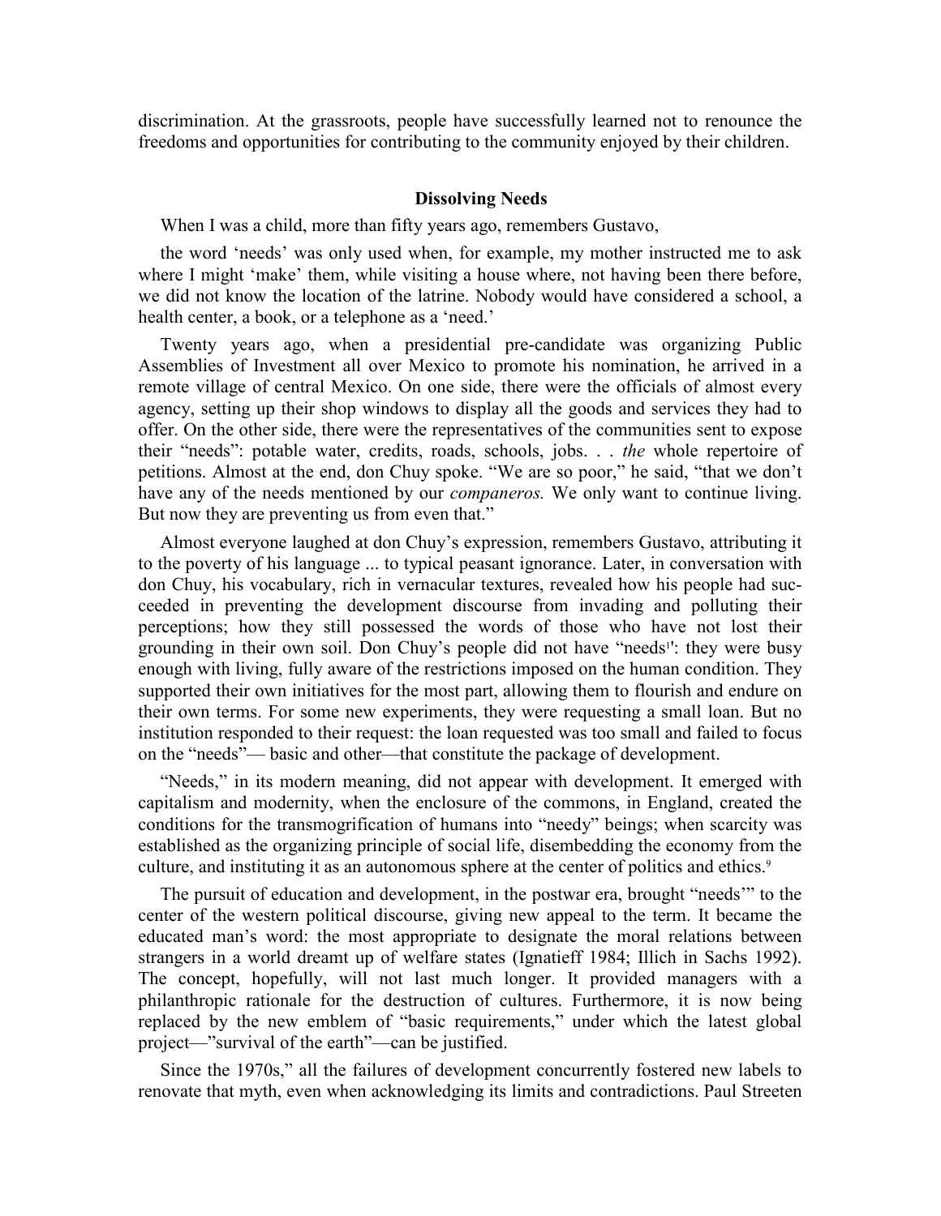discrimination. At the grassroots, people have successfully learned not to renounce the freedoms and opportunities for contributing to the community enjoyed by their children.

## Dissolving Needs

When I was a child, more than fifty years ago, remembers Gustavo,

the word 'needs' was only used when, for example, my mother instructed me to ask where I might 'make' them, while visiting a house where, not having been there before, we did not know the location of the latrine. Nobody would have considered a school, a health center, a book, or a telephone as a 'need.'

Twenty years ago, when a presidential pre-candidate was organizing Public Assemblies of Investment all over Mexico to promote his nomination, he arrived in a remote village of central Mexico. On one side, there were the officials of almost every agency, setting up their shop windows to display all the goods and services they had to offer. On the other side, there were the representatives of the communities sent to expose their "needs": potable water, credits, roads, schools, jobs. . . *the* whole repertoire of petitions. Almost at the end, don Chuy spoke. "We are so poor," he said, "that we don't have any of the needs mentioned by our *companeros.* We only want to continue living. But now they are preventing us from even that."

Almost everyone laughed at don Chuy's expression, remembers Gustavo, attributing it to the poverty of his language ... to typical peasant ignorance. Later, in conversation with don Chuy, his vocabulary, rich in vernacular textures, revealed how his people had succeeded in preventing the development discourse from invading and polluting their perceptions; how they still possessed the words of those who have not lost their grounding in their own soil. Don Chuy's people did not have "needs[1]': they were busy enough with living, fully aware of the restrictions imposed on the human condition. They supported their own initiatives for the most part, allowing them to flourish and endure on their own terms. For some new experiments, they were requesting a small loan. But no institution responded to their request: the loan requested was too small and failed to focus on the "needs"— basic and other—that constitute the package of development.

"Needs," in its modern meaning, did not appear with development. It emerged with capitalism and modernity, when the enclosure of the commons, in England, created the conditions for the transmogrification of humans into "needy" beings; when scarcity was established as the organizing principle of social life, disembedding the economy from the culture, and instituting it as an autonomous sphere at the center of politics and ethics.[9]

The pursuit of education and development, in the postwar era, brought "needs'" to the center of the western political discourse, giving new appeal to the term. It became the educated man's word: the most appropriate to designate the moral relations between strangers in a world dreamt up of welfare states (Ignatieff 1984; Illich in Sachs 1992). The concept, hopefully, will not last much longer. It provided managers with a philanthropic rationale for the destruction of cultures. Furthermore, it is now being replaced by the new emblem of "basic requirements," under which the latest global project—"survival of the earth"—can be justified.

Since the 1970s," all the failures of development concurrently fostered new labels to renovate that myth, even when acknowledging its limits and contradictions. Paul Streeten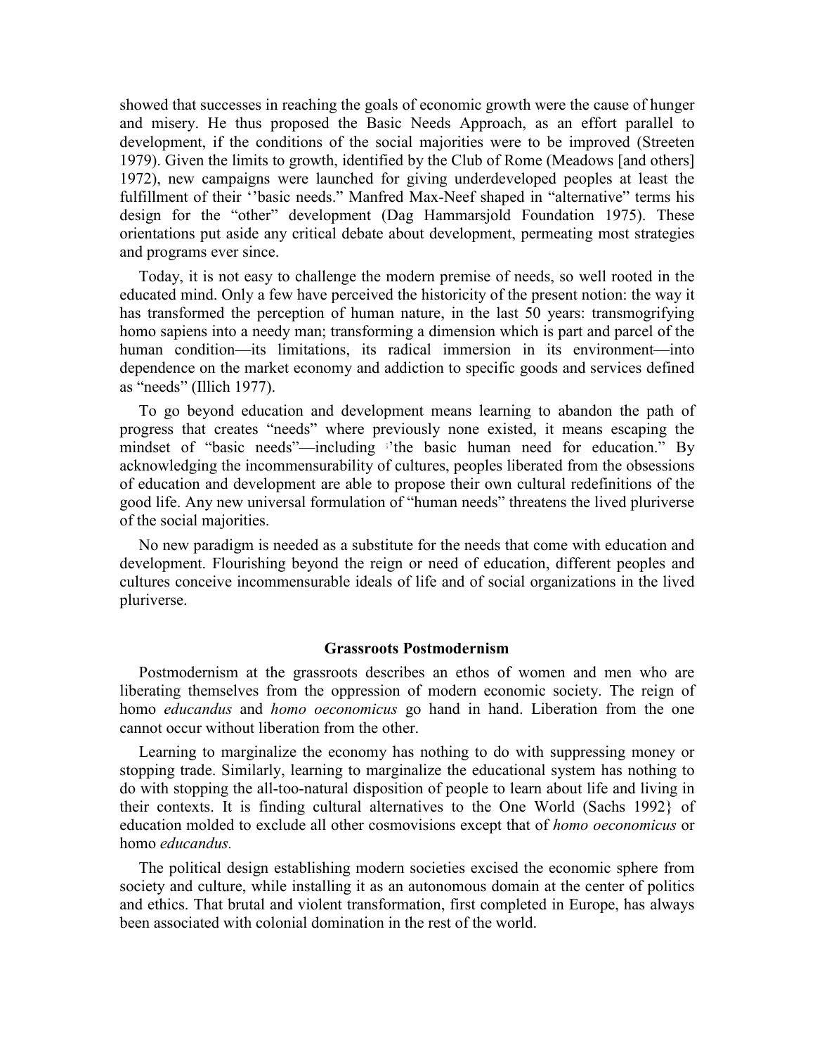showed that successes in reaching the goals of economic growth were the cause of hunger and misery. He thus proposed the Basic Needs Approach, as an effort parallel to development, if the conditions of the social majorities were to be improved (Streeten 1979). Given the limits to growth, identified by the Club of Rome (Meadows [and others] 1972), new campaigns were launched for giving underdeveloped peoples at least the fulfillment of their ''basic needs." Manfred Max-Neef shaped in "alternative" terms his design for the "other" development (Dag Hammarsjold Foundation 1975). These orientations put aside any critical debate about development, permeating most strategies and programs ever since.

Today, it is not easy to challenge the modern premise of needs, so well rooted in the educated mind. Only a few have perceived the historicity of the present notion: the way it has transformed the perception of human nature, in the last 50 years: transmogrifying homo sapiens into a needy man; transforming a dimension which is part and parcel of the human condition—its limitations, its radical immersion in its environment—into dependence on the market economy and addiction to specific goods and services defined as "needs" (Illich 1977).

To go beyond education and development means learning to abandon the path of progress that creates "needs" where previously none existed, it means escaping the mindset of "basic needs"—including ·'the basic human need for education." By acknowledging the incommensurability of cultures, peoples liberated from the obsessions of education and development are able to propose their own cultural redefinitions of the good life. Any new universal formulation of "human needs" threatens the lived pluriverse of the social majorities.

No new paradigm is needed as a substitute for the needs that come with education and development. Flourishing beyond the reign or need of education, different peoples and cultures conceive incommensurable ideals of life and of social organizations in the lived pluriverse.

## Grassroots Postmodernism

Postmodernism at the grassroots describes an ethos of women and men who are liberating themselves from the oppression of modern economic society. The reign of homo *educandus* and *homo oeconomicus* go hand in hand. Liberation from the one cannot occur without liberation from the other.

Learning to marginalize the economy has nothing to do with suppressing money or stopping trade. Similarly, learning to marginalize the educational system has nothing to do with stopping the all-too-natural disposition of people to learn about life and living in their contexts. It is finding cultural alternatives to the One World (Sachs 1992} of education molded to exclude all other cosmovisions except that of *homo oeconomicus* or homo *educandus.*

The political design establishing modern societies excised the economic sphere from society and culture, while installing it as an autonomous domain at the center of politics and ethics. That brutal and violent transformation, first completed in Europe, has always been associated with colonial domination in the rest of the world.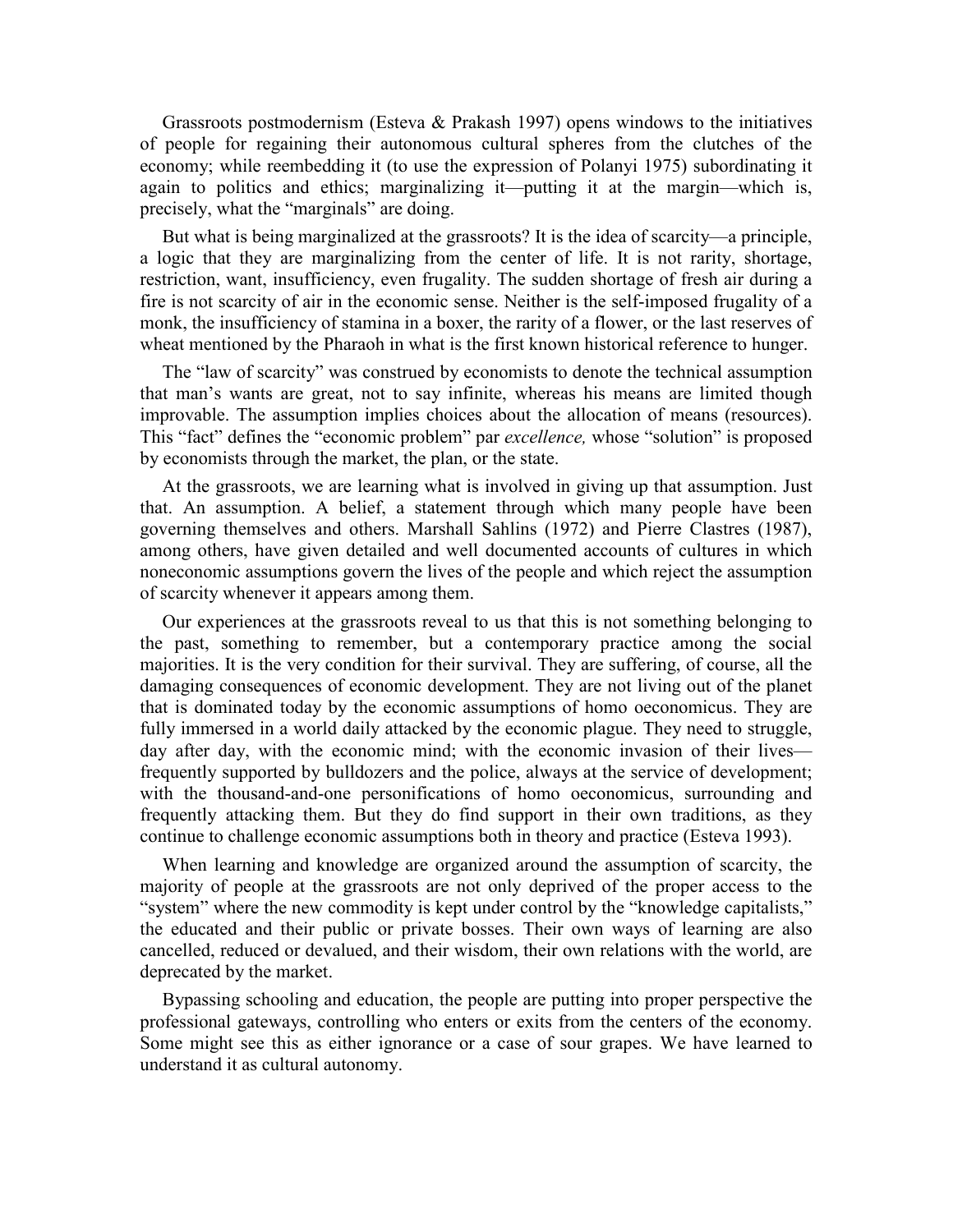Grassroots postmodernism (Esteva & Prakash 1997) opens windows to the initiatives of people for regaining their autonomous cultural spheres from the clutches of the economy; while reembedding it (to use the expression of Polanyi 1975) subordinating it again to politics and ethics; marginalizing it—putting it at the margin—which is, precisely, what the "marginals" are doing.

But what is being marginalized at the grassroots? It is the idea of scarcity—a principle, a logic that they are marginalizing from the center of life. It is not rarity, shortage, restriction, want, insufficiency, even frugality. The sudden shortage of fresh air during a fire is not scarcity of air in the economic sense. Neither is the self-imposed frugality of a monk, the insufficiency of stamina in a boxer, the rarity of a flower, or the last reserves of wheat mentioned by the Pharaoh in what is the first known historical reference to hunger.

The "law of scarcity" was construed by economists to denote the technical assumption that man's wants are great, not to say infinite, whereas his means are limited though improvable. The assumption implies choices about the allocation of means (resources). This "fact" defines the "economic problem" par *excellence,* whose "solution" is proposed by economists through the market, the plan, or the state.

At the grassroots, we are learning what is involved in giving up that assumption. Just that. An assumption. A belief, a statement through which many people have been governing themselves and others. Marshall Sahlins (1972) and Pierre Clastres (1987), among others, have given detailed and well documented accounts of cultures in which noneconomic assumptions govern the lives of the people and which reject the assumption of scarcity whenever it appears among them.

Our experiences at the grassroots reveal to us that this is not something belonging to the past, something to remember, but a contemporary practice among the social majorities. It is the very condition for their survival. They are suffering, of course, all the damaging consequences of economic development. They are not living out of the planet that is dominated today by the economic assumptions of homo oeconomicus. They are fully immersed in a world daily attacked by the economic plague. They need to struggle, day after day, with the economic mind; with the economic invasion of their lives—frequently supported by bulldozers and the police, always at the service of development; with the thousand-and-one personifications of homo oeconomicus, surrounding and frequently attacking them. But they do find support in their own traditions, as they continue to challenge economic assumptions both in theory and practice (Esteva 1993).

When learning and knowledge are organized around the assumption of scarcity, the majority of people at the grassroots are not only deprived of the proper access to the "system" where the new commodity is kept under control by the "knowledge capitalists," the educated and their public or private bosses. Their own ways of learning are also cancelled, reduced or devalued, and their wisdom, their own relations with the world, are deprecated by the market.

Bypassing schooling and education, the people are putting into proper perspective the professional gateways, controlling who enters or exits from the centers of the economy. Some might see this as either ignorance or a case of sour grapes. We have learned to understand it as cultural autonomy.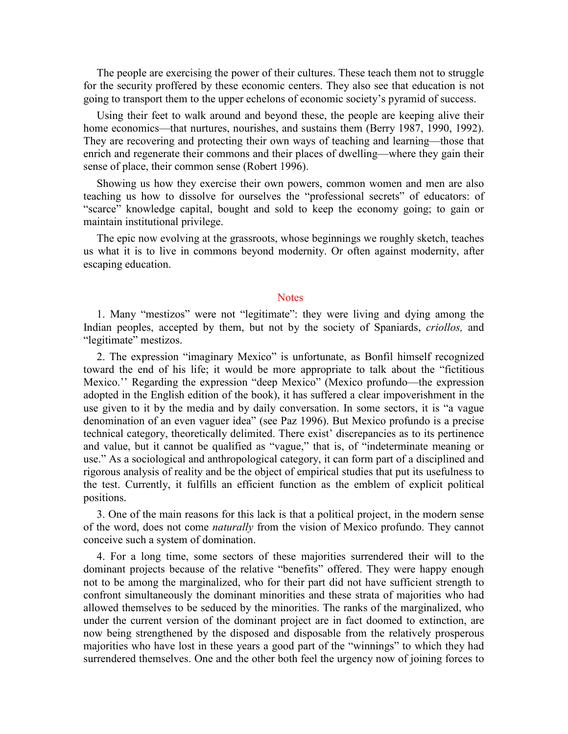The people are exercising the power of their cultures. These teach them not to struggle for the security proffered by these economic centers. They also see that education is not going to transport them to the upper echelons of economic society's pyramid of success.

Using their feet to walk around and beyond these, the people are keeping alive their home economics—that nurtures, nourishes, and sustains them (Berry 1987, 1990, 1992). They are recovering and protecting their own ways of teaching and learning—those that enrich and regenerate their commons and their places of dwelling—where they gain their sense of place, their common sense (Robert 1996).

Showing us how they exercise their own powers, common women and men are also teaching us how to dissolve for ourselves the "professional secrets" of educators: of "scarce" knowledge capital, bought and sold to keep the economy going; to gain or maintain institutional privilege.

The epic now evolving at the grassroots, whose beginnings we roughly sketch, teaches us what it is to live in commons beyond modernity. Or often against modernity, after escaping education.

## Notes

1. Many "mestizos" were not "legitimate": they were living and dying among the Indian peoples, accepted by them, but not by the society of Spaniards, *criollos,* and "legitimate" mestizos.

2. The expression "imaginary Mexico" is unfortunate, as Bonfil himself recognized toward the end of his life; it would be more appropriate to talk about the "fictitious Mexico.'' Regarding the expression "deep Mexico" (Mexico profundo—the expression adopted in the English edition of the book), it has suffered a clear impoverishment in the use given to it by the media and by daily conversation. In some sectors, it is "a vague denomination of an even vaguer idea" (see Paz 1996). But Mexico profundo is a precise technical category, theoretically delimited. There exist' discrepancies as to its pertinence and value, but it cannot be qualified as "vague," that is, of "indeterminate meaning or use." As a sociological and anthropological category, it can form part of a disciplined and rigorous analysis of reality and be the object of empirical studies that put its usefulness to the test. Currently, it fulfills an efficient function as the emblem of explicit political positions.

3. One of the main reasons for this lack is that a political project, in the modern sense of the word, does not come *naturally* from the vision of Mexico profundo. They cannot conceive such a system of domination.

4. For a long time, some sectors of these majorities surrendered their will to the dominant projects because of the relative "benefits" offered. They were happy enough not to be among the marginalized, who for their part did not have sufficient strength to confront simultaneously the dominant minorities and these strata of majorities who had allowed themselves to be seduced by the minorities. The ranks of the marginalized, who under the current version of the dominant project are in fact doomed to extinction, are now being strengthened by the disposed and disposable from the relatively prosperous majorities who have lost in these years a good part of the "winnings" to which they had surrendered themselves. One and the other both feel the urgency now of joining forces to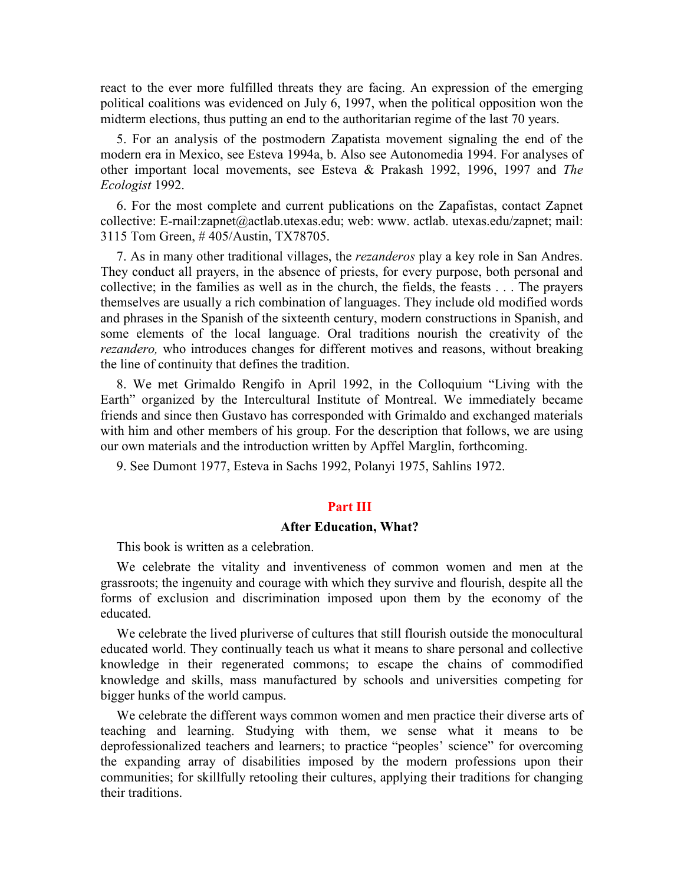react to the ever more fulfilled threats they are facing. An expression of the emerging political coalitions was evidenced on July 6, 1997, when the political opposition won the midterm elections, thus putting an end to the authoritarian regime of the last 70 years.

5. For an analysis of the postmodern Zapatista movement signaling the end of the modern era in Mexico, see Esteva 1994a, b. Also see Autonomedia 1994. For analyses of other important local movements, see Esteva & Prakash 1992, 1996, 1997 and *The Ecologist* 1992.

6. For the most complete and current publications on the Zapafistas, contact Zapnet collective: E-rnail:zapnet@actlab.utexas.edu; web: www. actlab. utexas.edu/zapnet; mail: 3115 Tom Green, # 405/Austin, TX78705.

7. As in many other traditional villages, the *rezanderos* play a key role in San Andres. They conduct all prayers, in the absence of priests, for every purpose, both personal and collective; in the families as well as in the church, the fields, the feasts . . . The prayers themselves are usually a rich combination of languages. They include old modified words and phrases in the Spanish of the sixteenth century, modern constructions in Spanish, and some elements of the local language. Oral traditions nourish the creativity of the *rezandero,* who introduces changes for different motives and reasons, without breaking the line of continuity that defines the tradition.

8. We met Grimaldo Rengifo in April 1992, in the Colloquium "Living with the Earth" organized by the Intercultural Institute of Montreal. We immediately became friends and since then Gustavo has corresponded with Grimaldo and exchanged materials with him and other members of his group. For the description that follows, we are using our own materials and the introduction written by Apffel Marglin, forthcoming.

9. See Dumont 1977, Esteva in Sachs 1992, Polanyi 1975, Sahlins 1972.

# Part III

## After Education, What?

This book is written as a celebration.

We celebrate the vitality and inventiveness of common women and men at the grassroots; the ingenuity and courage with which they survive and flourish, despite all the forms of exclusion and discrimination imposed upon them by the economy of the educated.

We celebrate the lived pluriverse of cultures that still flourish outside the monocultural educated world. They continually teach us what it means to share personal and collective knowledge in their regenerated commons; to escape the chains of commodified knowledge and skills, mass manufactured by schools and universities competing for bigger hunks of the world campus.

We celebrate the different ways common women and men practice their diverse arts of teaching and learning. Studying with them, we sense what it means to be deprofessionalized teachers and learners; to practice "peoples' science" for overcoming the expanding array of disabilities imposed by the modern professions upon their communities; for skillfully retooling their cultures, applying their traditions for changing their traditions.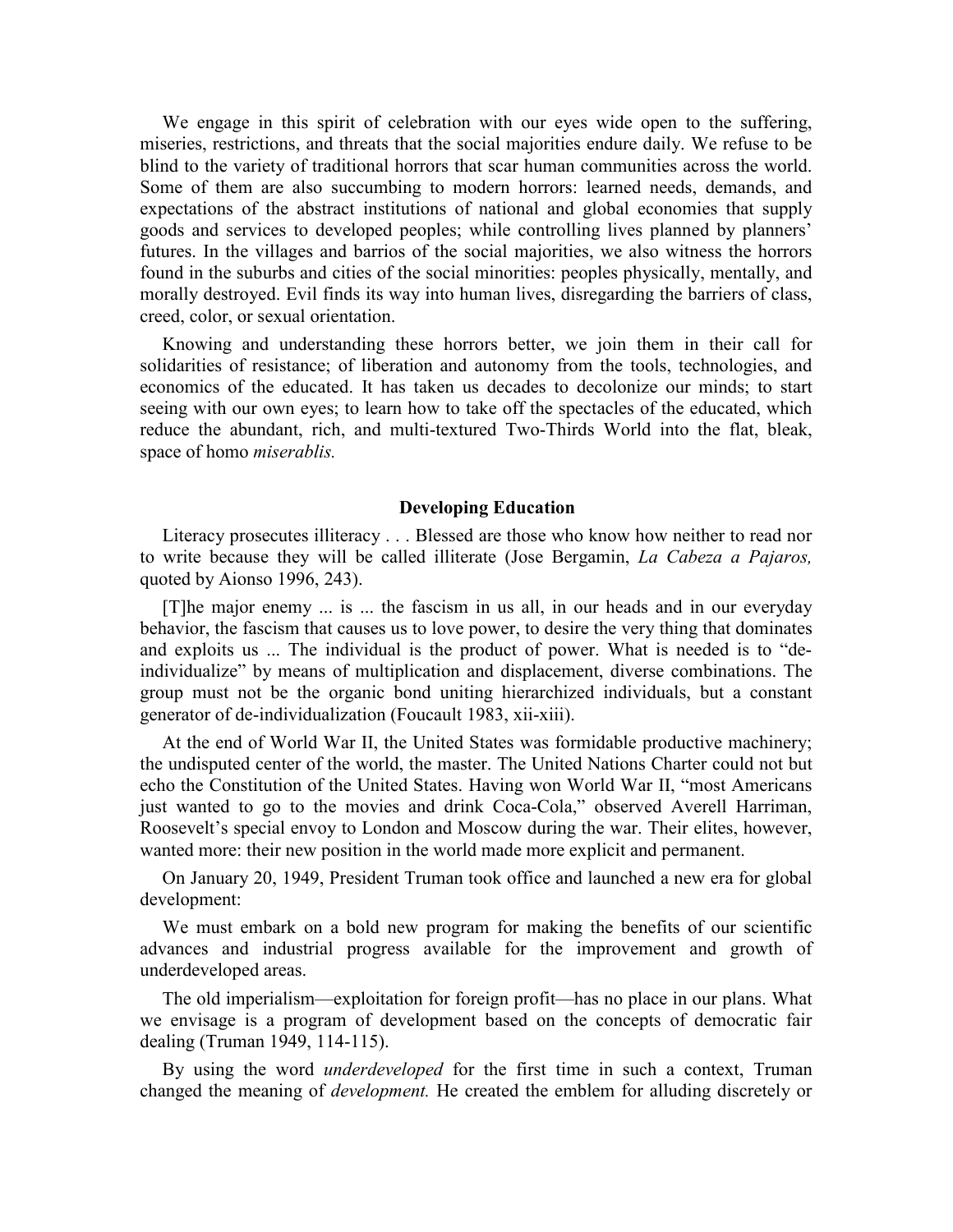We engage in this spirit of celebration with our eyes wide open to the suffering, miseries, restrictions, and threats that the social majorities endure daily. We refuse to be blind to the variety of traditional horrors that scar human communities across the world. Some of them are also succumbing to modern horrors: learned needs, demands, and expectations of the abstract institutions of national and global economies that supply goods and services to developed peoples; while controlling lives planned by planners' futures. In the villages and barrios of the social majorities, we also witness the horrors found in the suburbs and cities of the social minorities: peoples physically, mentally, and morally destroyed. Evil finds its way into human lives, disregarding the barriers of class, creed, color, or sexual orientation.

Knowing and understanding these horrors better, we join them in their call for solidarities of resistance; of liberation and autonomy from the tools, technologies, and economics of the educated. It has taken us decades to decolonize our minds; to start seeing with our own eyes; to learn how to take off the spectacles of the educated, which reduce the abundant, rich, and multi-textured Two-Thirds World into the flat, bleak, space of homo *miserablis.*

### Developing Education

Literacy prosecutes illiteracy . . . Blessed are those who know how neither to read nor to write because they will be called illiterate (Jose Bergamin, *La Cabeza a Pajaros,* quoted by Aionso 1996, 243).

[T]he major enemy ... is ... the fascism in us all, in our heads and in our everyday behavior, the fascism that causes us to love power, to desire the very thing that dominates and exploits us ... The individual is the product of power. What is needed is to "de-individualize" by means of multiplication and displacement, diverse combinations. The group must not be the organic bond uniting hierarchized individuals, but a constant generator of de-individualization (Foucault 1983, xii-xiii).

At the end of World War II, the United States was formidable productive machinery; the undisputed center of the world, the master. The United Nations Charter could not but echo the Constitution of the United States. Having won World War II, "most Americans just wanted to go to the movies and drink Coca-Cola," observed Averell Harriman, Roosevelt's special envoy to London and Moscow during the war. Their elites, however, wanted more: their new position in the world made more explicit and permanent.

On January 20, 1949, President Truman took office and launched a new era for global development:

We must embark on a bold new program for making the benefits of our scientific advances and industrial progress available for the improvement and growth of underdeveloped areas.

The old imperialism—exploitation for foreign profit—has no place in our plans. What we envisage is a program of development based on the concepts of democratic fair dealing (Truman 1949, 114-115).

By using the word *underdeveloped* for the first time in such a context, Truman changed the meaning of *development.* He created the emblem for alluding discretely or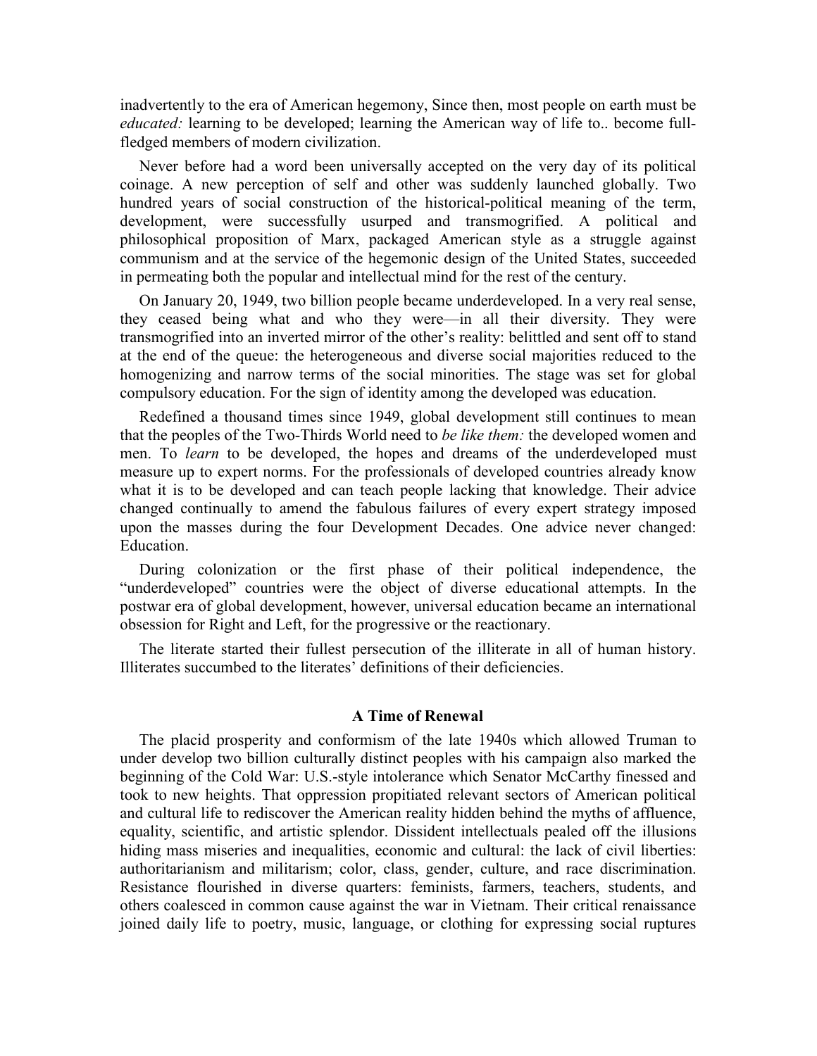inadvertently to the era of American hegemony, Since then, most people on earth must be *educated:* learning to be developed; learning the American way of life to.. become full-fledged members of modern civilization.

Never before had a word been universally accepted on the very day of its political coinage. A new perception of self and other was suddenly launched globally. Two hundred years of social construction of the historical-political meaning of the term, development, were successfully usurped and transmogrified. A political and philosophical proposition of Marx, packaged American style as a struggle against communism and at the service of the hegemonic design of the United States, succeeded in permeating both the popular and intellectual mind for the rest of the century.

On January 20, 1949, two billion people became underdeveloped. In a very real sense, they ceased being what and who they were—in all their diversity. They were transmogrified into an inverted mirror of the other's reality: belittled and sent off to stand at the end of the queue: the heterogeneous and diverse social majorities reduced to the homogenizing and narrow terms of the social minorities. The stage was set for global compulsory education. For the sign of identity among the developed was education.

Redefined a thousand times since 1949, global development still continues to mean that the peoples of the Two-Thirds World need to *be like them:* the developed women and men. To *learn* to be developed, the hopes and dreams of the underdeveloped must measure up to expert norms. For the professionals of developed countries already know what it is to be developed and can teach people lacking that knowledge. Their advice changed continually to amend the fabulous failures of every expert strategy imposed upon the masses during the four Development Decades. One advice never changed: Education.

During colonization or the first phase of their political independence, the "underdeveloped" countries were the object of diverse educational attempts. In the postwar era of global development, however, universal education became an international obsession for Right and Left, for the progressive or the reactionary.

The literate started their fullest persecution of the illiterate in all of human history. Illiterates succumbed to the literates' definitions of their deficiencies.

### A Time of Renewal

The placid prosperity and conformism of the late 1940s which allowed Truman to under develop two billion culturally distinct peoples with his campaign also marked the beginning of the Cold War: U.S.-style intolerance which Senator McCarthy finessed and took to new heights. That oppression propitiated relevant sectors of American political and cultural life to rediscover the American reality hidden behind the myths of affluence, equality, scientific, and artistic splendor. Dissident intellectuals pealed off the illusions hiding mass miseries and inequalities, economic and cultural: the lack of civil liberties: authoritarianism and militarism; color, class, gender, culture, and race discrimination. Resistance flourished in diverse quarters: feminists, farmers, teachers, students, and others coalesced in common cause against the war in Vietnam. Their critical renaissance joined daily life to poetry, music, language, or clothing for expressing social ruptures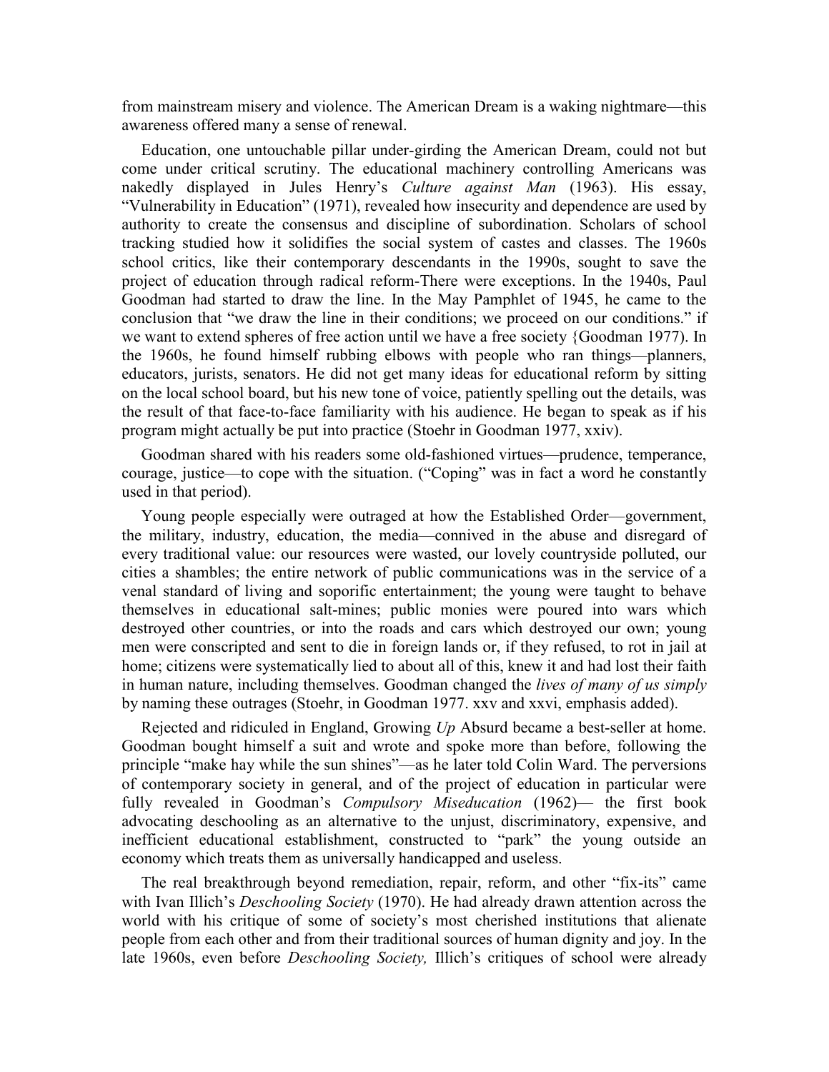from mainstream misery and violence. The American Dream is a waking nightmare—this awareness offered many a sense of renewal.

Education, one untouchable pillar under-girding the American Dream, could not but come under critical scrutiny. The educational machinery controlling Americans was nakedly displayed in Jules Henry's *Culture against Man* (1963). His essay, "Vulnerability in Education" (1971), revealed how insecurity and dependence are used by authority to create the consensus and discipline of subordination. Scholars of school tracking studied how it solidifies the social system of castes and classes. The 1960s school critics, like their contemporary descendants in the 1990s, sought to save the project of education through radical reform-There were exceptions. In the 1940s, Paul Goodman had started to draw the line. In the May Pamphlet of 1945, he came to the conclusion that "we draw the line in their conditions; we proceed on our conditions." if we want to extend spheres of free action until we have a free society {Goodman 1977). In the 1960s, he found himself rubbing elbows with people who ran things—planners, educators, jurists, senators. He did not get many ideas for educational reform by sitting on the local school board, but his new tone of voice, patiently spelling out the details, was the result of that face-to-face familiarity with his audience. He began to speak as if his program might actually be put into practice (Stoehr in Goodman 1977, xxiv).

Goodman shared with his readers some old-fashioned virtues—prudence, temperance, courage, justice—to cope with the situation. ("Coping" was in fact a word he constantly used in that period).

Young people especially were outraged at how the Established Order—government, the military, industry, education, the media—connived in the abuse and disregard of every traditional value: our resources were wasted, our lovely countryside polluted, our cities a shambles; the entire network of public communications was in the service of a venal standard of living and soporific entertainment; the young were taught to behave themselves in educational salt-mines; public monies were poured into wars which destroyed other countries, or into the roads and cars which destroyed our own; young men were conscripted and sent to die in foreign lands or, if they refused, to rot in jail at home; citizens were systematically lied to about all of this, knew it and had lost their faith in human nature, including themselves. Goodman changed the *lives of many of us simply* by naming these outrages (Stoehr, in Goodman 1977. xxv and xxvi, emphasis added).

Rejected and ridiculed in England, Growing *Up* Absurd became a best-seller at home. Goodman bought himself a suit and wrote and spoke more than before, following the principle "make hay while the sun shines"—as he later told Colin Ward. The perversions of contemporary society in general, and of the project of education in particular were fully revealed in Goodman's *Compulsory Miseducation* (1962)— the first book advocating deschooling as an alternative to the unjust, discriminatory, expensive, and inefficient educational establishment, constructed to "park" the young outside an economy which treats them as universally handicapped and useless.

The real breakthrough beyond remediation, repair, reform, and other "fix-its" came with Ivan Illich's *Deschooling Society* (1970). He had already drawn attention across the world with his critique of some of society's most cherished institutions that alienate people from each other and from their traditional sources of human dignity and joy. In the late 1960s, even before *Deschooling Society,* Illich's critiques of school were already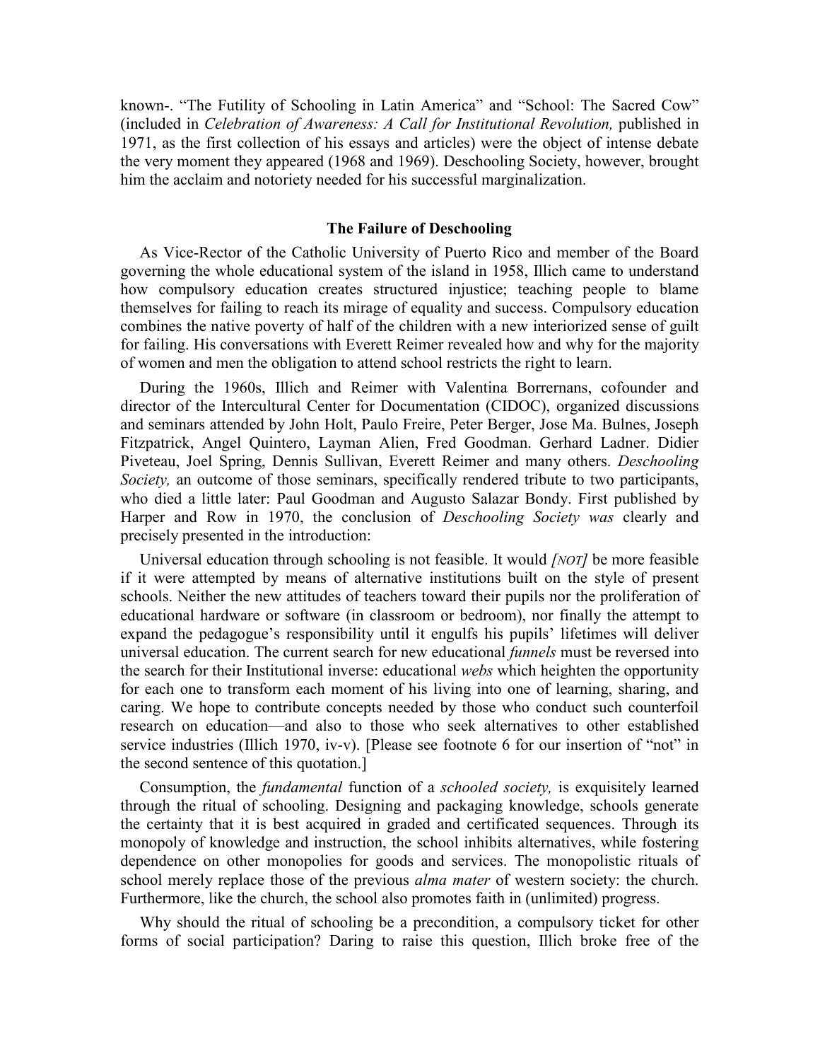known-. "The Futility of Schooling in Latin America" and "School: The Sacred Cow" (included in *Celebration of Awareness: A Call for Institutional Revolution,* published in 1971, as the first collection of his essays and articles) were the object of intense debate the very moment they appeared (1968 and 1969). Deschooling Society, however, brought him the acclaim and notoriety needed for his successful marginalization.

### The Failure of Deschooling

As Vice-Rector of the Catholic University of Puerto Rico and member of the Board governing the whole educational system of the island in 1958, Illich came to understand how compulsory education creates structured injustice; teaching people to blame themselves for failing to reach its mirage of equality and success. Compulsory education combines the native poverty of half of the children with a new interiorized sense of guilt for failing. His conversations with Everett Reimer revealed how and why for the majority of women and men the obligation to attend school restricts the right to learn.

During the 1960s, Illich and Reimer with Valentina Borrernans, cofounder and director of the Intercultural Center for Documentation (CIDOC), organized discussions and seminars attended by John Holt, Paulo Freire, Peter Berger, Jose Ma. Bulnes, Joseph Fitzpatrick, Angel Quintero, Layman Alien, Fred Goodman. Gerhard Ladner. Didier Piveteau, Joel Spring, Dennis Sullivan, Everett Reimer and many others. *Deschooling Society,* an outcome of those seminars, specifically rendered tribute to two participants, who died a little later: Paul Goodman and Augusto Salazar Bondy. First published by Harper and Row in 1970, the conclusion of *Deschooling Society was* clearly and precisely presented in the introduction:

Universal education through schooling is not feasible. It would *[NOT]* be more feasible if it were attempted by means of alternative institutions built on the style of present schools. Neither the new attitudes of teachers toward their pupils nor the proliferation of educational hardware or software (in classroom or bedroom), nor finally the attempt to expand the pedagogue's responsibility until it engulfs his pupils' lifetimes will deliver universal education. The current search for new educational *funnels* must be reversed into the search for their Institutional inverse: educational *webs* which heighten the opportunity for each one to transform each moment of his living into one of learning, sharing, and caring. We hope to contribute concepts needed by those who conduct such counterfoil research on education—and also to those who seek alternatives to other established service industries (Illich 1970, iv-v). [Please see footnote 6 for our insertion of "not" in the second sentence of this quotation.]

Consumption, the *fundamental* function of a *schooled society,* is exquisitely learned through the ritual of schooling. Designing and packaging knowledge, schools generate the certainty that it is best acquired in graded and certificated sequences. Through its monopoly of knowledge and instruction, the school inhibits alternatives, while fostering dependence on other monopolies for goods and services. The monopolistic rituals of school merely replace those of the previous *alma mater* of western society: the church. Furthermore, like the church, the school also promotes faith in (unlimited) progress.

Why should the ritual of schooling be a precondition, a compulsory ticket for other forms of social participation? Daring to raise this question, Illich broke free of the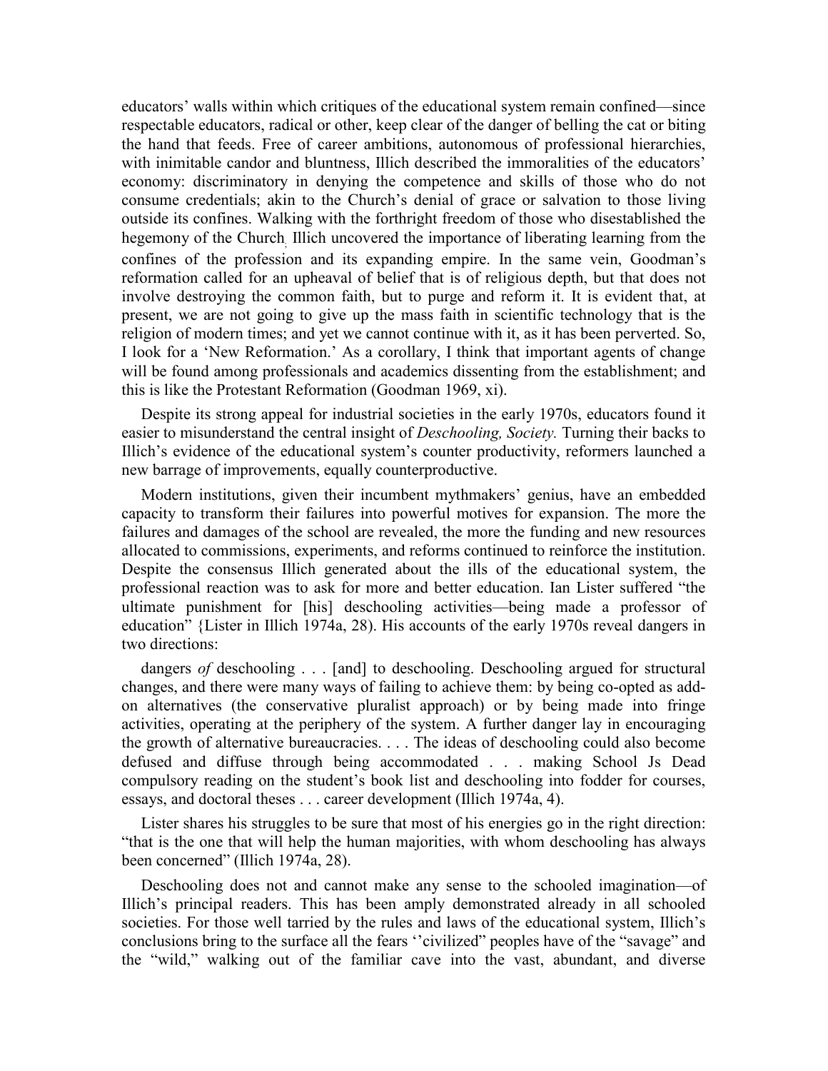educators' walls within which critiques of the educational system remain confined—since respectable educators, radical or other, keep clear of the danger of belling the cat or biting the hand that feeds. Free of career ambitions, autonomous of professional hierarchies, with inimitable candor and bluntness, Illich described the immoralities of the educators' economy: discriminatory in denying the competence and skills of those who do not consume credentials; akin to the Church's denial of grace or salvation to those living outside its confines. Walking with the forthright freedom of those who disestablished the hegemony of the Church, Illich uncovered the importance of liberating learning from the confines of the profession and its expanding empire. In the same vein, Goodman's reformation called for an upheaval of belief that is of religious depth, but that does not involve destroying the common faith, but to purge and reform it. It is evident that, at present, we are not going to give up the mass faith in scientific technology that is the religion of modern times; and yet we cannot continue with it, as it has been perverted. So, I look for a 'New Reformation.' As a corollary, I think that important agents of change will be found among professionals and academics dissenting from the establishment; and this is like the Protestant Reformation (Goodman 1969, xi).

Despite its strong appeal for industrial societies in the early 1970s, educators found it easier to misunderstand the central insight of *Deschooling, Society.* Turning their backs to Illich's evidence of the educational system's counter productivity, reformers launched a new barrage of improvements, equally counterproductive.

Modern institutions, given their incumbent mythmakers' genius, have an embedded capacity to transform their failures into powerful motives for expansion. The more the failures and damages of the school are revealed, the more the funding and new resources allocated to commissions, experiments, and reforms continued to reinforce the institution. Despite the consensus Illich generated about the ills of the educational system, the professional reaction was to ask for more and better education. Ian Lister suffered "the ultimate punishment for [his] deschooling activities—being made a professor of education" {Lister in Illich 1974a, 28). His accounts of the early 1970s reveal dangers in two directions:

dangers *of* deschooling . . . [and] to deschooling. Deschooling argued for structural changes, and there were many ways of failing to achieve them: by being co-opted as add-on alternatives (the conservative pluralist approach) or by being made into fringe activities, operating at the periphery of the system. A further danger lay in encouraging the growth of alternative bureaucracies. . . . The ideas of deschooling could also become defused and diffuse through being accommodated . . . making School Js Dead compulsory reading on the student's book list and deschooling into fodder for courses, essays, and doctoral theses . . . career development (Illich 1974a, 4).

Lister shares his struggles to be sure that most of his energies go in the right direction: "that is the one that will help the human majorities, with whom deschooling has always been concerned" (Illich 1974a, 28).

Deschooling does not and cannot make any sense to the schooled imagination—of Illich's principal readers. This has been amply demonstrated already in all schooled societies. For those well tarried by the rules and laws of the educational system, Illich's conclusions bring to the surface all the fears ''civilized" peoples have of the "savage" and the "wild," walking out of the familiar cave into the vast, abundant, and diverse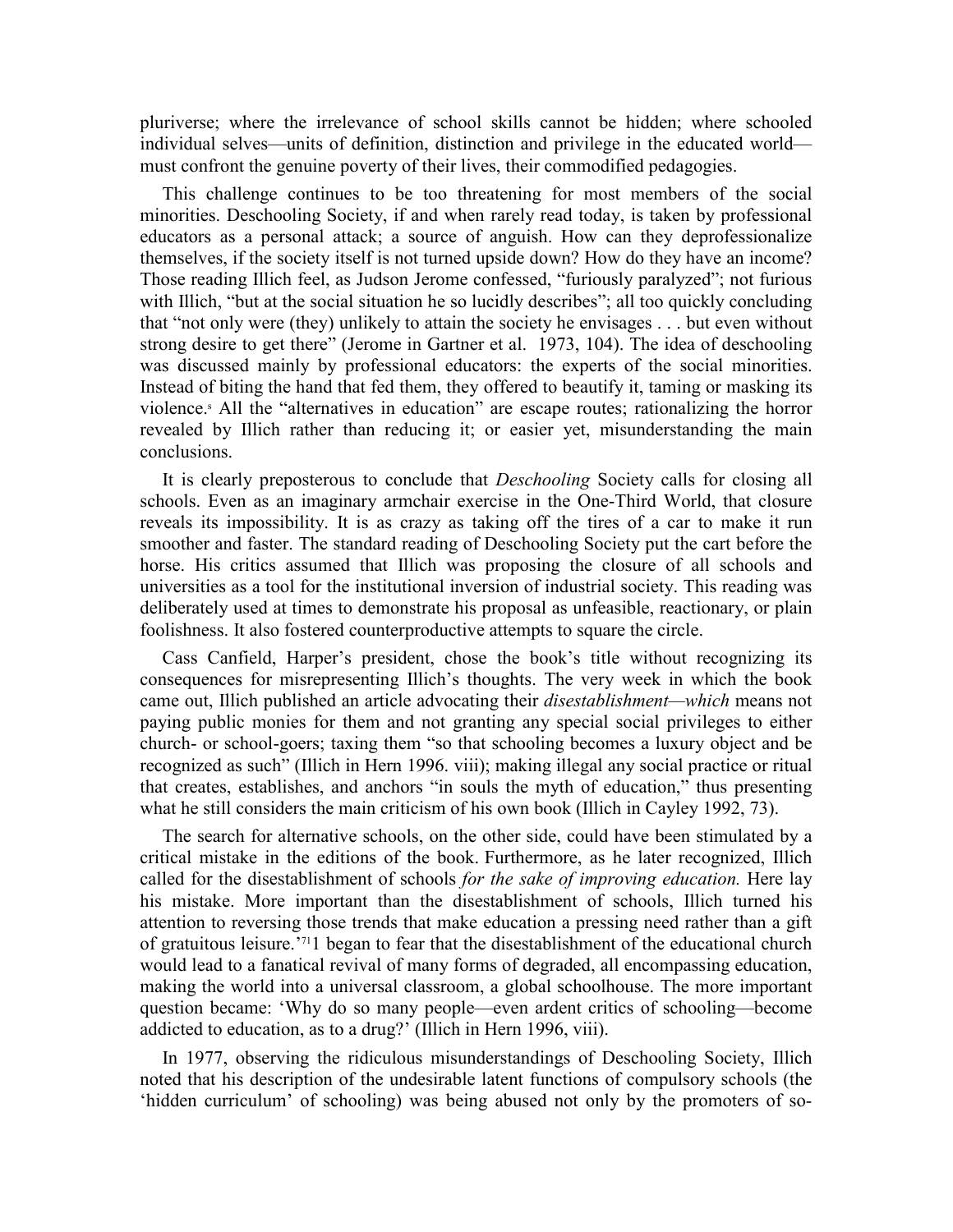pluriverse; where the irrelevance of school skills cannot be hidden; where schooled individual selves—units of definition, distinction and privilege in the educated world—must confront the genuine poverty of their lives, their commodified pedagogies.

This challenge continues to be too threatening for most members of the social minorities. Deschooling Society, if and when rarely read today, is taken by professional educators as a personal attack; a source of anguish. How can they deprofessionalize themselves, if the society itself is not turned upside down? How do they have an income? Those reading Illich feel, as Judson Jerome confessed, "furiously paralyzed"; not furious with Illich, "but at the social situation he so lucidly describes"; all too quickly concluding that "not only were (they) unlikely to attain the society he envisages . . . but even without strong desire to get there" (Jerome in Gartner et al. 1973, 104). The idea of deschooling was discussed mainly by professional educators: the experts of the social minorities. Instead of biting the hand that fed them, they offered to beautify it, taming or masking its violence.[8] All the "alternatives in education" are escape routes; rationalizing the horror revealed by Illich rather than reducing it; or easier yet, misunderstanding the main conclusions.

It is clearly preposterous to conclude that *Deschooling* Society calls for closing all schools. Even as an imaginary armchair exercise in the One-Third World, that closure reveals its impossibility. It is as crazy as taking off the tires of a car to make it run smoother and faster. The standard reading of Deschooling Society put the cart before the horse. His critics assumed that Illich was proposing the closure of all schools and universities as a tool for the institutional inversion of industrial society. This reading was deliberately used at times to demonstrate his proposal as unfeasible, reactionary, or plain foolishness. It also fostered counterproductive attempts to square the circle.

Cass Canfield, Harper's president, chose the book's title without recognizing its consequences for misrepresenting Illich's thoughts. The very week in which the book came out, Illich published an article advocating their *disestablishment—which* means not paying public monies for them and not granting any special social privileges to either church- or school-goers; taxing them "so that schooling becomes a luxury object and be recognized as such" (Illich in Hern 1996. viii); making illegal any social practice or ritual that creates, establishes, and anchors "in souls the myth of education," thus presenting what he still considers the main criticism of his own book (Illich in Cayley 1992, 73).

The search for alternative schools, on the other side, could have been stimulated by a critical mistake in the editions of the book. Furthermore, as he later recognized, Illich called for the disestablishment of schools *for the sake of improving education.* Here lay his mistake. More important than the disestablishment of schools, Illich turned his attention to reversing those trends that make education a pressing need rather than a gift of gratuitous leisure.'[7]1 began to fear that the disestablishment of the educational church would lead to a fanatical revival of many forms of degraded, all encompassing education, making the world into a universal classroom, a global schoolhouse. The more important question became: 'Why do so many people—even ardent critics of schooling—become addicted to education, as to a drug?' (Illich in Hern 1996, viii).

In 1977, observing the ridiculous misunderstandings of Deschooling Society, Illich noted that his description of the undesirable latent functions of compulsory schools (the 'hidden curriculum' of schooling) was being abused not only by the promoters of so-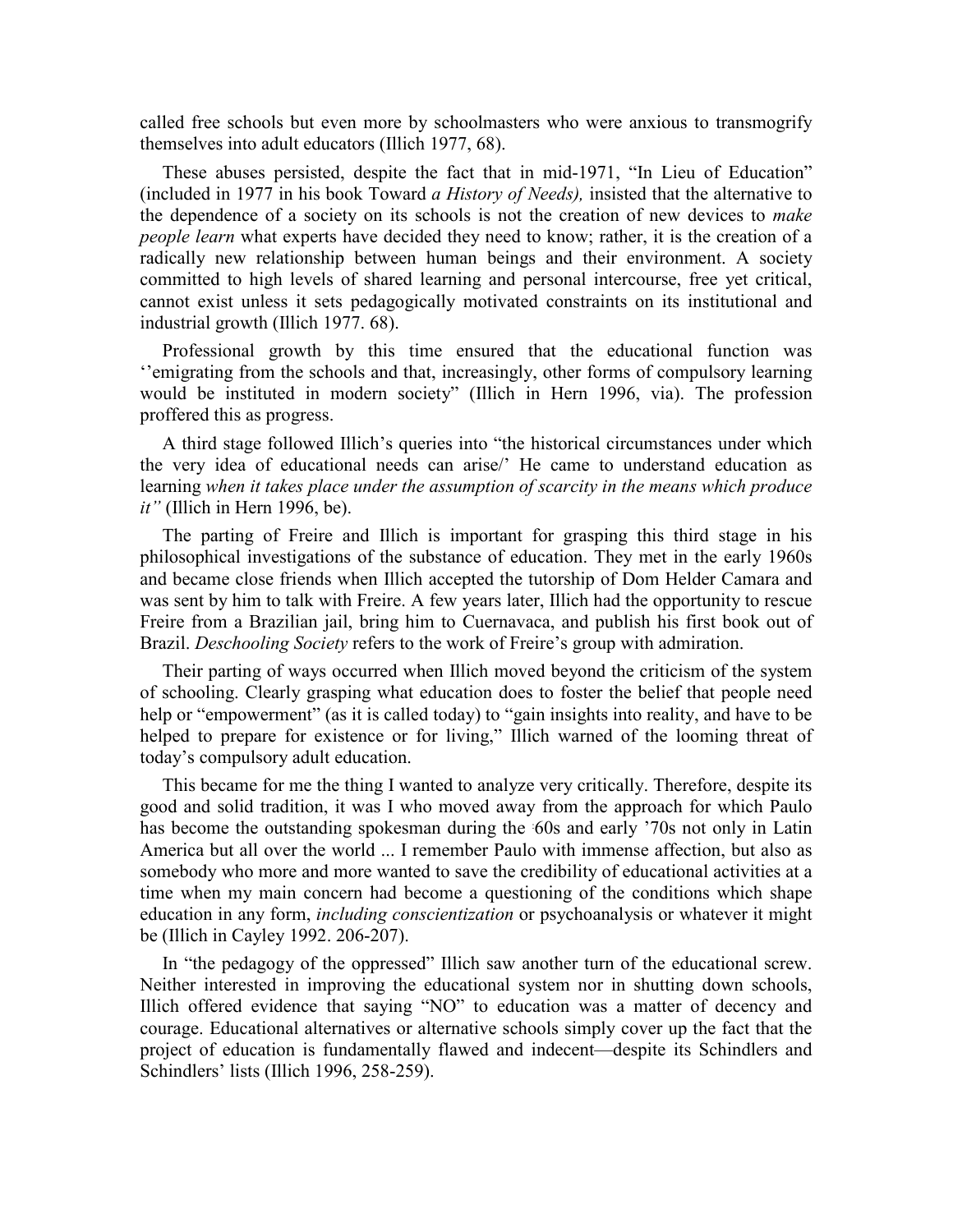called free schools but even more by schoolmasters who were anxious to transmogrify themselves into adult educators (Illich 1977, 68).

These abuses persisted, despite the fact that in mid-1971, "In Lieu of Education" (included in 1977 in his book Toward *a History of Needs),* insisted that the alternative to the dependence of a society on its schools is not the creation of new devices to *make people learn* what experts have decided they need to know; rather, it is the creation of a radically new relationship between human beings and their environment. A society committed to high levels of shared learning and personal intercourse, free yet critical, cannot exist unless it sets pedagogically motivated constraints on its institutional and industrial growth (Illich 1977. 68).

Professional growth by this time ensured that the educational function was ''emigrating from the schools and that, increasingly, other forms of compulsory learning would be instituted in modern society" (Illich in Hern 1996, via). The profession proffered this as progress.

A third stage followed Illich's queries into "the historical circumstances under which the very idea of educational needs can arise/' He came to understand education as learning *when it takes place under the assumption of scarcity in the means which produce it"* (Illich in Hern 1996, be).

The parting of Freire and Illich is important for grasping this third stage in his philosophical investigations of the substance of education. They met in the early 1960s and became close friends when Illich accepted the tutorship of Dom Helder Camara and was sent by him to talk with Freire. A few years later, Illich had the opportunity to rescue Freire from a Brazilian jail, bring him to Cuernavaca, and publish his first book out of Brazil. *Deschooling Society* refers to the work of Freire's group with admiration.

Their parting of ways occurred when Illich moved beyond the criticism of the system of schooling. Clearly grasping what education does to foster the belief that people need help or "empowerment" (as it is called today) to "gain insights into reality, and have to be helped to prepare for existence or for living," Illich warned of the looming threat of today's compulsory adult education.

This became for me the thing I wanted to analyze very critically. Therefore, despite its good and solid tradition, it was I who moved away from the approach for which Paulo has become the outstanding spokesman during the ·60s and early '70s not only in Latin America but all over the world ... I remember Paulo with immense affection, but also as somebody who more and more wanted to save the credibility of educational activities at a time when my main concern had become a questioning of the conditions which shape education in any form, *including conscientization* or psychoanalysis or whatever it might be (Illich in Cayley 1992. 206-207).

In "the pedagogy of the oppressed" Illich saw another turn of the educational screw. Neither interested in improving the educational system nor in shutting down schools, Illich offered evidence that saying "NO" to education was a matter of decency and courage. Educational alternatives or alternative schools simply cover up the fact that the project of education is fundamentally flawed and indecent—despite its Schindlers and Schindlers' lists (Illich 1996, 258-259).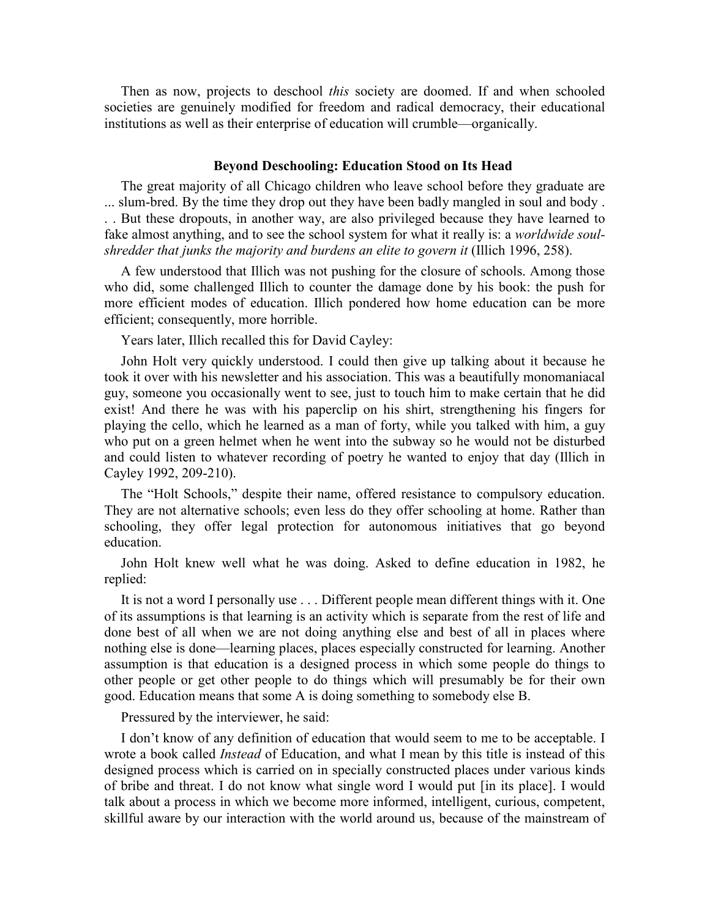Then as now, projects to deschool *this* society are doomed. If and when schooled societies are genuinely modified for freedom and radical democracy, their educational institutions as well as their enterprise of education will crumble—organically.

### Beyond Deschooling: Education Stood on Its Head

The great majority of all Chicago children who leave school before they graduate are ... slum-bred. By the time they drop out they have been badly mangled in soul and body . . . But these dropouts, in another way, are also privileged because they have learned to fake almost anything, and to see the school system for what it really is: a *worldwide soul-shredder that junks the majority and burdens an elite to govern it* (Illich 1996, 258).

A few understood that Illich was not pushing for the closure of schools. Among those who did, some challenged Illich to counter the damage done by his book: the push for more efficient modes of education. Illich pondered how home education can be more efficient; consequently, more horrible.

Years later, Illich recalled this for David Cayley:

John Holt very quickly understood. I could then give up talking about it because he took it over with his newsletter and his association. This was a beautifully monomaniacal guy, someone you occasionally went to see, just to touch him to make certain that he did exist! And there he was with his paperclip on his shirt, strengthening his fingers for playing the cello, which he learned as a man of forty, while you talked with him, a guy who put on a green helmet when he went into the subway so he would not be disturbed and could listen to whatever recording of poetry he wanted to enjoy that day (Illich in Cayley 1992, 209-210).

The "Holt Schools," despite their name, offered resistance to compulsory education. They are not alternative schools; even less do they offer schooling at home. Rather than schooling, they offer legal protection for autonomous initiatives that go beyond education.

John Holt knew well what he was doing. Asked to define education in 1982, he replied:

It is not a word I personally use . . . Different people mean different things with it. One of its assumptions is that learning is an activity which is separate from the rest of life and done best of all when we are not doing anything else and best of all in places where nothing else is done—learning places, places especially constructed for learning. Another assumption is that education is a designed process in which some people do things to other people or get other people to do things which will presumably be for their own good. Education means that some A is doing something to somebody else B.

Pressured by the interviewer, he said:

I don't know of any definition of education that would seem to me to be acceptable. I wrote a book called *Instead* of Education, and what I mean by this title is instead of this designed process which is carried on in specially constructed places under various kinds of bribe and threat. I do not know what single word I would put [in its place]. I would talk about a process in which we become more informed, intelligent, curious, competent, skillful aware by our interaction with the world around us, because of the mainstream of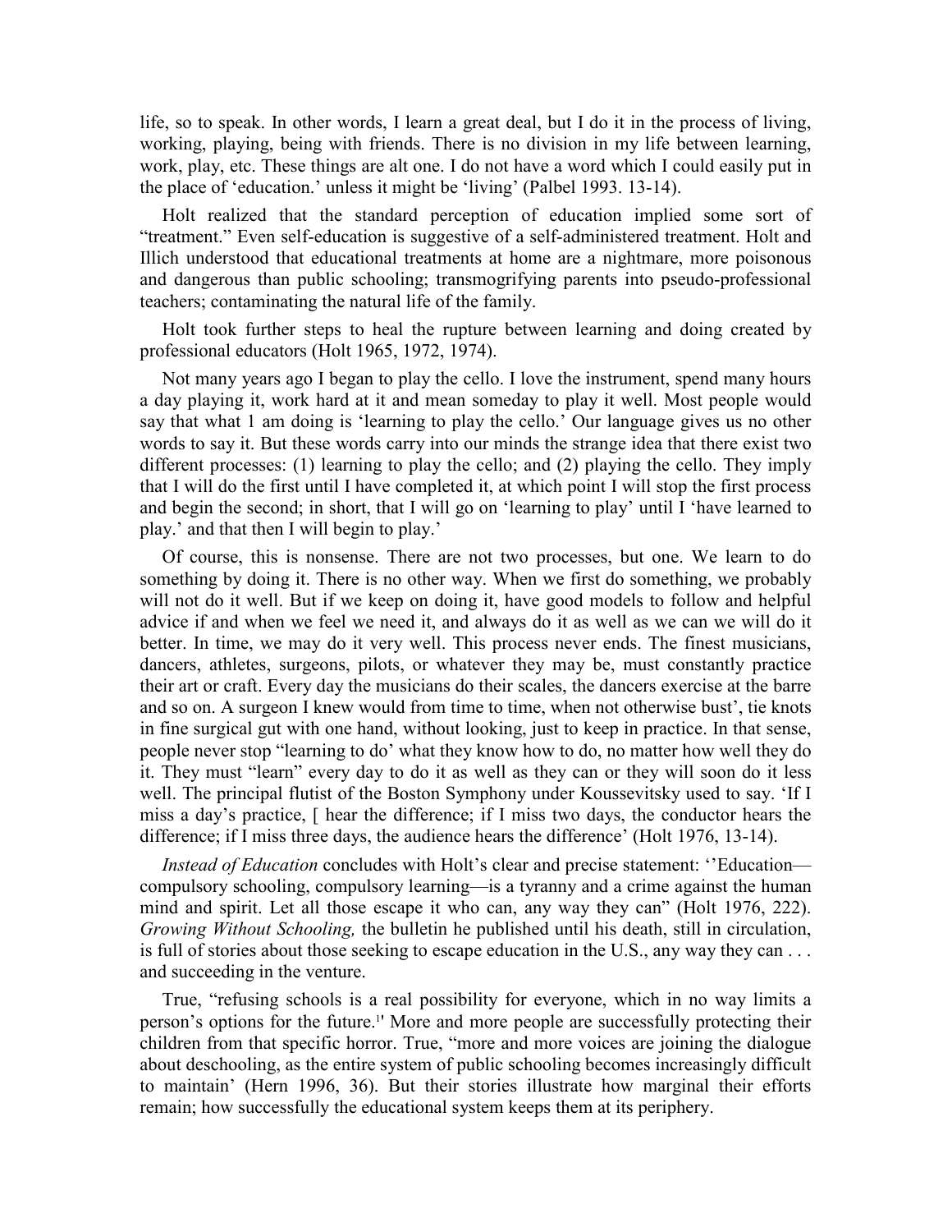life, so to speak. In other words, I learn a great deal, but I do it in the process of living, working, playing, being with friends. There is no division in my life between learning, work, play, etc. These things are alt one. I do not have a word which I could easily put in the place of 'education.' unless it might be 'living' (Palbel 1993. 13-14).

Holt realized that the standard perception of education implied some sort of "treatment." Even self-education is suggestive of a self-administered treatment. Holt and Illich understood that educational treatments at home are a nightmare, more poisonous and dangerous than public schooling; transmogrifying parents into pseudo-professional teachers; contaminating the natural life of the family.

Holt took further steps to heal the rupture between learning and doing created by professional educators (Holt 1965, 1972, 1974).

Not many years ago I began to play the cello. I love the instrument, spend many hours a day playing it, work hard at it and mean someday to play it well. Most people would say that what 1 am doing is 'learning to play the cello.' Our language gives us no other words to say it. But these words carry into our minds the strange idea that there exist two different processes: (1) learning to play the cello; and (2) playing the cello. They imply that I will do the first until I have completed it, at which point I will stop the first process and begin the second; in short, that I will go on 'learning to play' until I 'have learned to play.' and that then I will begin to play.'

Of course, this is nonsense. There are not two processes, but one. We learn to do something by doing it. There is no other way. When we first do something, we probably will not do it well. But if we keep on doing it, have good models to follow and helpful advice if and when we feel we need it, and always do it as well as we can we will do it better. In time, we may do it very well. This process never ends. The finest musicians, dancers, athletes, surgeons, pilots, or whatever they may be, must constantly practice their art or craft. Every day the musicians do their scales, the dancers exercise at the barre and so on. A surgeon I knew would from time to time, when not otherwise bust', tie knots in fine surgical gut with one hand, without looking, just to keep in practice. In that sense, people never stop "learning to do' what they know how to do, no matter how well they do it. They must "learn" every day to do it as well as they can or they will soon do it less well. The principal flutist of the Boston Symphony under Koussevitsky used to say. 'If I miss a day's practice, [ hear the difference; if I miss two days, the conductor hears the difference; if I miss three days, the audience hears the difference' (Holt 1976, 13-14).

*Instead of Education* concludes with Holt's clear and precise statement: ''Education—compulsory schooling, compulsory learning—is a tyranny and a crime against the human mind and spirit. Let all those escape it who can, any way they can" (Holt 1976, 222). *Growing Without Schooling,* the bulletin he published until his death, still in circulation, is full of stories about those seeking to escape education in the U.S., any way they can . . . and succeeding in the venture.

True, "refusing schools is a real possibility for everyone, which in no way limits a person's options for the future.[11] More and more people are successfully protecting their children from that specific horror. True, "more and more voices are joining the dialogue about deschooling, as the entire system of public schooling becomes increasingly difficult to maintain' (Hern 1996, 36). But their stories illustrate how marginal their efforts remain; how successfully the educational system keeps them at its periphery.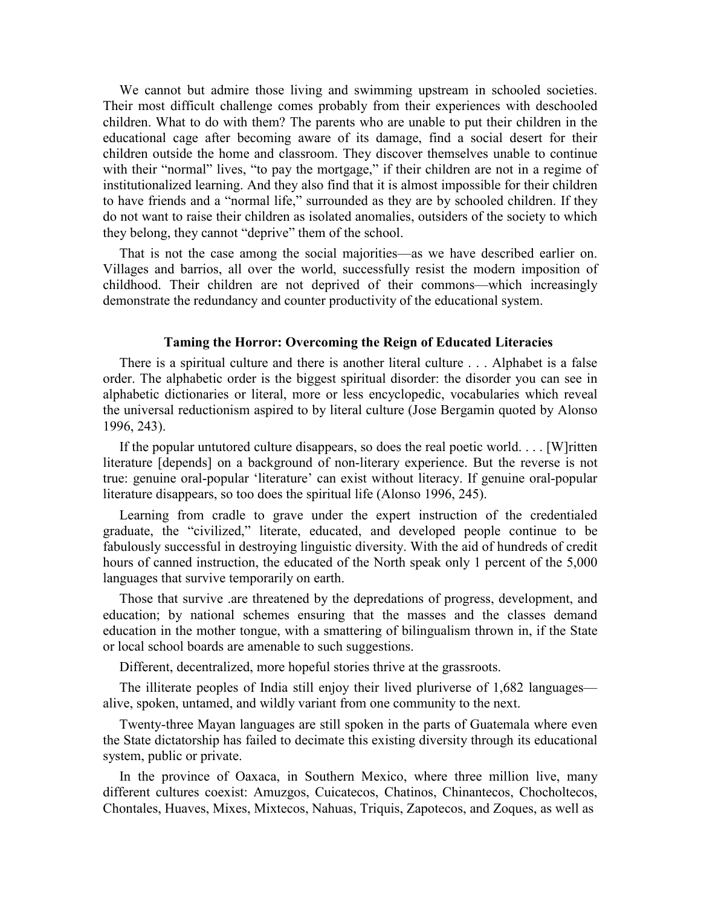We cannot but admire those living and swimming upstream in schooled societies. Their most difficult challenge comes probably from their experiences with deschooled children. What to do with them? The parents who are unable to put their children in the educational cage after becoming aware of its damage, find a social desert for their children outside the home and classroom. They discover themselves unable to continue with their "normal" lives, "to pay the mortgage," if their children are not in a regime of institutionalized learning. And they also find that it is almost impossible for their children to have friends and a "normal life," surrounded as they are by schooled children. If they do not want to raise their children as isolated anomalies, outsiders of the society to which they belong, they cannot "deprive" them of the school.

That is not the case among the social majorities—as we have described earlier on. Villages and barrios, all over the world, successfully resist the modern imposition of childhood. Their children are not deprived of their commons—which increasingly demonstrate the redundancy and counter productivity of the educational system.

### Taming the Horror: Overcoming the Reign of Educated Literacies

There is a spiritual culture and there is another literal culture . . . Alphabet is a false order. The alphabetic order is the biggest spiritual disorder: the disorder you can see in alphabetic dictionaries or literal, more or less encyclopedic, vocabularies which reveal the universal reductionism aspired to by literal culture (Jose Bergamin quoted by Alonso 1996, 243).

If the popular untutored culture disappears, so does the real poetic world. . . . [W]ritten literature [depends] on a background of non-literary experience. But the reverse is not true: genuine oral-popular 'literature' can exist without literacy. If genuine oral-popular literature disappears, so too does the spiritual life (Alonso 1996, 245).

Learning from cradle to grave under the expert instruction of the credentialed graduate, the "civilized," literate, educated, and developed people continue to be fabulously successful in destroying linguistic diversity. With the aid of hundreds of credit hours of canned instruction, the educated of the North speak only 1 percent of the 5,000 languages that survive temporarily on earth.

Those that survive .are threatened by the depredations of progress, development, and education; by national schemes ensuring that the masses and the classes demand education in the mother tongue, with a smattering of bilingualism thrown in, if the State or local school boards are amenable to such suggestions.

Different, decentralized, more hopeful stories thrive at the grassroots.

The illiterate peoples of India still enjoy their lived pluriverse of 1,682 languages—alive, spoken, untamed, and wildly variant from one community to the next.

Twenty-three Mayan languages are still spoken in the parts of Guatemala where even the State dictatorship has failed to decimate this existing diversity through its educational system, public or private.

In the province of Oaxaca, in Southern Mexico, where three million live, many different cultures coexist: Amuzgos, Cuicatecos, Chatinos, Chinantecos, Chocholtecos, Chontales, Huaves, Mixes, Mixtecos, Nahuas, Triquis, Zapotecos, and Zoques, as well as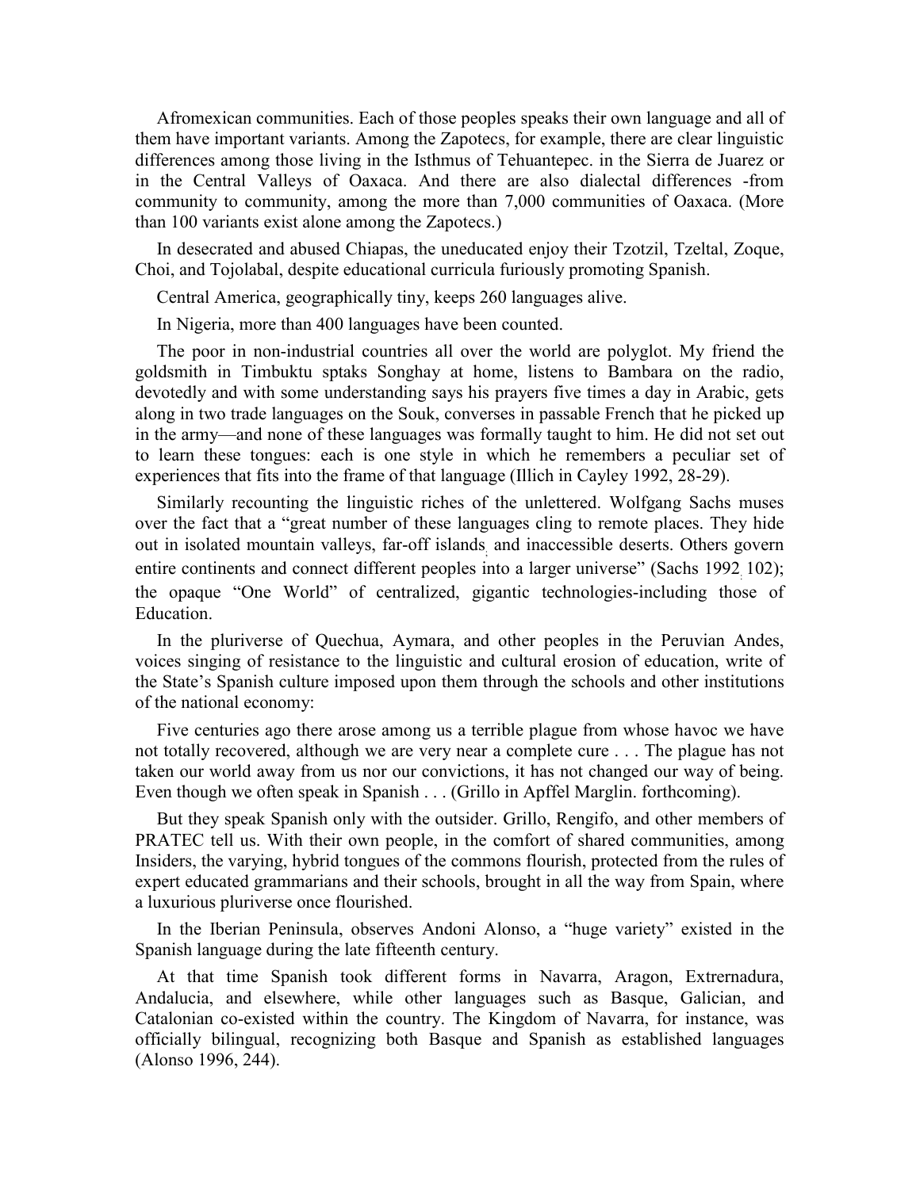Afromexican communities. Each of those peoples speaks their own language and all of them have important variants. Among the Zapotecs, for example, there are clear linguistic differences among those living in the Isthmus of Tehuantepec. in the Sierra de Juarez or in the Central Valleys of Oaxaca. And there are also dialectal differences -from community to community, among the more than 7,000 communities of Oaxaca. (More than 100 variants exist alone among the Zapotecs.)

In desecrated and abused Chiapas, the uneducated enjoy their Tzotzil, Tzeltal, Zoque, Choi, and Tojolabal, despite educational curricula furiously promoting Spanish.

Central America, geographically tiny, keeps 260 languages alive.

In Nigeria, more than 400 languages have been counted.

The poor in non-industrial countries all over the world are polyglot. My friend the goldsmith in Timbuktu sptaks Songhay at home, listens to Bambara on the radio, devotedly and with some understanding says his prayers five times a day in Arabic, gets along in two trade languages on the Souk, converses in passable French that he picked up in the army—and none of these languages was formally taught to him. He did not set out to learn these tongues: each is one style in which he remembers a peculiar set of experiences that fits into the frame of that language (Illich in Cayley 1992, 28-29).

Similarly recounting the linguistic riches of the unlettered. Wolfgang Sachs muses over the fact that a "great number of these languages cling to remote places. They hide out in isolated mountain valleys, far-off islands and inaccessible deserts. Others govern entire continents and connect different peoples into a larger universe" (Sachs 1992 102); the opaque "One World" of centralized, gigantic technologies-including those of Education.

In the pluriverse of Quechua, Aymara, and other peoples in the Peruvian Andes, voices singing of resistance to the linguistic and cultural erosion of education, write of the State's Spanish culture imposed upon them through the schools and other institutions of the national economy:

Five centuries ago there arose among us a terrible plague from whose havoc we have not totally recovered, although we are very near a complete cure . . . The plague has not taken our world away from us nor our convictions, it has not changed our way of being. Even though we often speak in Spanish . . . (Grillo in Apffel Marglin. forthcoming).

But they speak Spanish only with the outsider. Grillo, Rengifo, and other members of PRATEC tell us. With their own people, in the comfort of shared communities, among Insiders, the varying, hybrid tongues of the commons flourish, protected from the rules of expert educated grammarians and their schools, brought in all the way from Spain, where a luxurious pluriverse once flourished.

In the Iberian Peninsula, observes Andoni Alonso, a "huge variety" existed in the Spanish language during the late fifteenth century.

At that time Spanish took different forms in Navarra, Aragon, Extrernadura, Andalucia, and elsewhere, while other languages such as Basque, Galician, and Catalonian co-existed within the country. The Kingdom of Navarra, for instance, was officially bilingual, recognizing both Basque and Spanish as established languages (Alonso 1996, 244).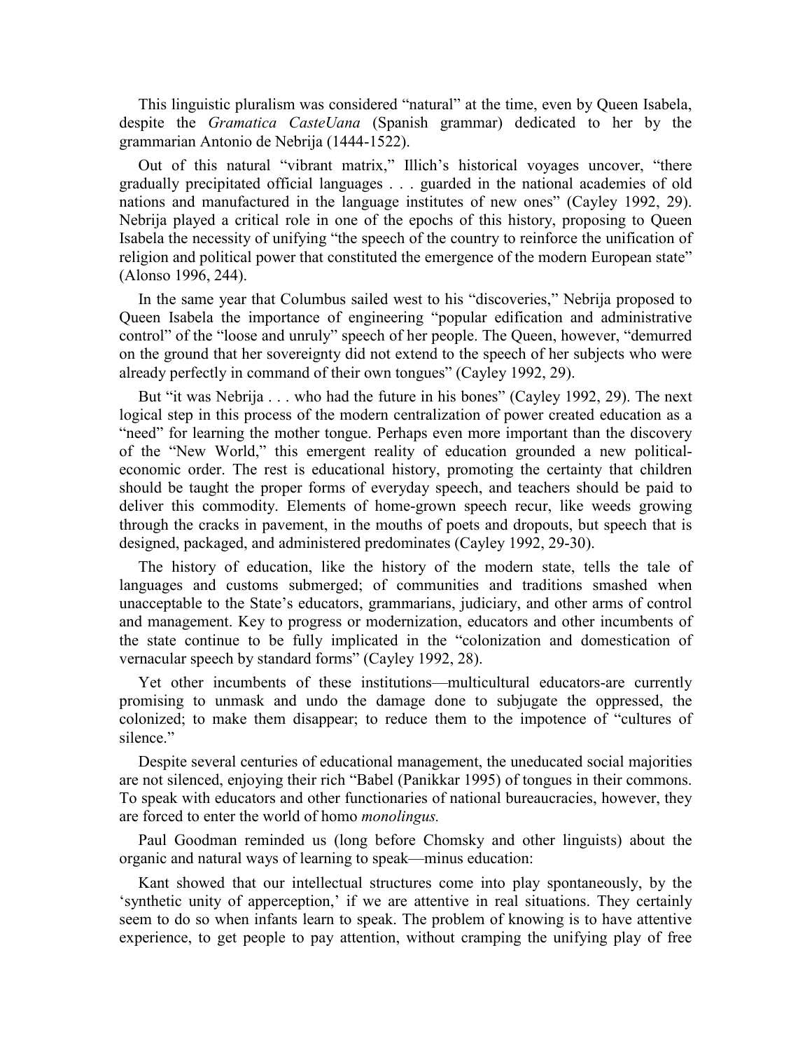This linguistic pluralism was considered "natural" at the time, even by Queen Isabela, despite the *Gramatica CasteUana* (Spanish grammar) dedicated to her by the grammarian Antonio de Nebrija (1444-1522).

Out of this natural "vibrant matrix," Illich's historical voyages uncover, "there gradually precipitated official languages . . . guarded in the national academies of old nations and manufactured in the language institutes of new ones" (Cayley 1992, 29). Nebrija played a critical role in one of the epochs of this history, proposing to Queen Isabela the necessity of unifying "the speech of the country to reinforce the unification of religion and political power that constituted the emergence of the modern European state" (Alonso 1996, 244).

In the same year that Columbus sailed west to his "discoveries," Nebrija proposed to Queen Isabela the importance of engineering "popular edification and administrative control" of the "loose and unruly" speech of her people. The Queen, however, "demurred on the ground that her sovereignty did not extend to the speech of her subjects who were already perfectly in command of their own tongues" (Cayley 1992, 29).

But "it was Nebrija . . . who had the future in his bones" (Cayley 1992, 29). The next logical step in this process of the modern centralization of power created education as a "need" for learning the mother tongue. Perhaps even more important than the discovery of the "New World," this emergent reality of education grounded a new political-economic order. The rest is educational history, promoting the certainty that children should be taught the proper forms of everyday speech, and teachers should be paid to deliver this commodity. Elements of home-grown speech recur, like weeds growing through the cracks in pavement, in the mouths of poets and dropouts, but speech that is designed, packaged, and administered predominates (Cayley 1992, 29-30).

The history of education, like the history of the modern state, tells the tale of languages and customs submerged; of communities and traditions smashed when unacceptable to the State's educators, grammarians, judiciary, and other arms of control and management. Key to progress or modernization, educators and other incumbents of the state continue to be fully implicated in the "colonization and domestication of vernacular speech by standard forms" (Cayley 1992, 28).

Yet other incumbents of these institutions—multicultural educators-are currently promising to unmask and undo the damage done to subjugate the oppressed, the colonized; to make them disappear; to reduce them to the impotence of "cultures of silence."

Despite several centuries of educational management, the uneducated social majorities are not silenced, enjoying their rich "Babel (Panikkar 1995) of tongues in their commons. To speak with educators and other functionaries of national bureaucracies, however, they are forced to enter the world of homo *monolingus.*

Paul Goodman reminded us (long before Chomsky and other linguists) about the organic and natural ways of learning to speak—minus education:

Kant showed that our intellectual structures come into play spontaneously, by the 'synthetic unity of apperception,' if we are attentive in real situations. They certainly seem to do so when infants learn to speak. The problem of knowing is to have attentive experience, to get people to pay attention, without cramping the unifying play of free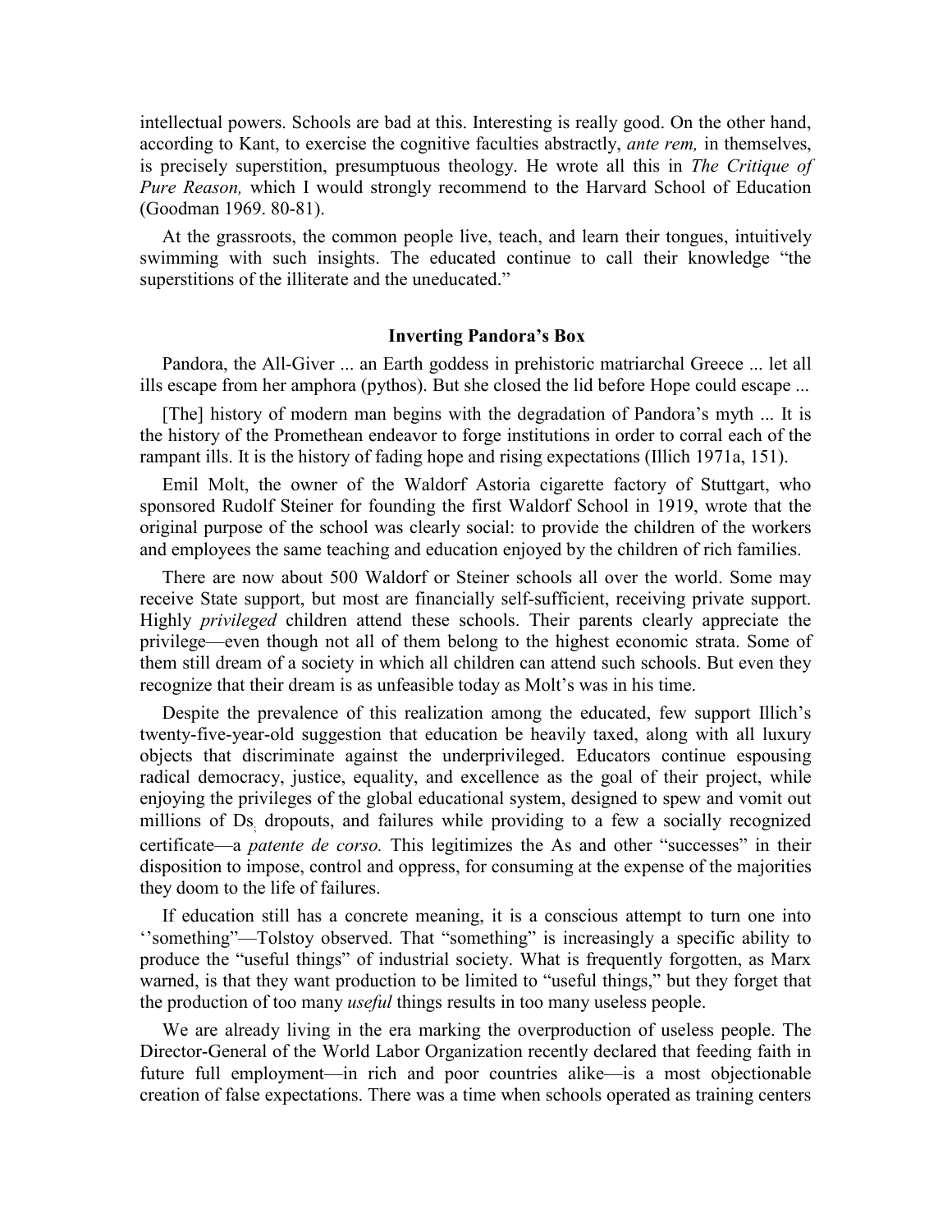intellectual powers. Schools are bad at this. Interesting is really good. On the other hand, according to Kant, to exercise the cognitive faculties abstractly, *ante rem,* in themselves, is precisely superstition, presumptuous theology. He wrote all this in *The Critique of Pure Reason,* which I would strongly recommend to the Harvard School of Education (Goodman 1969. 80-81).

At the grassroots, the common people live, teach, and learn their tongues, intuitively swimming with such insights. The educated continue to call their knowledge "the superstitions of the illiterate and the uneducated."

### Inverting Pandora's Box

Pandora, the All-Giver ... an Earth goddess in prehistoric matriarchal Greece ... let all ills escape from her amphora (pythos). But she closed the lid before Hope could escape ...

[The] history of modern man begins with the degradation of Pandora's myth ... It is the history of the Promethean endeavor to forge institutions in order to corral each of the rampant ills. It is the history of fading hope and rising expectations (Illich 1971a, 151).

Emil Molt, the owner of the Waldorf Astoria cigarette factory of Stuttgart, who sponsored Rudolf Steiner for founding the first Waldorf School in 1919, wrote that the original purpose of the school was clearly social: to provide the children of the workers and employees the same teaching and education enjoyed by the children of rich families.

There are now about 500 Waldorf or Steiner schools all over the world. Some may receive State support, but most are financially self-sufficient, receiving private support. Highly *privileged* children attend these schools. Their parents clearly appreciate the privilege—even though not all of them belong to the highest economic strata. Some of them still dream of a society in which all children can attend such schools. But even they recognize that their dream is as unfeasible today as Molt's was in his time.

Despite the prevalence of this realization among the educated, few support Illich's twenty-five-year-old suggestion that education be heavily taxed, along with all luxury objects that discriminate against the underprivileged. Educators continue espousing radical democracy, justice, equality, and excellence as the goal of their project, while enjoying the privileges of the global educational system, designed to spew and vomit out millions of Ds, dropouts, and failures while providing to a few a socially recognized certificate—a *patente de corso.* This legitimizes the As and other "successes" in their disposition to impose, control and oppress, for consuming at the expense of the majorities they doom to the life of failures.

If education still has a concrete meaning, it is a conscious attempt to turn one into ''something"—Tolstoy observed. That "something" is increasingly a specific ability to produce the "useful things" of industrial society. What is frequently forgotten, as Marx warned, is that they want production to be limited to "useful things," but they forget that the production of too many *useful* things results in too many useless people.

We are already living in the era marking the overproduction of useless people. The Director-General of the World Labor Organization recently declared that feeding faith in future full employment—in rich and poor countries alike—is a most objectionable creation of false expectations. There was a time when schools operated as training centers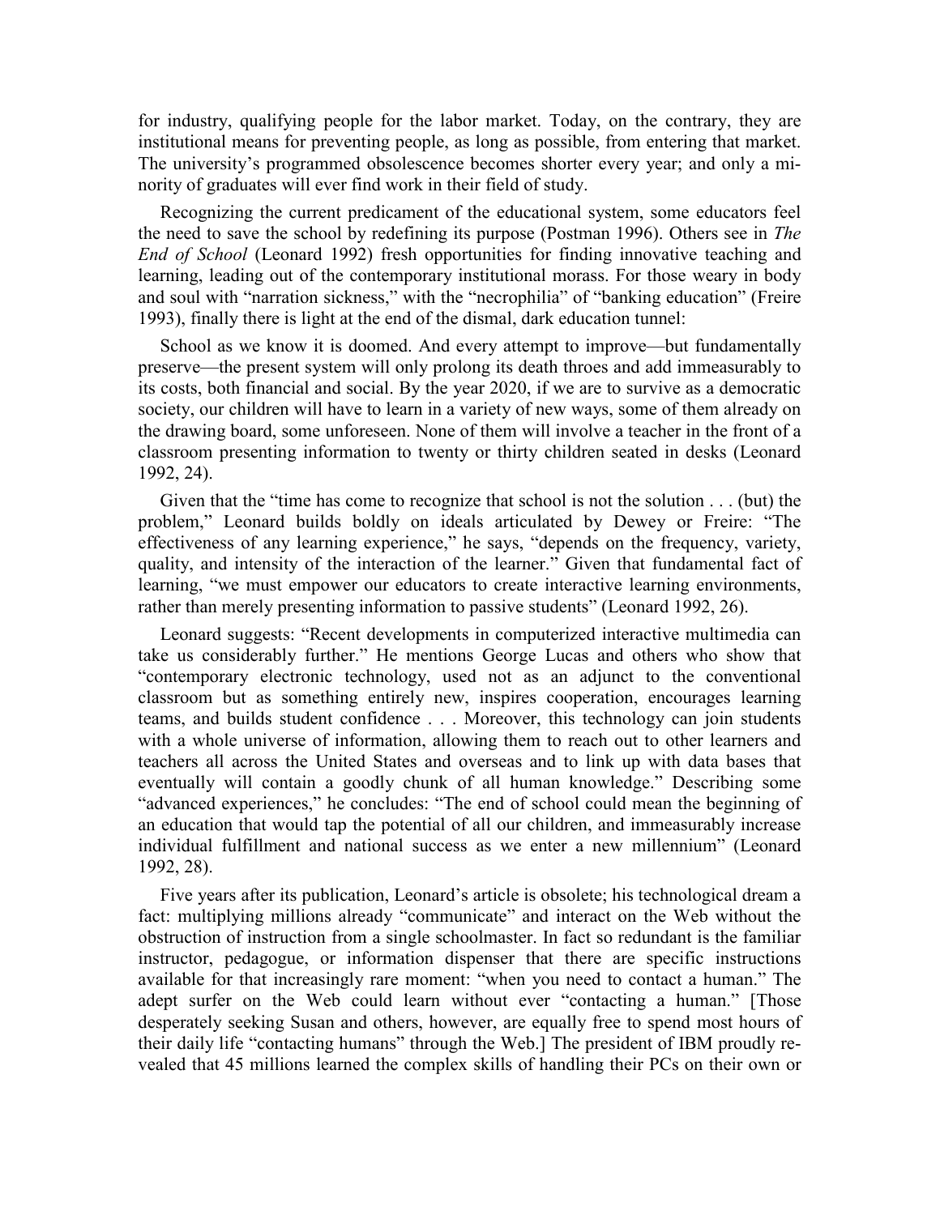for industry, qualifying people for the labor market. Today, on the contrary, they are institutional means for preventing people, as long as possible, from entering that market. The university's programmed obsolescence becomes shorter every year; and only a minority of graduates will ever find work in their field of study.

Recognizing the current predicament of the educational system, some educators feel the need to save the school by redefining its purpose (Postman 1996). Others see in *The End of School* (Leonard 1992) fresh opportunities for finding innovative teaching and learning, leading out of the contemporary institutional morass. For those weary in body and soul with "narration sickness," with the "necrophilia" of "banking education" (Freire 1993), finally there is light at the end of the dismal, dark education tunnel:

School as we know it is doomed. And every attempt to improve—but fundamentally preserve—the present system will only prolong its death throes and add immeasurably to its costs, both financial and social. By the year 2020, if we are to survive as a democratic society, our children will have to learn in a variety of new ways, some of them already on the drawing board, some unforeseen. None of them will involve a teacher in the front of a classroom presenting information to twenty or thirty children seated in desks (Leonard 1992, 24).

Given that the "time has come to recognize that school is not the solution . . . (but) the problem," Leonard builds boldly on ideals articulated by Dewey or Freire: "The effectiveness of any learning experience," he says, "depends on the frequency, variety, quality, and intensity of the interaction of the learner." Given that fundamental fact of learning, "we must empower our educators to create interactive learning environments, rather than merely presenting information to passive students" (Leonard 1992, 26).

Leonard suggests: "Recent developments in computerized interactive multimedia can take us considerably further." He mentions George Lucas and others who show that "contemporary electronic technology, used not as an adjunct to the conventional classroom but as something entirely new, inspires cooperation, encourages learning teams, and builds student confidence . . . Moreover, this technology can join students with a whole universe of information, allowing them to reach out to other learners and teachers all across the United States and overseas and to link up with data bases that eventually will contain a goodly chunk of all human knowledge." Describing some "advanced experiences," he concludes: "The end of school could mean the beginning of an education that would tap the potential of all our children, and immeasurably increase individual fulfillment and national success as we enter a new millennium" (Leonard 1992, 28).

Five years after its publication, Leonard's article is obsolete; his technological dream a fact: multiplying millions already "communicate" and interact on the Web without the obstruction of instruction from a single schoolmaster. In fact so redundant is the familiar instructor, pedagogue, or information dispenser that there are specific instructions available for that increasingly rare moment: "when you need to contact a human." The adept surfer on the Web could learn without ever "contacting a human." [Those desperately seeking Susan and others, however, are equally free to spend most hours of their daily life "contacting humans" through the Web.] The president of IBM proudly revealed that 45 millions learned the complex skills of handling their PCs on their own or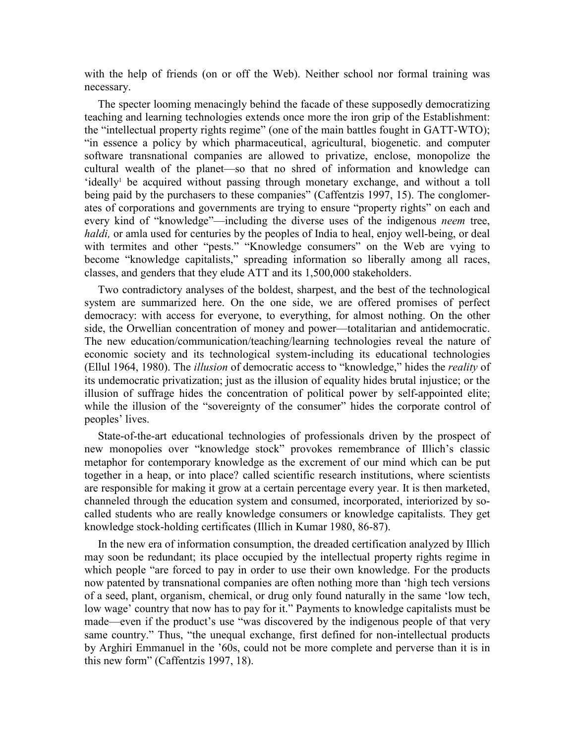with the help of friends (on or off the Web). Neither school nor formal training was necessary.

The specter looming menacingly behind the facade of these supposedly democratizing teaching and learning technologies extends once more the iron grip of the Establishment: the "intellectual property rights regime" (one of the main battles fought in GATT-WTO); "in essence a policy by which pharmaceutical, agricultural, biogenetic. and computer software transnational companies are allowed to privatize, enclose, monopolize the cultural wealth of the planet—so that no shred of information and knowledge can 'ideally[1] be acquired without passing through monetary exchange, and without a toll being paid by the purchasers to these companies" (Caffentzis 1997, 15). The conglomerates of corporations and governments are trying to ensure "property rights" on each and every kind of "knowledge"—including the diverse uses of the indigenous *neem* tree, *haldi,* or amla used for centuries by the peoples of India to heal, enjoy well-being, or deal with termites and other "pests." "Knowledge consumers" on the Web are vying to become "knowledge capitalists," spreading information so liberally among all races, classes, and genders that they elude ATT and its 1,500,000 stakeholders.

Two contradictory analyses of the boldest, sharpest, and the best of the technological system are summarized here. On the one side, we are offered promises of perfect democracy: with access for everyone, to everything, for almost nothing. On the other side, the Orwellian concentration of money and power—totalitarian and antidemocratic. The new education/communication/teaching/learning technologies reveal the nature of economic society and its technological system-including its educational technologies (Ellul 1964, 1980). The *illusion* of democratic access to "knowledge," hides the *reality* of its undemocratic privatization; just as the illusion of equality hides brutal injustice; or the illusion of suffrage hides the concentration of political power by self-appointed elite; while the illusion of the "sovereignty of the consumer" hides the corporate control of peoples' lives.

State-of-the-art educational technologies of professionals driven by the prospect of new monopolies over "knowledge stock" provokes remembrance of Illich's classic metaphor for contemporary knowledge as the excrement of our mind which can be put together in a heap, or into place? called scientific research institutions, where scientists are responsible for making it grow at a certain percentage every year. It is then marketed, channeled through the education system and consumed, incorporated, interiorized by so-called students who are really knowledge consumers or knowledge capitalists. They get knowledge stock-holding certificates (Illich in Kumar 1980, 86-87).

In the new era of information consumption, the dreaded certification analyzed by Illich may soon be redundant; its place occupied by the intellectual property rights regime in which people "are forced to pay in order to use their own knowledge. For the products now patented by transnational companies are often nothing more than 'high tech versions of a seed, plant, organism, chemical, or drug only found naturally in the same 'low tech, low wage' country that now has to pay for it." Payments to knowledge capitalists must be made—even if the product's use "was discovered by the indigenous people of that very same country." Thus, "the unequal exchange, first defined for non-intellectual products by Arghiri Emmanuel in the '60s, could not be more complete and perverse than it is in this new form" (Caffentzis 1997, 18).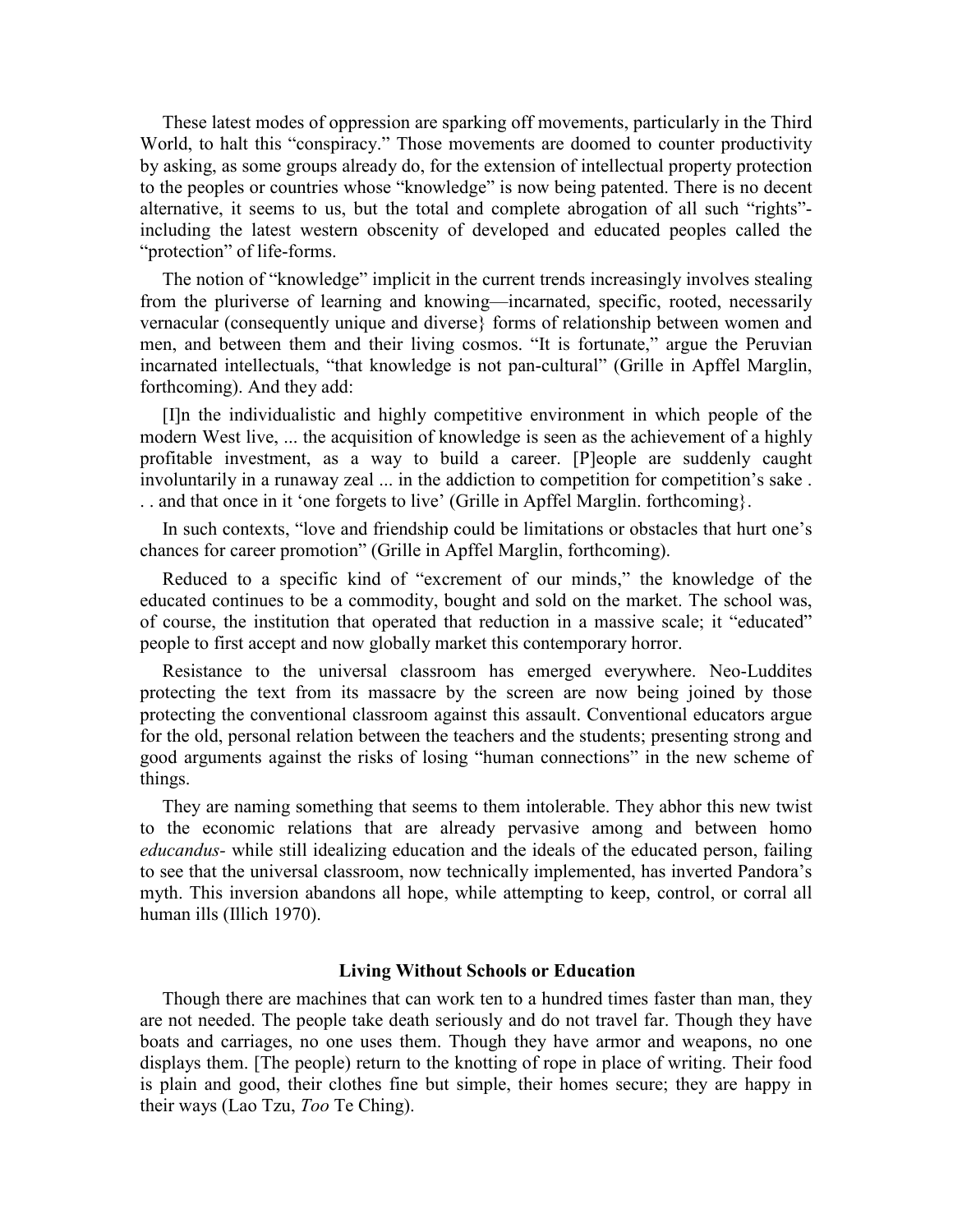These latest modes of oppression are sparking off movements, particularly in the Third World, to halt this "conspiracy." Those movements are doomed to counter productivity by asking, as some groups already do, for the extension of intellectual property protection to the peoples or countries whose "knowledge" is now being patented. There is no decent alternative, it seems to us, but the total and complete abrogation of all such "rights"- including the latest western obscenity of developed and educated peoples called the "protection" of life-forms.

The notion of "knowledge" implicit in the current trends increasingly involves stealing from the pluriverse of learning and knowing—incarnated, specific, rooted, necessarily vernacular (consequently unique and diverse} forms of relationship between women and men, and between them and their living cosmos. "It is fortunate," argue the Peruvian incarnated intellectuals, "that knowledge is not pan-cultural" (Grille in Apffel Marglin, forthcoming). And they add:

[I]n the individualistic and highly competitive environment in which people of the modern West live, ... the acquisition of knowledge is seen as the achievement of a highly profitable investment, as a way to build a career. [P]eople are suddenly caught involuntarily in a runaway zeal ... in the addiction to competition for competition's sake . . . and that once in it 'one forgets to live' (Grille in Apffel Marglin. forthcoming}.

In such contexts, "love and friendship could be limitations or obstacles that hurt one's chances for career promotion" (Grille in Apffel Marglin, forthcoming).

Reduced to a specific kind of "excrement of our minds," the knowledge of the educated continues to be a commodity, bought and sold on the market. The school was, of course, the institution that operated that reduction in a massive scale; it "educated" people to first accept and now globally market this contemporary horror.

Resistance to the universal classroom has emerged everywhere. Neo-Luddites protecting the text from its massacre by the screen are now being joined by those protecting the conventional classroom against this assault. Conventional educators argue for the old, personal relation between the teachers and the students; presenting strong and good arguments against the risks of losing "human connections" in the new scheme of things.

They are naming something that seems to them intolerable. They abhor this new twist to the economic relations that are already pervasive among and between homo *educandus*- while still idealizing education and the ideals of the educated person, failing to see that the universal classroom, now technically implemented, has inverted Pandora's myth. This inversion abandons all hope, while attempting to keep, control, or corral all human ills (Illich 1970).

### Living Without Schools or Education

Though there are machines that can work ten to a hundred times faster than man, they are not needed. The people take death seriously and do not travel far. Though they have boats and carriages, no one uses them. Though they have armor and weapons, no one displays them. [The people) return to the knotting of rope in place of writing. Their food is plain and good, their clothes fine but simple, their homes secure; they are happy in their ways (Lao Tzu, *Too* Te Ching).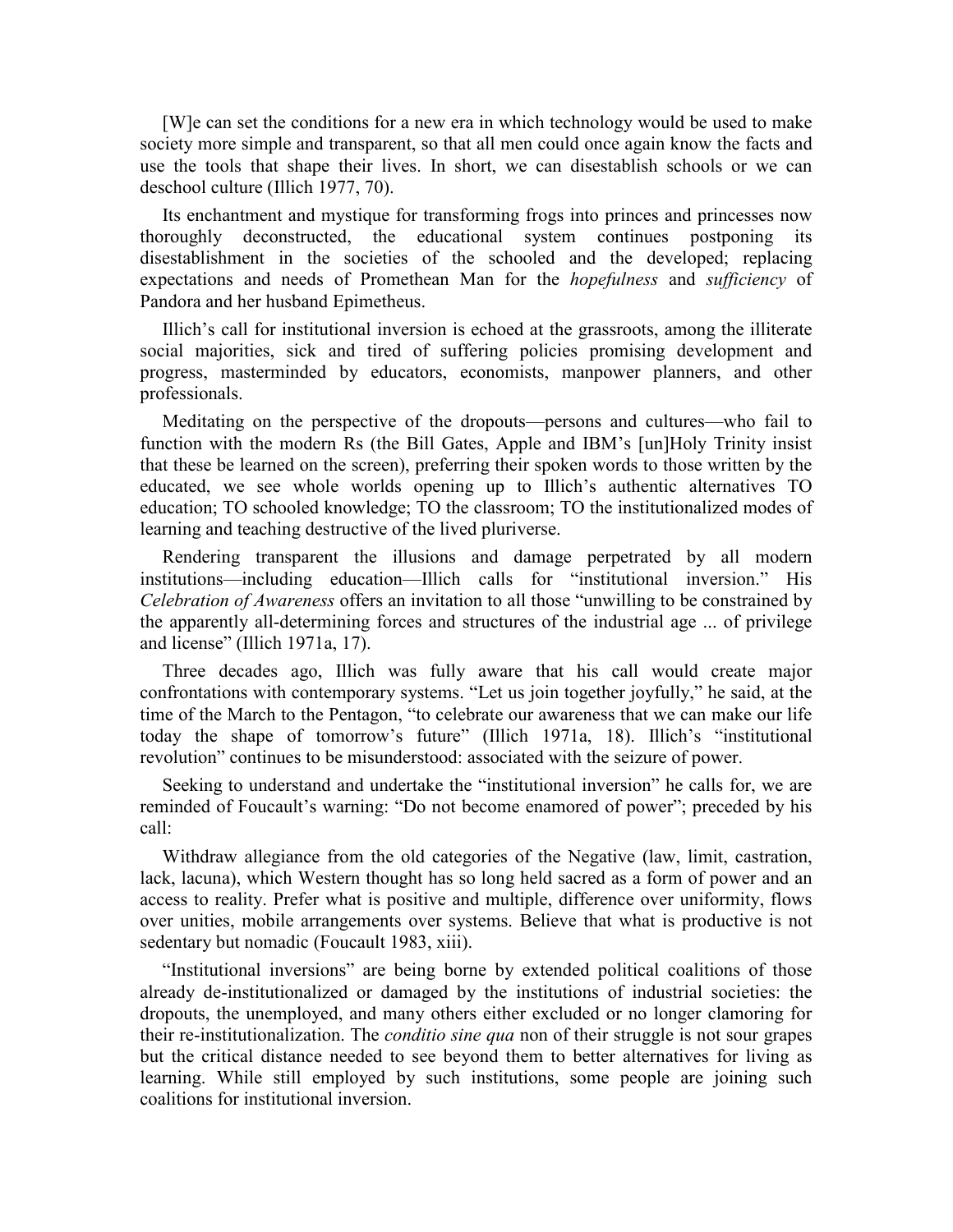[W]e can set the conditions for a new era in which technology would be used to make society more simple and transparent, so that all men could once again know the facts and use the tools that shape their lives. In short, we can disestablish schools or we can deschool culture (Illich 1977, 70).

Its enchantment and mystique for transforming frogs into princes and princesses now thoroughly deconstructed, the educational system continues postponing its disestablishment in the societies of the schooled and the developed; replacing expectations and needs of Promethean Man for the *hopefulness* and *sufficiency* of Pandora and her husband Epimetheus.

Illich's call for institutional inversion is echoed at the grassroots, among the illiterate social majorities, sick and tired of suffering policies promising development and progress, masterminded by educators, economists, manpower planners, and other professionals.

Meditating on the perspective of the dropouts—persons and cultures—who fail to function with the modern Rs (the Bill Gates, Apple and IBM's [un]Holy Trinity insist that these be learned on the screen), preferring their spoken words to those written by the educated, we see whole worlds opening up to Illich's authentic alternatives TO education; TO schooled knowledge; TO the classroom; TO the institutionalized modes of learning and teaching destructive of the lived pluriverse.

Rendering transparent the illusions and damage perpetrated by all modern institutions—including education—Illich calls for "institutional inversion." His *Celebration of Awareness* offers an invitation to all those "unwilling to be constrained by the apparently all-determining forces and structures of the industrial age ... of privilege and license" (Illich 1971a, 17).

Three decades ago, Illich was fully aware that his call would create major confrontations with contemporary systems. "Let us join together joyfully," he said, at the time of the March to the Pentagon, "to celebrate our awareness that we can make our life today the shape of tomorrow's future" (Illich 1971a, 18). Illich's "institutional revolution" continues to be misunderstood: associated with the seizure of power.

Seeking to understand and undertake the "institutional inversion" he calls for, we are reminded of Foucault's warning: "Do not become enamored of power"; preceded by his call:

Withdraw allegiance from the old categories of the Negative (law, limit, castration, lack, lacuna), which Western thought has so long held sacred as a form of power and an access to reality. Prefer what is positive and multiple, difference over uniformity, flows over unities, mobile arrangements over systems. Believe that what is productive is not sedentary but nomadic (Foucault 1983, xiii).

"Institutional inversions" are being borne by extended political coalitions of those already de-institutionalized or damaged by the institutions of industrial societies: the dropouts, the unemployed, and many others either excluded or no longer clamoring for their re-institutionalization. The *conditio sine qua* non of their struggle is not sour grapes but the critical distance needed to see beyond them to better alternatives for living as learning. While still employed by such institutions, some people are joining such coalitions for institutional inversion.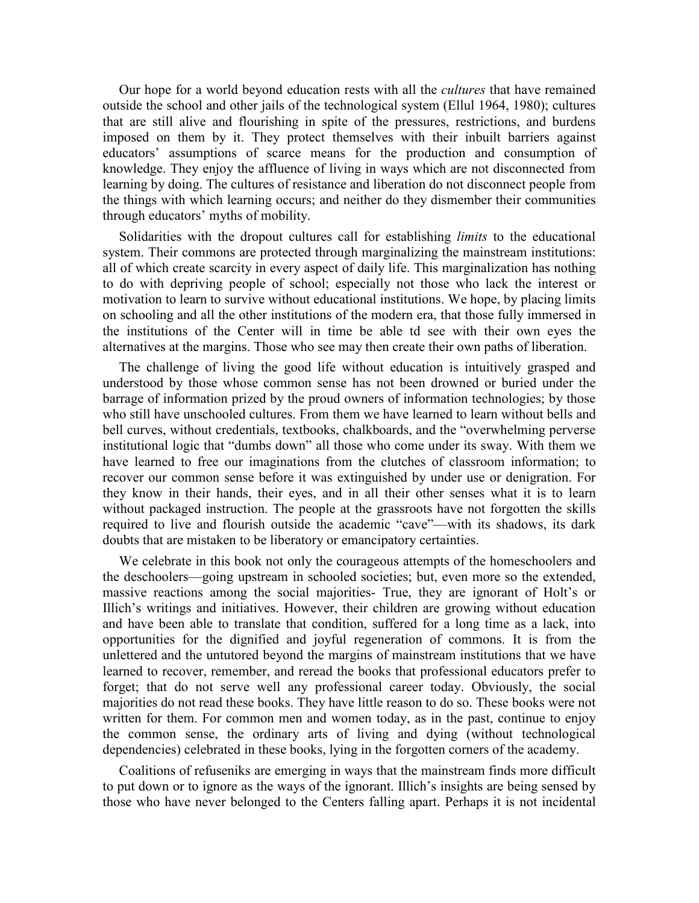Our hope for a world beyond education rests with all the *cultures* that have remained outside the school and other jails of the technological system (Ellul 1964, 1980); cultures that are still alive and flourishing in spite of the pressures, restrictions, and burdens imposed on them by it. They protect themselves with their inbuilt barriers against educators' assumptions of scarce means for the production and consumption of knowledge. They enjoy the affluence of living in ways which are not disconnected from learning by doing. The cultures of resistance and liberation do not disconnect people from the things with which learning occurs; and neither do they dismember their communities through educators' myths of mobility.

Solidarities with the dropout cultures call for establishing *limits* to the educational system. Their commons are protected through marginalizing the mainstream institutions: all of which create scarcity in every aspect of daily life. This marginalization has nothing to do with depriving people of school; especially not those who lack the interest or motivation to learn to survive without educational institutions. We hope, by placing limits on schooling and all the other institutions of the modern era, that those fully immersed in the institutions of the Center will in time be able td see with their own eyes the alternatives at the margins. Those who see may then create their own paths of liberation.

The challenge of living the good life without education is intuitively grasped and understood by those whose common sense has not been drowned or buried under the barrage of information prized by the proud owners of information technologies; by those who still have unschooled cultures. From them we have learned to learn without bells and bell curves, without credentials, textbooks, chalkboards, and the "overwhelming perverse institutional logic that "dumbs down" all those who come under its sway. With them we have learned to free our imaginations from the clutches of classroom information; to recover our common sense before it was extinguished by under use or denigration. For they know in their hands, their eyes, and in all their other senses what it is to learn without packaged instruction. The people at the grassroots have not forgotten the skills required to live and flourish outside the academic "cave"—with its shadows, its dark doubts that are mistaken to be liberatory or emancipatory certainties.

We celebrate in this book not only the courageous attempts of the homeschoolers and the deschoolers—going upstream in schooled societies; but, even more so the extended, massive reactions among the social majorities- True, they are ignorant of Holt's or Illich's writings and initiatives. However, their children are growing without education and have been able to translate that condition, suffered for a long time as a lack, into opportunities for the dignified and joyful regeneration of commons. It is from the unlettered and the untutored beyond the margins of mainstream institutions that we have learned to recover, remember, and reread the books that professional educators prefer to forget; that do not serve well any professional career today. Obviously, the social majorities do not read these books. They have little reason to do so. These books were not written for them. For common men and women today, as in the past, continue to enjoy the common sense, the ordinary arts of living and dying (without technological dependencies) celebrated in these books, lying in the forgotten corners of the academy.

Coalitions of refuseniks are emerging in ways that the mainstream finds more difficult to put down or to ignore as the ways of the ignorant. Illich's insights are being sensed by those who have never belonged to the Centers falling apart. Perhaps it is not incidental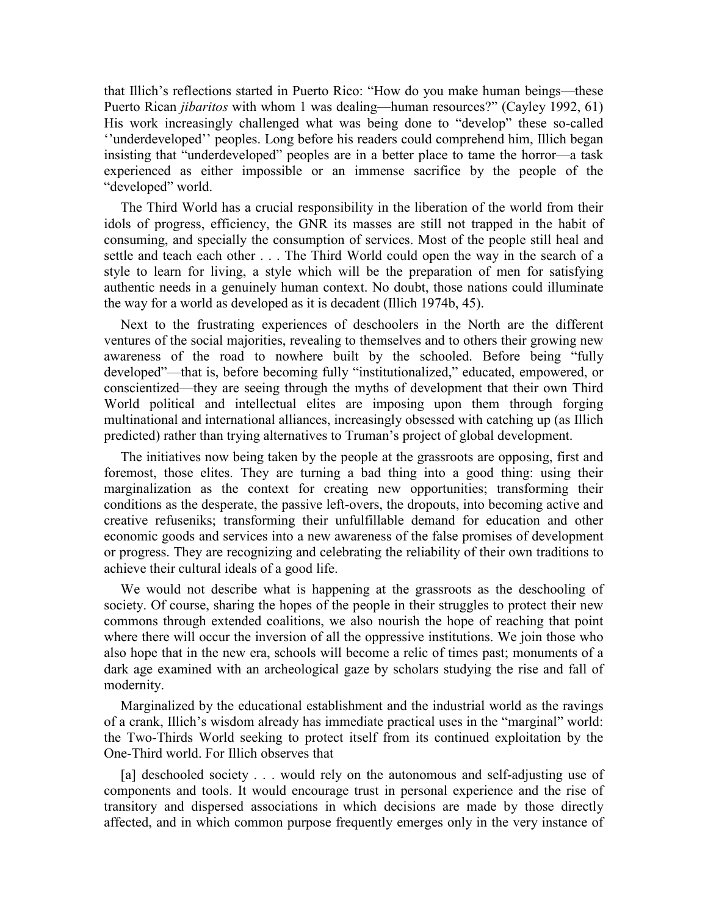that Illich's reflections started in Puerto Rico: "How do you make human beings—these Puerto Rican *jibaritos* with whom 1 was dealing—human resources?" (Cayley 1992, 61) His work increasingly challenged what was being done to "develop" these so-called ''underdeveloped'' peoples. Long before his readers could comprehend him, Illich began insisting that "underdeveloped" peoples are in a better place to tame the horror—a task experienced as either impossible or an immense sacrifice by the people of the "developed" world.

> The Third World has a crucial responsibility in the liberation of the world from their idols of progress, efficiency, the GNR its masses are still not trapped in the habit of consuming, and specially the consumption of services. Most of the people still heal and settle and teach each other . . . The Third World could open the way in the search of a style to learn for living, a style which will be the preparation of men for satisfying authentic needs in a genuinely human context. No doubt, those nations could illuminate the way for a world as developed as it is decadent (Illich 1974b, 45).

Next to the frustrating experiences of deschoolers in the North are the different ventures of the social majorities, revealing to themselves and to others their growing new awareness of the road to nowhere built by the schooled. Before being "fully developed"—that is, before becoming fully "institutionalized," educated, empowered, or conscientized—they are seeing through the myths of development that their own Third World political and intellectual elites are imposing upon them through forging multinational and international alliances, increasingly obsessed with catching up (as Illich predicted) rather than trying alternatives to Truman's project of global development.

The initiatives now being taken by the people at the grassroots are opposing, first and foremost, those elites. They are turning a bad thing into a good thing: using their marginalization as the context for creating new opportunities; transforming their conditions as the desperate, the passive left-overs, the dropouts, into becoming active and creative refuseniks; transforming their unfulfillable demand for education and other economic goods and services into a new awareness of the false promises of development or progress. They are recognizing and celebrating the reliability of their own traditions to achieve their cultural ideals of a good life.

We would not describe what is happening at the grassroots as the deschooling of society. Of course, sharing the hopes of the people in their struggles to protect their new commons through extended coalitions, we also nourish the hope of reaching that point where there will occur the inversion of all the oppressive institutions. We join those who also hope that in the new era, schools will become a relic of times past; monuments of a dark age examined with an archeological gaze by scholars studying the rise and fall of modernity.

Marginalized by the educational establishment and the industrial world as the ravings of a crank, Illich's wisdom already has immediate practical uses in the "marginal" world: the Two-Thirds World seeking to protect itself from its continued exploitation by the One-Third world. For Illich observes that

> [a] deschooled society . . . would rely on the autonomous and self-adjusting use of components and tools. It would encourage trust in personal experience and the rise of transitory and dispersed associations in which decisions are made by those directly affected, and in which common purpose frequently emerges only in the very instance of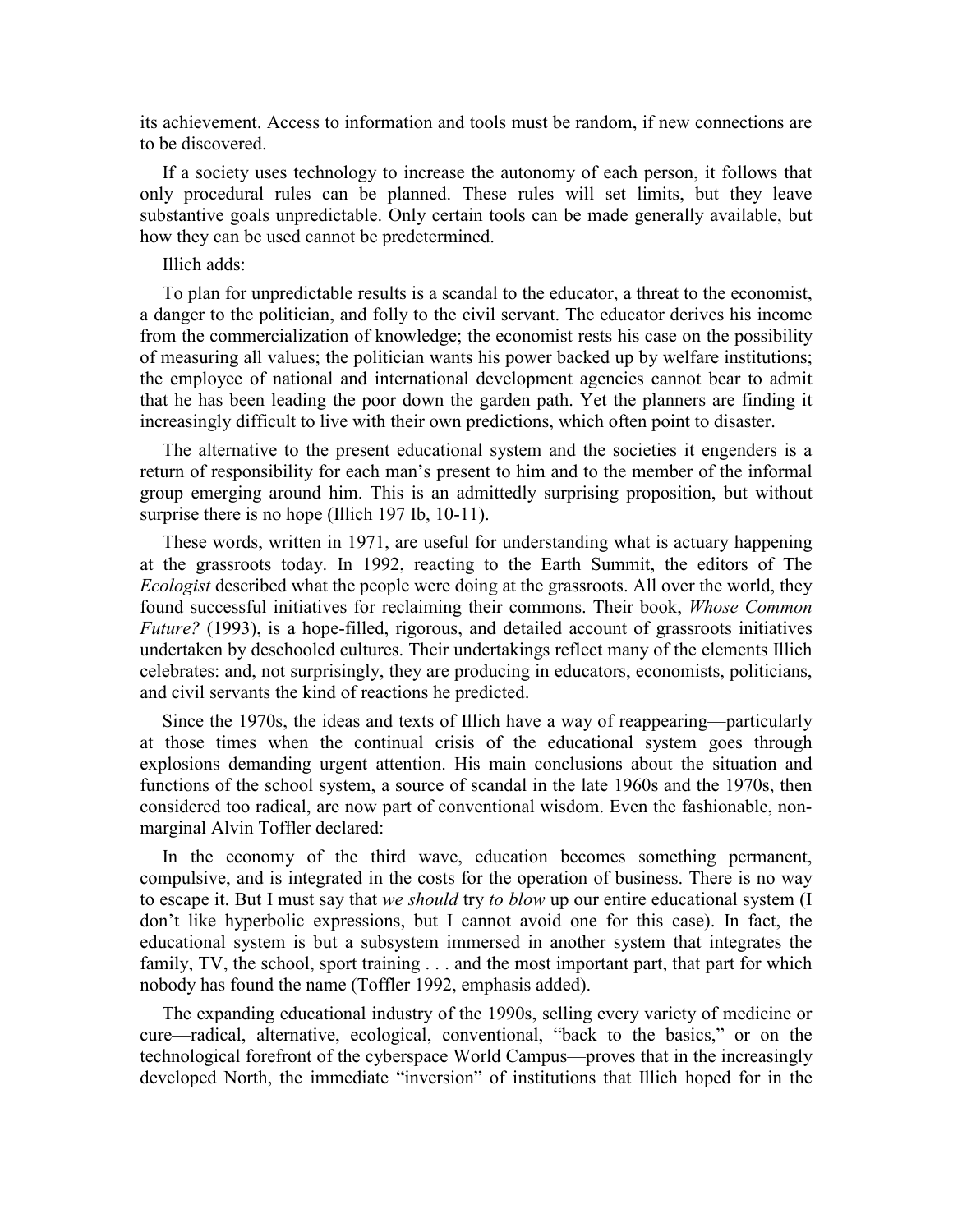its achievement. Access to information and tools must be random, if new connections are to be discovered.

If a society uses technology to increase the autonomy of each person, it follows that only procedural rules can be planned. These rules will set limits, but they leave substantive goals unpredictable. Only certain tools can be made generally available, but how they can be used cannot be predetermined.

Illich adds:

To plan for unpredictable results is a scandal to the educator, a threat to the economist, a danger to the politician, and folly to the civil servant. The educator derives his income from the commercialization of knowledge; the economist rests his case on the possibility of measuring all values; the politician wants his power backed up by welfare institutions; the employee of national and international development agencies cannot bear to admit that he has been leading the poor down the garden path. Yet the planners are finding it increasingly difficult to live with their own predictions, which often point to disaster.

The alternative to the present educational system and the societies it engenders is a return of responsibility for each man's present to him and to the member of the informal group emerging around him. This is an admittedly surprising proposition, but without surprise there is no hope (Illich 197 Ib, 10-11).

These words, written in 1971, are useful for understanding what is actuary happening at the grassroots today. In 1992, reacting to the Earth Summit, the editors of The *Ecologist* described what the people were doing at the grassroots. All over the world, they found successful initiatives for reclaiming their commons. Their book, *Whose Common Future?* (1993), is a hope-filled, rigorous, and detailed account of grassroots initiatives undertaken by deschooled cultures. Their undertakings reflect many of the elements Illich celebrates: and, not surprisingly, they are producing in educators, economists, politicians, and civil servants the kind of reactions he predicted.

Since the 1970s, the ideas and texts of Illich have a way of reappearing—particularly at those times when the continual crisis of the educational system goes through explosions demanding urgent attention. His main conclusions about the situation and functions of the school system, a source of scandal in the late 1960s and the 1970s, then considered too radical, are now part of conventional wisdom. Even the fashionable, non-marginal Alvin Toffler declared:

In the economy of the third wave, education becomes something permanent, compulsive, and is integrated in the costs for the operation of business. There is no way to escape it. But I must say that *we should* try *to blow* up our entire educational system (I don't like hyperbolic expressions, but I cannot avoid one for this case). In fact, the educational system is but a subsystem immersed in another system that integrates the family, TV, the school, sport training . . . and the most important part, that part for which nobody has found the name (Toffler 1992, emphasis added).

The expanding educational industry of the 1990s, selling every variety of medicine or cure—radical, alternative, ecological, conventional, "back to the basics," or on the technological forefront of the cyberspace World Campus—proves that in the increasingly developed North, the immediate "inversion" of institutions that Illich hoped for in the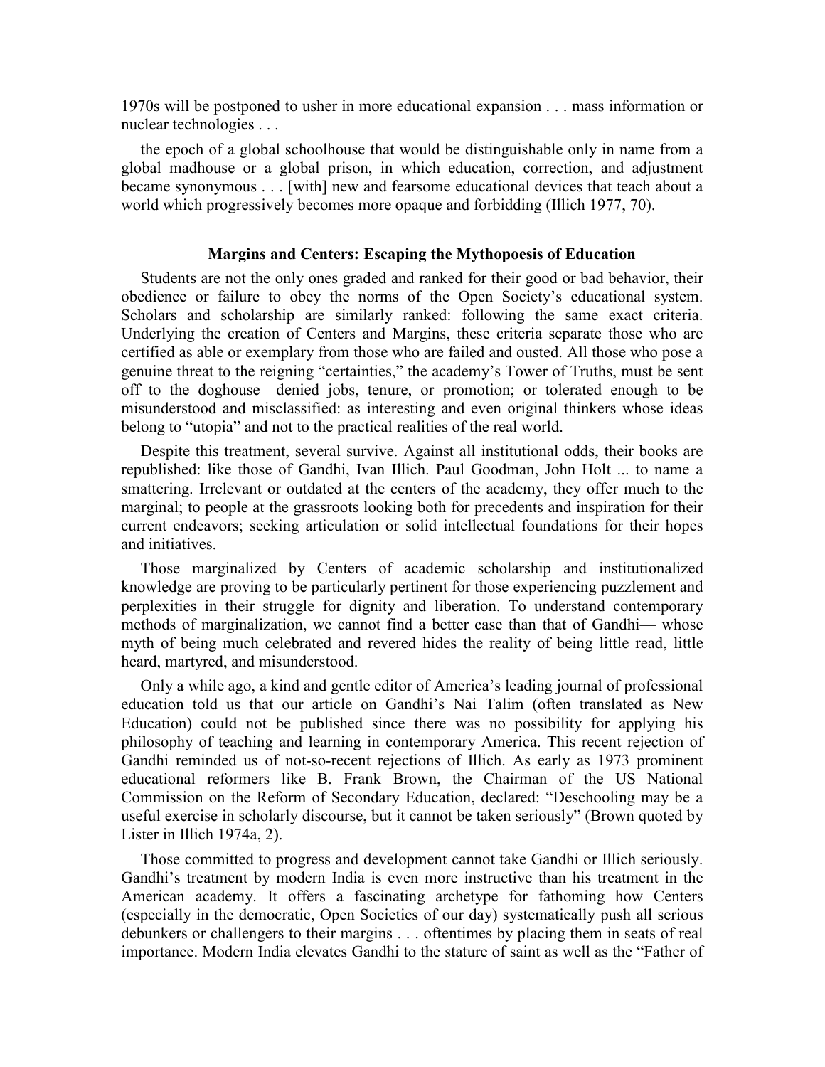1970s will be postponed to usher in more educational expansion . . . mass information or nuclear technologies . . .

the epoch of a global schoolhouse that would be distinguishable only in name from a global madhouse or a global prison, in which education, correction, and adjustment became synonymous . . . [with] new and fearsome educational devices that teach about a world which progressively becomes more opaque and forbidding (Illich 1977, 70).

### Margins and Centers: Escaping the Mythopoesis of Education

Students are not the only ones graded and ranked for their good or bad behavior, their obedience or failure to obey the norms of the Open Society's educational system. Scholars and scholarship are similarly ranked: following the same exact criteria. Underlying the creation of Centers and Margins, these criteria separate those who are certified as able or exemplary from those who are failed and ousted. All those who pose a genuine threat to the reigning "certainties," the academy's Tower of Truths, must be sent off to the doghouse—denied jobs, tenure, or promotion; or tolerated enough to be misunderstood and misclassified: as interesting and even original thinkers whose ideas belong to "utopia" and not to the practical realities of the real world.

Despite this treatment, several survive. Against all institutional odds, their books are republished: like those of Gandhi, Ivan Illich. Paul Goodman, John Holt ... to name a smattering. Irrelevant or outdated at the centers of the academy, they offer much to the marginal; to people at the grassroots looking both for precedents and inspiration for their current endeavors; seeking articulation or solid intellectual foundations for their hopes and initiatives.

Those marginalized by Centers of academic scholarship and institutionalized knowledge are proving to be particularly pertinent for those experiencing puzzlement and perplexities in their struggle for dignity and liberation. To understand contemporary methods of marginalization, we cannot find a better case than that of Gandhi— whose myth of being much celebrated and revered hides the reality of being little read, little heard, martyred, and misunderstood.

Only a while ago, a kind and gentle editor of America's leading journal of professional education told us that our article on Gandhi's Nai Talim (often translated as New Education) could not be published since there was no possibility for applying his philosophy of teaching and learning in contemporary America. This recent rejection of Gandhi reminded us of not-so-recent rejections of Illich. As early as 1973 prominent educational reformers like B. Frank Brown, the Chairman of the US National Commission on the Reform of Secondary Education, declared: "Deschooling may be a useful exercise in scholarly discourse, but it cannot be taken seriously" (Brown quoted by Lister in Illich 1974a, 2).

Those committed to progress and development cannot take Gandhi or Illich seriously. Gandhi's treatment by modern India is even more instructive than his treatment in the American academy. It offers a fascinating archetype for fathoming how Centers (especially in the democratic, Open Societies of our day) systematically push all serious debunkers or challengers to their margins . . . oftentimes by placing them in seats of real importance. Modern India elevates Gandhi to the stature of saint as well as the "Father of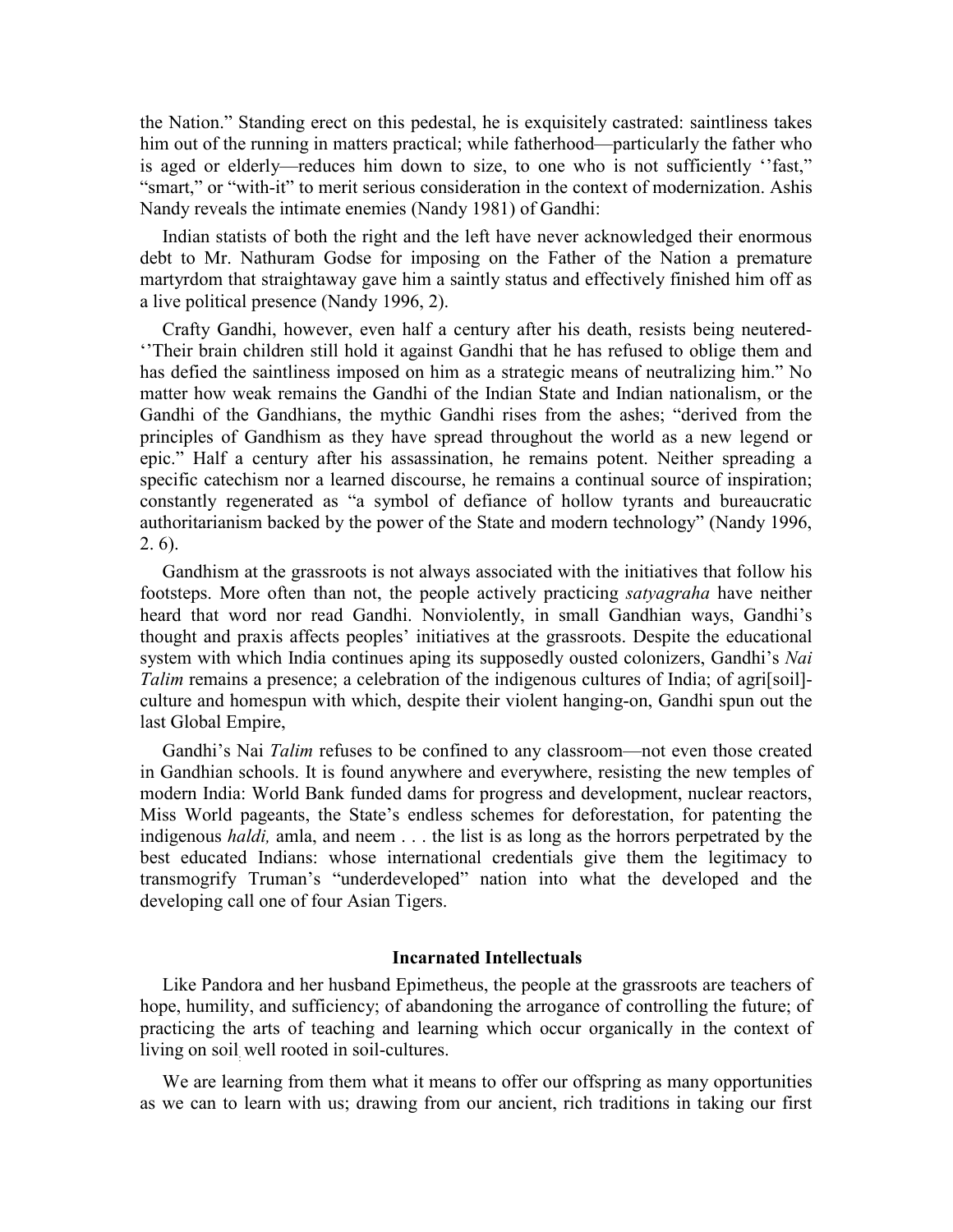the Nation." Standing erect on this pedestal, he is exquisitely castrated: saintliness takes him out of the running in matters practical; while fatherhood—particularly the father who is aged or elderly—reduces him down to size, to one who is not sufficiently ''fast," "smart," or "with-it" to merit serious consideration in the context of modernization. Ashis Nandy reveals the intimate enemies (Nandy 1981) of Gandhi:

Indian statists of both the right and the left have never acknowledged their enormous debt to Mr. Nathuram Godse for imposing on the Father of the Nation a premature martyrdom that straightaway gave him a saintly status and effectively finished him off as a live political presence (Nandy 1996, 2).

Crafty Gandhi, however, even half a century after his death, resists being neutered- ''Their brain children still hold it against Gandhi that he has refused to oblige them and has defied the saintliness imposed on him as a strategic means of neutralizing him." No matter how weak remains the Gandhi of the Indian State and Indian nationalism, or the Gandhi of the Gandhians, the mythic Gandhi rises from the ashes; "derived from the principles of Gandhism as they have spread throughout the world as a new legend or epic." Half a century after his assassination, he remains potent. Neither spreading a specific catechism nor a learned discourse, he remains a continual source of inspiration; constantly regenerated as "a symbol of defiance of hollow tyrants and bureaucratic authoritarianism backed by the power of the State and modern technology" (Nandy 1996, 2. 6).

Gandhism at the grassroots is not always associated with the initiatives that follow his footsteps. More often than not, the people actively practicing *satyagraha* have neither heard that word nor read Gandhi. Nonviolently, in small Gandhian ways, Gandhi's thought and praxis affects peoples' initiatives at the grassroots. Despite the educational system with which India continues aping its supposedly ousted colonizers, Gandhi's *Nai Talim* remains a presence; a celebration of the indigenous cultures of India; of agri[soil]-culture and homespun with which, despite their violent hanging-on, Gandhi spun out the last Global Empire,

Gandhi's Nai *Talim* refuses to be confined to any classroom—not even those created in Gandhian schools. It is found anywhere and everywhere, resisting the new temples of modern India: World Bank funded dams for progress and development, nuclear reactors, Miss World pageants, the State's endless schemes for deforestation, for patenting the indigenous *haldi,* amla, and neem . . . the list is as long as the horrors perpetrated by the best educated Indians: whose international credentials give them the legitimacy to transmogrify Truman's "underdeveloped" nation into what the developed and the developing call one of four Asian Tigers.

### Incarnated Intellectuals

Like Pandora and her husband Epimetheus, the people at the grassroots are teachers of hope, humility, and sufficiency; of abandoning the arrogance of controlling the future; of practicing the arts of teaching and learning which occur organically in the context of living on soil well rooted in soil-cultures.

We are learning from them what it means to offer our offspring as many opportunities as we can to learn with us; drawing from our ancient, rich traditions in taking our first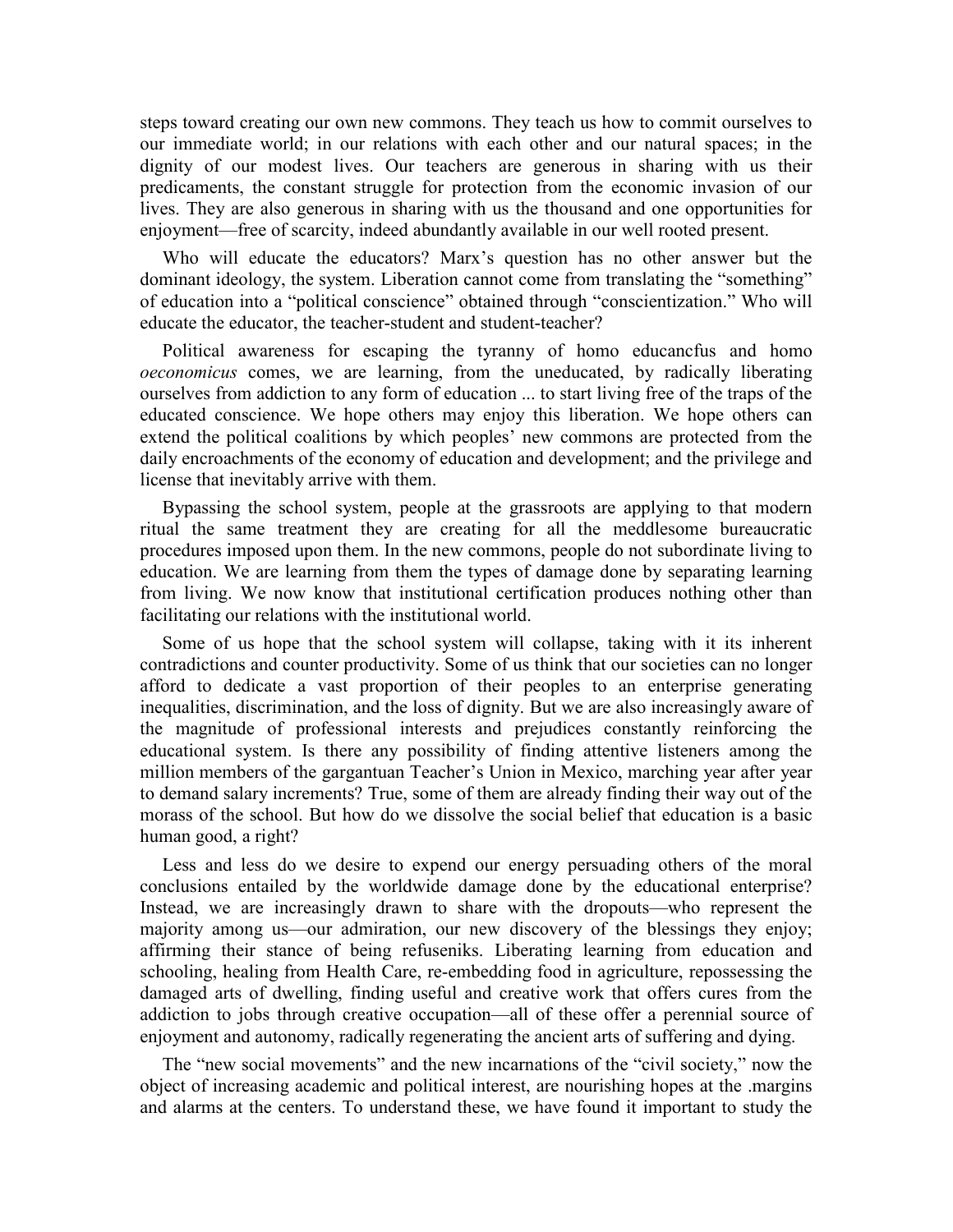steps toward creating our own new commons. They teach us how to commit ourselves to our immediate world; in our relations with each other and our natural spaces; in the dignity of our modest lives. Our teachers are generous in sharing with us their predicaments, the constant struggle for protection from the economic invasion of our lives. They are also generous in sharing with us the thousand and one opportunities for enjoyment—free of scarcity, indeed abundantly available in our well rooted present.

Who will educate the educators? Marx's question has no other answer but the dominant ideology, the system. Liberation cannot come from translating the "something" of education into a "political conscience" obtained through "conscientization." Who will educate the educator, the teacher-student and student-teacher?

Political awareness for escaping the tyranny of homo educancfus and homo *oeconomicus* comes, we are learning, from the uneducated, by radically liberating ourselves from addiction to any form of education ... to start living free of the traps of the educated conscience. We hope others may enjoy this liberation. We hope others can extend the political coalitions by which peoples' new commons are protected from the daily encroachments of the economy of education and development; and the privilege and license that inevitably arrive with them.

Bypassing the school system, people at the grassroots are applying to that modern ritual the same treatment they are creating for all the meddlesome bureaucratic procedures imposed upon them. In the new commons, people do not subordinate living to education. We are learning from them the types of damage done by separating learning from living. We now know that institutional certification produces nothing other than facilitating our relations with the institutional world.

Some of us hope that the school system will collapse, taking with it its inherent contradictions and counter productivity. Some of us think that our societies can no longer afford to dedicate a vast proportion of their peoples to an enterprise generating inequalities, discrimination, and the loss of dignity. But we are also increasingly aware of the magnitude of professional interests and prejudices constantly reinforcing the educational system. Is there any possibility of finding attentive listeners among the million members of the gargantuan Teacher's Union in Mexico, marching year after year to demand salary increments? True, some of them are already finding their way out of the morass of the school. But how do we dissolve the social belief that education is a basic human good, a right?

Less and less do we desire to expend our energy persuading others of the moral conclusions entailed by the worldwide damage done by the educational enterprise? Instead, we are increasingly drawn to share with the dropouts—who represent the majority among us—our admiration, our new discovery of the blessings they enjoy; affirming their stance of being refuseniks. Liberating learning from education and schooling, healing from Health Care, re-embedding food in agriculture, repossessing the damaged arts of dwelling, finding useful and creative work that offers cures from the addiction to jobs through creative occupation—all of these offer a perennial source of enjoyment and autonomy, radically regenerating the ancient arts of suffering and dying.

The "new social movements" and the new incarnations of the "civil society," now the object of increasing academic and political interest, are nourishing hopes at the .margins and alarms at the centers. To understand these, we have found it important to study the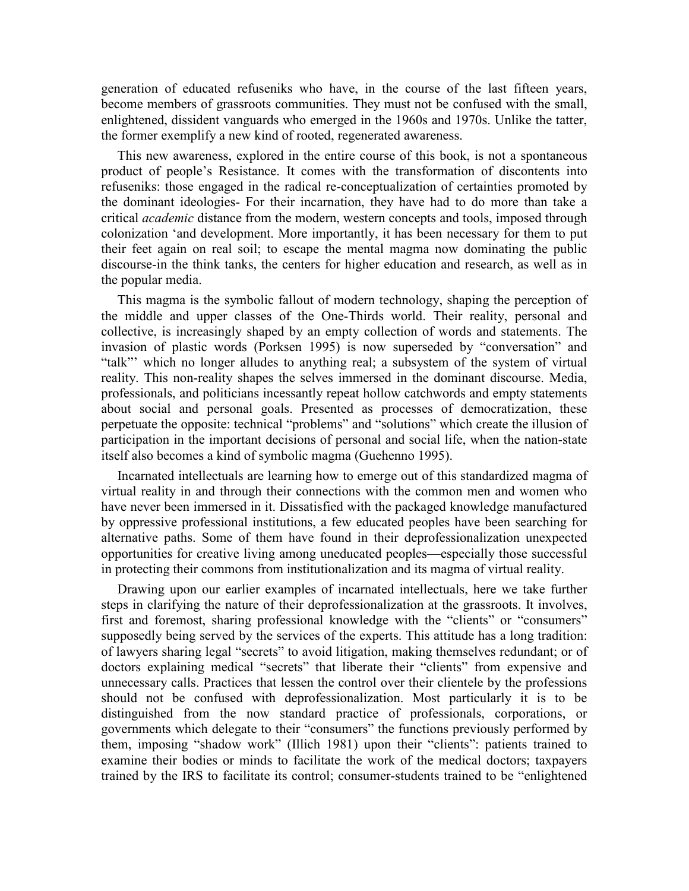generation of educated refuseniks who have, in the course of the last fifteen years, become members of grassroots communities. They must not be confused with the small, enlightened, dissident vanguards who emerged in the 1960s and 1970s. Unlike the tatter, the former exemplify a new kind of rooted, regenerated awareness.

This new awareness, explored in the entire course of this book, is not a spontaneous product of people's Resistance. It comes with the transformation of discontents into refuseniks: those engaged in the radical re-conceptualization of certainties promoted by the dominant ideologies- For their incarnation, they have had to do more than take a critical *academic* distance from the modern, western concepts and tools, imposed through colonization 'and development. More importantly, it has been necessary for them to put their feet again on real soil; to escape the mental magma now dominating the public discourse-in the think tanks, the centers for higher education and research, as well as in the popular media.

This magma is the symbolic fallout of modern technology, shaping the perception of the middle and upper classes of the One-Thirds world. Their reality, personal and collective, is increasingly shaped by an empty collection of words and statements. The invasion of plastic words (Porksen 1995) is now superseded by "conversation" and "talk"' which no longer alludes to anything real; a subsystem of the system of virtual reality. This non-reality shapes the selves immersed in the dominant discourse. Media, professionals, and politicians incessantly repeat hollow catchwords and empty statements about social and personal goals. Presented as processes of democratization, these perpetuate the opposite: technical "problems" and "solutions" which create the illusion of participation in the important decisions of personal and social life, when the nation-state itself also becomes a kind of symbolic magma (Guehenno 1995).

Incarnated intellectuals are learning how to emerge out of this standardized magma of virtual reality in and through their connections with the common men and women who have never been immersed in it. Dissatisfied with the packaged knowledge manufactured by oppressive professional institutions, a few educated peoples have been searching for alternative paths. Some of them have found in their deprofessionalization unexpected opportunities for creative living among uneducated peoples—especially those successful in protecting their commons from institutionalization and its magma of virtual reality.

Drawing upon our earlier examples of incarnated intellectuals, here we take further steps in clarifying the nature of their deprofessionalization at the grassroots. It involves, first and foremost, sharing professional knowledge with the "clients" or "consumers" supposedly being served by the services of the experts. This attitude has a long tradition: of lawyers sharing legal "secrets" to avoid litigation, making themselves redundant; or of doctors explaining medical "secrets" that liberate their "clients" from expensive and unnecessary calls. Practices that lessen the control over their clientele by the professions should not be confused with deprofessionalization. Most particularly it is to be distinguished from the now standard practice of professionals, corporations, or governments which delegate to their "consumers" the functions previously performed by them, imposing "shadow work" (Illich 1981) upon their "clients": patients trained to examine their bodies or minds to facilitate the work of the medical doctors; taxpayers trained by the IRS to facilitate its control; consumer-students trained to be "enlightened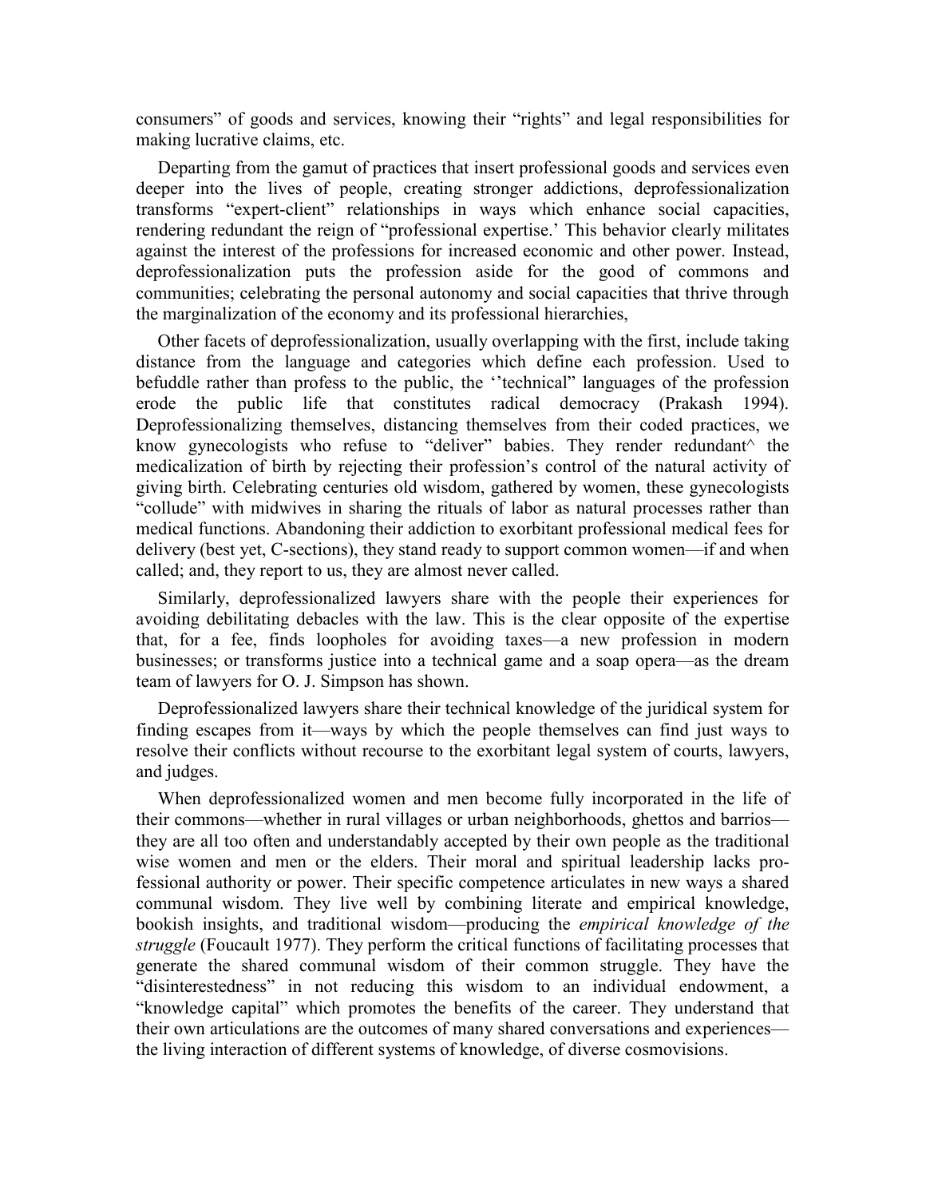consumers" of goods and services, knowing their "rights" and legal responsibilities for making lucrative claims, etc.

Departing from the gamut of practices that insert professional goods and services even deeper into the lives of people, creating stronger addictions, deprofessionalization transforms "expert-client" relationships in ways which enhance social capacities, rendering redundant the reign of "professional expertise.' This behavior clearly militates against the interest of the professions for increased economic and other power. Instead, deprofessionalization puts the profession aside for the good of commons and communities; celebrating the personal autonomy and social capacities that thrive through the marginalization of the economy and its professional hierarchies,

Other facets of deprofessionalization, usually overlapping with the first, include taking distance from the language and categories which define each profession. Used to befuddle rather than profess to the public, the ''technical" languages of the profession erode the public life that constitutes radical democracy (Prakash 1994). Deprofessionalizing themselves, distancing themselves from their coded practices, we know gynecologists who refuse to "deliver" babies. They render redundant^ the medicalization of birth by rejecting their profession's control of the natural activity of giving birth. Celebrating centuries old wisdom, gathered by women, these gynecologists "collude" with midwives in sharing the rituals of labor as natural processes rather than medical functions. Abandoning their addiction to exorbitant professional medical fees for delivery (best yet, C-sections), they stand ready to support common women—if and when called; and, they report to us, they are almost never called.

Similarly, deprofessionalized lawyers share with the people their experiences for avoiding debilitating debacles with the law. This is the clear opposite of the expertise that, for a fee, finds loopholes for avoiding taxes—a new profession in modern businesses; or transforms justice into a technical game and a soap opera—as the dream team of lawyers for O. J. Simpson has shown.

Deprofessionalized lawyers share their technical knowledge of the juridical system for finding escapes from it—ways by which the people themselves can find just ways to resolve their conflicts without recourse to the exorbitant legal system of courts, lawyers, and judges.

When deprofessionalized women and men become fully incorporated in the life of their commons—whether in rural villages or urban neighborhoods, ghettos and barrios—they are all too often and understandably accepted by their own people as the traditional wise women and men or the elders. Their moral and spiritual leadership lacks professional authority or power. Their specific competence articulates in new ways a shared communal wisdom. They live well by combining literate and empirical knowledge, bookish insights, and traditional wisdom—producing the *empirical knowledge of the struggle* (Foucault 1977). They perform the critical functions of facilitating processes that generate the shared communal wisdom of their common struggle. They have the "disinterestedness" in not reducing this wisdom to an individual endowment, a "knowledge capital" which promotes the benefits of the career. They understand that their own articulations are the outcomes of many shared conversations and experiences—the living interaction of different systems of knowledge, of diverse cosmovisions.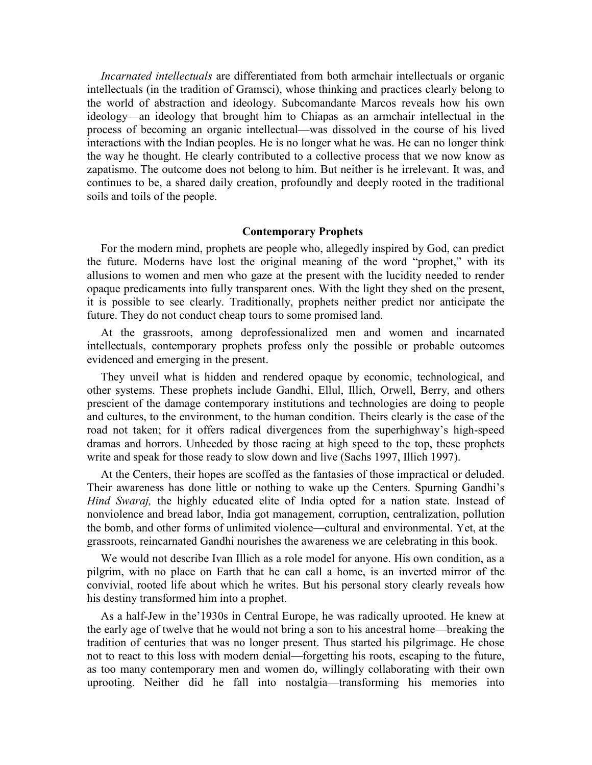*Incarnated intellectuals* are differentiated from both armchair intellectuals or organic intellectuals (in the tradition of Gramsci), whose thinking and practices clearly belong to the world of abstraction and ideology. Subcomandante Marcos reveals how his own ideology—an ideology that brought him to Chiapas as an armchair intellectual in the process of becoming an organic intellectual—was dissolved in the course of his lived interactions with the Indian peoples. He is no longer what he was. He can no longer think the way he thought. He clearly contributed to a collective process that we now know as zapatismo. The outcome does not belong to him. But neither is he irrelevant. It was, and continues to be, a shared daily creation, profoundly and deeply rooted in the traditional soils and toils of the people.

## Contemporary Prophets

For the modern mind, prophets are people who, allegedly inspired by God, can predict the future. Moderns have lost the original meaning of the word "prophet," with its allusions to women and men who gaze at the present with the lucidity needed to render opaque predicaments into fully transparent ones. With the light they shed on the present, it is possible to see clearly. Traditionally, prophets neither predict nor anticipate the future. They do not conduct cheap tours to some promised land.

At the grassroots, among deprofessionalized men and women and incarnated intellectuals, contemporary prophets profess only the possible or probable outcomes evidenced and emerging in the present.

They unveil what is hidden and rendered opaque by economic, technological, and other systems. These prophets include Gandhi, Ellul, Illich, Orwell, Berry, and others prescient of the damage contemporary institutions and technologies are doing to people and cultures, to the environment, to the human condition. Theirs clearly is the case of the road not taken; for it offers radical divergences from the superhighway's high-speed dramas and horrors. Unheeded by those racing at high speed to the top, these prophets write and speak for those ready to slow down and live (Sachs 1997, Illich 1997).

At the Centers, their hopes are scoffed as the fantasies of those impractical or deluded. Their awareness has done little or nothing to wake up the Centers. Spurning Gandhi's *Hind Swaraj,* the highly educated elite of India opted for a nation state. Instead of nonviolence and bread labor, India got management, corruption, centralization, pollution the bomb, and other forms of unlimited violence—cultural and environmental. Yet, at the grassroots, reincarnated Gandhi nourishes the awareness we are celebrating in this book.

We would not describe Ivan Illich as a role model for anyone. His own condition, as a pilgrim, with no place on Earth that he can call a home, is an inverted mirror of the convivial, rooted life about which he writes. But his personal story clearly reveals how his destiny transformed him into a prophet.

As a half-Jew in the'1930s in Central Europe, he was radically uprooted. He knew at the early age of twelve that he would not bring a son to his ancestral home—breaking the tradition of centuries that was no longer present. Thus started his pilgrimage. He chose not to react to this loss with modern denial—forgetting his roots, escaping to the future, as too many contemporary men and women do, willingly collaborating with their own uprooting. Neither did he fall into nostalgia—transforming his memories into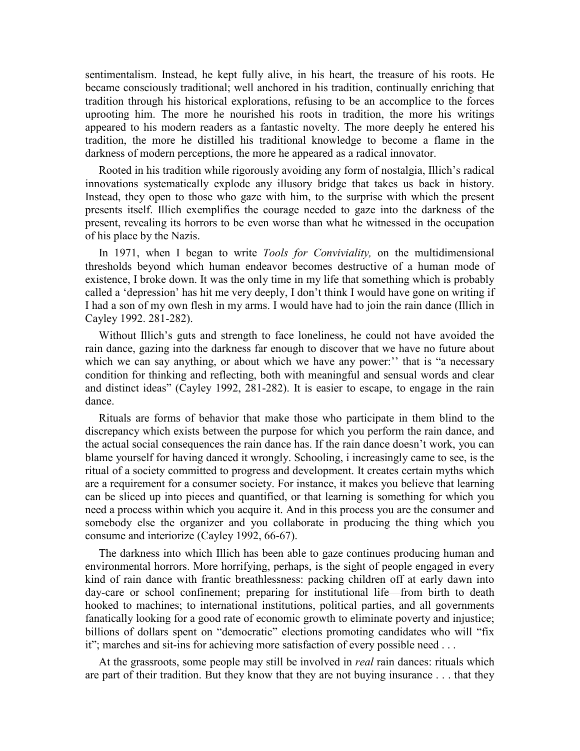sentimentalism. Instead, he kept fully alive, in his heart, the treasure of his roots. He became consciously traditional; well anchored in his tradition, continually enriching that tradition through his historical explorations, refusing to be an accomplice to the forces uprooting him. The more he nourished his roots in tradition, the more his writings appeared to his modern readers as a fantastic novelty. The more deeply he entered his tradition, the more he distilled his traditional knowledge to become a flame in the darkness of modern perceptions, the more he appeared as a radical innovator.

Rooted in his tradition while rigorously avoiding any form of nostalgia, Illich's radical innovations systematically explode any illusory bridge that takes us back in history. Instead, they open to those who gaze with him, to the surprise with which the present presents itself. Illich exemplifies the courage needed to gaze into the darkness of the present, revealing its horrors to be even worse than what he witnessed in the occupation of his place by the Nazis.

In 1971, when I began to write *Tools for Conviviality,* on the multidimensional thresholds beyond which human endeavor becomes destructive of a human mode of existence, I broke down. It was the only time in my life that something which is probably called a 'depression' has hit me very deeply, I don't think I would have gone on writing if I had a son of my own flesh in my arms. I would have had to join the rain dance (Illich in Cayley 1992. 281-282).

Without Illich's guts and strength to face loneliness, he could not have avoided the rain dance, gazing into the darkness far enough to discover that we have no future about which we can say anything, or about which we have any power:'' that is "a necessary condition for thinking and reflecting, both with meaningful and sensual words and clear and distinct ideas" (Cayley 1992, 281-282). It is easier to escape, to engage in the rain dance.

Rituals are forms of behavior that make those who participate in them blind to the discrepancy which exists between the purpose for which you perform the rain dance, and the actual social consequences the rain dance has. If the rain dance doesn't work, you can blame yourself for having danced it wrongly. Schooling, i increasingly came to see, is the ritual of a society committed to progress and development. It creates certain myths which are a requirement for a consumer society. For instance, it makes you believe that learning can be sliced up into pieces and quantified, or that learning is something for which you need a process within which you acquire it. And in this process you are the consumer and somebody else the organizer and you collaborate in producing the thing which you consume and interiorize (Cayley 1992, 66-67).

The darkness into which Illich has been able to gaze continues producing human and environmental horrors. More horrifying, perhaps, is the sight of people engaged in every kind of rain dance with frantic breathlessness: packing children off at early dawn into day-care or school confinement; preparing for institutional life—from birth to death hooked to machines; to international institutions, political parties, and all governments fanatically looking for a good rate of economic growth to eliminate poverty and injustice; billions of dollars spent on "democratic" elections promoting candidates who will "fix it"; marches and sit-ins for achieving more satisfaction of every possible need . . .

At the grassroots, some people may still be involved in *real* rain dances: rituals which are part of their tradition. But they know that they are not buying insurance . . . that they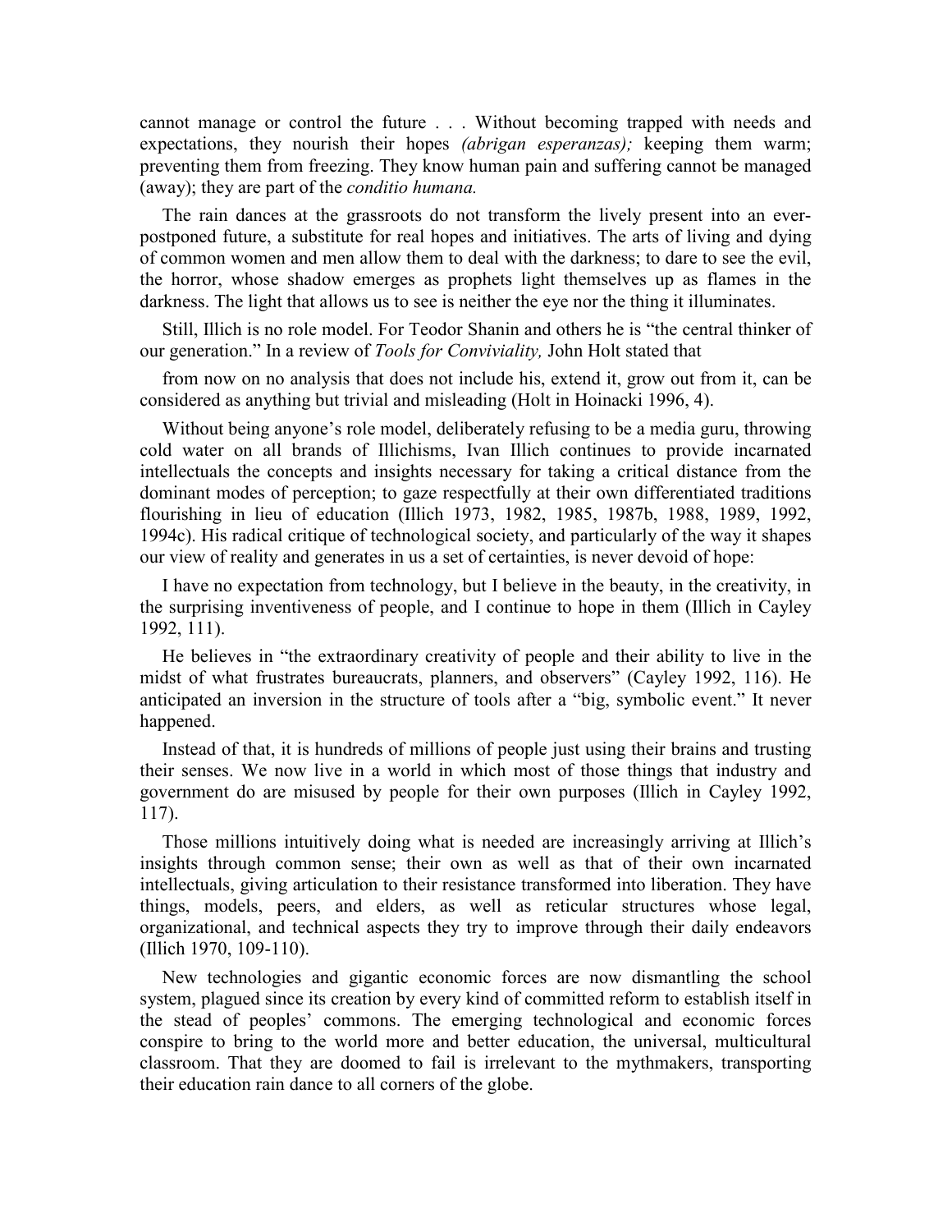cannot manage or control the future . . . Without becoming trapped with needs and expectations, they nourish their hopes *(abrigan esperanzas);* keeping them warm; preventing them from freezing. They know human pain and suffering cannot be managed (away); they are part of the *conditio humana.*

The rain dances at the grassroots do not transform the lively present into an ever-postponed future, a substitute for real hopes and initiatives. The arts of living and dying of common women and men allow them to deal with the darkness; to dare to see the evil, the horror, whose shadow emerges as prophets light themselves up as flames in the darkness. The light that allows us to see is neither the eye nor the thing it illuminates.

Still, Illich is no role model. For Teodor Shanin and others he is "the central thinker of our generation." In a review of *Tools for Conviviality,* John Holt stated that

from now on no analysis that does not include his, extend it, grow out from it, can be considered as anything but trivial and misleading (Holt in Hoinacki 1996, 4).

Without being anyone's role model, deliberately refusing to be a media guru, throwing cold water on all brands of Illichisms, Ivan Illich continues to provide incarnated intellectuals the concepts and insights necessary for taking a critical distance from the dominant modes of perception; to gaze respectfully at their own differentiated traditions flourishing in lieu of education (Illich 1973, 1982, 1985, 1987b, 1988, 1989, 1992, 1994c). His radical critique of technological society, and particularly of the way it shapes our view of reality and generates in us a set of certainties, is never devoid of hope:

I have no expectation from technology, but I believe in the beauty, in the creativity, in the surprising inventiveness of people, and I continue to hope in them (Illich in Cayley 1992, 111).

He believes in "the extraordinary creativity of people and their ability to live in the midst of what frustrates bureaucrats, planners, and observers" (Cayley 1992, 116). He anticipated an inversion in the structure of tools after a "big, symbolic event." It never happened.

Instead of that, it is hundreds of millions of people just using their brains and trusting their senses. We now live in a world in which most of those things that industry and government do are misused by people for their own purposes (Illich in Cayley 1992, 117).

Those millions intuitively doing what is needed are increasingly arriving at Illich's insights through common sense; their own as well as that of their own incarnated intellectuals, giving articulation to their resistance transformed into liberation. They have things, models, peers, and elders, as well as reticular structures whose legal, organizational, and technical aspects they try to improve through their daily endeavors (Illich 1970, 109-110).

New technologies and gigantic economic forces are now dismantling the school system, plagued since its creation by every kind of committed reform to establish itself in the stead of peoples' commons. The emerging technological and economic forces conspire to bring to the world more and better education, the universal, multicultural classroom. That they are doomed to fail is irrelevant to the mythmakers, transporting their education rain dance to all corners of the globe.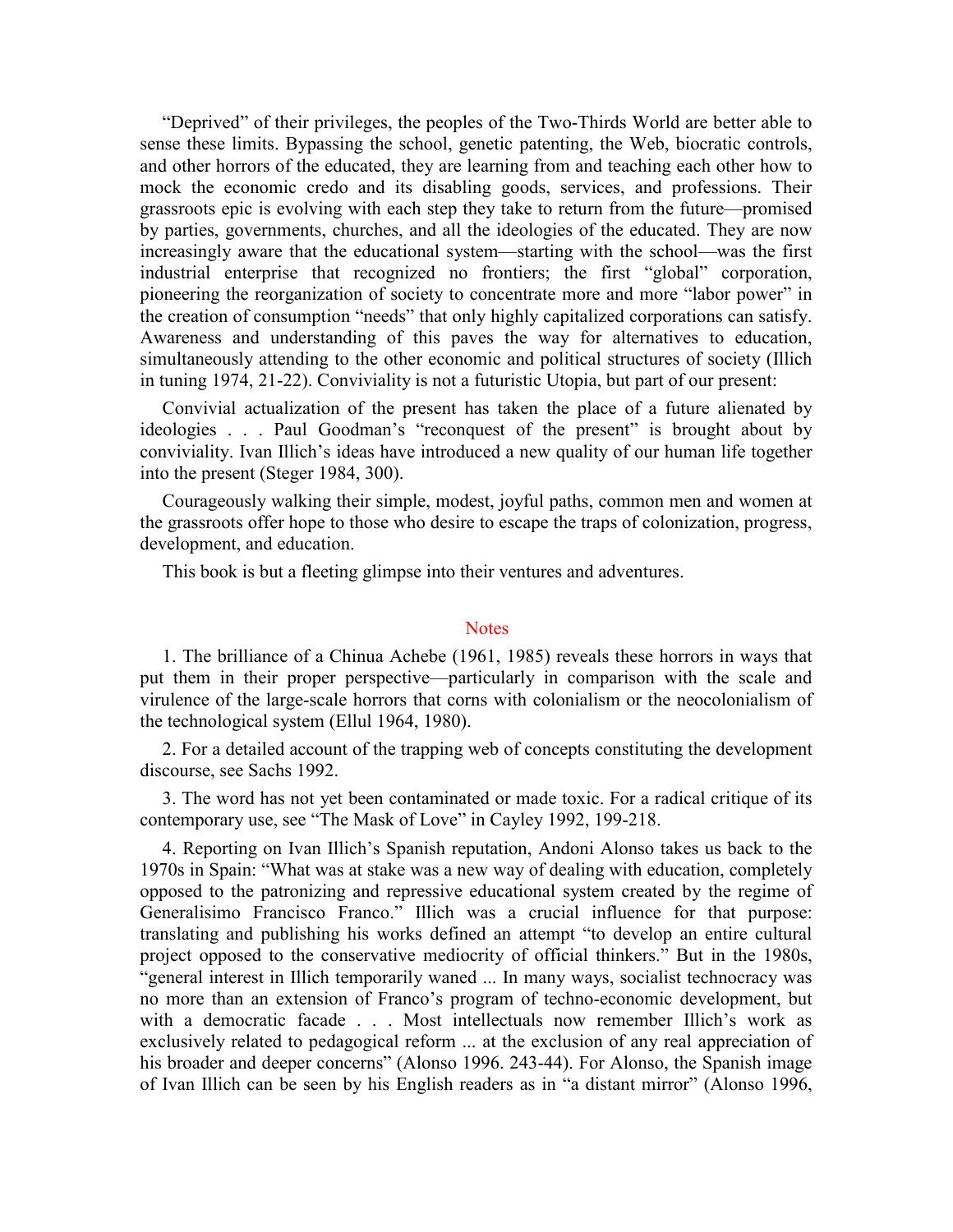"Deprived" of their privileges, the peoples of the Two-Thirds World are better able to sense these limits. Bypassing the school, genetic patenting, the Web, biocratic controls, and other horrors of the educated, they are learning from and teaching each other how to mock the economic credo and its disabling goods, services, and professions. Their grassroots epic is evolving with each step they take to return from the future—promised by parties, governments, churches, and all the ideologies of the educated. They are now increasingly aware that the educational system—starting with the school—was the first industrial enterprise that recognized no frontiers; the first "global" corporation, pioneering the reorganization of society to concentrate more and more "labor power" in the creation of consumption "needs" that only highly capitalized corporations can satisfy. Awareness and understanding of this paves the way for alternatives to education, simultaneously attending to the other economic and political structures of society (Illich in tuning 1974, 21-22). Conviviality is not a futuristic Utopia, but part of our present:

Convivial actualization of the present has taken the place of a future alienated by ideologies . . . Paul Goodman's "reconquest of the present" is brought about by conviviality. Ivan Illich's ideas have introduced a new quality of our human life together into the present (Steger 1984, 300).

Courageously walking their simple, modest, joyful paths, common men and women at the grassroots offer hope to those who desire to escape the traps of colonization, progress, development, and education.

This book is but a fleeting glimpse into their ventures and adventures.

## Notes

1. The brilliance of a Chinua Achebe (1961, 1985) reveals these horrors in ways that put them in their proper perspective—particularly in comparison with the scale and virulence of the large-scale horrors that corns with colonialism or the neocolonialism of the technological system (Ellul 1964, 1980).

2. For a detailed account of the trapping web of concepts constituting the development discourse, see Sachs 1992.

3. The word has not yet been contaminated or made toxic. For a radical critique of its contemporary use, see "The Mask of Love" in Cayley 1992, 199-218.

4. Reporting on Ivan Illich's Spanish reputation, Andoni Alonso takes us back to the 1970s in Spain: "What was at stake was a new way of dealing with education, completely opposed to the patronizing and repressive educational system created by the regime of Generalisimo Francisco Franco." Illich was a crucial influence for that purpose: translating and publishing his works defined an attempt "to develop an entire cultural project opposed to the conservative mediocrity of official thinkers." But in the 1980s, "general interest in Illich temporarily waned ... In many ways, socialist technocracy was no more than an extension of Franco's program of techno-economic development, but with a democratic facade . . . Most intellectuals now remember Illich's work as exclusively related to pedagogical reform ... at the exclusion of any real appreciation of his broader and deeper concerns" (Alonso 1996. 243-44). For Alonso, the Spanish image of Ivan Illich can be seen by his English readers as in "a distant mirror" (Alonso 1996,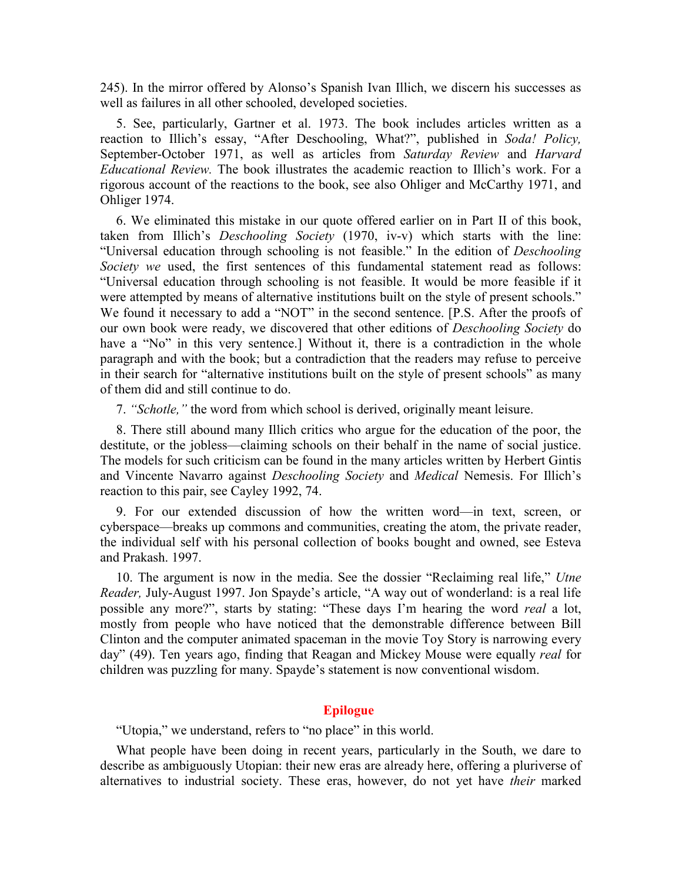245). In the mirror offered by Alonso's Spanish Ivan Illich, we discern his successes as well as failures in all other schooled, developed societies.

5. See, particularly, Gartner et al. 1973. The book includes articles written as a reaction to Illich's essay, "After Deschooling, What?", published in *Soda! Policy,* September-October 1971, as well as articles from *Saturday Review* and *Harvard Educational Review.* The book illustrates the academic reaction to Illich's work. For a rigorous account of the reactions to the book, see also Ohliger and McCarthy 1971, and Ohliger 1974.

6. We eliminated this mistake in our quote offered earlier on in Part II of this book, taken from Illich's *Deschooling Society* (1970, iv-v) which starts with the line: "Universal education through schooling is not feasible." In the edition of *Deschooling Society we* used, the first sentences of this fundamental statement read as follows: "Universal education through schooling is not feasible. It would be more feasible if it were attempted by means of alternative institutions built on the style of present schools." We found it necessary to add a "NOT" in the second sentence. [P.S. After the proofs of our own book were ready, we discovered that other editions of *Deschooling Society* do have a "No" in this very sentence.] Without it, there is a contradiction in the whole paragraph and with the book; but a contradiction that the readers may refuse to perceive in their search for "alternative institutions built on the style of present schools" as many of them did and still continue to do.

7. *"Schotle,"* the word from which school is derived, originally meant leisure.

8. There still abound many Illich critics who argue for the education of the poor, the destitute, or the jobless—claiming schools on their behalf in the name of social justice. The models for such criticism can be found in the many articles written by Herbert Gintis and Vincente Navarro against *Deschooling Society* and *Medical* Nemesis. For Illich's reaction to this pair, see Cayley 1992, 74.

9. For our extended discussion of how the written word—in text, screen, or cyberspace—breaks up commons and communities, creating the atom, the private reader, the individual self with his personal collection of books bought and owned, see Esteva and Prakash. 1997.

10. The argument is now in the media. See the dossier "Reclaiming real life," *Utne Reader,* July-August 1997. Jon Spayde's article, "A way out of wonderland: is a real life possible any more?", starts by stating: "These days I'm hearing the word *real* a lot, mostly from people who have noticed that the demonstrable difference between Bill Clinton and the computer animated spaceman in the movie Toy Story is narrowing every day" (49). Ten years ago, finding that Reagan and Mickey Mouse were equally *real* for children was puzzling for many. Spayde's statement is now conventional wisdom.

## Epilogue

"Utopia," we understand, refers to "no place" in this world.

What people have been doing in recent years, particularly in the South, we dare to describe as ambiguously Utopian: their new eras are already here, offering a pluriverse of alternatives to industrial society. These eras, however, do not yet have *their* marked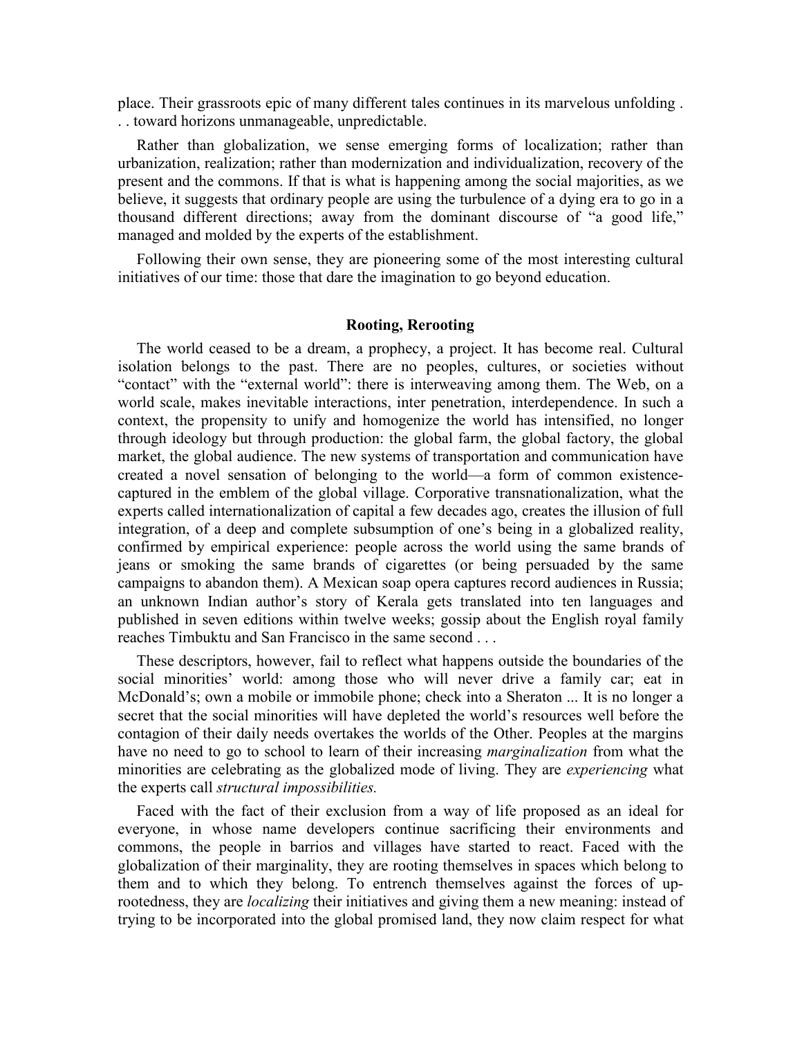place. Their grassroots epic of many different tales continues in its marvelous unfolding . . . toward horizons unmanageable, unpredictable.

Rather than globalization, we sense emerging forms of localization; rather than urbanization, realization; rather than modernization and individualization, recovery of the present and the commons. If that is what is happening among the social majorities, as we believe, it suggests that ordinary people are using the turbulence of a dying era to go in a thousand different directions; away from the dominant discourse of "a good life," managed and molded by the experts of the establishment.

Following their own sense, they are pioneering some of the most interesting cultural initiatives of our time: those that dare the imagination to go beyond education.

### Rooting, Rerooting

The world ceased to be a dream, a prophecy, a project. It has become real. Cultural isolation belongs to the past. There are no peoples, cultures, or societies without "contact" with the "external world": there is interweaving among them. The Web, on a world scale, makes inevitable interactions, inter penetration, interdependence. In such a context, the propensity to unify and homogenize the world has intensified, no longer through ideology but through production: the global farm, the global factory, the global market, the global audience. The new systems of transportation and communication have created a novel sensation of belonging to the world—a form of common existence-captured in the emblem of the global village. Corporative transnationalization, what the experts called internationalization of capital a few decades ago, creates the illusion of full integration, of a deep and complete subsumption of one's being in a globalized reality, confirmed by empirical experience: people across the world using the same brands of jeans or smoking the same brands of cigarettes (or being persuaded by the same campaigns to abandon them). A Mexican soap opera captures record audiences in Russia; an unknown Indian author's story of Kerala gets translated into ten languages and published in seven editions within twelve weeks; gossip about the English royal family reaches Timbuktu and San Francisco in the same second . . .

These descriptors, however, fail to reflect what happens outside the boundaries of the social minorities' world: among those who will never drive a family car; eat in McDonald's; own a mobile or immobile phone; check into a Sheraton ... It is no longer a secret that the social minorities will have depleted the world's resources well before the contagion of their daily needs overtakes the worlds of the Other. Peoples at the margins have no need to go to school to learn of their increasing *marginalization* from what the minorities are celebrating as the globalized mode of living. They are *experiencing* what the experts call *structural impossibilities.*

Faced with the fact of their exclusion from a way of life proposed as an ideal for everyone, in whose name developers continue sacrificing their environments and commons, the people in barrios and villages have started to react. Faced with the globalization of their marginality, they are rooting themselves in spaces which belong to them and to which they belong. To entrench themselves against the forces of up-rootedness, they are *localizing* their initiatives and giving them a new meaning: instead of trying to be incorporated into the global promised land, they now claim respect for what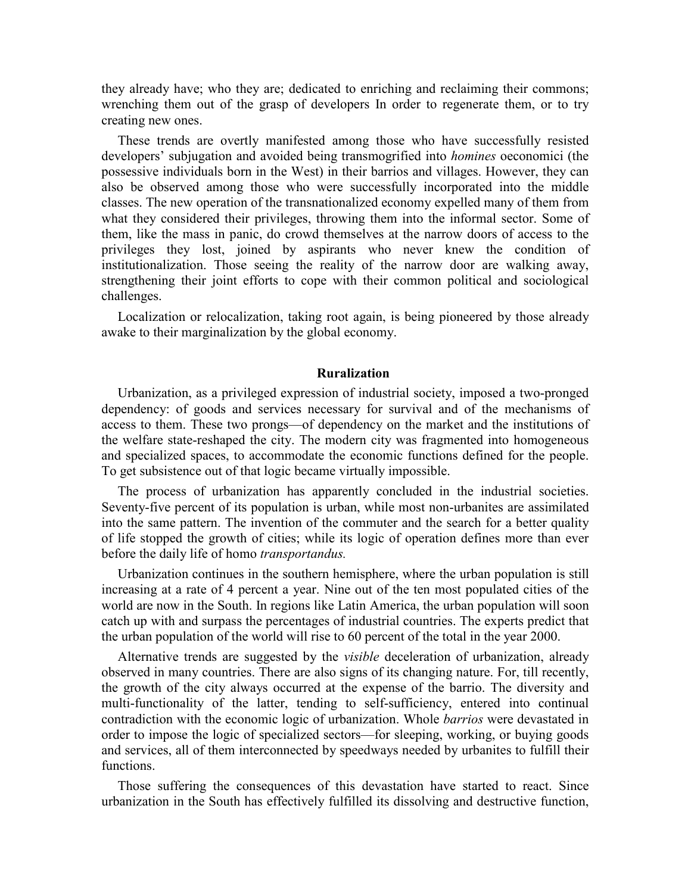they already have; who they are; dedicated to enriching and reclaiming their commons; wrenching them out of the grasp of developers In order to regenerate them, or to try creating new ones.

These trends are overtly manifested among those who have successfully resisted developers' subjugation and avoided being transmogrified into *homines* oeconomici (the possessive individuals born in the West) in their barrios and villages. However, they can also be observed among those who were successfully incorporated into the middle classes. The new operation of the transnationalized economy expelled many of them from what they considered their privileges, throwing them into the informal sector. Some of them, like the mass in panic, do crowd themselves at the narrow doors of access to the privileges they lost, joined by aspirants who never knew the condition of institutionalization. Those seeing the reality of the narrow door are walking away, strengthening their joint efforts to cope with their common political and sociological challenges.

Localization or relocalization, taking root again, is being pioneered by those already awake to their marginalization by the global economy.

## Ruralization

Urbanization, as a privileged expression of industrial society, imposed a two-pronged dependency: of goods and services necessary for survival and of the mechanisms of access to them. These two prongs—of dependency on the market and the institutions of the welfare state-reshaped the city. The modern city was fragmented into homogeneous and specialized spaces, to accommodate the economic functions defined for the people. To get subsistence out of that logic became virtually impossible.

The process of urbanization has apparently concluded in the industrial societies. Seventy-five percent of its population is urban, while most non-urbanites are assimilated into the same pattern. The invention of the commuter and the search for a better quality of life stopped the growth of cities; while its logic of operation defines more than ever before the daily life of homo *transportandus.*

Urbanization continues in the southern hemisphere, where the urban population is still increasing at a rate of 4 percent a year. Nine out of the ten most populated cities of the world are now in the South. In regions like Latin America, the urban population will soon catch up with and surpass the percentages of industrial countries. The experts predict that the urban population of the world will rise to 60 percent of the total in the year 2000.

Alternative trends are suggested by the *visible* deceleration of urbanization, already observed in many countries. There are also signs of its changing nature. For, till recently, the growth of the city always occurred at the expense of the barrio. The diversity and multi-functionality of the latter, tending to self-sufficiency, entered into continual contradiction with the economic logic of urbanization. Whole *barrios* were devastated in order to impose the logic of specialized sectors—for sleeping, working, or buying goods and services, all of them interconnected by speedways needed by urbanites to fulfill their functions.

Those suffering the consequences of this devastation have started to react. Since urbanization in the South has effectively fulfilled its dissolving and destructive function,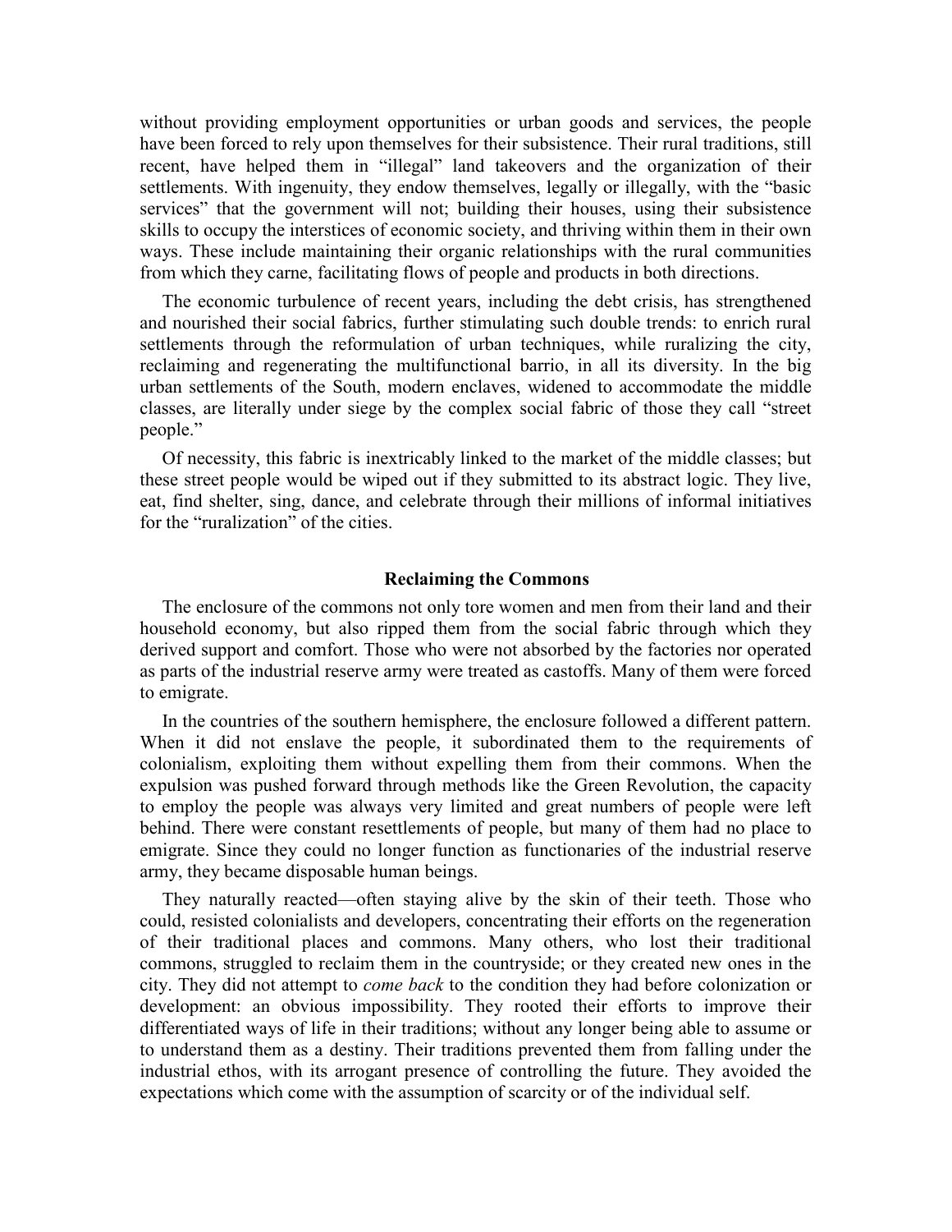without providing employment opportunities or urban goods and services, the people have been forced to rely upon themselves for their subsistence. Their rural traditions, still recent, have helped them in "illegal" land takeovers and the organization of their settlements. With ingenuity, they endow themselves, legally or illegally, with the "basic services" that the government will not; building their houses, using their subsistence skills to occupy the interstices of economic society, and thriving within them in their own ways. These include maintaining their organic relationships with the rural communities from which they carne, facilitating flows of people and products in both directions.

The economic turbulence of recent years, including the debt crisis, has strengthened and nourished their social fabrics, further stimulating such double trends: to enrich rural settlements through the reformulation of urban techniques, while ruralizing the city, reclaiming and regenerating the multifunctional barrio, in all its diversity. In the big urban settlements of the South, modern enclaves, widened to accommodate the middle classes, are literally under siege by the complex social fabric of those they call "street people."

Of necessity, this fabric is inextricably linked to the market of the middle classes; but these street people would be wiped out if they submitted to its abstract logic. They live, eat, find shelter, sing, dance, and celebrate through their millions of informal initiatives for the "ruralization" of the cities.

### Reclaiming the Commons

The enclosure of the commons not only tore women and men from their land and their household economy, but also ripped them from the social fabric through which they derived support and comfort. Those who were not absorbed by the factories nor operated as parts of the industrial reserve army were treated as castoffs. Many of them were forced to emigrate.

In the countries of the southern hemisphere, the enclosure followed a different pattern. When it did not enslave the people, it subordinated them to the requirements of colonialism, exploiting them without expelling them from their commons. When the expulsion was pushed forward through methods like the Green Revolution, the capacity to employ the people was always very limited and great numbers of people were left behind. There were constant resettlements of people, but many of them had no place to emigrate. Since they could no longer function as functionaries of the industrial reserve army, they became disposable human beings.

They naturally reacted—often staying alive by the skin of their teeth. Those who could, resisted colonialists and developers, concentrating their efforts on the regeneration of their traditional places and commons. Many others, who lost their traditional commons, struggled to reclaim them in the countryside; or they created new ones in the city. They did not attempt to *come back* to the condition they had before colonization or development: an obvious impossibility. They rooted their efforts to improve their differentiated ways of life in their traditions; without any longer being able to assume or to understand them as a destiny. Their traditions prevented them from falling under the industrial ethos, with its arrogant presence of controlling the future. They avoided the expectations which come with the assumption of scarcity or of the individual self.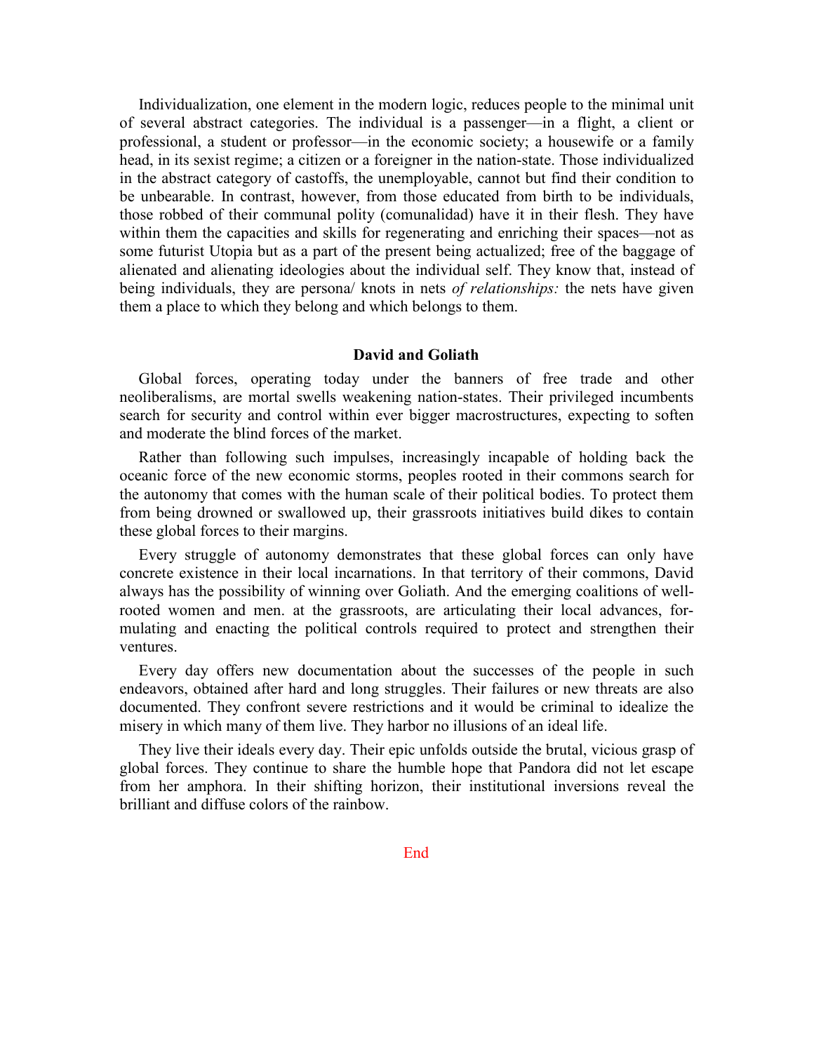Individualization, one element in the modern logic, reduces people to the minimal unit of several abstract categories. The individual is a passenger—in a flight, a client or professional, a student or professor—in the economic society; a housewife or a family head, in its sexist regime; a citizen or a foreigner in the nation-state. Those individualized in the abstract category of castoffs, the unemployable, cannot but find their condition to be unbearable. In contrast, however, from those educated from birth to be individuals, those robbed of their communal polity (comunalidad) have it in their flesh. They have within them the capacities and skills for regenerating and enriching their spaces—not as some futurist Utopia but as a part of the present being actualized; free of the baggage of alienated and alienating ideologies about the individual self. They know that, instead of being individuals, they are persona/ knots in nets *of relationships:* the nets have given them a place to which they belong and which belongs to them.

## David and Goliath

Global forces, operating today under the banners of free trade and other neoliberalisms, are mortal swells weakening nation-states. Their privileged incumbents search for security and control within ever bigger macrostructures, expecting to soften and moderate the blind forces of the market.

Rather than following such impulses, increasingly incapable of holding back the oceanic force of the new economic storms, peoples rooted in their commons search for the autonomy that comes with the human scale of their political bodies. To protect them from being drowned or swallowed up, their grassroots initiatives build dikes to contain these global forces to their margins.

Every struggle of autonomy demonstrates that these global forces can only have concrete existence in their local incarnations. In that territory of their commons, David always has the possibility of winning over Goliath. And the emerging coalitions of well-rooted women and men. at the grassroots, are articulating their local advances, formulating and enacting the political controls required to protect and strengthen their ventures.

Every day offers new documentation about the successes of the people in such endeavors, obtained after hard and long struggles. Their failures or new threats are also documented. They confront severe restrictions and it would be criminal to idealize the misery in which many of them live. They harbor no illusions of an ideal life.

They live their ideals every day. Their epic unfolds outside the brutal, vicious grasp of global forces. They continue to share the humble hope that Pandora did not let escape from her amphora. In their shifting horizon, their institutional inversions reveal the brilliant and diffuse colors of the rainbow.

End